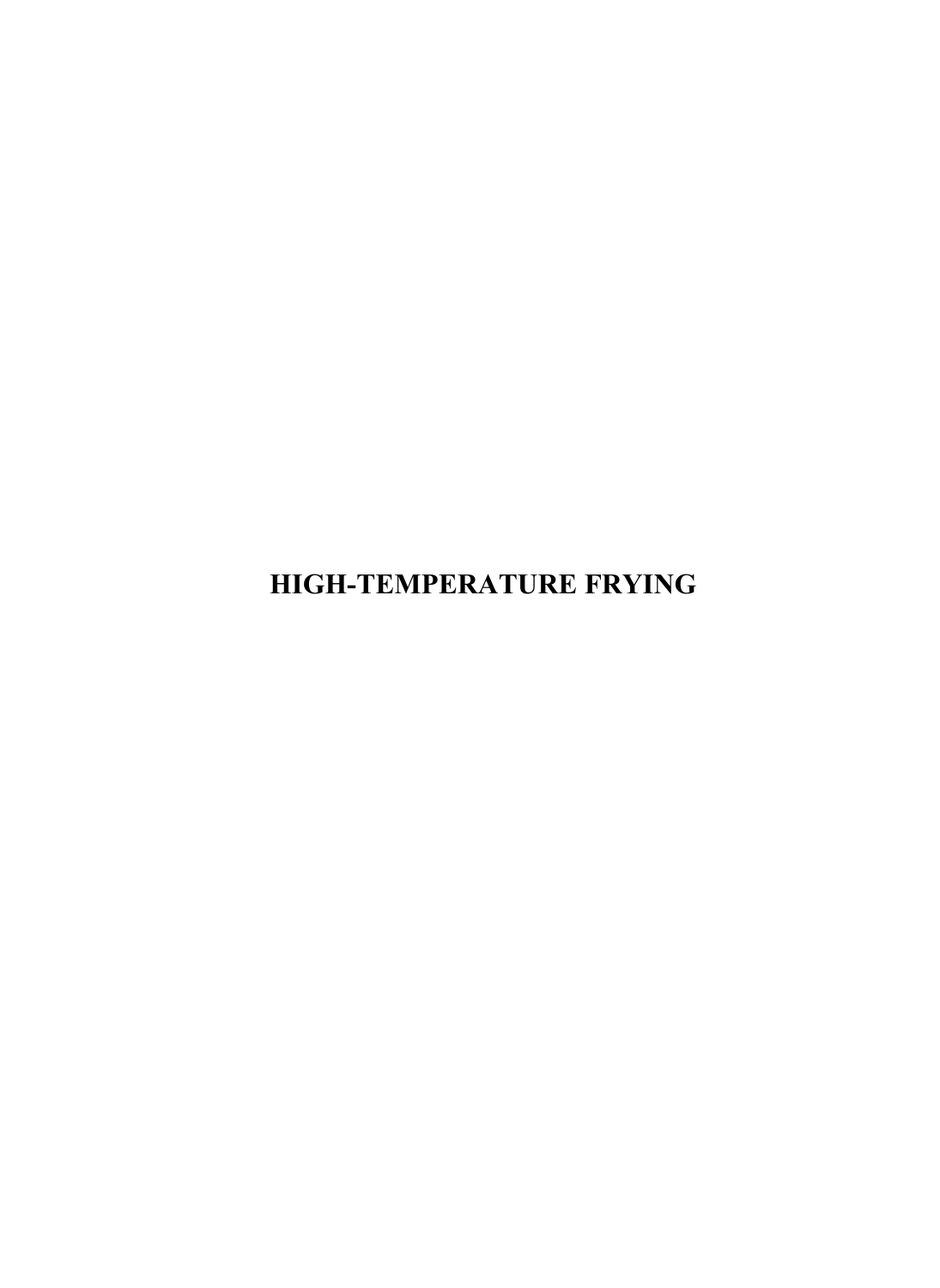# HIGH-TEMPERATURE FRYING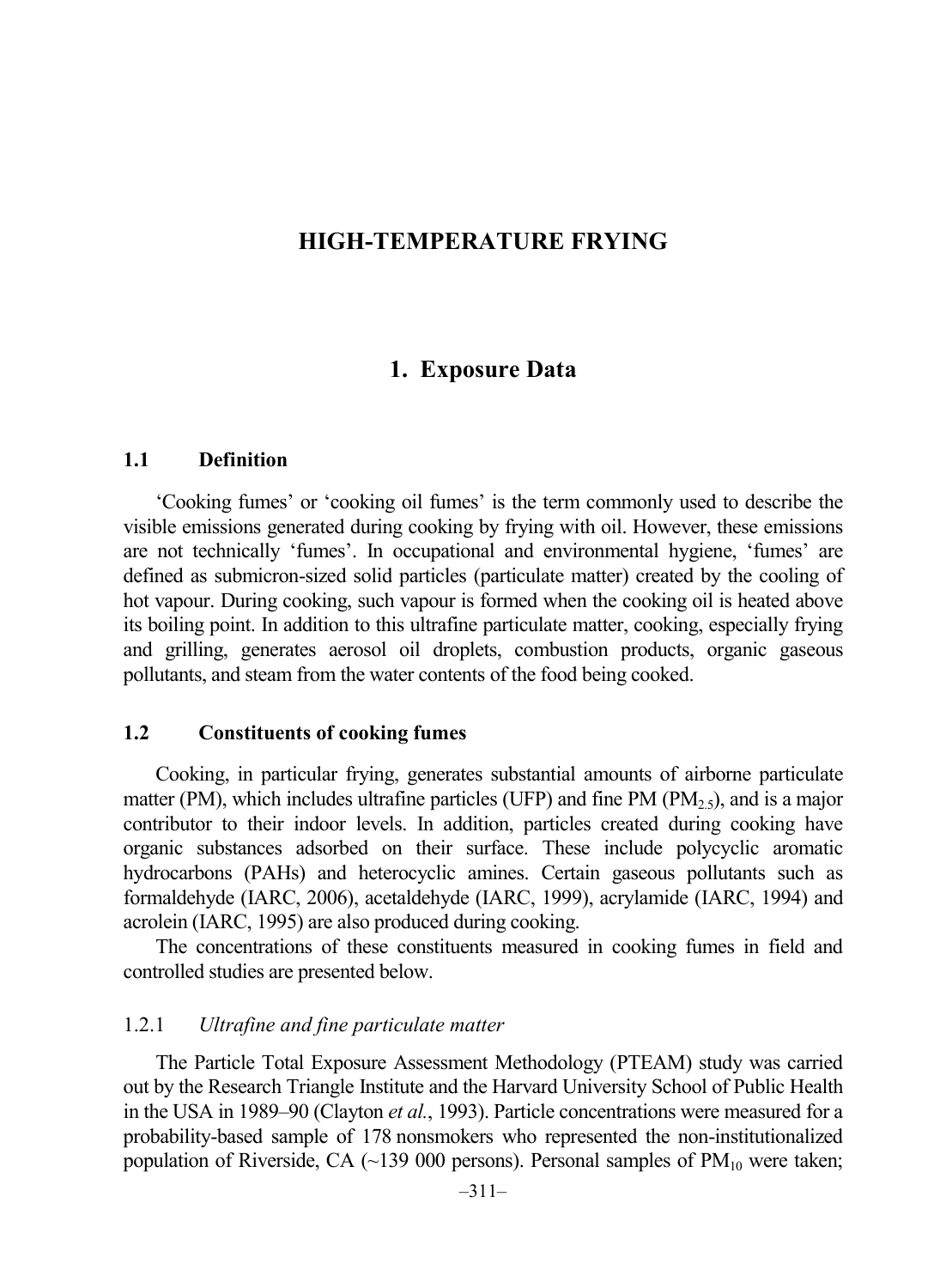# HIGH-TEMPERATURE FRYING

## 1. Exposure Data

### 1.1 Definition

'Cooking fumes' or 'cooking oil fumes' is the term commonly used to describe the visible emissions generated during cooking by frying with oil. However, these emissions are not technically 'fumes'. In occupational and environmental hygiene, 'fumes' are defined as submicron-sized solid particles (particulate matter) created by the cooling of hot vapour. During cooking, such vapour is formed when the cooking oil is heated above its boiling point. In addition to this ultrafine particulate matter, cooking, especially frying and grilling, generates aerosol oil droplets, combustion products, organic gaseous pollutants, and steam from the water contents of the food being cooked.

### 1.2 Constituents of cooking fumes

Cooking, in particular frying, generates substantial amounts of airborne particulate matter (PM), which includes ultrafine particles (UFP) and fine PM ($PM_{2.5}$), and is a major contributor to their indoor levels. In addition, particles created during cooking have organic substances adsorbed on their surface. These include polycyclic aromatic hydrocarbons (PAHs) and heterocyclic amines. Certain gaseous pollutants such as formaldehyde (IARC, 2006), acetaldehyde (IARC, 1999), acrylamide (IARC, 1994) and acrolein (IARC, 1995) are also produced during cooking.

The concentrations of these constituents measured in cooking fumes in field and controlled studies are presented below.

#### 1.2.1 *Ultrafine and fine particulate matter*

The Particle Total Exposure Assessment Methodology (PTEAM) study was carried out by the Research Triangle Institute and the Harvard University School of Public Health in the USA in 1989–90 (Clayton *et al.*, 1993). Particle concentrations were measured for a probability-based sample of 178 nonsmokers who represented the non-institutionalized population of Riverside, CA (~139 000 persons). Personal samples of $PM_{10}$ were taken;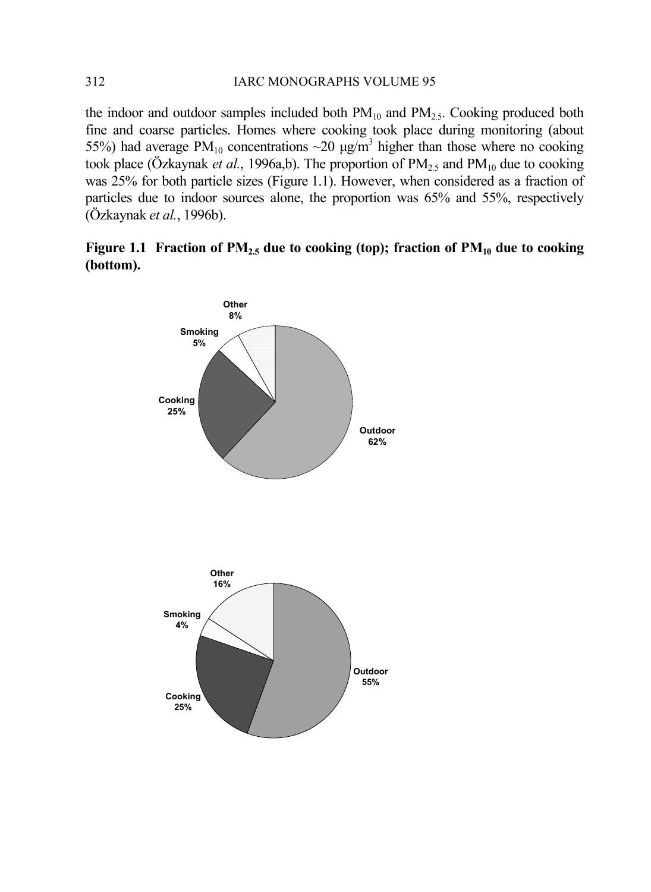the indoor and outdoor samples included both $PM_{10}$ and $PM_{2.5}$. Cooking produced both fine and coarse particles. Homes where cooking took place during monitoring (about 55%) had average $PM_{10}$ concentrations ~20 μg/m$^3$ higher than those where no cooking took place (Özkaynak *et al.*, 1996a,b). The proportion of $PM_{2.5}$ and $PM_{10}$ due to cooking was 25% for both particle sizes (Figure 1.1). However, when considered as a fraction of particles due to indoor sources alone, the proportion was 65% and 55%, respectively (Özkaynak *et al.*, 1996b).

**Figure 1.1 Fraction of $PM_{2.5}$ due to cooking (top); fraction of $PM_{10}$ due to cooking (bottom).**

Other 8%
Smoking 5%
Cooking 25%
Outdoor 62%

Other 16%
Smoking 4%
Cooking 25%
Outdoor 55%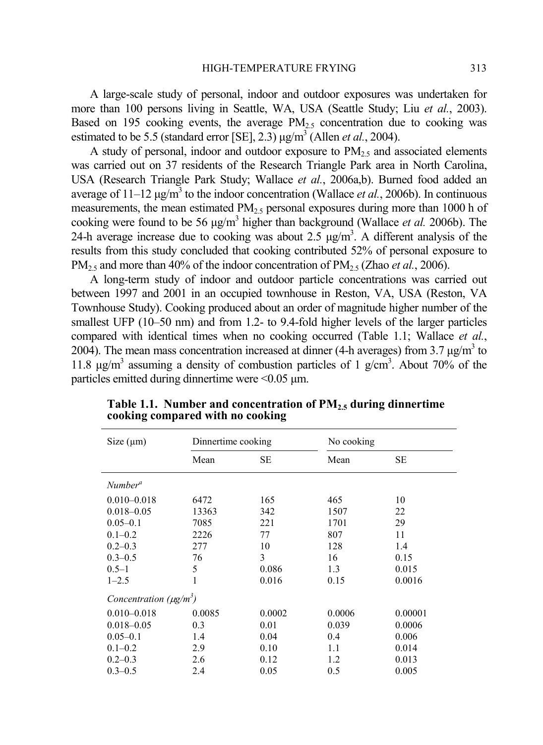A large-scale study of personal, indoor and outdoor exposures was undertaken for more than 100 persons living in Seattle, WA, USA (Seattle Study; Liu *et al.*, 2003). Based on 195 cooking events, the average $PM_{2.5}$ concentration due to cooking was estimated to be 5.5 (standard error [SE], 2.3) μg/m$^3$ (Allen *et al.*, 2004).

A study of personal, indoor and outdoor exposure to $PM_{2.5}$ and associated elements was carried out on 37 residents of the Research Triangle Park area in North Carolina, USA (Research Triangle Park Study; Wallace *et al.*, 2006a,b). Burned food added an average of 11–12 μg/m$^3$ to the indoor concentration (Wallace *et al.*, 2006b). In continuous measurements, the mean estimated $PM_{2.5}$ personal exposures during more than 1000 h of cooking were found to be 56 μg/m$^3$ higher than background (Wallace *et al.* 2006b). The 24-h average increase due to cooking was about 2.5 μg/m$^3$. A different analysis of the results from this study concluded that cooking contributed 52% of personal exposure to $PM_{2.5}$ and more than 40% of the indoor concentration of $PM_{2.5}$ (Zhao *et al.*, 2006).

A long-term study of indoor and outdoor particle concentrations was carried out between 1997 and 2001 in an occupied townhouse in Reston, VA, USA (Reston, VA Townhouse Study). Cooking produced about an order of magnitude higher number of the smallest UFP (10–50 nm) and from 1.2- to 9.4-fold higher levels of the larger particles compared with identical times when no cooking occurred (Table 1.1; Wallace *et al.*, 2004). The mean mass concentration increased at dinner (4-h averages) from 3.7 μg/m$^3$ to 11.8 μg/m$^3$ assuming a density of combustion particles of 1 g/cm$^3$. About 70% of the particles emitted during dinnertime were <0.05 μm.

**Table 1.1. Number and concentration of $PM_{2.5}$ during dinnertime cooking compared with no cooking**

| Size (μm) | Dinnertime cooking | | No cooking | |
|---|---|---|---|---|
| | Mean | SE | Mean | SE |
| *Number*[a] | | | | |
| 0.010–0.018 | 6472 | 165 | 465 | 10 |
| 0.018–0.05 | 13363 | 342 | 1507 | 22 |
| 0.05–0.1 | 7085 | 221 | 1701 | 29 |
| 0.1–0.2 | 2226 | 77 | 807 | 11 |
| 0.2–0.3 | 277 | 10 | 128 | 1.4 |
| 0.3–0.5 | 76 | 3 | 16 | 0.15 |
| 0.5–1 | 5 | 0.086 | 1.3 | 0.015 |
| 1–2.5 | 1 | 0.016 | 0.15 | 0.0016 |
| *Concentration (μg/m$^3$)* | | | | |
| 0.010–0.018 | 0.0085 | 0.0002 | 0.0006 | 0.00001 |
| 0.018–0.05 | 0.3 | 0.01 | 0.039 | 0.0006 |
| 0.05–0.1 | 1.4 | 0.04 | 0.4 | 0.006 |
| 0.1–0.2 | 2.9 | 0.10 | 1.1 | 0.014 |
| 0.2–0.3 | 2.6 | 0.12 | 1.2 | 0.013 |
| 0.3–0.5 | 2.4 | 0.05 | 0.5 | 0.005 |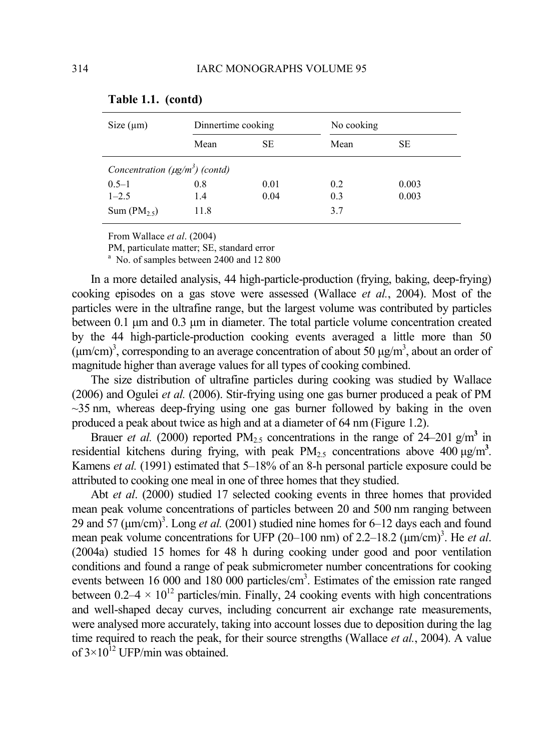**Table 1.1. (contd)**

| Size (μm) | Dinnertime cooking | | No cooking | |
|---|---|---|---|---|
| | Mean | SE | Mean | SE |
| *Concentration ($\mu g/m^3$) (contd)* | | | | |
| 0.5–1 | 0.8 | 0.01 | 0.2 | 0.003 |
| 1–2.5 | 1.4 | 0.04 | 0.3 | 0.003 |
| Sum ($PM_{2.5}$) | 11.8 | | 3.7 | |

From Wallace *et al*. (2004)
PM, particulate matter; SE, standard error
[a] No. of samples between 2400 and 12 800

In a more detailed analysis, 44 high-particle-production (frying, baking, deep-frying) cooking episodes on a gas stove were assessed (Wallace *et al.*, 2004). Most of the particles were in the ultrafine range, but the largest volume was contributed by particles between 0.1 μm and 0.3 μm in diameter. The total particle volume concentration created by the 44 high-particle-production cooking events averaged a little more than 50 $(\mu m/cm)^3$, corresponding to an average concentration of about 50 $\mu g/m^3$, about an order of magnitude higher than average values for all types of cooking combined.

The size distribution of ultrafine particles during cooking was studied by Wallace (2006) and Ogulei *et al.* (2006). Stir-frying using one gas burner produced a peak of PM ~35 nm, whereas deep-frying using one gas burner followed by baking in the oven produced a peak about twice as high and at a diameter of 64 nm (Figure 1.2).

Brauer *et al.* (2000) reported $PM_{2.5}$ concentrations in the range of 24–201 $g/m^3$ in residential kitchens during frying, with peak $PM_{2.5}$ concentrations above 400 $\mu g/m^3$. Kamens *et al.* (1991) estimated that 5–18% of an 8-h personal particle exposure could be attributed to cooking one meal in one of three homes that they studied.

Abt *et al*. (2000) studied 17 selected cooking events in three homes that provided mean peak volume concentrations of particles between 20 and 500 nm ranging between 29 and 57 $(\mu m/cm)^3$. Long *et al.* (2001) studied nine homes for 6–12 days each and found mean peak volume concentrations for UFP (20–100 nm) of 2.2–18.2 $(\mu m/cm)^3$. He *et al*. (2004a) studied 15 homes for 48 h during cooking under good and poor ventilation conditions and found a range of peak submicrometer number concentrations for cooking events between 16 000 and 180 000 particles/$cm^3$. Estimates of the emission rate ranged between $0.2–4 \times 10^{12}$ particles/min. Finally, 24 cooking events with high concentrations and well-shaped decay curves, including concurrent air exchange rate measurements, were analysed more accurately, taking into account losses due to deposition during the lag time required to reach the peak, for their source strengths (Wallace *et al.*, 2004). A value of $3 \times 10^{12}$ UFP/min was obtained.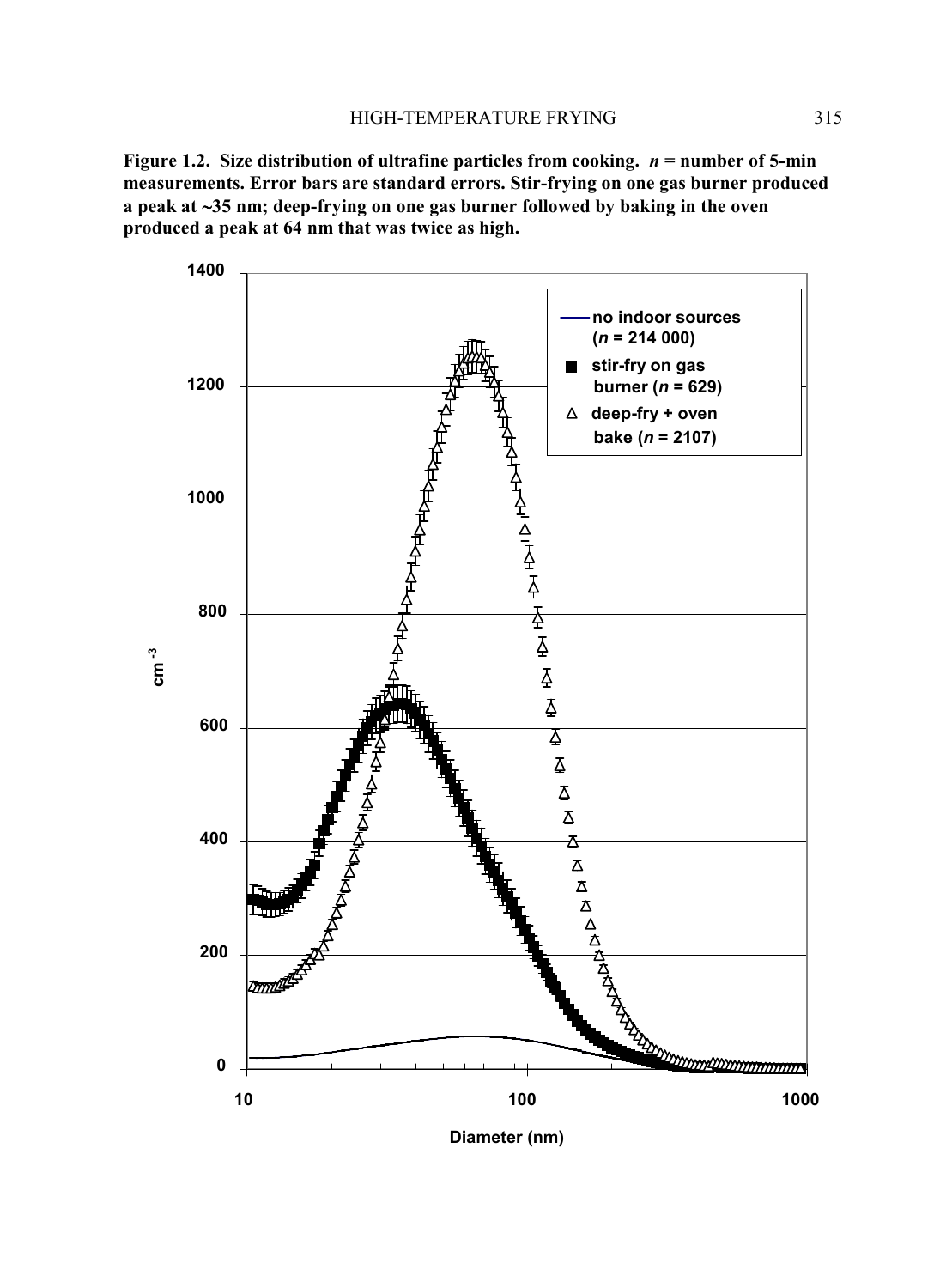**Figure 1.2. Size distribution of ultrafine particles from cooking. *n* = number of 5-min measurements. Error bars are standard errors. Stir-frying on one gas burner produced a peak at ~35 nm; deep-frying on one gas burner followed by baking in the oven produced a peak at 64 nm that was twice as high.**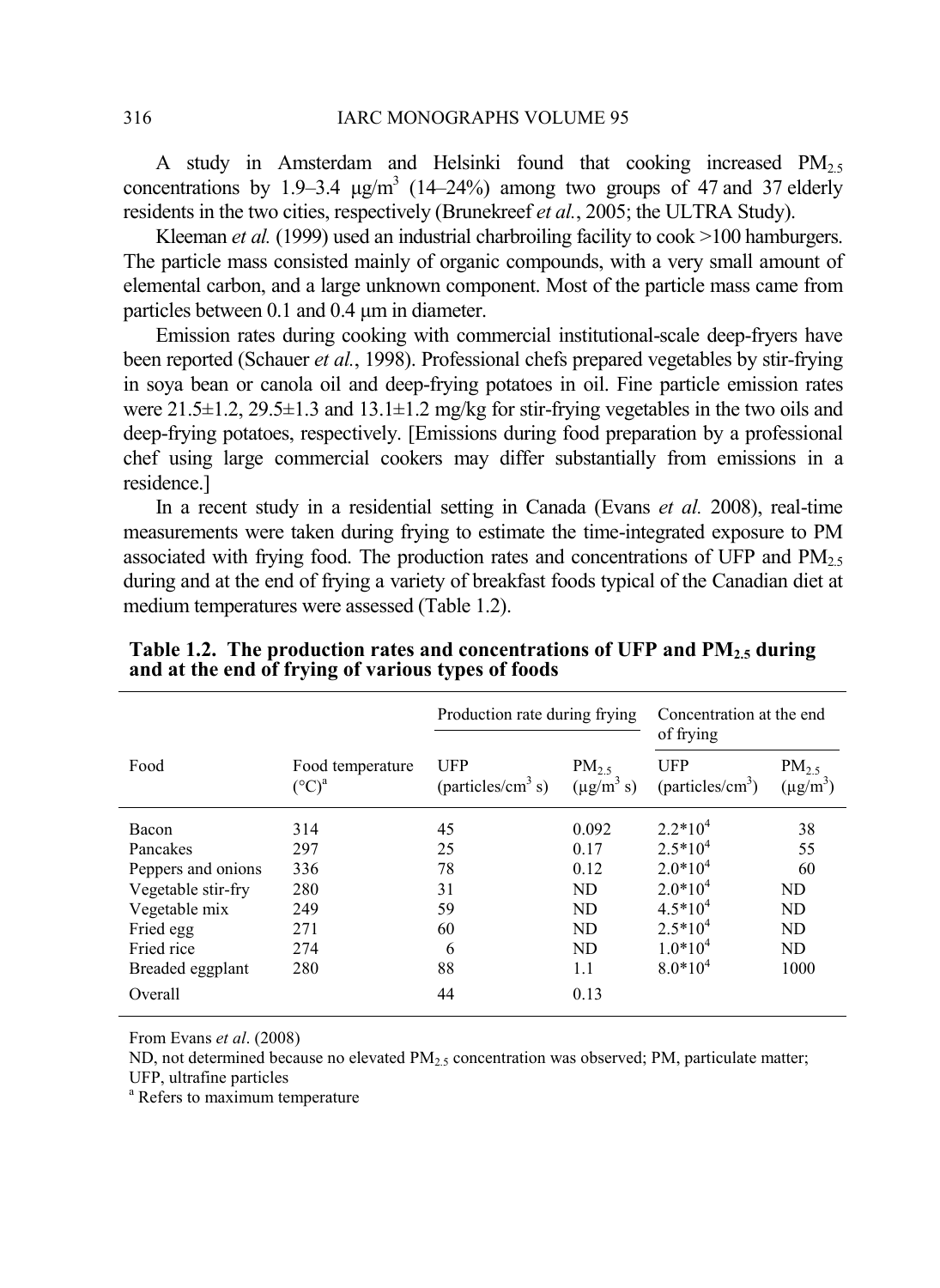A study in Amsterdam and Helsinki found that cooking increased $PM_{2.5}$ concentrations by 1.9–3.4 μg/m$^3$ (14–24%) among two groups of 47 and 37 elderly residents in the two cities, respectively (Brunekreef *et al.*, 2005; the ULTRA Study).

Kleeman *et al.* (1999) used an industrial charbroiling facility to cook >100 hamburgers. The particle mass consisted mainly of organic compounds, with a very small amount of elemental carbon, and a large unknown component. Most of the particle mass came from particles between 0.1 and 0.4 μm in diameter.

Emission rates during cooking with commercial institutional-scale deep-fryers have been reported (Schauer *et al.*, 1998). Professional chefs prepared vegetables by stir-frying in soya bean or canola oil and deep-frying potatoes in oil. Fine particle emission rates were 21.5±1.2, 29.5±1.3 and 13.1±1.2 mg/kg for stir-frying vegetables in the two oils and deep-frying potatoes, respectively. [Emissions during food preparation by a professional chef using large commercial cookers may differ substantially from emissions in a residence.]

In a recent study in a residential setting in Canada (Evans *et al.* 2008), real-time measurements were taken during frying to estimate the time-integrated exposure to PM associated with frying food. The production rates and concentrations of UFP and $PM_{2.5}$ during and at the end of frying a variety of breakfast foods typical of the Canadian diet at medium temperatures were assessed (Table 1.2).

**Table 1.2. The production rates and concentrations of UFP and $PM_{2.5}$ during and at the end of frying of various types of foods**

| Food | Food temperature (°C)[a] | Production rate during frying | | Concentration at the end of frying | |
|---|---|---|---|---|---|
| | | UFP (particles/cm$^3$ s) | $PM_{2.5}$ (μg/m$^3$ s) | UFP (particles/cm$^3$) | $PM_{2.5}$ (μg/m$^3$) |
| Bacon | 314 | 45 | 0.092 | $2.2*10^4$ | 38 |
| Pancakes | 297 | 25 | 0.17 | $2.5*10^4$ | 55 |
| Peppers and onions | 336 | 78 | 0.12 | $2.0*10^4$ | 60 |
| Vegetable stir-fry | 280 | 31 | ND | $2.0*10^4$ | ND |
| Vegetable mix | 249 | 59 | ND | $4.5*10^4$ | ND |
| Fried egg | 271 | 60 | ND | $2.5*10^4$ | ND |
| Fried rice | 274 | 6 | ND | $1.0*10^4$ | ND |
| Breaded eggplant | 280 | 88 | 1.1 | $8.0*10^4$ | 1000 |
| Overall | | 44 | 0.13 | | |

From Evans *et al*. (2008)

ND, not determined because no elevated $PM_{2.5}$ concentration was observed; PM, particulate matter; UFP, ultrafine particles

[a] Refers to maximum temperature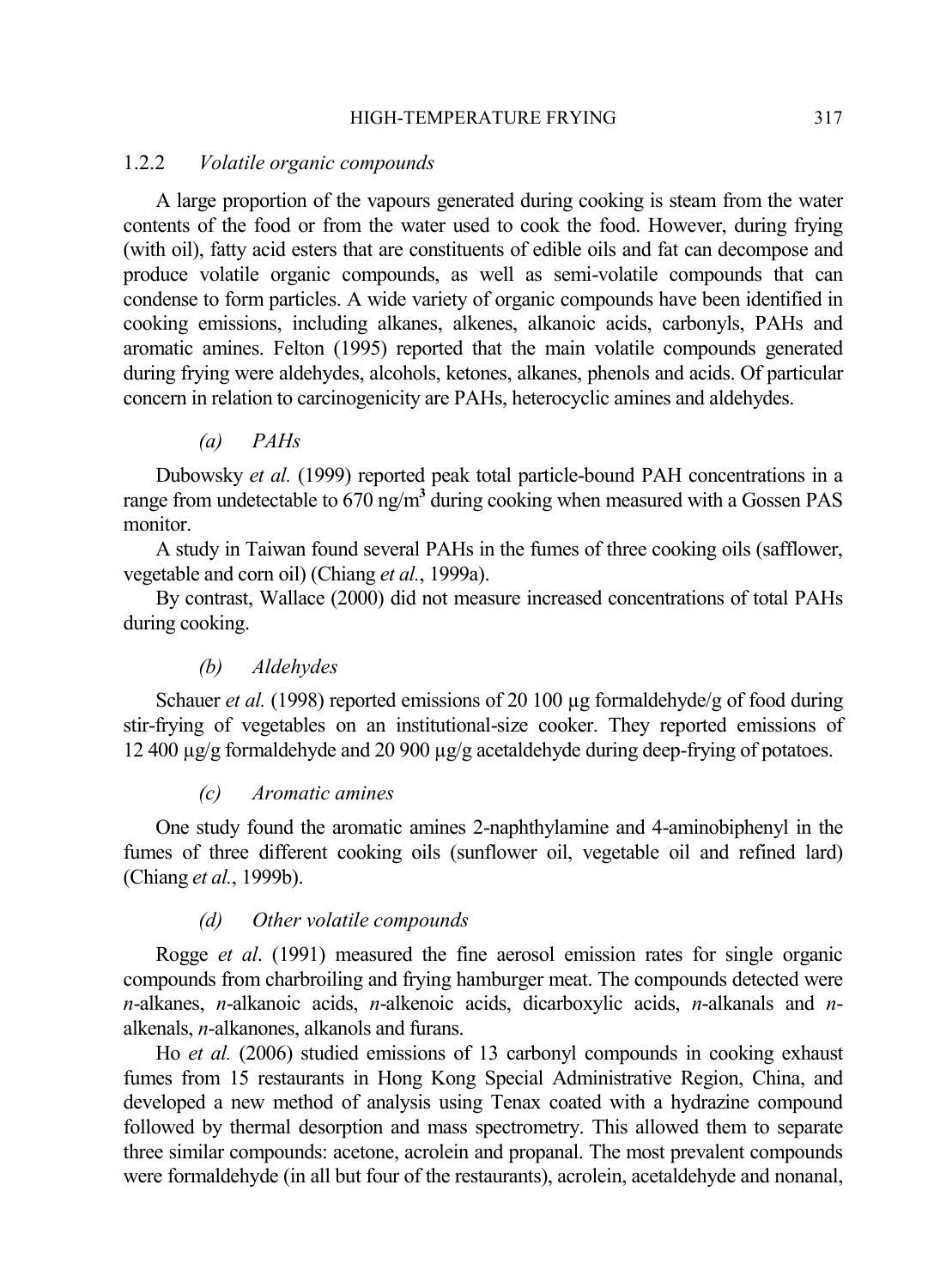### 1.2.2 *Volatile organic compounds*

A large proportion of the vapours generated during cooking is steam from the water contents of the food or from the water used to cook the food. However, during frying (with oil), fatty acid esters that are constituents of edible oils and fat can decompose and produce volatile organic compounds, as well as semi-volatile compounds that can condense to form particles. A wide variety of organic compounds have been identified in cooking emissions, including alkanes, alkenes, alkanoic acids, carbonyls, PAHs and aromatic amines. Felton (1995) reported that the main volatile compounds generated during frying were aldehydes, alcohols, ketones, alkanes, phenols and acids. Of particular concern in relation to carcinogenicity are PAHs, heterocyclic amines and aldehydes.

#### (a) *PAHs*

Dubowsky *et al.* (1999) reported peak total particle-bound PAH concentrations in a range from undetectable to 670 ng/m$^3$ during cooking when measured with a Gossen PAS monitor.

A study in Taiwan found several PAHs in the fumes of three cooking oils (safflower, vegetable and corn oil) (Chiang *et al.*, 1999a).

By contrast, Wallace (2000) did not measure increased concentrations of total PAHs during cooking.

#### (b) *Aldehydes*

Schauer *et al.* (1998) reported emissions of 20 100 µg formaldehyde/g of food during stir-frying of vegetables on an institutional-size cooker. They reported emissions of 12 400 µg/g formaldehyde and 20 900 µg/g acetaldehyde during deep-frying of potatoes.

#### (c) *Aromatic amines*

One study found the aromatic amines 2-naphthylamine and 4-aminobiphenyl in the fumes of three different cooking oils (sunflower oil, vegetable oil and refined lard) (Chiang *et al.*, 1999b).

#### (d) *Other volatile compounds*

Rogge *et al*. (1991) measured the fine aerosol emission rates for single organic compounds from charbroiling and frying hamburger meat. The compounds detected were *n*-alkanes, *n*-alkanoic acids, *n*-alkenoic acids, dicarboxylic acids, *n*-alkanals and *n*-alkenals, *n*-alkanones, alkanols and furans.

Ho *et al.* (2006) studied emissions of 13 carbonyl compounds in cooking exhaust fumes from 15 restaurants in Hong Kong Special Administrative Region, China, and developed a new method of analysis using Tenax coated with a hydrazine compound followed by thermal desorption and mass spectrometry. This allowed them to separate three similar compounds: acetone, acrolein and propanal. The most prevalent compounds were formaldehyde (in all but four of the restaurants), acrolein, acetaldehyde and nonanal,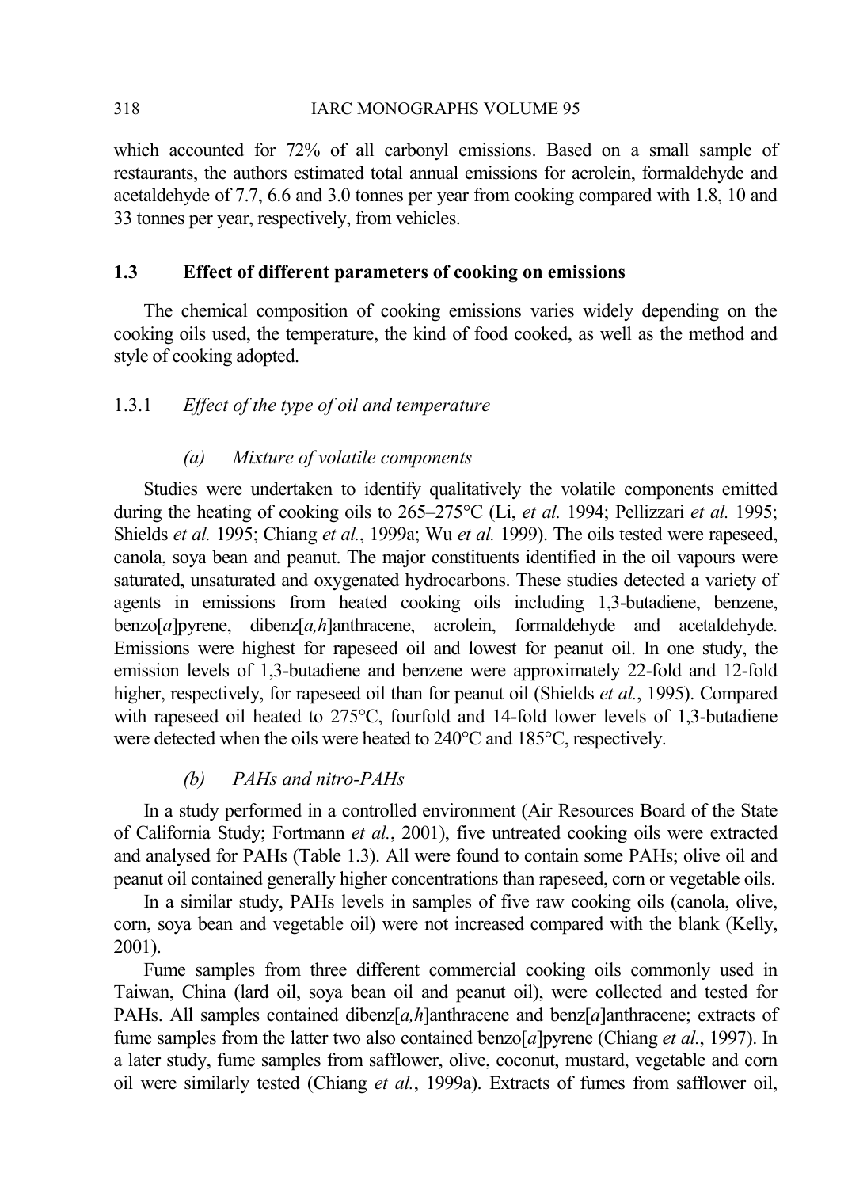which accounted for 72% of all carbonyl emissions. Based on a small sample of restaurants, the authors estimated total annual emissions for acrolein, formaldehyde and acetaldehyde of 7.7, 6.6 and 3.0 tonnes per year from cooking compared with 1.8, 10 and 33 tonnes per year, respectively, from vehicles.

## 1.3 Effect of different parameters of cooking on emissions

The chemical composition of cooking emissions varies widely depending on the cooking oils used, the temperature, the kind of food cooked, as well as the method and style of cooking adopted.

### 1.3.1 *Effect of the type of oil and temperature*

#### *(a) Mixture of volatile components*

Studies were undertaken to identify qualitatively the volatile components emitted during the heating of cooking oils to 265–275°C (Li, *et al.* 1994; Pellizzari *et al.* 1995; Shields *et al.* 1995; Chiang *et al.*, 1999a; Wu *et al.* 1999). The oils tested were rapeseed, canola, soya bean and peanut. The major constituents identified in the oil vapours were saturated, unsaturated and oxygenated hydrocarbons. These studies detected a variety of agents in emissions from heated cooking oils including 1,3-butadiene, benzene, benzo[*a*]pyrene, dibenz[*a,h*]anthracene, acrolein, formaldehyde and acetaldehyde. Emissions were highest for rapeseed oil and lowest for peanut oil. In one study, the emission levels of 1,3-butadiene and benzene were approximately 22-fold and 12-fold higher, respectively, for rapeseed oil than for peanut oil (Shields *et al.*, 1995). Compared with rapeseed oil heated to 275°C, fourfold and 14-fold lower levels of 1,3-butadiene were detected when the oils were heated to 240°C and 185°C, respectively.

#### *(b) PAHs and nitro-PAHs*

In a study performed in a controlled environment (Air Resources Board of the State of California Study; Fortmann *et al.*, 2001), five untreated cooking oils were extracted and analysed for PAHs (Table 1.3). All were found to contain some PAHs; olive oil and peanut oil contained generally higher concentrations than rapeseed, corn or vegetable oils.

In a similar study, PAHs levels in samples of five raw cooking oils (canola, olive, corn, soya bean and vegetable oil) were not increased compared with the blank (Kelly, 2001).

Fume samples from three different commercial cooking oils commonly used in Taiwan, China (lard oil, soya bean oil and peanut oil), were collected and tested for PAHs. All samples contained dibenz[*a,h*]anthracene and benz[*a*]anthracene; extracts of fume samples from the latter two also contained benzo[*a*]pyrene (Chiang *et al.*, 1997). In a later study, fume samples from safflower, olive, coconut, mustard, vegetable and corn oil were similarly tested (Chiang *et al.*, 1999a). Extracts of fumes from safflower oil,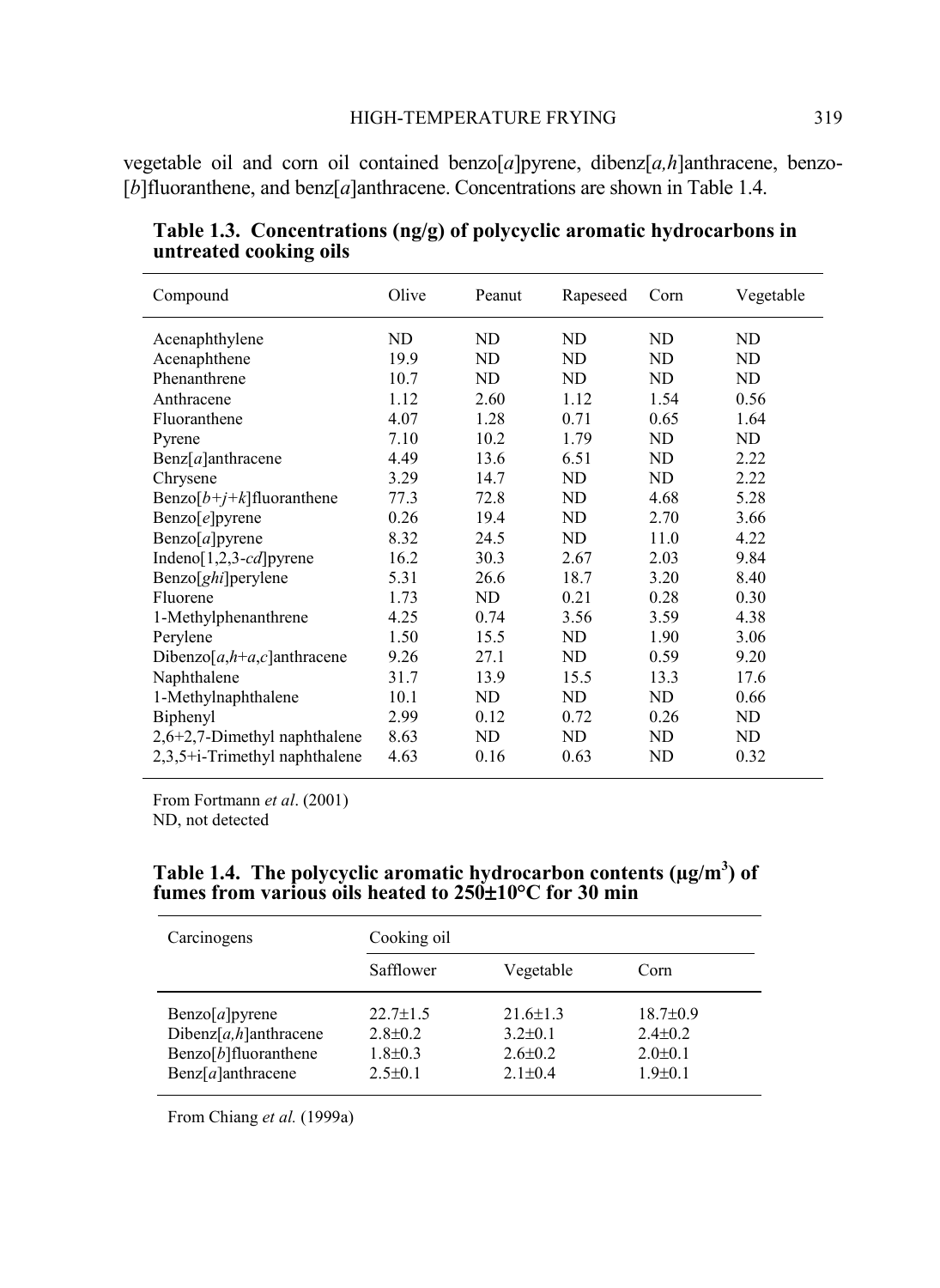vegetable oil and corn oil contained benzo[*a*]pyrene, dibenz[*a,h*]anthracene, benzo-[*b*]fluoranthene, and benz[*a*]anthracene. Concentrations are shown in Table 1.4.

**Table 1.3. Concentrations (ng/g) of polycyclic aromatic hydrocarbons in untreated cooking oils**

| Compound | Olive | Peanut | Rapeseed | Corn | Vegetable |
|---|---|---|---|---|---|
| Acenaphthylene | ND | ND | ND | ND | ND |
| Acenaphthene | 19.9 | ND | ND | ND | ND |
| Phenanthrene | 10.7 | ND | ND | ND | ND |
| Anthracene | 1.12 | 2.60 | 1.12 | 1.54 | 0.56 |
| Fluoranthene | 4.07 | 1.28 | 0.71 | 0.65 | 1.64 |
| Pyrene | 7.10 | 10.2 | 1.79 | ND | ND |
| Benz[*a*]anthracene | 4.49 | 13.6 | 6.51 | ND | 2.22 |
| Chrysene | 3.29 | 14.7 | ND | ND | 2.22 |
| Benzo[*b+j+k*]fluoranthene | 77.3 | 72.8 | ND | 4.68 | 5.28 |
| Benzo[*e*]pyrene | 0.26 | 19.4 | ND | 2.70 | 3.66 |
| Benzo[*a*]pyrene | 8.32 | 24.5 | ND | 11.0 | 4.22 |
| Indeno[1,2,3-*cd*]pyrene | 16.2 | 30.3 | 2.67 | 2.03 | 9.84 |
| Benzo[*ghi*]perylene | 5.31 | 26.6 | 18.7 | 3.20 | 8.40 |
| Fluorene | 1.73 | ND | 0.21 | 0.28 | 0.30 |
| 1-Methylphenanthrene | 4.25 | 0.74 | 3.56 | 3.59 | 4.38 |
| Perylene | 1.50 | 15.5 | ND | 1.90 | 3.06 |
| Dibenzo[*a,h+a,c*]anthracene | 9.26 | 27.1 | ND | 0.59 | 9.20 |
| Naphthalene | 31.7 | 13.9 | 15.5 | 13.3 | 17.6 |
| 1-Methylnaphthalene | 10.1 | ND | ND | ND | 0.66 |
| Biphenyl | 2.99 | 0.12 | 0.72 | 0.26 | ND |
| 2,6+2,7-Dimethyl naphthalene | 8.63 | ND | ND | ND | ND |
| 2,3,5+i-Trimethyl naphthalene | 4.63 | 0.16 | 0.63 | ND | 0.32 |

From Fortmann *et al*. (2001)
ND, not detected

**Table 1.4. The polycyclic aromatic hydrocarbon contents (μg/m$^3$) of fumes from various oils heated to 250±10°C for 30 min**

| Carcinogens | Cooking oil | | |
|---|---|---|---|
| | Safflower | Vegetable | Corn |
| Benzo[*a*]pyrene | 22.7±1.5 | 21.6±1.3 | 18.7±0.9 |
| Dibenz[*a,h*]anthracene | 2.8±0.2 | 3.2±0.1 | 2.4±0.2 |
| Benzo[*b*]fluoranthene | 1.8±0.3 | 2.6±0.2 | 2.0±0.1 |
| Benz[*a*]anthracene | 2.5±0.1 | 2.1±0.4 | 1.9±0.1 |

From Chiang *et al.* (1999a)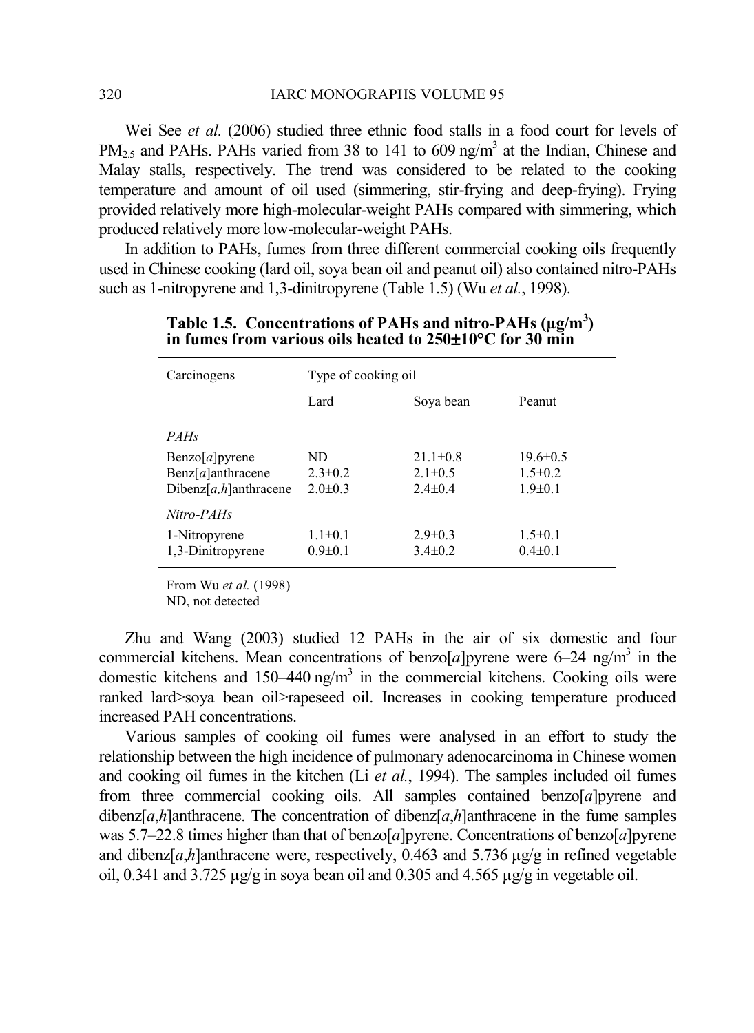Wei See *et al.* (2006) studied three ethnic food stalls in a food court for levels of $PM_{2.5}$ and PAHs. PAHs varied from 38 to 141 to 609 ng/m$^3$ at the Indian, Chinese and Malay stalls, respectively. The trend was considered to be related to the cooking temperature and amount of oil used (simmering, stir-frying and deep-frying). Frying provided relatively more high-molecular-weight PAHs compared with simmering, which produced relatively more low-molecular-weight PAHs.

In addition to PAHs, fumes from three different commercial cooking oils frequently used in Chinese cooking (lard oil, soya bean oil and peanut oil) also contained nitro-PAHs such as 1-nitropyrene and 1,3-dinitropyrene (Table 1.5) (Wu *et al.*, 1998).

**Table 1.5. Concentrations of PAHs and nitro-PAHs (µg/m$^3$) in fumes from various oils heated to 250±10°C for 30 min**

| Carcinogens | Type of cooking oil | | |
|---|---|---|---|
| | Lard | Soya bean | Peanut |
| *PAHs* | | | |
| Benzo[*a*]pyrene | ND | 21.1±0.8 | 19.6±0.5 |
| Benz[*a*]anthracene | 2.3±0.2 | 2.1±0.5 | 1.5±0.2 |
| Dibenz[*a,h*]anthracene | 2.0±0.3 | 2.4±0.4 | 1.9±0.1 |
| *Nitro-PAHs* | | | |
| 1-Nitropyrene | 1.1±0.1 | 2.9±0.3 | 1.5±0.1 |
| 1,3-Dinitropyrene | 0.9±0.1 | 3.4±0.2 | 0.4±0.1 |

From Wu *et al.* (1998)
ND, not detected

Zhu and Wang (2003) studied 12 PAHs in the air of six domestic and four commercial kitchens. Mean concentrations of benzo[*a*]pyrene were 6–24 ng/m$^3$ in the domestic kitchens and 150–440 ng/m$^3$ in the commercial kitchens. Cooking oils were ranked lard>soya bean oil>rapeseed oil. Increases in cooking temperature produced increased PAH concentrations.

Various samples of cooking oil fumes were analysed in an effort to study the relationship between the high incidence of pulmonary adenocarcinoma in Chinese women and cooking oil fumes in the kitchen (Li *et al.*, 1994). The samples included oil fumes from three commercial cooking oils. All samples contained benzo[*a*]pyrene and dibenz[*a*,*h*]anthracene. The concentration of dibenz[*a*,*h*]anthracene in the fume samples was 5.7–22.8 times higher than that of benzo[*a*]pyrene. Concentrations of benzo[*a*]pyrene and dibenz[*a*,*h*]anthracene were, respectively, 0.463 and 5.736 µg/g in refined vegetable oil, 0.341 and 3.725 µg/g in soya bean oil and 0.305 and 4.565 µg/g in vegetable oil.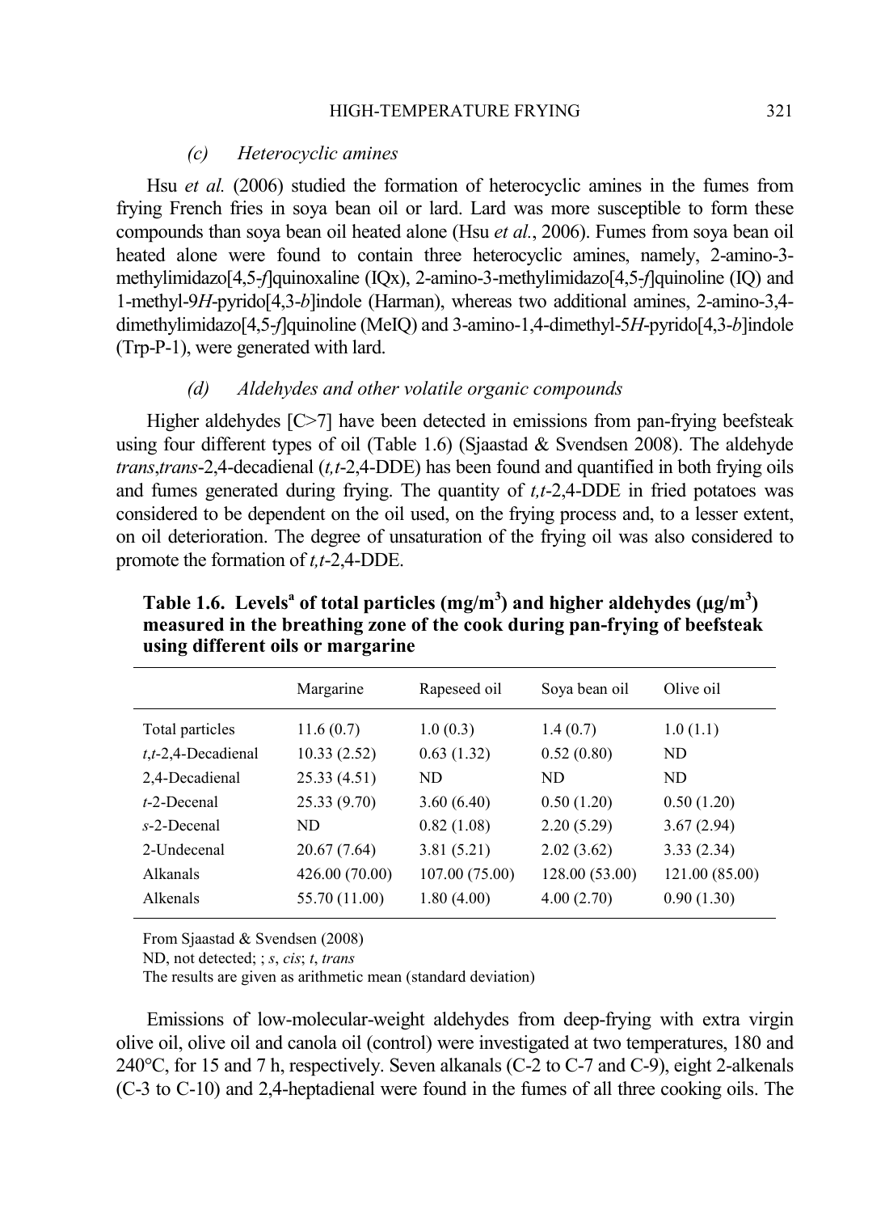#### *(c) Heterocyclic amines*

Hsu *et al.* (2006) studied the formation of heterocyclic amines in the fumes from frying French fries in soya bean oil or lard. Lard was more susceptible to form these compounds than soya bean oil heated alone (Hsu *et al.*, 2006). Fumes from soya bean oil heated alone were found to contain three heterocyclic amines, namely, 2-amino-3-methylimidazo[4,5-*f*]quinoxaline (IQx), 2-amino-3-methylimidazo[4,5-*f*]quinoline (IQ) and 1-methyl-9*H*-pyrido[4,3-*b*]indole (Harman), whereas two additional amines, 2-amino-3,4-dimethylimidazo[4,5-*f*]quinoline (MeIQ) and 3-amino-1,4-dimethyl-5*H*-pyrido[4,3-*b*]indole (Trp-P-1), were generated with lard.

#### *(d) Aldehydes and other volatile organic compounds*

Higher aldehydes [C>7] have been detected in emissions from pan-frying beefsteak using four different types of oil (Table 1.6) (Sjaastad & Svendsen 2008). The aldehyde *trans*,*trans*-2,4-decadienal (*t,t*-2,4-DDE) has been found and quantified in both frying oils and fumes generated during frying. The quantity of *t,t*-2,4-DDE in fried potatoes was considered to be dependent on the oil used, on the frying process and, to a lesser extent, on oil deterioration. The degree of unsaturation of the frying oil was also considered to promote the formation of *t,t*-2,4-DDE.

**Table 1.6. Levels[a] of total particles ($mg/m^3$) and higher aldehydes ($\mu g/m^3$) measured in the breathing zone of the cook during pan-frying of beefsteak using different oils or margarine**

| | Margarine | Rapeseed oil | Soya bean oil | Olive oil |
|---|---|---|---|---|
| Total particles | 11.6 (0.7) | 1.0 (0.3) | 1.4 (0.7) | 1.0 (1.1) |
| *t,t*-2,4-Decadienal | 10.33 (2.52) | 0.63 (1.32) | 0.52 (0.80) | ND |
| 2,4-Decadienal | 25.33 (4.51) | ND | ND | ND |
| *t*-2-Decenal | 25.33 (9.70) | 3.60 (6.40) | 0.50 (1.20) | 0.50 (1.20) |
| *s*-2-Decenal | ND | 0.82 (1.08) | 2.20 (5.29) | 3.67 (2.94) |
| 2-Undecenal | 20.67 (7.64) | 3.81 (5.21) | 2.02 (3.62) | 3.33 (2.34) |
| Alkanals | 426.00 (70.00) | 107.00 (75.00) | 128.00 (53.00) | 121.00 (85.00) |
| Alkenals | 55.70 (11.00) | 1.80 (4.00) | 4.00 (2.70) | 0.90 (1.30) |

From Sjaastad & Svendsen (2008)

ND, not detected; ; *s*, *cis*; *t*, *trans*

The results are given as arithmetic mean (standard deviation)

Emissions of low-molecular-weight aldehydes from deep-frying with extra virgin olive oil, olive oil and canola oil (control) were investigated at two temperatures, 180 and 240°C, for 15 and 7 h, respectively. Seven alkanals (C-2 to C-7 and C-9), eight 2-alkenals (C-3 to C-10) and 2,4-heptadienal were found in the fumes of all three cooking oils. The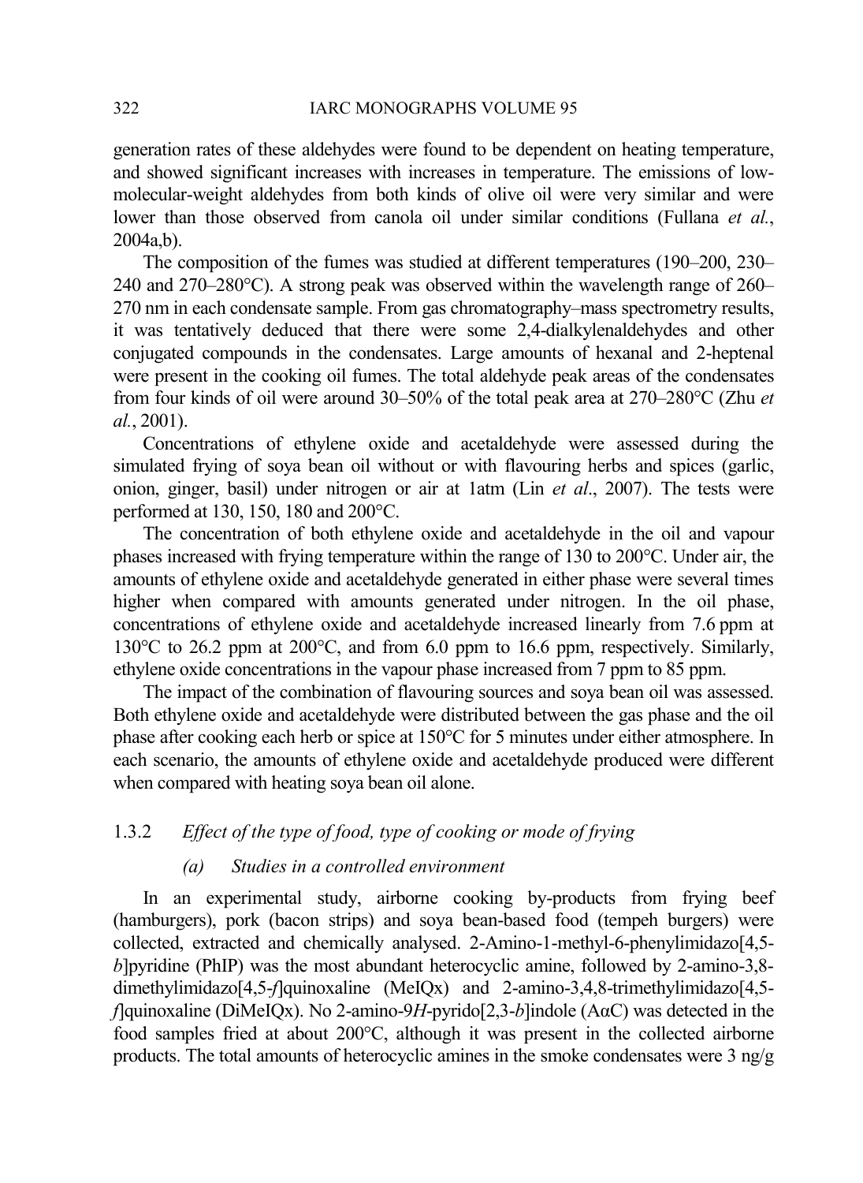generation rates of these aldehydes were found to be dependent on heating temperature, and showed significant increases with increases in temperature. The emissions of low-molecular-weight aldehydes from both kinds of olive oil were very similar and were lower than those observed from canola oil under similar conditions (Fullana *et al.*, 2004a,b).

The composition of the fumes was studied at different temperatures (190–200, 230–240 and 270–280°C). A strong peak was observed within the wavelength range of 260–270 nm in each condensate sample. From gas chromatography–mass spectrometry results, it was tentatively deduced that there were some 2,4-dialkylenaldehydes and other conjugated compounds in the condensates. Large amounts of hexanal and 2-heptenal were present in the cooking oil fumes. The total aldehyde peak areas of the condensates from four kinds of oil were around 30–50% of the total peak area at 270–280°C (Zhu *et al.*, 2001).

Concentrations of ethylene oxide and acetaldehyde were assessed during the simulated frying of soya bean oil without or with flavouring herbs and spices (garlic, onion, ginger, basil) under nitrogen or air at 1atm (Lin *et al*., 2007). The tests were performed at 130, 150, 180 and 200°C.

The concentration of both ethylene oxide and acetaldehyde in the oil and vapour phases increased with frying temperature within the range of 130 to 200°C. Under air, the amounts of ethylene oxide and acetaldehyde generated in either phase were several times higher when compared with amounts generated under nitrogen. In the oil phase, concentrations of ethylene oxide and acetaldehyde increased linearly from 7.6 ppm at 130°C to 26.2 ppm at 200°C, and from 6.0 ppm to 16.6 ppm, respectively. Similarly, ethylene oxide concentrations in the vapour phase increased from 7 ppm to 85 ppm.

The impact of the combination of flavouring sources and soya bean oil was assessed. Both ethylene oxide and acetaldehyde were distributed between the gas phase and the oil phase after cooking each herb or spice at 150°C for 5 minutes under either atmosphere. In each scenario, the amounts of ethylene oxide and acetaldehyde produced were different when compared with heating soya bean oil alone.

### 1.3.2 *Effect of the type of food, type of cooking or mode of frying*

#### *(a) Studies in a controlled environment*

In an experimental study, airborne cooking by-products from frying beef (hamburgers), pork (bacon strips) and soya bean-based food (tempeh burgers) were collected, extracted and chemically analysed. 2-Amino-1-methyl-6-phenylimidazo[4,5-*b*]pyridine (PhIP) was the most abundant heterocyclic amine, followed by 2-amino-3,8-dimethylimidazo[4,5-*f*]quinoxaline (MeIQx) and 2-amino-3,4,8-trimethylimidazo[4,5-*f*]quinoxaline (DiMeIQx). No 2-amino-9*H*-pyrido[2,3-*b*]indole (AαC) was detected in the food samples fried at about 200°C, although it was present in the collected airborne products. The total amounts of heterocyclic amines in the smoke condensates were 3 ng/g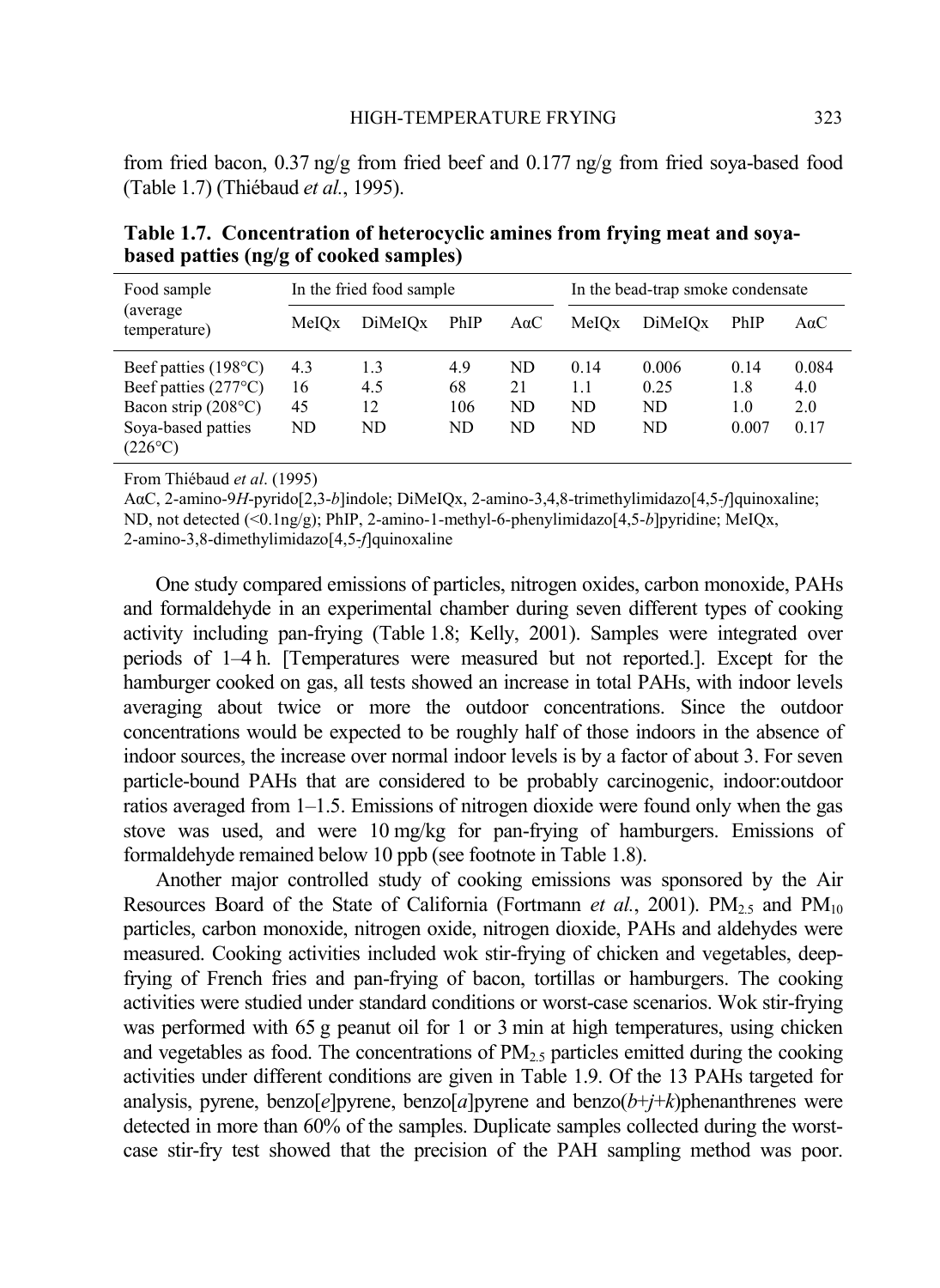from fried bacon, 0.37 ng/g from fried beef and 0.177 ng/g from fried soya-based food (Table 1.7) (Thiébaud *et al.*, 1995).

**Table 1.7. Concentration of heterocyclic amines from frying meat and soya-based patties (ng/g of cooked samples)**

| Food sample (average temperature) | In the fried food sample | | | | In the bead-trap smoke condensate | | | |
|---|---|---|---|---|---|---|---|---|
| | MeIQx | DiMeIQx | PhIP | AαC | MeIQx | DiMeIQx | PhIP | AαC |
| Beef patties (198°C) | 4.3 | 1.3 | 4.9 | ND | 0.14 | 0.006 | 0.14 | 0.084 |
| Beef patties (277°C) | 16 | 4.5 | 68 | 21 | 1.1 | 0.25 | 1.8 | 4.0 |
| Bacon strip (208°C) | 45 | 12 | 106 | ND | ND | ND | 1.0 | 2.0 |
| Soya-based patties (226°C) | ND | ND | ND | ND | ND | ND | 0.007 | 0.17 |

From Thiébaud *et al*. (1995)
AαC, 2-amino-9*H*-pyrido[2,3-*b*]indole; DiMeIQx, 2-amino-3,4,8-trimethylimidazo[4,5-*f*]quinoxaline; ND, not detected (<0.1ng/g); PhIP, 2-amino-1-methyl-6-phenylimidazo[4,5-*b*]pyridine; MeIQx, 2-amino-3,8-dimethylimidazo[4,5-*f*]quinoxaline

One study compared emissions of particles, nitrogen oxides, carbon monoxide, PAHs and formaldehyde in an experimental chamber during seven different types of cooking activity including pan-frying (Table 1.8; Kelly, 2001). Samples were integrated over periods of 1–4 h. [Temperatures were measured but not reported.]. Except for the hamburger cooked on gas, all tests showed an increase in total PAHs, with indoor levels averaging about twice or more the outdoor concentrations. Since the outdoor concentrations would be expected to be roughly half of those indoors in the absence of indoor sources, the increase over normal indoor levels is by a factor of about 3. For seven particle-bound PAHs that are considered to be probably carcinogenic, indoor:outdoor ratios averaged from 1–1.5. Emissions of nitrogen dioxide were found only when the gas stove was used, and were 10 mg/kg for pan-frying of hamburgers. Emissions of formaldehyde remained below 10 ppb (see footnote in Table 1.8).

Another major controlled study of cooking emissions was sponsored by the Air Resources Board of the State of California (Fortmann *et al.*, 2001). $PM_{2.5}$ and $PM_{10}$ particles, carbon monoxide, nitrogen oxide, nitrogen dioxide, PAHs and aldehydes were measured. Cooking activities included wok stir-frying of chicken and vegetables, deep-frying of French fries and pan-frying of bacon, tortillas or hamburgers. The cooking activities were studied under standard conditions or worst-case scenarios. Wok stir-frying was performed with 65 g peanut oil for 1 or 3 min at high temperatures, using chicken and vegetables as food. The concentrations of $PM_{2.5}$ particles emitted during the cooking activities under different conditions are given in Table 1.9. Of the 13 PAHs targeted for analysis, pyrene, benzo[*e*]pyrene, benzo[*a*]pyrene and benzo(*b*+*j*+*k*)phenanthrenes were detected in more than 60% of the samples. Duplicate samples collected during the worst-case stir-fry test showed that the precision of the PAH sampling method was poor.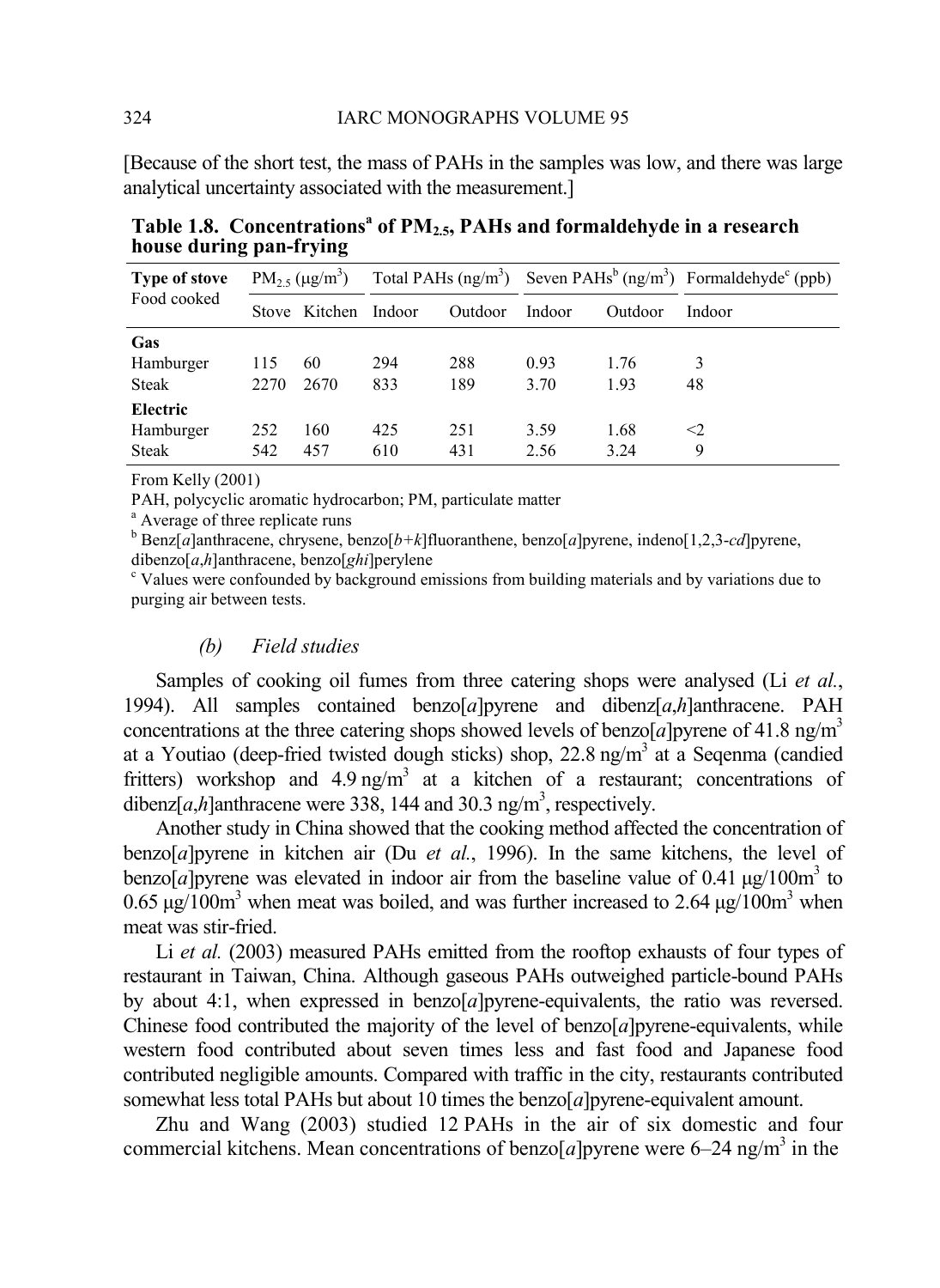[Because of the short test, the mass of PAHs in the samples was low, and there was large analytical uncertainty associated with the measurement.]

**Table 1.8. Concentrations[a] of $PM_{2.5}$, PAHs and formaldehyde in a research house during pan-frying**

| Type of stove<br>Food cooked | $PM_{2.5}$ (μg/m$^3$) | | Total PAHs (ng/m$^3$) | | Seven PAHs[b] (ng/m$^3$) | | Formaldehyde[c] (ppb) |
|---|---|---|---|---|---|---|---|
| | Stove | Kitchen | Indoor | Outdoor | Indoor | Outdoor | Indoor |
| **Gas** | | | | | | | |
| Hamburger | 115 | 60 | 294 | 288 | 0.93 | 1.76 | 3 |
| Steak | 2270 | 2670 | 833 | 189 | 3.70 | 1.93 | 48 |
| **Electric** | | | | | | | |
| Hamburger | 252 | 160 | 425 | 251 | 3.59 | 1.68 | <2 |
| Steak | 542 | 457 | 610 | 431 | 2.56 | 3.24 | 9 |

From Kelly (2001)

PAH, polycyclic aromatic hydrocarbon; PM, particulate matter

[a] Average of three replicate runs

[b] Benz[*a*]anthracene, chrysene, benzo[*b+k*]fluoranthene, benzo[*a*]pyrene, indeno[1,2,3-*cd*]pyrene, dibenzo[*a*,*h*]anthracene, benzo[*ghi*]perylene

[c] Values were confounded by background emissions from building materials and by variations due to purging air between tests.

### *(b) Field studies*

Samples of cooking oil fumes from three catering shops were analysed (Li *et al.*, 1994). All samples contained benzo[*a*]pyrene and dibenz[*a*,*h*]anthracene. PAH concentrations at the three catering shops showed levels of benzo[*a*]pyrene of 41.8 ng/m$^3$ at a Youtiao (deep-fried twisted dough sticks) shop, 22.8 ng/m$^3$ at a Seqenma (candied fritters) workshop and 4.9 ng/m$^3$ at a kitchen of a restaurant; concentrations of dibenz[*a*,*h*]anthracene were 338, 144 and 30.3 ng/m$^3$, respectively.

Another study in China showed that the cooking method affected the concentration of benzo[*a*]pyrene in kitchen air (Du *et al.*, 1996). In the same kitchens, the level of benzo[*a*]pyrene was elevated in indoor air from the baseline value of 0.41 μg/100m$^3$ to 0.65 μg/100m$^3$ when meat was boiled, and was further increased to 2.64 μg/100m$^3$ when meat was stir-fried.

Li *et al.* (2003) measured PAHs emitted from the rooftop exhausts of four types of restaurant in Taiwan, China. Although gaseous PAHs outweighed particle-bound PAHs by about 4:1, when expressed in benzo[*a*]pyrene-equivalents, the ratio was reversed. Chinese food contributed the majority of the level of benzo[*a*]pyrene-equivalents, while western food contributed about seven times less and fast food and Japanese food contributed negligible amounts. Compared with traffic in the city, restaurants contributed somewhat less total PAHs but about 10 times the benzo[*a*]pyrene-equivalent amount.

Zhu and Wang (2003) studied 12 PAHs in the air of six domestic and four commercial kitchens. Mean concentrations of benzo[*a*]pyrene were 6–24 ng/m$^3$ in the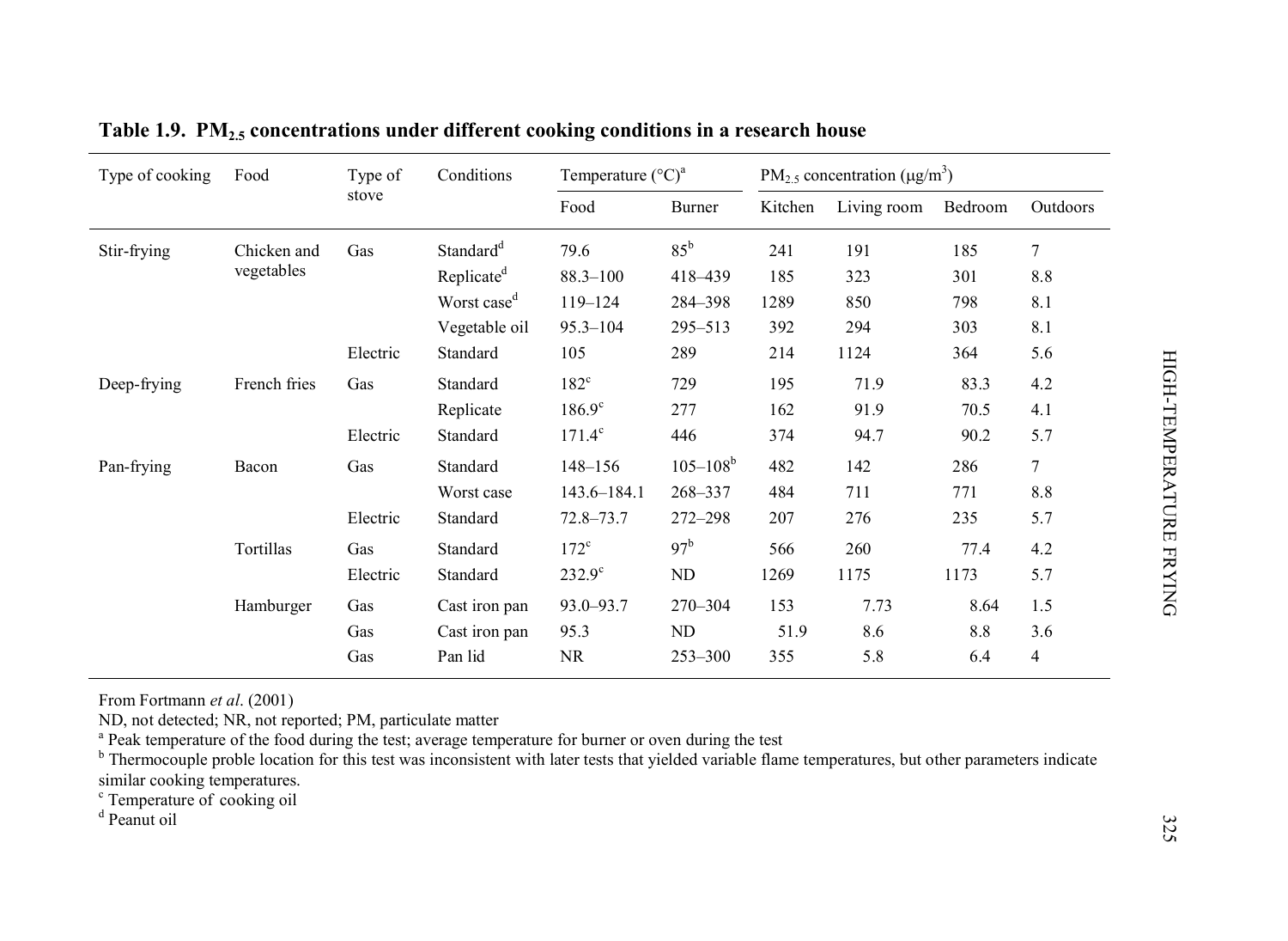**Table 1.9. $PM_{2.5}$ concentrations under different cooking conditions in a research house**

| Type of cooking | Food | Type of stove | Conditions | Temperature (°C)[a] | | $PM_{2.5}$ concentration (μg/m$^3$) | | | |
|---|---|---|---|---|---|---|---|---|---|
| | | | | Food | Burner | Kitchen | Living room | Bedroom | Outdoors |
| Stir-frying | Chicken and vegetables | Gas | Standard[d] | 79.6 | 85[b] | 241 | 191 | 185 | 7 |
| | | | Replicate[d] | 88.3–100 | 418–439 | 185 | 323 | 301 | 8.8 |
| | | | Worst case[d] | 119–124 | 284–398 | 1289 | 850 | 798 | 8.1 |
| | | | Vegetable oil | 95.3–104 | 295–513 | 392 | 294 | 303 | 8.1 |
| | | Electric | Standard | 105 | 289 | 214 | 1124 | 364 | 5.6 |
| Deep-frying | French fries | Gas | Standard | 182[c] | 729 | 195 | 71.9 | 83.3 | 4.2 |
| | | | Replicate | 186.9[c] | 277 | 162 | 91.9 | 70.5 | 4.1 |
| | | Electric | Standard | 171.4[c] | 446 | 374 | 94.7 | 90.2 | 5.7 |
| Pan-frying | Bacon | Gas | Standard | 148–156 | 105–108[b] | 482 | 142 | 286 | 7 |
| | | | Worst case | 143.6–184.1 | 268–337 | 484 | 711 | 771 | 8.8 |
| | | Electric | Standard | 72.8–73.7 | 272–298 | 207 | 276 | 235 | 5.7 |
| | Tortillas | Gas | Standard | 172[c] | 97[b] | 566 | 260 | 77.4 | 4.2 |
| | | Electric | Standard | 232.9[c] | ND | 1269 | 1175 | 1173 | 5.7 |
| | Hamburger | Gas | Cast iron pan | 93.0–93.7 | 270–304 | 153 | 7.73 | 8.64 | 1.5 |
| | | Gas | Cast iron pan | 95.3 | ND | 51.9 | 8.6 | 8.8 | 3.6 |
| | | Gas | Pan lid | NR | 253–300 | 355 | 5.8 | 6.4 | 4 |

From Fortmann *et al*. (2001)

ND, not detected; NR, not reported; PM, particulate matter

[a] Peak temperature of the food during the test; average temperature for burner or oven during the test

[b] Thermocouple proble location for this test was inconsistent with later tests that yielded variable flame temperatures, but other parameters indicate similar cooking temperatures.

[c] Temperature of cooking oil

[d] Peanut oil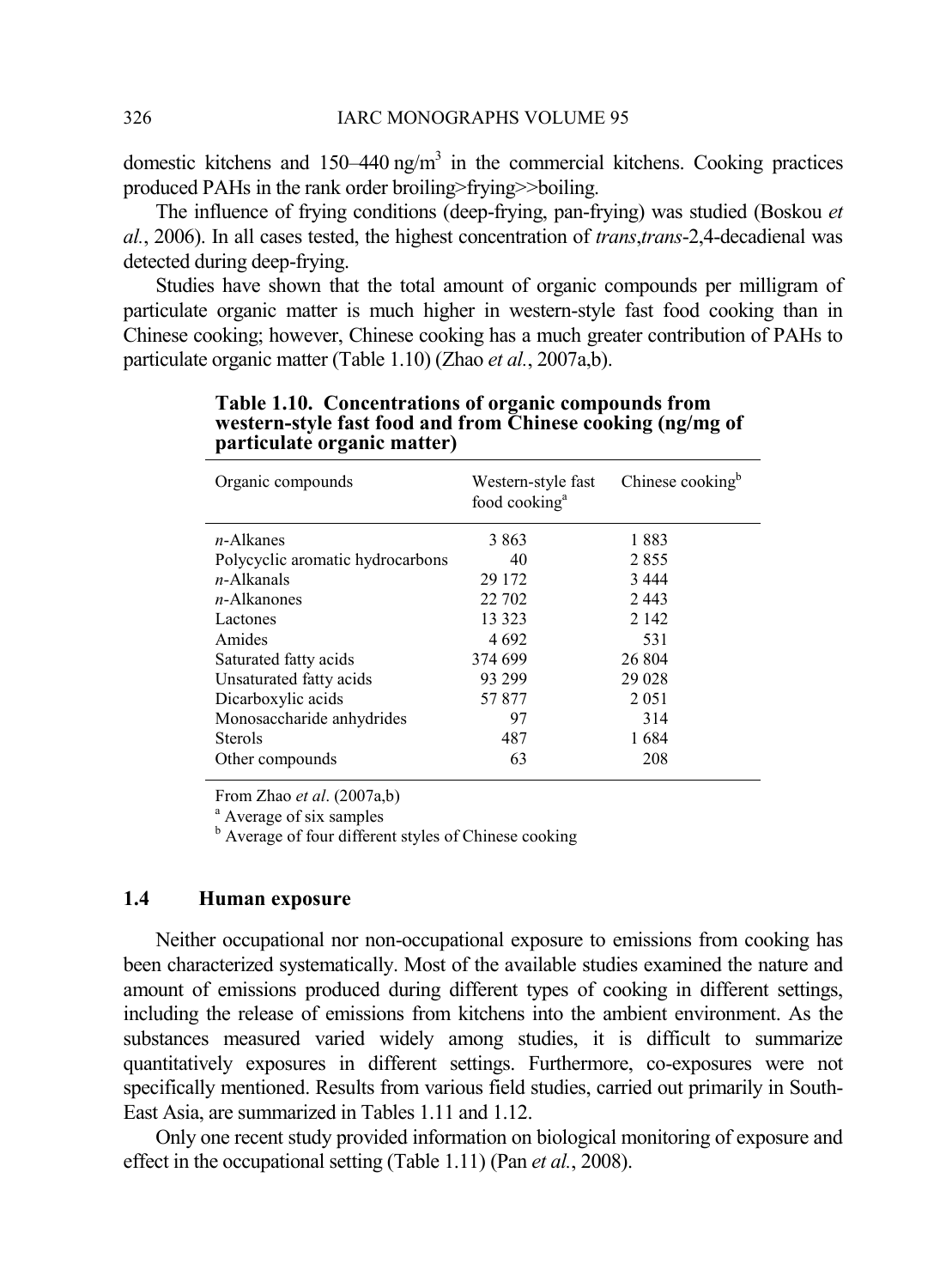domestic kitchens and 150–440 ng/m$^3$ in the commercial kitchens. Cooking practices produced PAHs in the rank order broiling>frying>>boiling.

The influence of frying conditions (deep-frying, pan-frying) was studied (Boskou *et al.*, 2006). In all cases tested, the highest concentration of *trans*,*trans*-2,4-decadienal was detected during deep-frying.

Studies have shown that the total amount of organic compounds per milligram of particulate organic matter is much higher in western-style fast food cooking than in Chinese cooking; however, Chinese cooking has a much greater contribution of PAHs to particulate organic matter (Table 1.10) (Zhao *et al.*, 2007a,b).

**Table 1.10. Concentrations of organic compounds from western-style fast food and from Chinese cooking (ng/mg of particulate organic matter)**

| Organic compounds | Western-style fast food cooking[a] | Chinese cooking[b] |
|---|---|---|
| *n*-Alkanes | 3 863 | 1 883 |
| Polycyclic aromatic hydrocarbons | 40 | 2 855 |
| *n*-Alkanals | 29 172 | 3 444 |
| *n*-Alkanones | 22 702 | 2 443 |
| Lactones | 13 323 | 2 142 |
| Amides | 4 692 | 531 |
| Saturated fatty acids | 374 699 | 26 804 |
| Unsaturated fatty acids | 93 299 | 29 028 |
| Dicarboxylic acids | 57 877 | 2 051 |
| Monosaccharide anhydrides | 97 | 314 |
| Sterols | 487 | 1 684 |
| Other compounds | 63 | 208 |

From Zhao *et al*. (2007a,b)
[a] Average of six samples
[b] Average of four different styles of Chinese cooking

### 1.4 Human exposure

Neither occupational nor non-occupational exposure to emissions from cooking has been characterized systematically. Most of the available studies examined the nature and amount of emissions produced during different types of cooking in different settings, including the release of emissions from kitchens into the ambient environment. As the substances measured varied widely among studies, it is difficult to summarize quantitatively exposures in different settings. Furthermore, co-exposures were not specifically mentioned. Results from various field studies, carried out primarily in South-East Asia, are summarized in Tables 1.11 and 1.12.

Only one recent study provided information on biological monitoring of exposure and effect in the occupational setting (Table 1.11) (Pan *et al.*, 2008).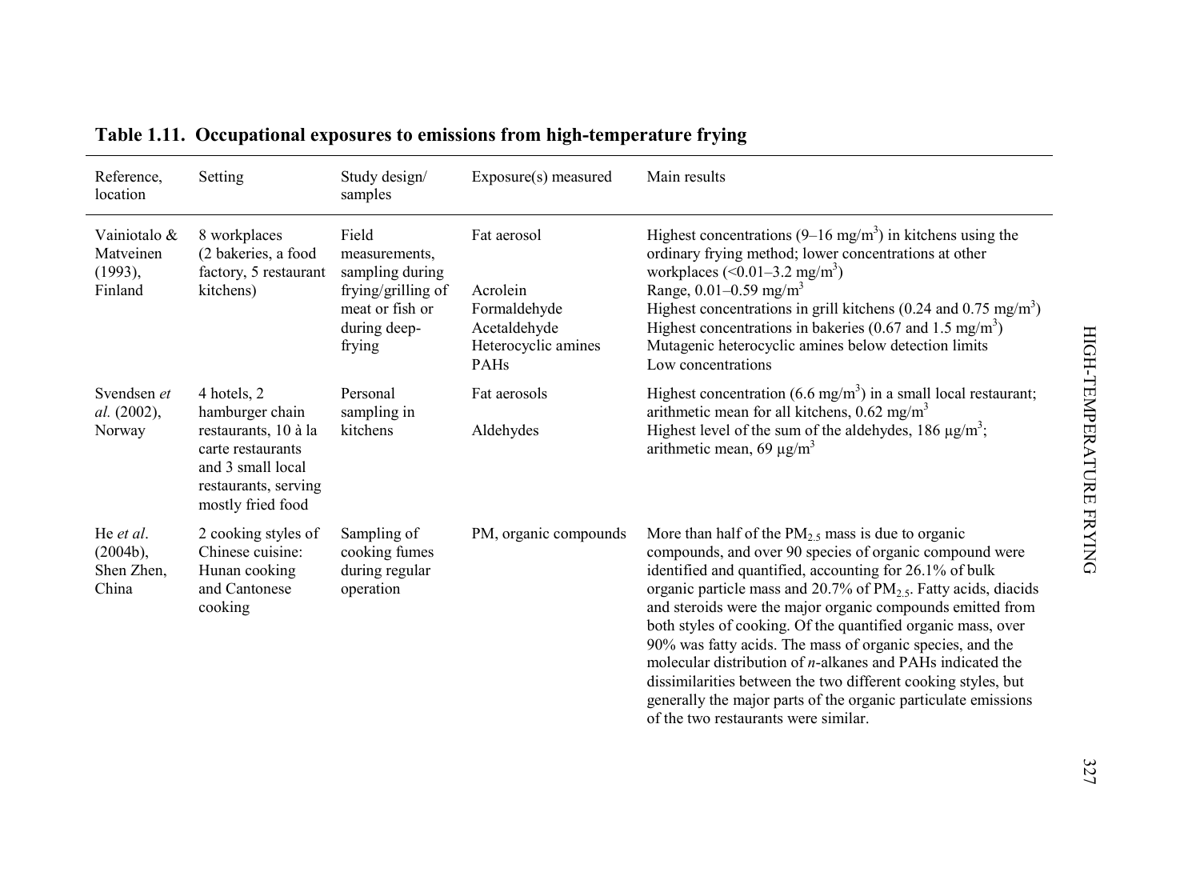**Table 1.11. Occupational exposures to emissions from high-temperature frying**

| Reference, location | Setting | Study design/ samples | Exposure(s) measured | Main results |
|---|---|---|---|---|
| Vainiotalo & Matveinen (1993), Finland | 8 workplaces (2 bakeries, a food factory, 5 restaurant kitchens) | Field measurements, sampling during frying/grilling of meat or fish or during deep-frying | Fat aerosol | Highest concentrations (9–16 mg/m$^3$) in kitchens using the ordinary frying method; lower concentrations at other workplaces (<0.01–3.2 mg/m$^3$) |
| | | | Acrolein | Range, 0.01–0.59 mg/m$^3$ |
| | | | Formaldehyde | Highest concentrations in grill kitchens (0.24 and 0.75 mg/m$^3$) |
| | | | Acetaldehyde | Highest concentrations in bakeries (0.67 and 1.5 mg/m$^3$) |
| | | | Heterocyclic amines | Mutagenic heterocyclic amines below detection limits |
| | | | PAHs | Low concentrations |
| Svendsen *et al.* (2002), Norway | 4 hotels, 2 hamburger chain restaurants, 10 à la carte restaurants and 3 small local restaurants, serving mostly fried food | Personal sampling in kitchens | Fat aerosols | Highest concentration (6.6 mg/m$^3$) in a small local restaurant; arithmetic mean for all kitchens, 0.62 mg/m$^3$ |
| | | | Aldehydes | Highest level of the sum of the aldehydes, 186 μg/m$^3$; arithmetic mean, 69 μg/m$^3$ |
| He *et al*. (2004b), Shen Zhen, China | 2 cooking styles of Chinese cuisine: Hunan cooking and Cantonese cooking | Sampling of cooking fumes during regular operation | PM, organic compounds | More than half of the $PM_{2.5}$ mass is due to organic compounds, and over 90 species of organic compound were identified and quantified, accounting for 26.1% of bulk organic particle mass and 20.7% of $PM_{2.5}$. Fatty acids, diacids and steroids were the major organic compounds emitted from both styles of cooking. Of the quantified organic mass, over 90% was fatty acids. The mass of organic species, and the molecular distribution of *n*-alkanes and PAHs indicated the dissimilarities between the two different cooking styles, but generally the major parts of the organic particulate emissions of the two restaurants were similar. |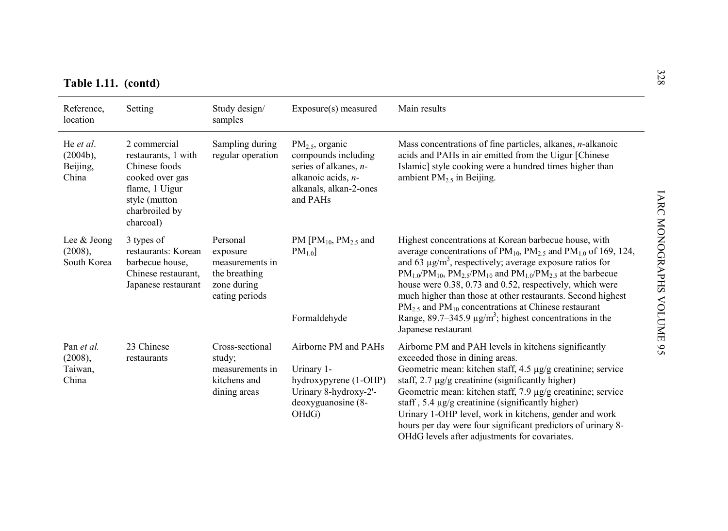**Table 1.11. (contd)**

| Reference, location | Setting | Study design/ samples | Exposure(s) measured | Main results |
|---|---|---|---|---|
| He *et al*. (2004b), Beijing, China | 2 commercial restaurants, 1 with Chinese foods cooked over gas flame, 1 Uigur style (mutton charbroiled by charcoal) | Sampling during regular operation | $PM_{2.5}$, organic compounds including series of alkanes, *n*-alkanoic acids, *n*-alkanals, alkan-2-ones and PAHs | Mass concentrations of fine particles, alkanes, *n*-alkanoic acids and PAHs in air emitted from the Uigur [Chinese Islamic] style cooking were a hundred times higher than ambient $PM_{2.5}$ in Beijing. |
| Lee & Jeong (2008), South Korea | 3 types of restaurants: Korean barbecue house, Chinese restaurant, Japanese restaurant | Personal exposure measurements in the breathing zone during eating periods | PM [$PM_{10}$, $PM_{2.5}$ and $PM_{1.0}$] | Highest concentrations at Korean barbecue house, with average concentrations of $PM_{10}$, $PM_{2.5}$ and $PM_{1.0}$ of 169, 124, and 63 μg/m$^3$, respectively; average exposure ratios for $PM_{1.0}$/$PM_{10}$, $PM_{2.5}$/$PM_{10}$ and $PM_{1.0}$/$PM_{2.5}$ at the barbecue house were 0.38, 0.73 and 0.52, respectively, which were much higher than those at other restaurants. Second highest $PM_{2.5}$ and $PM_{10}$ concentrations at Chinese restaurant |
| | | | Formaldehyde | Range, 89.7–345.9 μg/m$^3$; highest concentrations in the Japanese restaurant |
| Pan *et al.* (2008), Taiwan, China | 23 Chinese restaurants | Cross-sectional study; measurements in kitchens and dining areas | Airborne PM and PAHs | Airborne PM and PAH levels in kitchens significantly exceeded those in dining areas. |
| | | | Urinary 1-hydroxypyrene (1-OHP) | Geometric mean: kitchen staff, 4.5 μg/g creatinine; service staff, 2.7 μg/g creatinine (significantly higher) |
| | | | Urinary 8-hydroxy-2'-deoxyguanosine (8-OHdG) | Geometric mean: kitchen staff, 7.9 μg/g creatinine; service staff , 5.4 μg/g creatinine (significantly higher) Urinary 1-OHP level, work in kitchens, gender and work hours per day were four significant predictors of urinary 8-OHdG levels after adjustments for covariates. |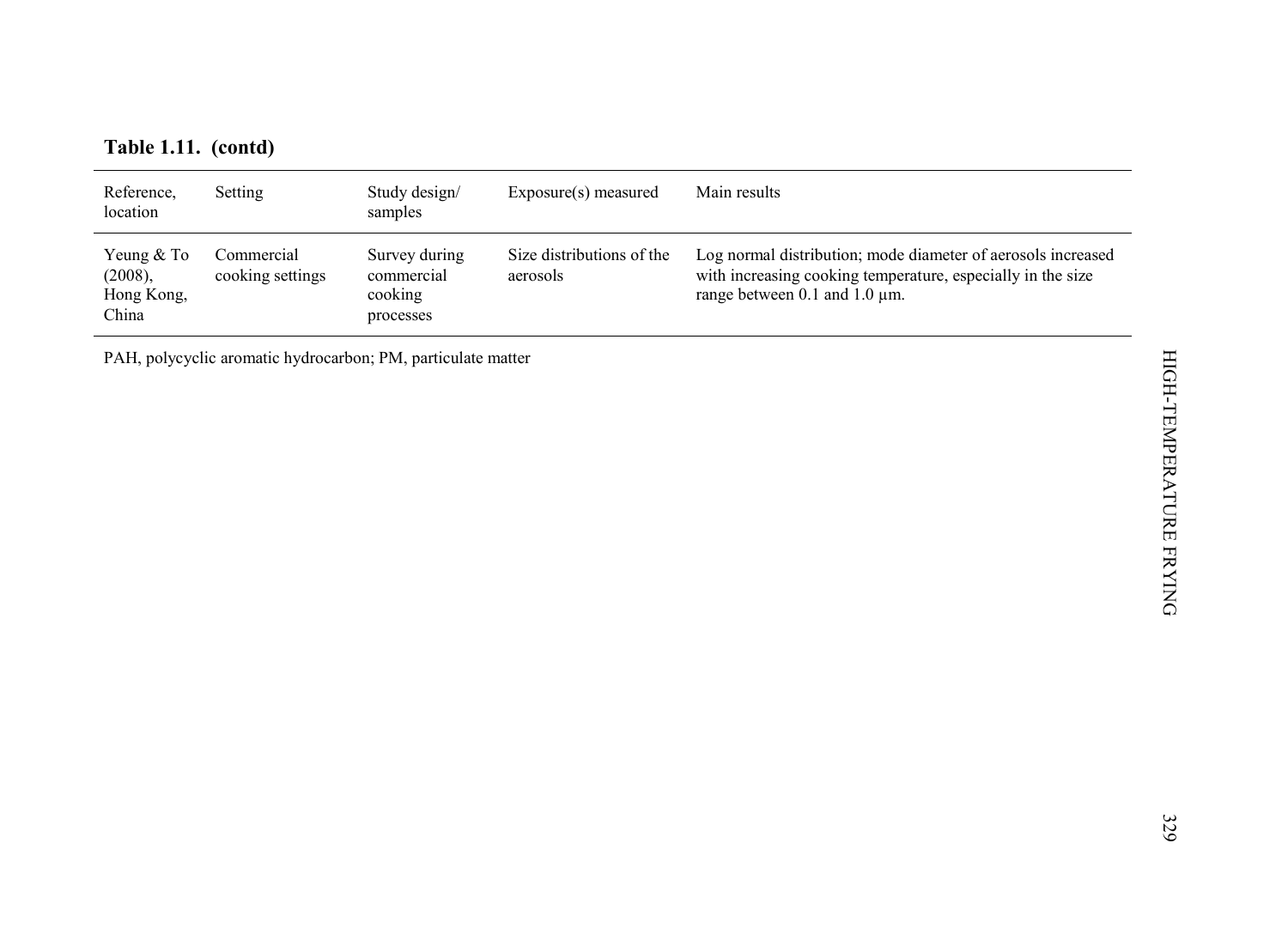**Table 1.11. (contd)**

| Reference, location | Setting | Study design/ samples | Exposure(s) measured | Main results |
|---|---|---|---|---|
| Yeung & To (2008), Hong Kong, China | Commercial cooking settings | Survey during commercial cooking processes | Size distributions of the aerosols | Log normal distribution; mode diameter of aerosols increased with increasing cooking temperature, especially in the size range between 0.1 and 1.0 µm. |

PAH, polycyclic aromatic hydrocarbon; PM, particulate matter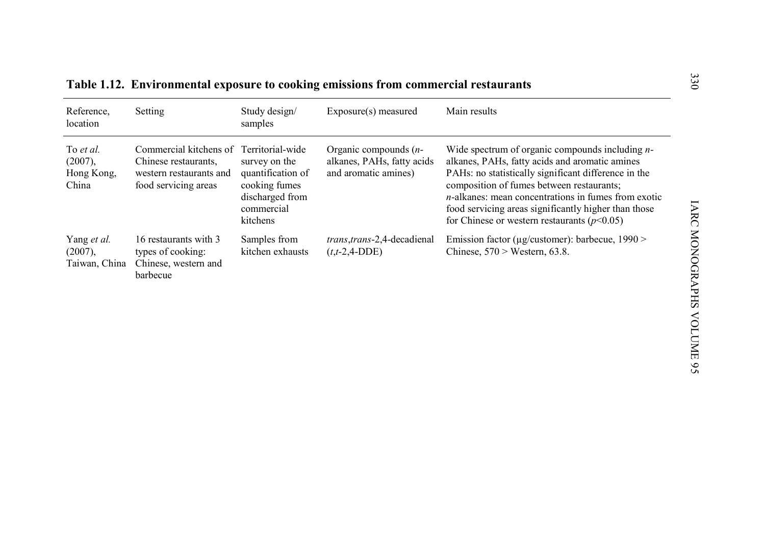**Table 1.12. Environmental exposure to cooking emissions from commercial restaurants**

| Reference, location | Setting | Study design/ samples | Exposure(s) measured | Main results |
|---|---|---|---|---|
| To *et al.* (2007), Hong Kong, China | Commercial kitchens of Chinese restaurants, western restaurants and food servicing areas | Territorial-wide survey on the quantification of cooking fumes discharged from commercial kitchens | Organic compounds (*n*-alkanes, PAHs, fatty acids and aromatic amines) | Wide spectrum of organic compounds including *n*-alkanes, PAHs, fatty acids and aromatic amines PAHs: no statistically significant difference in the composition of fumes between restaurants; *n*-alkanes: mean concentrations in fumes from exotic food servicing areas significantly higher than those for Chinese or western restaurants ($p$<0.05) |
| Yang *et al.* (2007), Taiwan, China | 16 restaurants with 3 types of cooking: Chinese, western and barbecue | Samples from kitchen exhausts | *trans*,*trans*-2,4-decadienal (*t*,*t*-2,4-DDE) | Emission factor (µg/customer): barbecue, 1990 > Chinese, 570 > Western, 63.8. |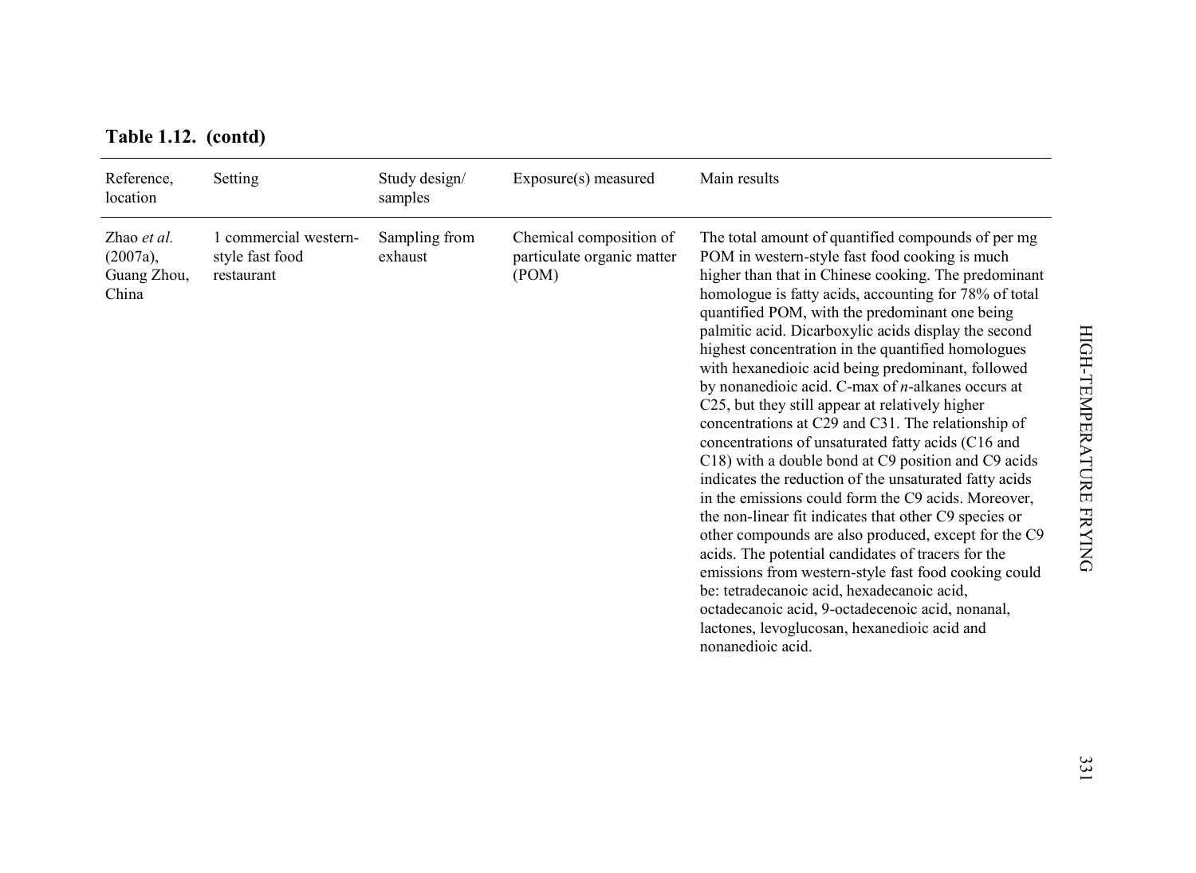**Table 1.12. (contd)**

| Reference, location | Setting | Study design/ samples | Exposure(s) measured | Main results |
|---|---|---|---|---|
| Zhao *et al.* (2007a), Guang Zhou, China | 1 commercial western-style fast food restaurant | Sampling from exhaust | Chemical composition of particulate organic matter (POM) | The total amount of quantified compounds of per mg POM in western-style fast food cooking is much higher than that in Chinese cooking. The predominant homologue is fatty acids, accounting for 78% of total quantified POM, with the predominant one being palmitic acid. Dicarboxylic acids display the second highest concentration in the quantified homologues with hexanedioic acid being predominant, followed by nonanedioic acid. C-max of *n*-alkanes occurs at C25, but they still appear at relatively higher concentrations at C29 and C31. The relationship of concentrations of unsaturated fatty acids (C16 and C18) with a double bond at C9 position and C9 acids indicates the reduction of the unsaturated fatty acids in the emissions could form the C9 acids. Moreover, the non-linear fit indicates that other C9 species or other compounds are also produced, except for the C9 acids. The potential candidates of tracers for the emissions from western-style fast food cooking could be: tetradecanoic acid, hexadecanoic acid, octadecanoic acid, 9-octadecenoic acid, nonanal, lactones, levoglucosan, hexanedioic acid and nonanedioic acid. |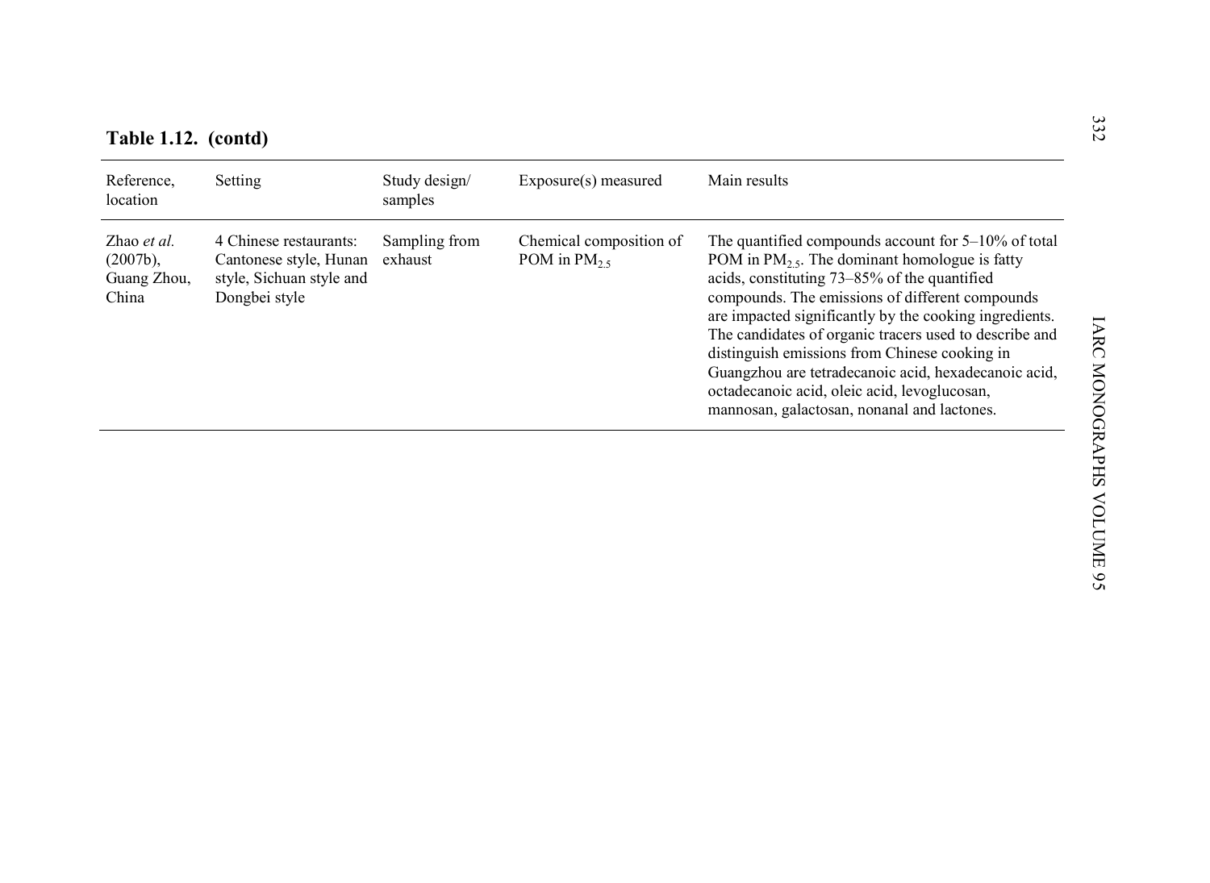**Table 1.12. (contd)**

| Reference, location | Setting | Study design/ samples | Exposure(s) measured | Main results |
|---|---|---|---|---|
| Zhao *et al.* (2007b), Guang Zhou, China | 4 Chinese restaurants: Cantonese style, Hunan style, Sichuan style and Dongbei style | Sampling from exhaust | Chemical composition of POM in $PM_{2.5}$ | The quantified compounds account for 5–10% of total POM in $PM_{2.5}$. The dominant homologue is fatty acids, constituting 73–85% of the quantified compounds. The emissions of different compounds are impacted significantly by the cooking ingredients. The candidates of organic tracers used to describe and distinguish emissions from Chinese cooking in Guangzhou are tetradecanoic acid, hexadecanoic acid, octadecanoic acid, oleic acid, levoglucosan, mannosan, galactosan, nonanal and lactones. |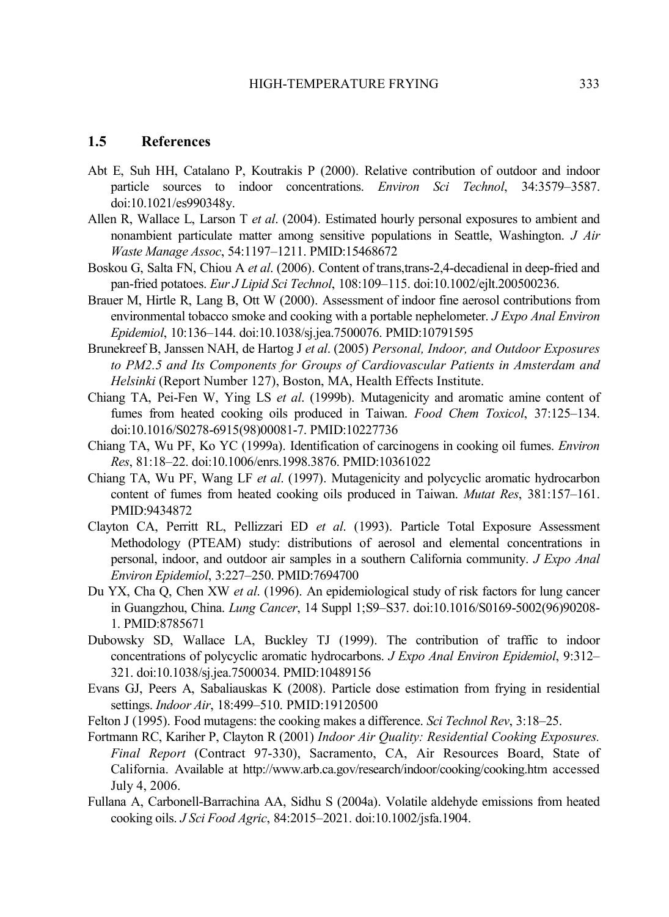## 1.5 References

Abt E, Suh HH, Catalano P, Koutrakis P (2000). Relative contribution of outdoor and indoor particle sources to indoor concentrations. *Environ Sci Technol*, 34:3579–3587. doi:10.1021/es990348y.

Allen R, Wallace L, Larson T *et al*. (2004). Estimated hourly personal exposures to ambient and nonambient particulate matter among sensitive populations in Seattle, Washington. *J Air Waste Manage Assoc*, 54:1197–1211. PMID:15468672

Boskou G, Salta FN, Chiou A *et al*. (2006). Content of trans,trans-2,4-decadienal in deep-fried and pan-fried potatoes. *Eur J Lipid Sci Technol*, 108:109–115. doi:10.1002/ejlt.200500236.

Brauer M, Hirtle R, Lang B, Ott W (2000). Assessment of indoor fine aerosol contributions from environmental tobacco smoke and cooking with a portable nephelometer. *J Expo Anal Environ Epidemiol*, 10:136–144. doi:10.1038/sj.jea.7500076. PMID:10791595

Brunekreef B, Janssen NAH, de Hartog J *et al*. (2005) *Personal, Indoor, and Outdoor Exposures to PM2.5 and Its Components for Groups of Cardiovascular Patients in Amsterdam and Helsinki* (Report Number 127), Boston, MA, Health Effects Institute.

Chiang TA, Pei-Fen W, Ying LS *et al*. (1999b). Mutagenicity and aromatic amine content of fumes from heated cooking oils produced in Taiwan. *Food Chem Toxicol*, 37:125–134. doi:10.1016/S0278-6915(98)00081-7. PMID:10227736

Chiang TA, Wu PF, Ko YC (1999a). Identification of carcinogens in cooking oil fumes. *Environ Res*, 81:18–22. doi:10.1006/enrs.1998.3876. PMID:10361022

Chiang TA, Wu PF, Wang LF *et al*. (1997). Mutagenicity and polycyclic aromatic hydrocarbon content of fumes from heated cooking oils produced in Taiwan. *Mutat Res*, 381:157–161. PMID:9434872

Clayton CA, Perritt RL, Pellizzari ED *et al*. (1993). Particle Total Exposure Assessment Methodology (PTEAM) study: distributions of aerosol and elemental concentrations in personal, indoor, and outdoor air samples in a southern California community. *J Expo Anal Environ Epidemiol*, 3:227–250. PMID:7694700

Du YX, Cha Q, Chen XW *et al*. (1996). An epidemiological study of risk factors for lung cancer in Guangzhou, China. *Lung Cancer*, 14 Suppl 1;S9–S37. doi:10.1016/S0169-5002(96)90208-1. PMID:8785671

Dubowsky SD, Wallace LA, Buckley TJ (1999). The contribution of traffic to indoor concentrations of polycyclic aromatic hydrocarbons. *J Expo Anal Environ Epidemiol*, 9:312–321. doi:10.1038/sj.jea.7500034. PMID:10489156

Evans GJ, Peers A, Sabaliauskas K (2008). Particle dose estimation from frying in residential settings. *Indoor Air*, 18:499–510. PMID:19120500

Felton J (1995). Food mutagens: the cooking makes a difference. *Sci Technol Rev*, 3:18–25.

Fortmann RC, Kariher P, Clayton R (2001) *Indoor Air Quality: Residential Cooking Exposures. Final Report* (Contract 97-330), Sacramento, CA, Air Resources Board, State of California. Available at http://www.arb.ca.gov/research/indoor/cooking/cooking.htm accessed July 4, 2006.

Fullana A, Carbonell-Barrachina AA, Sidhu S (2004a). Volatile aldehyde emissions from heated cooking oils. *J Sci Food Agric*, 84:2015–2021. doi:10.1002/jsfa.1904.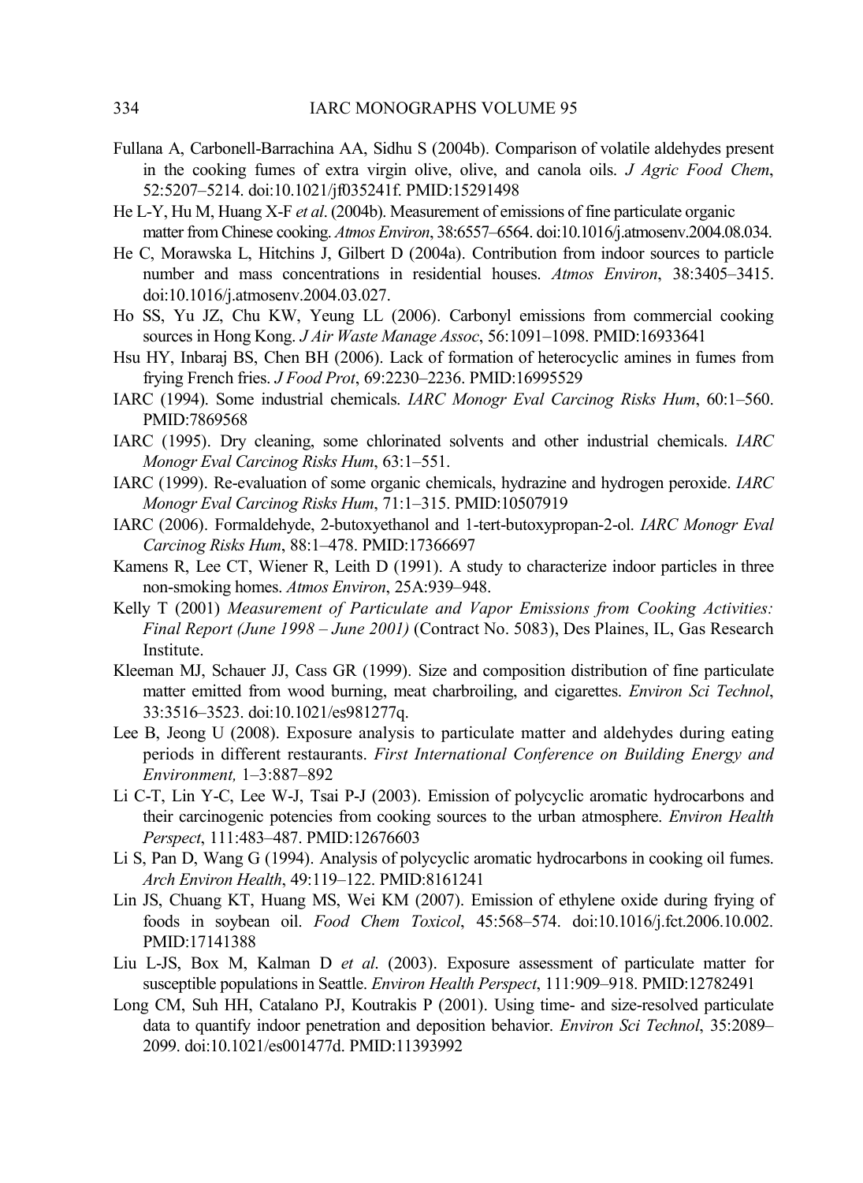Fullana A, Carbonell-Barrachina AA, Sidhu S (2004b). Comparison of volatile aldehydes present in the cooking fumes of extra virgin olive, olive, and canola oils. *J Agric Food Chem*, 52:5207–5214. doi:10.1021/jf035241f. PMID:15291498

He L-Y, Hu M, Huang X-F *et al*. (2004b). Measurement of emissions of fine particulate organic matter from Chinese cooking. *Atmos Environ*, 38:6557–6564. doi:10.1016/j.atmosenv.2004.08.034.

He C, Morawska L, Hitchins J, Gilbert D (2004a). Contribution from indoor sources to particle number and mass concentrations in residential houses. *Atmos Environ*, 38:3405–3415. doi:10.1016/j.atmosenv.2004.03.027.

Ho SS, Yu JZ, Chu KW, Yeung LL (2006). Carbonyl emissions from commercial cooking sources in Hong Kong. *J Air Waste Manage Assoc*, 56:1091–1098. PMID:16933641

Hsu HY, Inbaraj BS, Chen BH (2006). Lack of formation of heterocyclic amines in fumes from frying French fries. *J Food Prot*, 69:2230–2236. PMID:16995529

IARC (1994). Some industrial chemicals. *IARC Monogr Eval Carcinog Risks Hum*, 60:1–560. PMID:7869568

IARC (1995). Dry cleaning, some chlorinated solvents and other industrial chemicals. *IARC Monogr Eval Carcinog Risks Hum*, 63:1–551.

IARC (1999). Re-evaluation of some organic chemicals, hydrazine and hydrogen peroxide. *IARC Monogr Eval Carcinog Risks Hum*, 71:1–315. PMID:10507919

IARC (2006). Formaldehyde, 2-butoxyethanol and 1-tert-butoxypropan-2-ol. *IARC Monogr Eval Carcinog Risks Hum*, 88:1–478. PMID:17366697

Kamens R, Lee CT, Wiener R, Leith D (1991). A study to characterize indoor particles in three non-smoking homes. *Atmos Environ*, 25A:939–948.

Kelly T (2001) *Measurement of Particulate and Vapor Emissions from Cooking Activities: Final Report (June 1998 – June 2001)* (Contract No. 5083), Des Plaines, IL, Gas Research Institute.

Kleeman MJ, Schauer JJ, Cass GR (1999). Size and composition distribution of fine particulate matter emitted from wood burning, meat charbroiling, and cigarettes. *Environ Sci Technol*, 33:3516–3523. doi:10.1021/es981277q.

Lee B, Jeong U (2008). Exposure analysis to particulate matter and aldehydes during eating periods in different restaurants. *First International Conference on Building Energy and Environment,* 1–3:887–892

Li C-T, Lin Y-C, Lee W-J, Tsai P-J (2003). Emission of polycyclic aromatic hydrocarbons and their carcinogenic potencies from cooking sources to the urban atmosphere. *Environ Health Perspect*, 111:483–487. PMID:12676603

Li S, Pan D, Wang G (1994). Analysis of polycyclic aromatic hydrocarbons in cooking oil fumes. *Arch Environ Health*, 49:119–122. PMID:8161241

Lin JS, Chuang KT, Huang MS, Wei KM (2007). Emission of ethylene oxide during frying of foods in soybean oil. *Food Chem Toxicol*, 45:568–574. doi:10.1016/j.fct.2006.10.002. PMID:17141388

Liu L-JS, Box M, Kalman D *et al*. (2003). Exposure assessment of particulate matter for susceptible populations in Seattle. *Environ Health Perspect*, 111:909–918. PMID:12782491

Long CM, Suh HH, Catalano PJ, Koutrakis P (2001). Using time- and size-resolved particulate data to quantify indoor penetration and deposition behavior. *Environ Sci Technol*, 35:2089–2099. doi:10.1021/es001477d. PMID:11393992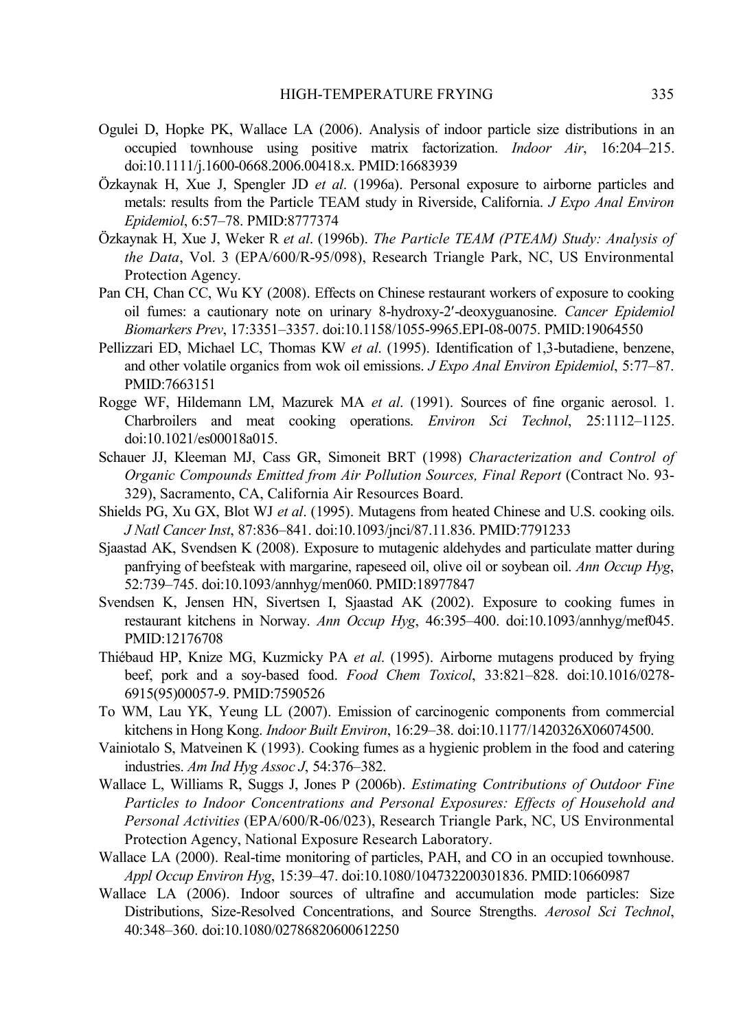Ogulei D, Hopke PK, Wallace LA (2006). Analysis of indoor particle size distributions in an occupied townhouse using positive matrix factorization. *Indoor Air*, 16:204–215. doi:10.1111/j.1600-0668.2006.00418.x. PMID:16683939

Özkaynak H, Xue J, Spengler JD *et al*. (1996a). Personal exposure to airborne particles and metals: results from the Particle TEAM study in Riverside, California. *J Expo Anal Environ Epidemiol*, 6:57–78. PMID:8777374

Özkaynak H, Xue J, Weker R *et al*. (1996b). *The Particle TEAM (PTEAM) Study: Analysis of the Data*, Vol. 3 (EPA/600/R-95/098), Research Triangle Park, NC, US Environmental Protection Agency.

Pan CH, Chan CC, Wu KY (2008). Effects on Chinese restaurant workers of exposure to cooking oil fumes: a cautionary note on urinary 8-hydroxy-2′-deoxyguanosine. *Cancer Epidemiol Biomarkers Prev*, 17:3351–3357. doi:10.1158/1055-9965.EPI-08-0075. PMID:19064550

Pellizzari ED, Michael LC, Thomas KW *et al*. (1995). Identification of 1,3-butadiene, benzene, and other volatile organics from wok oil emissions. *J Expo Anal Environ Epidemiol*, 5:77–87. PMID:7663151

Rogge WF, Hildemann LM, Mazurek MA *et al*. (1991). Sources of fine organic aerosol. 1. Charbroilers and meat cooking operations. *Environ Sci Technol*, 25:1112–1125. doi:10.1021/es00018a015.

Schauer JJ, Kleeman MJ, Cass GR, Simoneit BRT (1998) *Characterization and Control of Organic Compounds Emitted from Air Pollution Sources, Final Report* (Contract No. 93-329), Sacramento, CA, California Air Resources Board.

Shields PG, Xu GX, Blot WJ *et al*. (1995). Mutagens from heated Chinese and U.S. cooking oils. *J Natl Cancer Inst*, 87:836–841. doi:10.1093/jnci/87.11.836. PMID:7791233

Sjaastad AK, Svendsen K (2008). Exposure to mutagenic aldehydes and particulate matter during panfrying of beefsteak with margarine, rapeseed oil, olive oil or soybean oil. *Ann Occup Hyg*, 52:739–745. doi:10.1093/annhyg/men060. PMID:18977847

Svendsen K, Jensen HN, Sivertsen I, Sjaastad AK (2002). Exposure to cooking fumes in restaurant kitchens in Norway. *Ann Occup Hyg*, 46:395–400. doi:10.1093/annhyg/mef045. PMID:12176708

Thiébaud HP, Knize MG, Kuzmicky PA *et al*. (1995). Airborne mutagens produced by frying beef, pork and a soy-based food. *Food Chem Toxicol*, 33:821–828. doi:10.1016/0278-6915(95)00057-9. PMID:7590526

To WM, Lau YK, Yeung LL (2007). Emission of carcinogenic components from commercial kitchens in Hong Kong. *Indoor Built Environ*, 16:29–38. doi:10.1177/1420326X06074500.

Vainiotalo S, Matveinen K (1993). Cooking fumes as a hygienic problem in the food and catering industries. *Am Ind Hyg Assoc J*, 54:376–382.

Wallace L, Williams R, Suggs J, Jones P (2006b). *Estimating Contributions of Outdoor Fine Particles to Indoor Concentrations and Personal Exposures: Effects of Household and Personal Activities* (EPA/600/R-06/023), Research Triangle Park, NC, US Environmental Protection Agency, National Exposure Research Laboratory.

Wallace LA (2000). Real-time monitoring of particles, PAH, and CO in an occupied townhouse. *Appl Occup Environ Hyg*, 15:39–47. doi:10.1080/104732200301836. PMID:10660987

Wallace LA (2006). Indoor sources of ultrafine and accumulation mode particles: Size Distributions, Size-Resolved Concentrations, and Source Strengths. *Aerosol Sci Technol*, 40:348–360. doi:10.1080/02786820600612250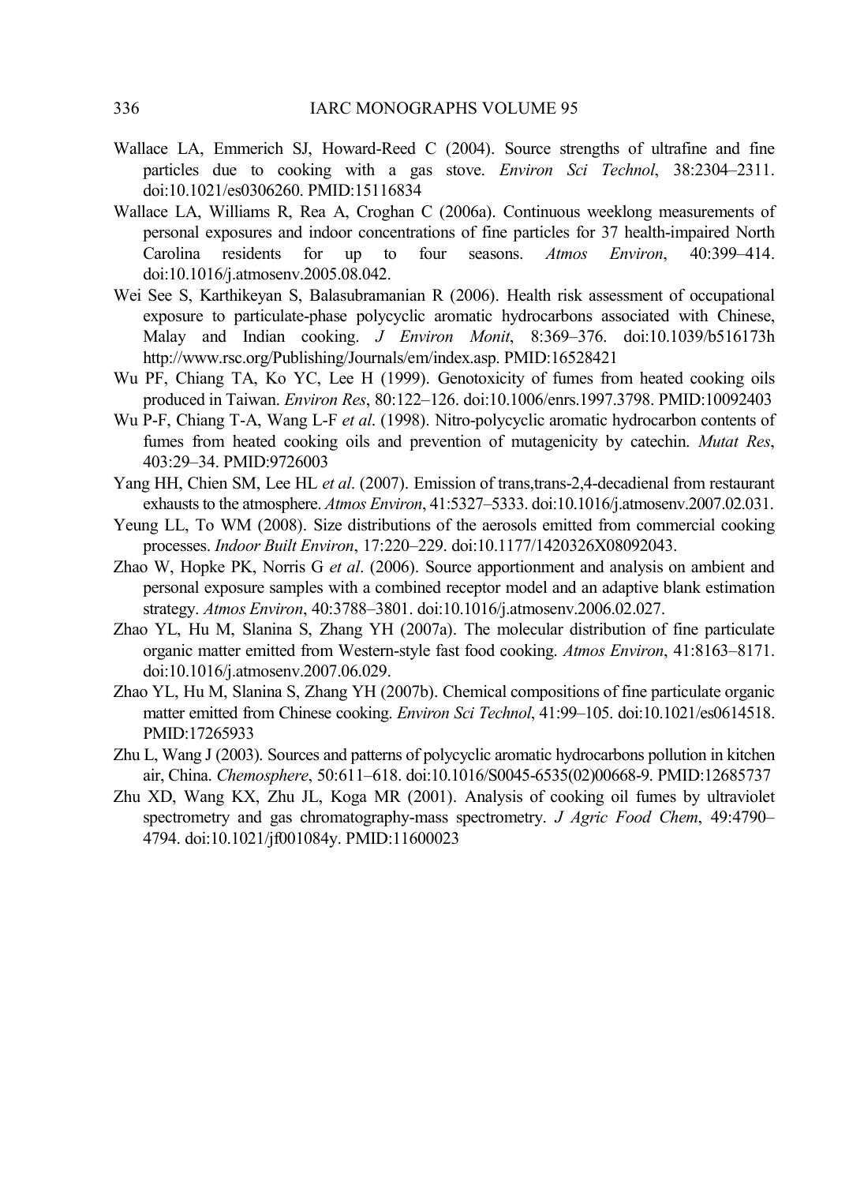Wallace LA, Emmerich SJ, Howard-Reed C (2004). Source strengths of ultrafine and fine particles due to cooking with a gas stove. *Environ Sci Technol*, 38:2304–2311. doi:10.1021/es0306260. PMID:15116834

Wallace LA, Williams R, Rea A, Croghan C (2006a). Continuous weeklong measurements of personal exposures and indoor concentrations of fine particles for 37 health-impaired North Carolina residents for up to four seasons. *Atmos Environ*, 40:399–414. doi:10.1016/j.atmosenv.2005.08.042.

Wei See S, Karthikeyan S, Balasubramanian R (2006). Health risk assessment of occupational exposure to particulate-phase polycyclic aromatic hydrocarbons associated with Chinese, Malay and Indian cooking. *J Environ Monit*, 8:369–376. doi:10.1039/b516173h http://www.rsc.org/Publishing/Journals/em/index.asp. PMID:16528421

Wu PF, Chiang TA, Ko YC, Lee H (1999). Genotoxicity of fumes from heated cooking oils produced in Taiwan. *Environ Res*, 80:122–126. doi:10.1006/enrs.1997.3798. PMID:10092403

Wu P-F, Chiang T-A, Wang L-F *et al*. (1998). Nitro-polycyclic aromatic hydrocarbon contents of fumes from heated cooking oils and prevention of mutagenicity by catechin. *Mutat Res*, 403:29–34. PMID:9726003

Yang HH, Chien SM, Lee HL *et al*. (2007). Emission of trans,trans-2,4-decadienal from restaurant exhausts to the atmosphere. *Atmos Environ*, 41:5327–5333. doi:10.1016/j.atmosenv.2007.02.031.

Yeung LL, To WM (2008). Size distributions of the aerosols emitted from commercial cooking processes. *Indoor Built Environ*, 17:220–229. doi:10.1177/1420326X08092043.

Zhao W, Hopke PK, Norris G *et al*. (2006). Source apportionment and analysis on ambient and personal exposure samples with a combined receptor model and an adaptive blank estimation strategy. *Atmos Environ*, 40:3788–3801. doi:10.1016/j.atmosenv.2006.02.027.

Zhao YL, Hu M, Slanina S, Zhang YH (2007a). The molecular distribution of fine particulate organic matter emitted from Western-style fast food cooking. *Atmos Environ*, 41:8163–8171. doi:10.1016/j.atmosenv.2007.06.029.

Zhao YL, Hu M, Slanina S, Zhang YH (2007b). Chemical compositions of fine particulate organic matter emitted from Chinese cooking. *Environ Sci Technol*, 41:99–105. doi:10.1021/es0614518. PMID:17265933

Zhu L, Wang J (2003). Sources and patterns of polycyclic aromatic hydrocarbons pollution in kitchen air, China. *Chemosphere*, 50:611–618. doi:10.1016/S0045-6535(02)00668-9. PMID:12685737

Zhu XD, Wang KX, Zhu JL, Koga MR (2001). Analysis of cooking oil fumes by ultraviolet spectrometry and gas chromatography-mass spectrometry. *J Agric Food Chem*, 49:4790–4794. doi:10.1021/jf001084y. PMID:11600023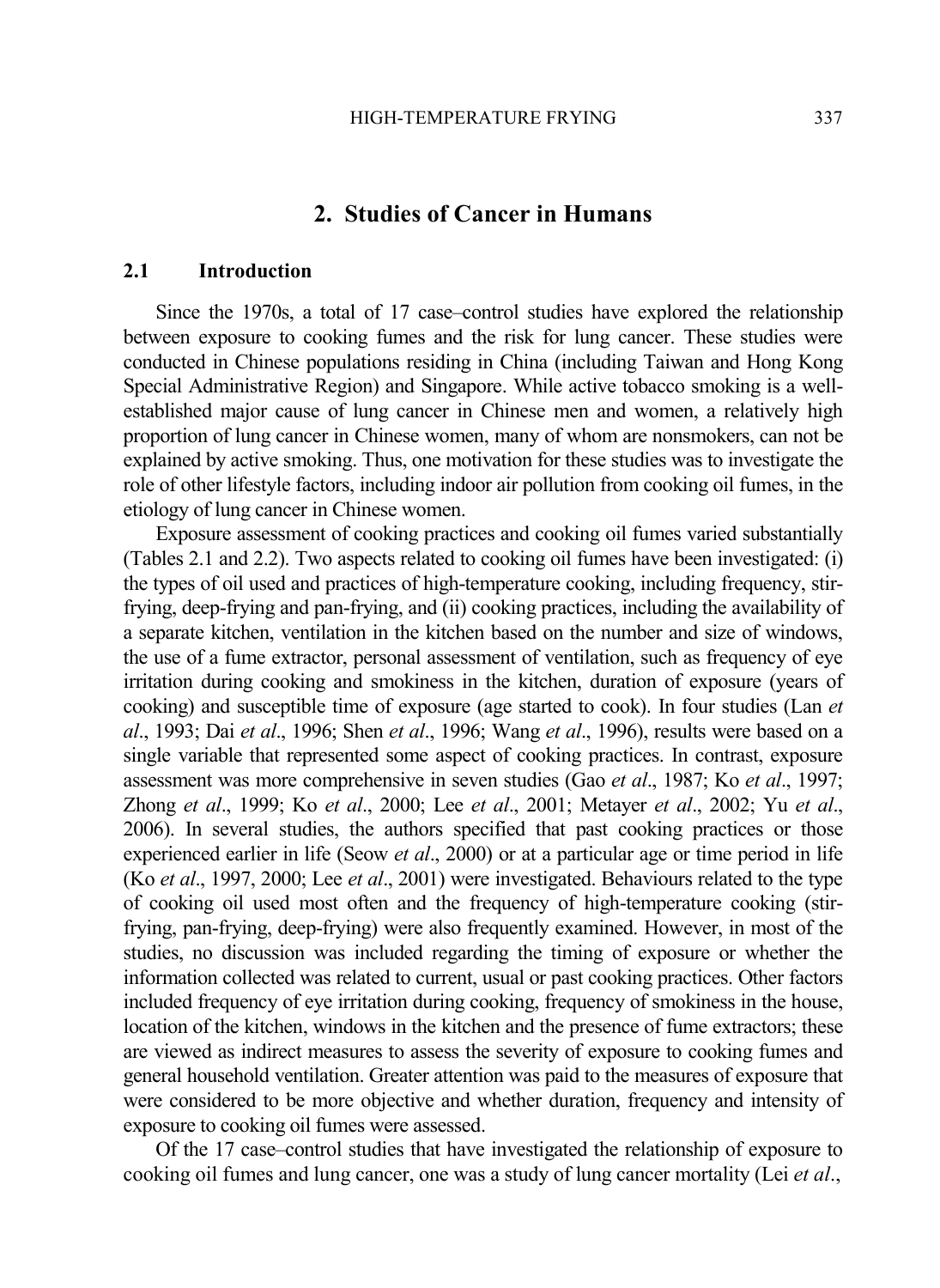# 2. Studies of Cancer in Humans

## 2.1 Introduction

Since the 1970s, a total of 17 case–control studies have explored the relationship between exposure to cooking fumes and the risk for lung cancer. These studies were conducted in Chinese populations residing in China (including Taiwan and Hong Kong Special Administrative Region) and Singapore. While active tobacco smoking is a well-established major cause of lung cancer in Chinese men and women, a relatively high proportion of lung cancer in Chinese women, many of whom are nonsmokers, can not be explained by active smoking. Thus, one motivation for these studies was to investigate the role of other lifestyle factors, including indoor air pollution from cooking oil fumes, in the etiology of lung cancer in Chinese women.

Exposure assessment of cooking practices and cooking oil fumes varied substantially (Tables 2.1 and 2.2). Two aspects related to cooking oil fumes have been investigated: (i) the types of oil used and practices of high-temperature cooking, including frequency, stir-frying, deep-frying and pan-frying, and (ii) cooking practices, including the availability of a separate kitchen, ventilation in the kitchen based on the number and size of windows, the use of a fume extractor, personal assessment of ventilation, such as frequency of eye irritation during cooking and smokiness in the kitchen, duration of exposure (years of cooking) and susceptible time of exposure (age started to cook). In four studies (Lan *et al*., 1993; Dai *et al*., 1996; Shen *et al*., 1996; Wang *et al*., 1996), results were based on a single variable that represented some aspect of cooking practices. In contrast, exposure assessment was more comprehensive in seven studies (Gao *et al*., 1987; Ko *et al*., 1997; Zhong *et al*., 1999; Ko *et al*., 2000; Lee *et al*., 2001; Metayer *et al*., 2002; Yu *et al*., 2006). In several studies, the authors specified that past cooking practices or those experienced earlier in life (Seow *et al*., 2000) or at a particular age or time period in life (Ko *et al*., 1997, 2000; Lee *et al*., 2001) were investigated. Behaviours related to the type of cooking oil used most often and the frequency of high-temperature cooking (stir-frying, pan-frying, deep-frying) were also frequently examined. However, in most of the studies, no discussion was included regarding the timing of exposure or whether the information collected was related to current, usual or past cooking practices. Other factors included frequency of eye irritation during cooking, frequency of smokiness in the house, location of the kitchen, windows in the kitchen and the presence of fume extractors; these are viewed as indirect measures to assess the severity of exposure to cooking fumes and general household ventilation. Greater attention was paid to the measures of exposure that were considered to be more objective and whether duration, frequency and intensity of exposure to cooking oil fumes were assessed.

Of the 17 case–control studies that have investigated the relationship of exposure to cooking oil fumes and lung cancer, one was a study of lung cancer mortality (Lei *et al*.,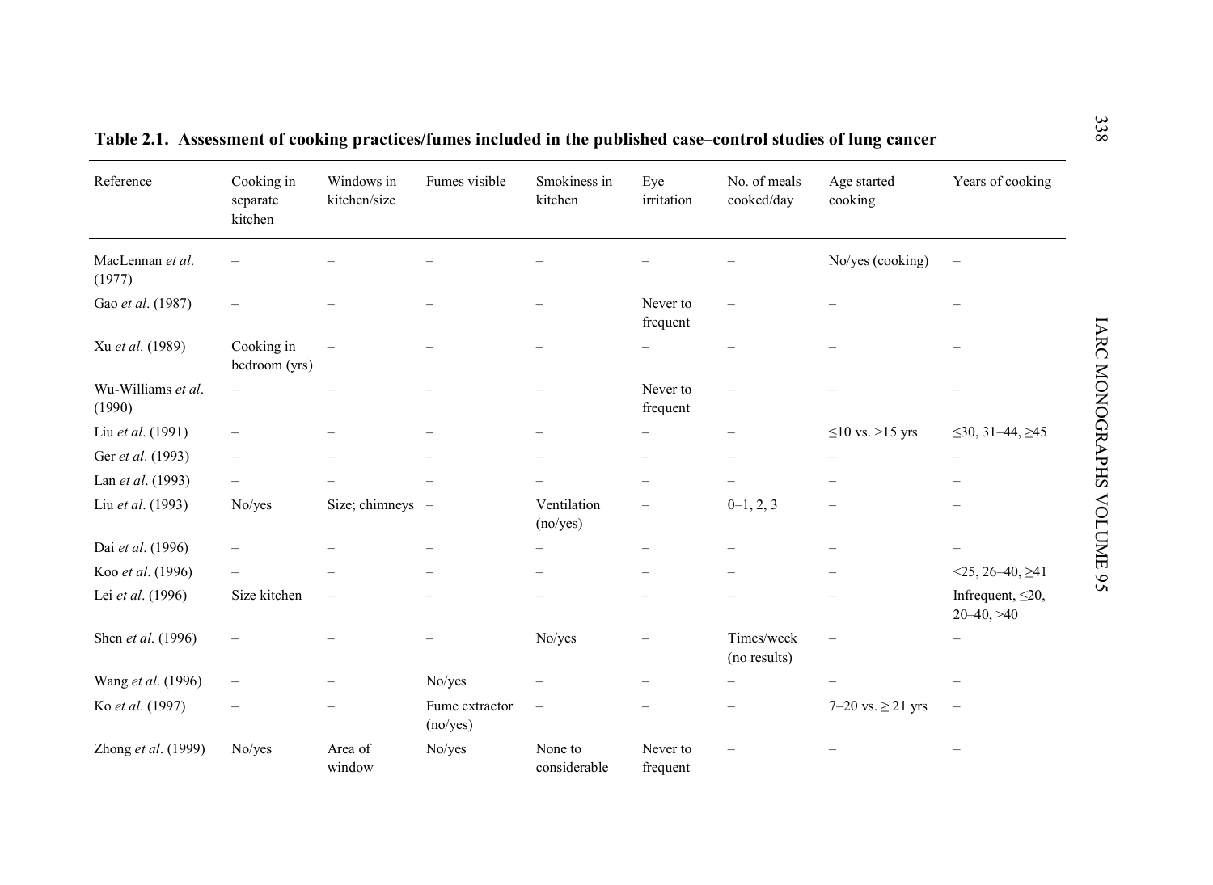**Table 2.1. Assessment of cooking practices/fumes included in the published case–control studies of lung cancer**

| Reference | Cooking in separate kitchen | Windows in kitchen/size | Fumes visible | Smokiness in kitchen | Eye irritation | No. of meals cooked/day | Age started cooking | Years of cooking |
|---|---|---|---|---|---|---|---|---|
| MacLennan *et al*. (1977) | – | – | – | – | – | – | No/yes (cooking) | – |
| Gao *et al*. (1987) | – | – | – | – | Never to frequent | – | – | – |
| Xu *et al*. (1989) | Cooking in bedroom (yrs) | – | – | – | – | – | – | – |
| Wu-Williams *et al*. (1990) | – | – | – | – | Never to frequent | – | – | – |
| Liu *et al*. (1991) | – | – | – | – | – | – | ≤10 vs. >15 yrs | ≤30, 31–44, ≥45 |
| Ger *et al*. (1993) | – | – | – | – | – | – | – | – |
| Lan *et al*. (1993) | – | – | – | – | – | – | – | – |
| Liu *et al*. (1993) | No/yes | Size; chimneys | – | Ventilation (no/yes) | – | 0–1, 2, 3 | – | – |
| Dai *et al*. (1996) | – | – | – | – | – | – | – | – |
| Koo *et al*. (1996) | – | – | – | – | – | – | – | <25, 26–40, ≥41 |
| Lei *et al*. (1996) | Size kitchen | – | – | – | – | – | – | Infrequent, ≤20, 20–40, >40 |
| Shen *et al*. (1996) | – | – | – | No/yes | – | Times/week (no results) | – | – |
| Wang *et al*. (1996) | – | – | No/yes | – | – | – | – | – |
| Ko *et al*. (1997) | – | – | Fume extractor (no/yes) | – | – | – | 7–20 vs. ≥ 21 yrs | – |
| Zhong *et al*. (1999) | No/yes | Area of window | No/yes | None to considerable | Never to frequent | – | – | – |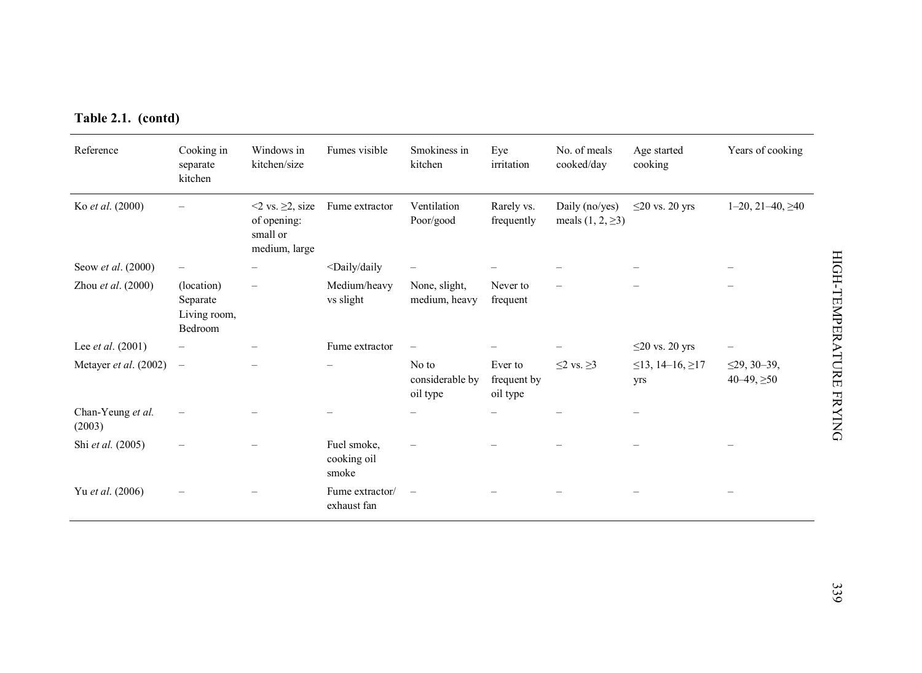**Table 2.1. (contd)**

| Reference | Cooking in separate kitchen | Windows in kitchen/size | Fumes visible | Smokiness in kitchen | Eye irritation | No. of meals cooked/day | Age started cooking | Years of cooking |
|---|---|---|---|---|---|---|---|---|
| Ko *et al.* (2000) | – | <2 vs. ≥2, size of opening: small or medium, large | Fume extractor | Ventilation Poor/good | Rarely vs. frequently | Daily (no/yes) meals (1, 2, ≥3) | ≤20 vs. 20 yrs | 1–20, 21–40, ≥40 |
| Seow *et al*. (2000) | – | – | <Daily/daily | – | – | – | – | – |
| Zhou *et al*. (2000) | (location) Separate Living room, Bedroom | – | Medium/heavy vs slight | None, slight, medium, heavy | Never to frequent | – | – | – |
| Lee *et al*. (2001) | – | – | Fume extractor | – | – | – | ≤20 vs. 20 yrs | – |
| Metayer *et al*. (2002) | – | – | – | No to considerable by oil type | Ever to frequent by oil type | ≤2 vs. ≥3 | ≤13, 14–16, ≥17 yrs | ≤29, 30–39, 40–49, ≥50 |
| Chan-Yeung *et al.* (2003) | – | – | – | – | – | – | – | |
| Shi *et al.* (2005) | – | – | Fuel smoke, cooking oil smoke | – | – | – | – | – |
| Yu *et al*. (2006) | – | – | Fume extractor/ exhaust fan | – | – | – | – | – |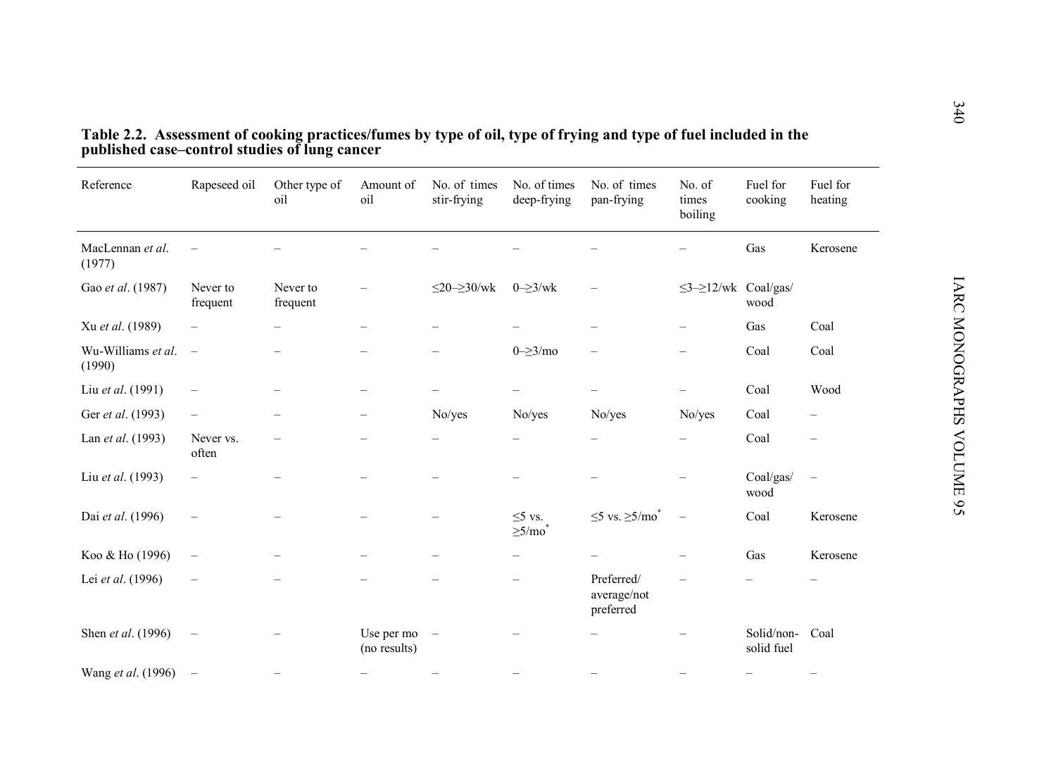**Table 2.2. Assessment of cooking practices/fumes by type of oil, type of frying and type of fuel included in the published case–control studies of lung cancer**

| Reference | Rapeseed oil | Other type of oil | Amount of oil | No. of times stir-frying | No. of times deep-frying | No. of times pan-frying | No. of times boiling | Fuel for cooking | Fuel for heating |
|---|---|---|---|---|---|---|---|---|---|
| MacLennan *et al*. (1977) | – | – | – | – | – | – | – | Gas | Kerosene |
| Gao *et al*. (1987) | Never to frequent | Never to frequent | – | ≤20–≥30/wk | 0–≥3/wk | – | ≤3–≥12/wk | Coal/gas/ wood | |
| Xu *et al*. (1989) | – | – | – | – | – | – | – | Gas | Coal |
| Wu-Williams *et al*. (1990) | – | – | – | – | 0–≥3/mo | – | – | Coal | Coal |
| Liu *et al*. (1991) | – | – | – | – | – | – | – | Coal | Wood |
| Ger *et al*. (1993) | – | – | – | No/yes | No/yes | No/yes | No/yes | Coal | – |
| Lan *et al*. (1993) | Never vs. often | – | – | – | – | – | – | Coal | – |
| Liu *et al*. (1993) | – | – | – | – | – | – | – | Coal/gas/ wood | – |
| Dai *et al*. (1996) | – | – | – | – | ≤5 vs. ≥5/mo* | ≤5 vs. ≥5/mo* | – | Coal | Kerosene |
| Koo & Ho (1996) | – | – | – | – | – | – | – | Gas | Kerosene |
| Lei *et al*. (1996) | – | – | – | – | – | Preferred/ average/not preferred | – | – | – |
| Shen *et al*. (1996) | – | – | Use per mo (no results) | – | – | – | – | Solid/non-solid fuel | Coal |
| Wang *et al*. (1996) | – | – | – | – | – | – | – | – | – |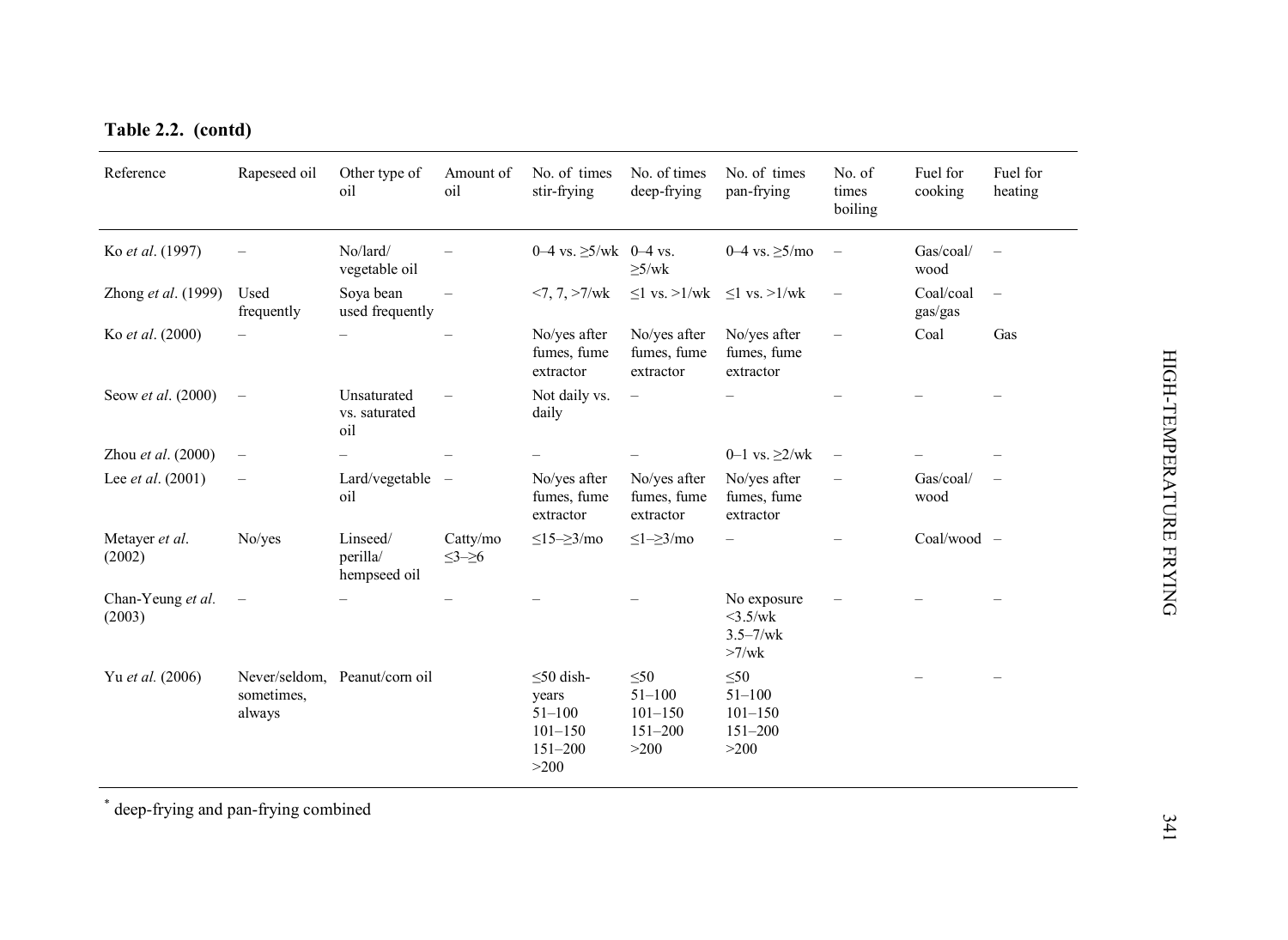**Table 2.2. (contd)**

| Reference | Rapeseed oil | Other type of oil | Amount of oil | No. of times stir-frying | No. of times deep-frying | No. of times pan-frying | No. of times boiling | Fuel for cooking | Fuel for heating |
|---|---|---|---|---|---|---|---|---|---|
| Ko *et al*. (1997) | – | No/lard/ vegetable oil | – | 0–4 vs. ≥5/wk | 0–4 vs. ≥5/wk | 0–4 vs. ≥5/mo | – | Gas/coal/ wood | – |
| Zhong *et al*. (1999) | Used frequently | Soya bean used frequently | – | <7, 7, >7/wk | ≤1 vs. >1/wk | ≤1 vs. >1/wk | – | Coal/coal gas/gas | – |
| Ko *et al*. (2000) | – | – | – | No/yes after fumes, fume extractor | No/yes after fumes, fume extractor | No/yes after fumes, fume extractor | – | Coal | Gas |
| Seow *et al*. (2000) | – | Unsaturated vs. saturated oil | – | Not daily vs. daily | – | – | – | – | – |
| Zhou *et al*. (2000) | – | – | – | – | – | 0–1 vs. ≥2/wk | – | – | – |
| Lee *et al*. (2001) | – | Lard/vegetable oil | – | No/yes after fumes, fume extractor | No/yes after fumes, fume extractor | No/yes after fumes, fume extractor | – | Gas/coal/ wood | – |
| Metayer *et al*. (2002) | No/yes | Linseed/ perilla/ hempseed oil | Catty/mo ≤3–≥6 | ≤15–≥3/mo | ≤1–≥3/mo | – | – | Coal/wood | – |
| Chan-Yeung *et al*. (2003) | – | – | – | – | – | No exposure <3.5/wk 3.5–7/wk >7/wk | – | – | – |
| Yu *et al.* (2006) | Never/seldom, sometimes, always | Peanut/corn oil | | ≤50 dish-years 51–100 101–150 151–200 >200 | ≤50 51–100 101–150 151–200 >200 | ≤50 51–100 101–150 151–200 >200 | | – | – |

[*] deep-frying and pan-frying combined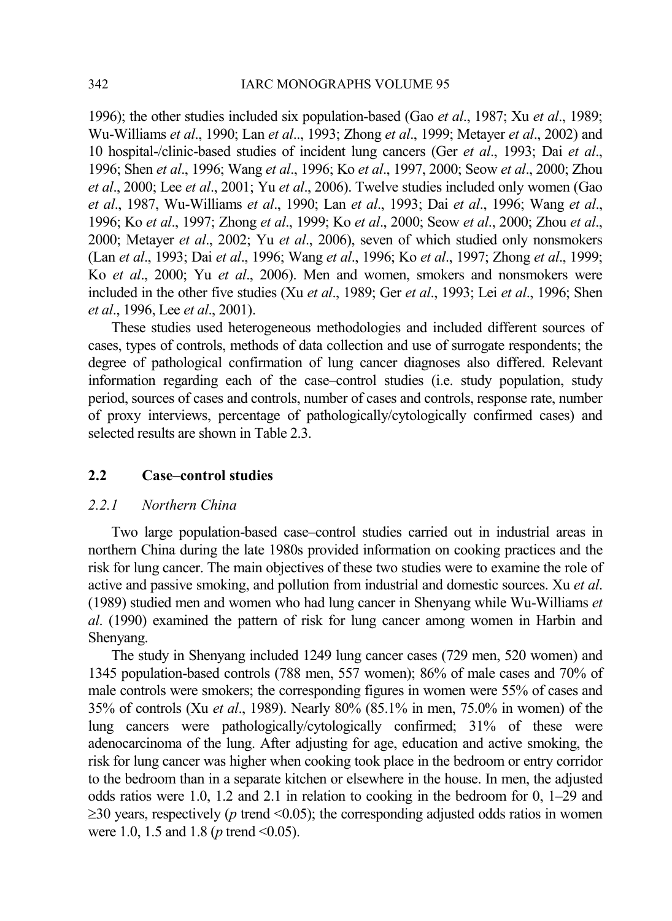1996); the other studies included six population-based (Gao *et al*., 1987; Xu *et al*., 1989; Wu-Williams *et al*., 1990; Lan *et al*.., 1993; Zhong *et al*., 1999; Metayer *et al*., 2002) and 10 hospital-/clinic-based studies of incident lung cancers (Ger *et al*., 1993; Dai *et al*., 1996; Shen *et al*., 1996; Wang *et al*., 1996; Ko *et al*., 1997, 2000; Seow *et al*., 2000; Zhou *et al*., 2000; Lee *et al*., 2001; Yu *et al*., 2006). Twelve studies included only women (Gao *et al*., 1987, Wu-Williams *et al*., 1990; Lan *et al*., 1993; Dai *et al*., 1996; Wang *et al*., 1996; Ko *et al*., 1997; Zhong *et al*., 1999; Ko *et al*., 2000; Seow *et al*., 2000; Zhou *et al*., 2000; Metayer *et al*., 2002; Yu *et al*., 2006), seven of which studied only nonsmokers (Lan *et al*., 1993; Dai *et al*., 1996; Wang *et al*., 1996; Ko *et al*., 1997; Zhong *et al*., 1999; Ko *et al*., 2000; Yu *et al*., 2006). Men and women, smokers and nonsmokers were included in the other five studies (Xu *et al*., 1989; Ger *et al*., 1993; Lei *et al*., 1996; Shen *et al*., 1996, Lee *et al*., 2001).

These studies used heterogeneous methodologies and included different sources of cases, types of controls, methods of data collection and use of surrogate respondents; the degree of pathological confirmation of lung cancer diagnoses also differed. Relevant information regarding each of the case–control studies (i.e. study population, study period, sources of cases and controls, number of cases and controls, response rate, number of proxy interviews, percentage of pathologically/cytologically confirmed cases) and selected results are shown in Table 2.3.

## 2.2 Case–control studies

### *2.2.1 Northern China*

Two large population-based case–control studies carried out in industrial areas in northern China during the late 1980s provided information on cooking practices and the risk for lung cancer. The main objectives of these two studies were to examine the role of active and passive smoking, and pollution from industrial and domestic sources. Xu *et al*. (1989) studied men and women who had lung cancer in Shenyang while Wu-Williams *et al*. (1990) examined the pattern of risk for lung cancer among women in Harbin and Shenyang.

The study in Shenyang included 1249 lung cancer cases (729 men, 520 women) and 1345 population-based controls (788 men, 557 women); 86% of male cases and 70% of male controls were smokers; the corresponding figures in women were 55% of cases and 35% of controls (Xu *et al*., 1989). Nearly 80% (85.1% in men, 75.0% in women) of the lung cancers were pathologically/cytologically confirmed; 31% of these were adenocarcinoma of the lung. After adjusting for age, education and active smoking, the risk for lung cancer was higher when cooking took place in the bedroom or entry corridor to the bedroom than in a separate kitchen or elsewhere in the house. In men, the adjusted odds ratios were 1.0, 1.2 and 2.1 in relation to cooking in the bedroom for 0, 1–29 and ≥30 years, respectively ($p$ trend <0.05); the corresponding adjusted odds ratios in women were 1.0, 1.5 and 1.8 ($p$ trend <0.05).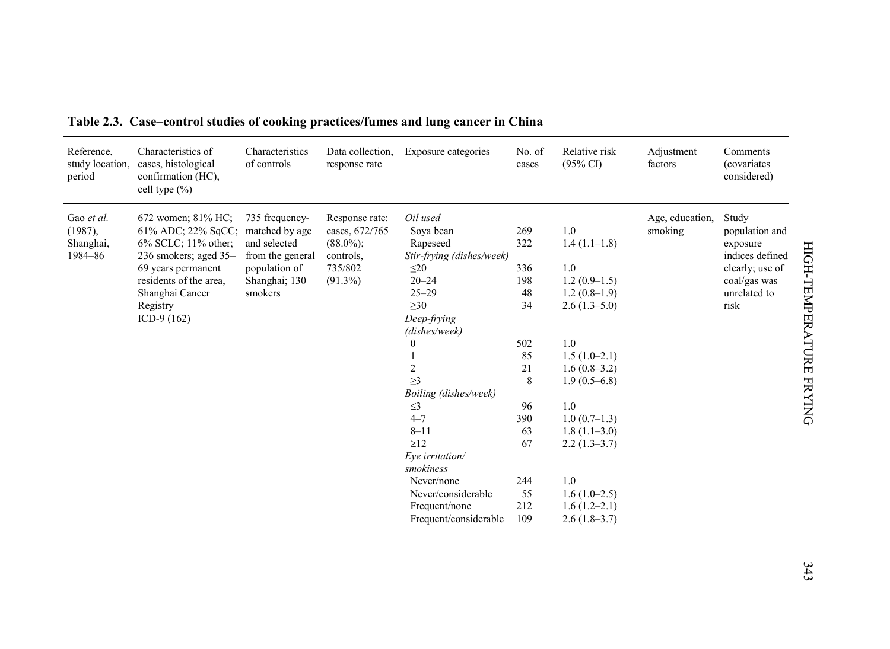**Table 2.3. Case–control studies of cooking practices/fumes and lung cancer in China**

| Reference, study location, period | Characteristics of cases, histological confirmation (HC), cell type (%) | Characteristics of controls | Data collection, response rate | Exposure categories | No. of cases | Relative risk (95% CI) | Adjustment factors | Comments (covariates considered) |
|---|---|---|---|---|---|---|---|---|
| Gao *et al.* (1987), Shanghai, 1984–86 | 672 women; 81% HC; 61% ADC; 22% SqCC; 6% SCLC; 11% other; 236 smokers; aged 35–69 years permanent residents of the area, Shanghai Cancer Registry ICD-9 (162) | 735 frequency-matched by age and selected from the general population of Shanghai; 130 smokers | Response rate: cases, 672/765 (88.0%); controls, 735/802 (91.3%) | *Oil used* | | | Age, education, smoking | Study population and exposure indices defined clearly; use of coal/gas was unrelated to risk |
| | | | | Soya bean | 269 | 1.0 | | |
| | | | | Rapeseed | 322 | 1.4 (1.1–1.8) | | |
| | | | | *Stir-frying (dishes/week)* | | | | |
| | | | | ≤20 | 336 | 1.0 | | |
| | | | | 20–24 | 198 | 1.2 (0.9–1.5) | | |
| | | | | 25–29 | 48 | 1.2 (0.8–1.9) | | |
| | | | | ≥30 | 34 | 2.6 (1.3–5.0) | | |
| | | | | *Deep-frying (dishes/week)* | | | | |
| | | | | 0 | 502 | 1.0 | | |
| | | | | 1 | 85 | 1.5 (1.0–2.1) | | |
| | | | | 2 | 21 | 1.6 (0.8–3.2) | | |
| | | | | ≥3 | 8 | 1.9 (0.5–6.8) | | |
| | | | | *Boiling (dishes/week)* | | | | |
| | | | | ≤3 | 96 | 1.0 | | |
| | | | | 4–7 | 390 | 1.0 (0.7–1.3) | | |
| | | | | 8–11 | 63 | 1.8 (1.1–3.0) | | |
| | | | | ≥12 | 67 | 2.2 (1.3–3.7) | | |
| | | | | *Eye irritation/ smokiness* | | | | |
| | | | | Never/none | 244 | 1.0 | | |
| | | | | Never/considerable | 55 | 1.6 (1.0–2.5) | | |
| | | | | Frequent/none | 212 | 1.6 (1.2–2.1) | | |
| | | | | Frequent/considerable | 109 | 2.6 (1.8–3.7) | | |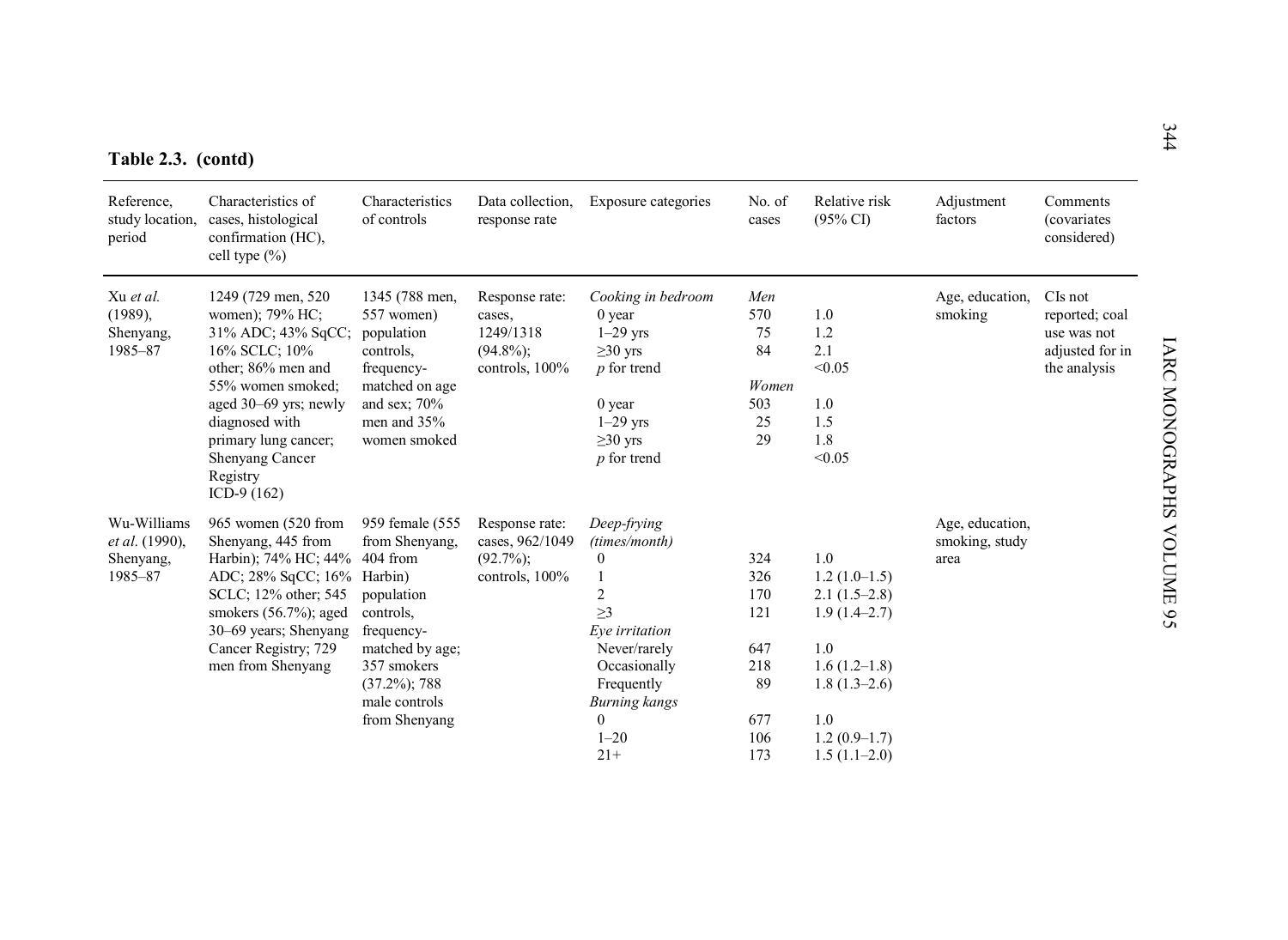**Table 2.3. (contd)**

| Reference, study location, period | Characteristics of cases, histological confirmation (HC), cell type (%) | Characteristics of controls | Data collection, response rate | Exposure categories | No. of cases | Relative risk (95% CI) | Adjustment factors | Comments (covariates considered) |
|---|---|---|---|---|---|---|---|---|
| Xu *et al.* (1989), Shenyang, 1985–87 | 1249 (729 men, 520 women); 79% HC; 31% ADC; 43% SqCC; 16% SCLC; 10% other; 86% men and 55% women smoked; aged 30–69 yrs; newly diagnosed with primary lung cancer; Shenyang Cancer Registry ICD-9 (162) | 1345 (788 men, 557 women) population controls, frequency-matched on age and sex; 70% men and 35% women smoked | Response rate: cases, 1249/1318 (94.8%); controls, 100% | *Cooking in bedroom* | *Men* | | Age, education, smoking | CIs not reported; coal use was not adjusted for in the analysis |
| | | | | 0 year | 570 | 1.0 | | |
| | | | | 1–29 yrs | 75 | 1.2 | | |
| | | | | ≥30 yrs | 84 | 2.1 | | |
| | | | | *p* for trend | | <0.05 | | |
| | | | | | *Women* | | | |
| | | | | 0 year | 503 | 1.0 | | |
| | | | | 1–29 yrs | 25 | 1.5 | | |
| | | | | ≥30 yrs | 29 | 1.8 | | |
| | | | | *p* for trend | | <0.05 | | |
| Wu-Williams *et al.* (1990), Shenyang, 1985–87 | 965 women (520 from Shenyang, 445 from Harbin); 74% HC; 44% ADC; 28% SqCC; 16% SCLC; 12% other; 545 smokers (56.7%); aged 30–69 years; Shenyang Cancer Registry; 729 men from Shenyang | 959 female (555 from Shenyang, 404 from Harbin) population controls, frequency-matched by age; 357 smokers (37.2%); 788 male controls from Shenyang | Response rate: cases, 962/1049 (92.7%); controls, 100% | *Deep-frying (times/month)* | | | Age, education, smoking, study area | |
| | | | | 0 | 324 | 1.0 | | |
| | | | | 1 | 326 | 1.2 (1.0–1.5) | | |
| | | | | 2 | 170 | 2.1 (1.5–2.8) | | |
| | | | | ≥3 | 121 | 1.9 (1.4–2.7) | | |
| | | | | *Eye irritation* | | | | |
| | | | | Never/rarely | 647 | 1.0 | | |
| | | | | Occasionally | 218 | 1.6 (1.2–1.8) | | |
| | | | | Frequently | 89 | 1.8 (1.3–2.6) | | |
| | | | | *Burning kangs* | | | | |
| | | | | 0 | 677 | 1.0 | | |
| | | | | 1–20 | 106 | 1.2 (0.9–1.7) | | |
| | | | | 21+ | 173 | 1.5 (1.1–2.0) | | |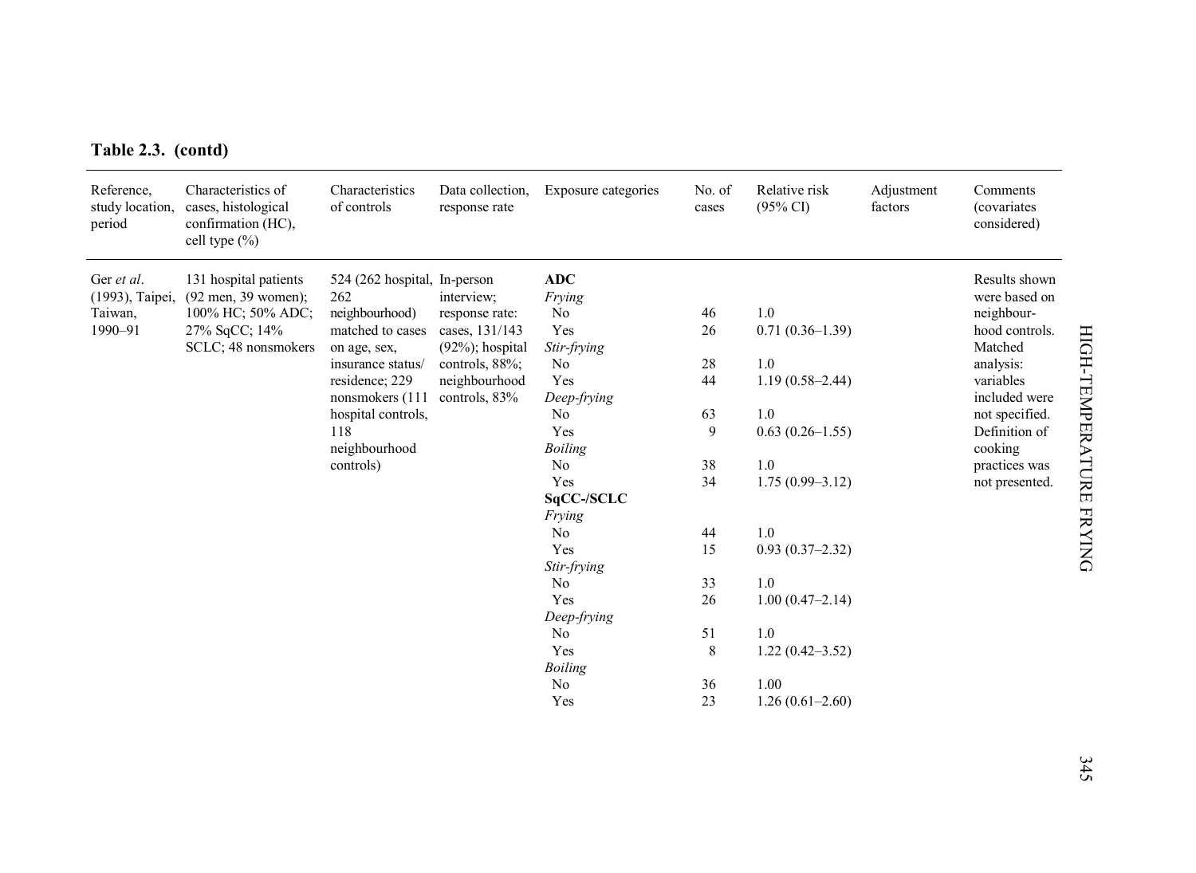**Table 2.3. (contd)**

| Reference, study location, period | Characteristics of cases, histological confirmation (HC), cell type (%) | Characteristics of controls | Data collection, response rate | Exposure categories | No. of cases | Relative risk (95% CI) | Adjustment factors | Comments (covariates considered) |
|---|---|---|---|---|---|---|---|---|
| Ger *et al*. (1993), Taipei, Taiwan, 1990–91 | 131 hospital patients (92 men, 39 women); 100% HC; 50% ADC; 27% SqCC; 14% SCLC; 48 nonsmokers | 524 (262 hospital, 262 neighbourhood) matched to cases on age, sex, insurance status/ residence; 229 nonsmokers (111 hospital controls, 118 neighbourhood controls) | In-person interview; response rate: cases, 131/143 (92%); hospital controls, 88%; neighbourhood controls, 83% | **ADC** | | | | Results shown were based on neighbour-hood controls. Matched analysis: variables included were not specified. Definition of cooking practices was not presented. |
| | | | | *Frying* | | | | |
| | | | | No | 46 | 1.0 | | |
| | | | | Yes | 26 | 0.71 (0.36–1.39) | | |
| | | | | *Stir-frying* | | | | |
| | | | | No | 28 | 1.0 | | |
| | | | | Yes | 44 | 1.19 (0.58–2.44) | | |
| | | | | *Deep-frying* | | | | |
| | | | | No | 63 | 1.0 | | |
| | | | | Yes | 9 | 0.63 (0.26–1.55) | | |
| | | | | *Boiling* | | | | |
| | | | | No | 38 | 1.0 | | |
| | | | | Yes | 34 | 1.75 (0.99–3.12) | | |
| | | | | **SqCC-/SCLC** | | | | |
| | | | | *Frying* | | | | |
| | | | | No | 44 | 1.0 | | |
| | | | | Yes | 15 | 0.93 (0.37–2.32) | | |
| | | | | *Stir-frying* | | | | |
| | | | | No | 33 | 1.0 | | |
| | | | | Yes | 26 | 1.00 (0.47–2.14) | | |
| | | | | *Deep-frying* | | | | |
| | | | | No | 51 | 1.0 | | |
| | | | | Yes | 8 | 1.22 (0.42–3.52) | | |
| | | | | *Boiling* | | | | |
| | | | | No | 36 | 1.00 | | |
| | | | | Yes | 23 | 1.26 (0.61–2.60) | | |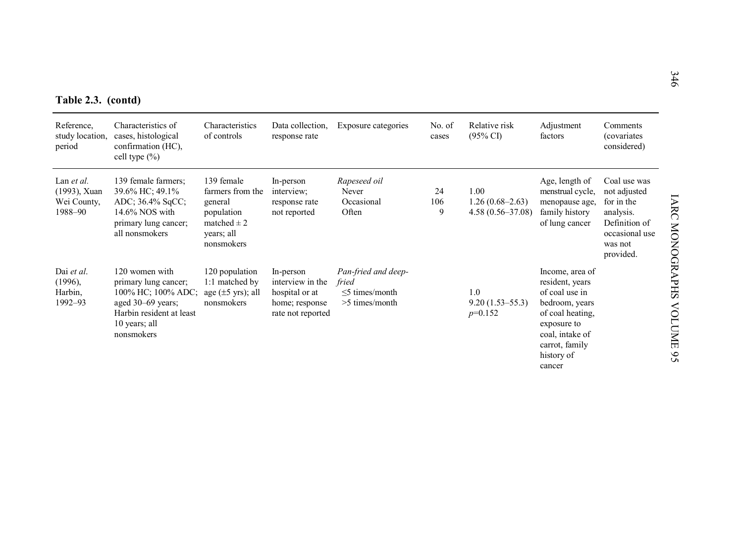**Table 2.3. (contd)**

| Reference, study location, period | Characteristics of cases, histological confirmation (HC), cell type (%) | Characteristics of controls | Data collection, response rate | Exposure categories | No. of cases | Relative risk (95% CI) | Adjustment factors | Comments (covariates considered) |
|---|---|---|---|---|---|---|---|---|
| Lan *et al.* (1993), Xuan Wei County, 1988–90 | 139 female farmers; 39.6% HC; 49.1% ADC; 36.4% SqCC; 14.6% NOS with primary lung cancer; all nonsmokers | 139 female farmers from the general population matched ± 2 years; all nonsmokers | In-person interview; response rate not reported | *Rapeseed oil* | | | Age, length of menstrual cycle, menopause age, family history of lung cancer | Coal use was not adjusted for in the analysis. Definition of occasional use was not provided. |
| | | | | Never | 24 | 1.00 | | |
| | | | | Occasional | 106 | 1.26 (0.68–2.63) | | |
| | | | | Often | 9 | 4.58 (0.56–37.08) | | |
| Dai *et al.* (1996), Harbin, 1992–93 | 120 women with primary lung cancer; 100% HC; 100% ADC; aged 30–69 years; Harbin resident at least 10 years; all nonsmokers | 120 population 1:1 matched by age (±5 yrs); all nonsmokers | In-person interview in the hospital or at home; response rate not reported | *Pan-fried and deep-fried* | | | Income, area of resident, years of coal use in bedroom, years of coal heating, exposure to coal, intake of carrot, family history of cancer | |
| | | | | ≤5 times/month | | 1.0 | | |
| | | | | >5 times/month | | 9.20 (1.53–55.3) $p=0.152$ | | |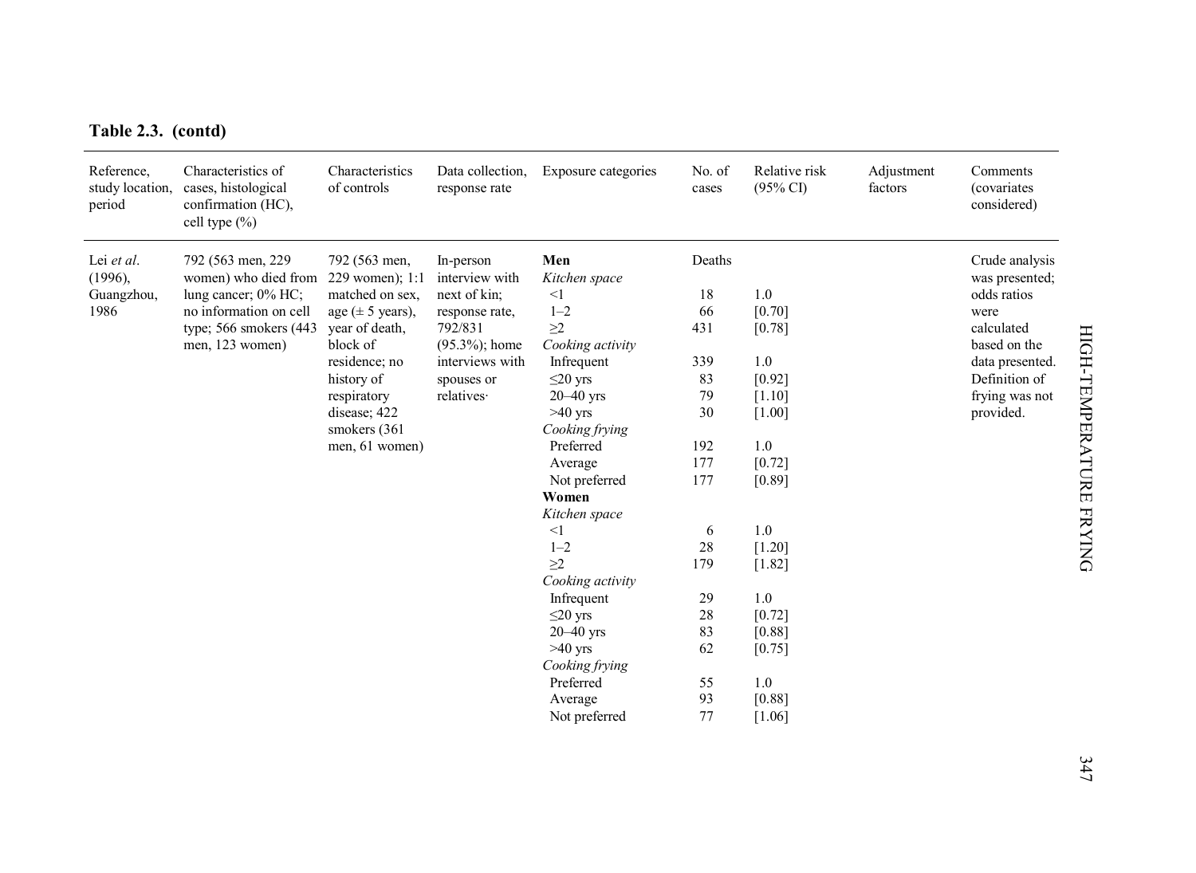**Table 2.3. (contd)**

| Reference, study location, period | Characteristics of cases, histological confirmation (HC), cell type (%) | Characteristics of controls | Data collection, response rate | Exposure categories | No. of cases | Relative risk (95% CI) | Adjustment factors | Comments (covariates considered) |
|---|---|---|---|---|---|---|---|---|
| Lei *et al*. (1996), Guangzhou, 1986 | 792 (563 men, 229 women) who died from lung cancer; 0% HC; no information on cell type; 566 smokers (443 men, 123 women) | 792 (563 men, 229 women); 1:1 matched on sex, age (± 5 years), year of death, block of residence; no history of respiratory disease; 422 smokers (361 men, 61 women) | In-person interview with next of kin; response rate, 792/831 (95.3%); home interviews with spouses or relatives· | **Men** | Deaths | | | Crude analysis was presented; odds ratios were calculated based on the data presented. Definition of frying was not provided. |
| | | | | *Kitchen space* | | | | |
| | | | | <1 | 18 | 1.0 | | |
| | | | | 1–2 | 66 | [0.70] | | |
| | | | | ≥2 | 431 | [0.78] | | |
| | | | | *Cooking activity* | | | | |
| | | | | Infrequent | 339 | 1.0 | | |
| | | | | ≤20 yrs | 83 | [0.92] | | |
| | | | | 20–40 yrs | 79 | [1.10] | | |
| | | | | >40 yrs | 30 | [1.00] | | |
| | | | | *Cooking frying* | | | | |
| | | | | Preferred | 192 | 1.0 | | |
| | | | | Average | 177 | [0.72] | | |
| | | | | Not preferred | 177 | [0.89] | | |
| | | | | **Women** | | | | |
| | | | | *Kitchen space* | | | | |
| | | | | <1 | 6 | 1.0 | | |
| | | | | 1–2 | 28 | [1.20] | | |
| | | | | ≥2 | 179 | [1.82] | | |
| | | | | *Cooking activity* | | | | |
| | | | | Infrequent | 29 | 1.0 | | |
| | | | | ≤20 yrs | 28 | [0.72] | | |
| | | | | 20–40 yrs | 83 | [0.88] | | |
| | | | | >40 yrs | 62 | [0.75] | | |
| | | | | *Cooking frying* | | | | |
| | | | | Preferred | 55 | 1.0 | | |
| | | | | Average | 93 | [0.88] | | |
| | | | | Not preferred | 77 | [1.06] | | |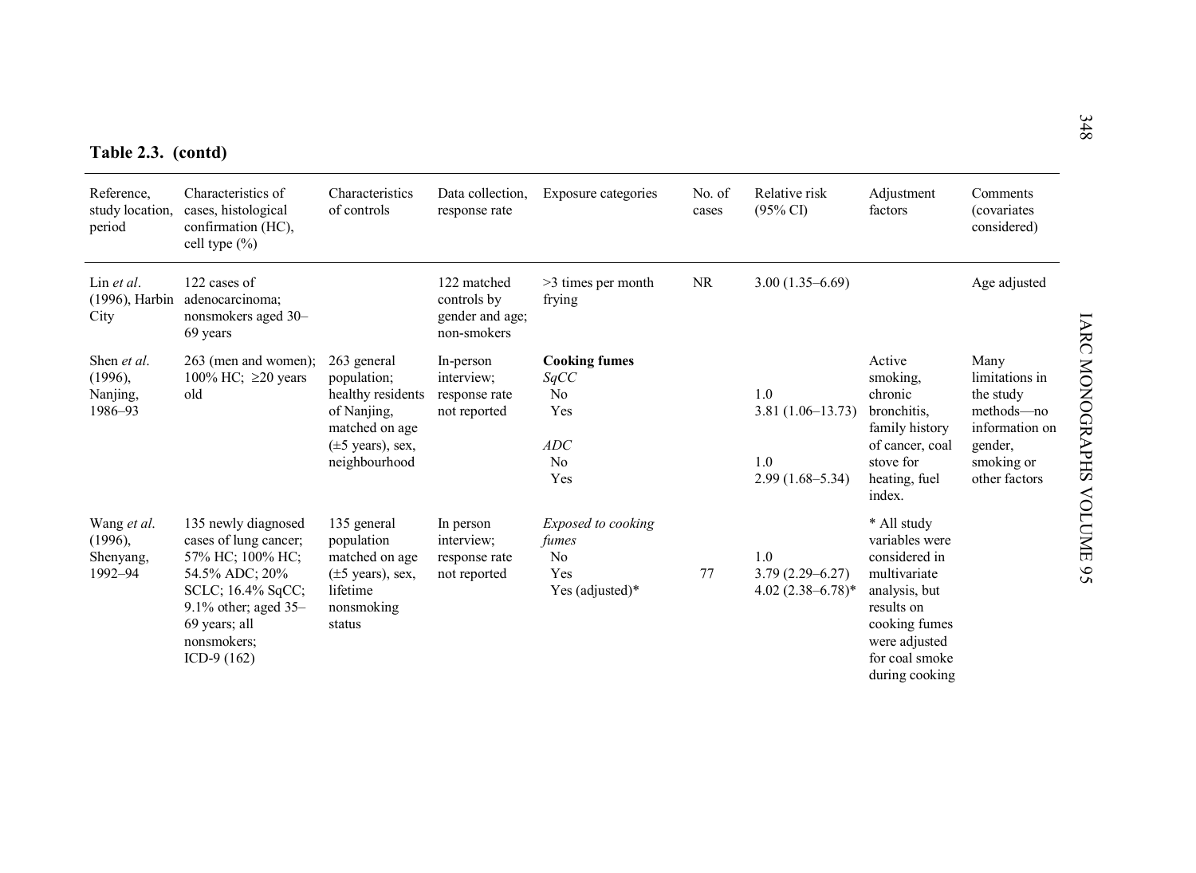**Table 2.3. (contd)**

| Reference, study location, period | Characteristics of cases, histological confirmation (HC), cell type (%) | Characteristics of controls | Data collection, response rate | Exposure categories | No. of cases | Relative risk (95% CI) | Adjustment factors | Comments (covariates considered) |
|---|---|---|---|---|---|---|---|---|
| Lin *et al*. (1996), Harbin City | 122 cases of adenocarcinoma; nonsmokers aged 30–69 years | | 122 matched controls by gender and age; non-smokers | >3 times per month frying | NR | 3.00 (1.35–6.69) | | Age adjusted |
| Shen *et al*. (1996), Nanjing, 1986–93 | 263 (men and women); 100% HC; ≥20 years old | 263 general population; healthy residents of Nanjing, matched on age (±5 years), sex, neighbourhood | In-person interview; response rate not reported | **Cooking fumes** | | | Active smoking, chronic bronchitis, family history of cancer, coal stove for heating, fuel index. | Many limitations in the study methods—no information on gender, smoking or other factors |
| | | | | *SqCC* | | | | |
| | | | | No | | 1.0 | | |
| | | | | Yes | | 3.81 (1.06–13.73) | | |
| | | | | *ADC* | | | | |
| | | | | No | | 1.0 | | |
| | | | | Yes | | 2.99 (1.68–5.34) | | |
| Wang *et al*. (1996), Shenyang, 1992–94 | 135 newly diagnosed cases of lung cancer; 57% HC; 100% HC; 54.5% ADC; 20% SCLC; 16.4% SqCC; 9.1% other; aged 35–69 years; all nonsmokers; ICD-9 (162) | 135 general population matched on age (±5 years), sex, lifetime nonsmoking status | In person interview; response rate not reported | *Exposed to cooking fumes* | | | * All study variables were considered in multivariate analysis, but results on cooking fumes were adjusted for coal smoke during cooking | |
| | | | | No | | 1.0 | | |
| | | | | Yes | 77 | 3.79 (2.29–6.27) | | |
| | | | | Yes (adjusted)* | | 4.02 (2.38–6.78)* | | |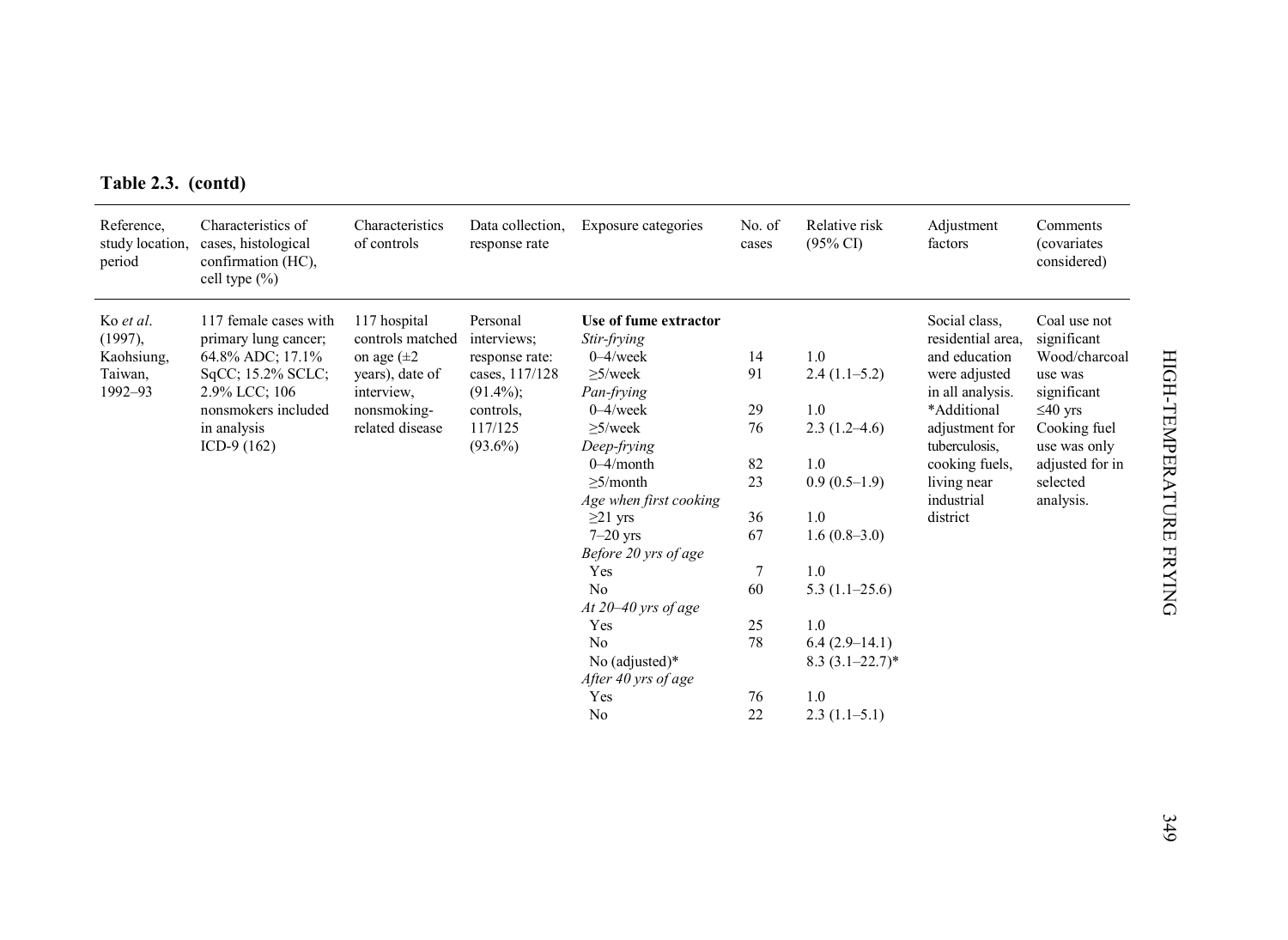**Table 2.3. (contd)**

| Reference, study location, period | Characteristics of cases, histological confirmation (HC), cell type (%) | Characteristics of controls | Data collection, response rate | Exposure categories | No. of cases | Relative risk (95% CI) | Adjustment factors | Comments (covariates considered) |
|---|---|---|---|---|---|---|---|---|
| Ko *et al.* (1997), Kaohsiung, Taiwan, 1992–93 | 117 female cases with primary lung cancer; 64.8% ADC; 17.1% SqCC; 15.2% SCLC; 2.9% LCC; 106 nonsmokers included in analysis ICD-9 (162) | 117 hospital controls matched on age (±2 years), date of interview, nonsmoking-related disease | Personal interviews; response rate: cases, 117/128 (91.4%); controls, 117/125 (93.6%) | **Use of fume extractor** | | | Social class, residential area, and education were adjusted in all analysis. *Additional adjustment for tuberculosis, cooking fuels, living near industrial district | Coal use not significant Wood/charcoal use was significant ≤40 yrs Cooking fuel use was only adjusted for in selected analysis. |
| | | | | *Stir-frying* | | | | |
| | | | | 0–4/week | 14 | 1.0 | | |
| | | | | ≥5/week | 91 | 2.4 (1.1–5.2) | | |
| | | | | *Pan-frying* | | | | |
| | | | | 0–4/week | 29 | 1.0 | | |
| | | | | ≥5/week | 76 | 2.3 (1.2–4.6) | | |
| | | | | *Deep-frying* | | | | |
| | | | | 0–4/month | 82 | 1.0 | | |
| | | | | ≥5/month | 23 | 0.9 (0.5–1.9) | | |
| | | | | *Age when first cooking* | | | | |
| | | | | ≥21 yrs | 36 | 1.0 | | |
| | | | | 7–20 yrs | 67 | 1.6 (0.8–3.0) | | |
| | | | | *Before 20 yrs of age* | | | | |
| | | | | Yes | 7 | 1.0 | | |
| | | | | No | 60 | 5.3 (1.1–25.6) | | |
| | | | | *At 20–40 yrs of age* | | | | |
| | | | | Yes | 25 | 1.0 | | |
| | | | | No | 78 | 6.4 (2.9–14.1) | | |
| | | | | No (adjusted)* | | 8.3 (3.1–22.7)* | | |
| | | | | *After 40 yrs of age* | | | | |
| | | | | Yes | 76 | 1.0 | | |
| | | | | No | 22 | 2.3 (1.1–5.1) | | |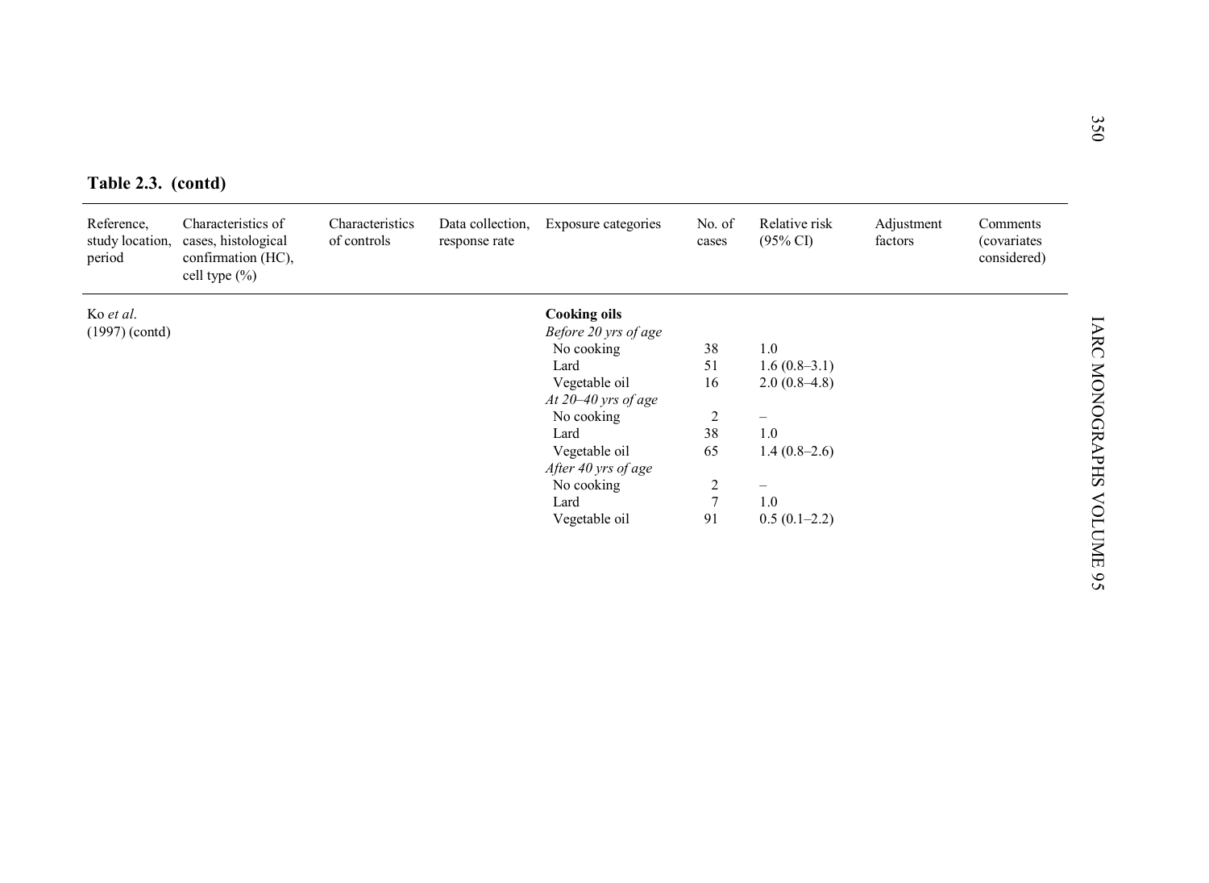**Table 2.3. (contd)**

| Reference, study location, period | Characteristics of cases, histological confirmation (HC), cell type (%) | Characteristics of controls | Data collection, response rate | Exposure categories | No. of cases | Relative risk (95% CI) | Adjustment factors | Comments (covariates considered) |
|---|---|---|---|---|---|---|---|---|
| Ko *et al.* (1997) (contd) | | | | **Cooking oils** | | | | |
| | | | | *Before 20 yrs of age* | | | | |
| | | | | No cooking | 38 | 1.0 | | |
| | | | | Lard | 51 | 1.6 (0.8–3.1) | | |
| | | | | Vegetable oil | 16 | 2.0 (0.8–4.8) | | |
| | | | | *At 20–40 yrs of age* | | | | |
| | | | | No cooking | 2 | – | | |
| | | | | Lard | 38 | 1.0 | | |
| | | | | Vegetable oil | 65 | 1.4 (0.8–2.6) | | |
| | | | | *After 40 yrs of age* | | | | |
| | | | | No cooking | 2 | – | | |
| | | | | Lard | 7 | 1.0 | | |
| | | | | Vegetable oil | 91 | 0.5 (0.1–2.2) | | |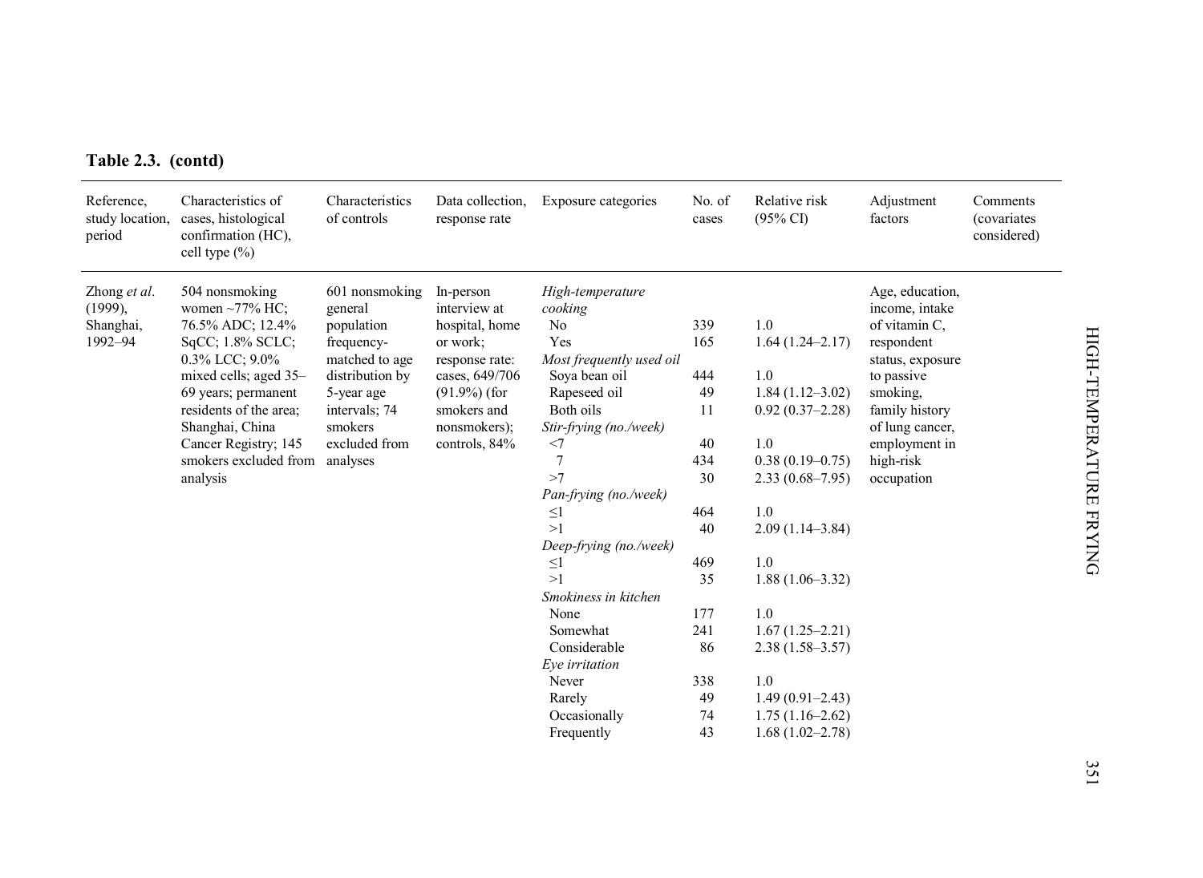**Table 2.3. (contd)**

| Reference, study location, period | Characteristics of cases, histological confirmation (HC), cell type (%) | Characteristics of controls | Data collection, response rate | Exposure categories | No. of cases | Relative risk (95% CI) | Adjustment factors | Comments (covariates considered) |
|---|---|---|---|---|---|---|---|---|
| Zhong *et al*. (1999), Shanghai, 1992–94 | 504 nonsmoking women ~77% HC; 76.5% ADC; 12.4% SqCC; 1.8% SCLC; 0.3% LCC; 9.0% mixed cells; aged 35–69 years; permanent residents of the area; Shanghai, China Cancer Registry; 145 smokers excluded from analysis | 601 nonsmoking general population frequency-matched to age distribution by 5-year age intervals; 74 smokers excluded from analyses | In-person interview at hospital, home or work; response rate: cases, 649/706 (91.9%) (for smokers and nonsmokers); controls, 84% | *High-temperature cooking* | | | Age, education, income, intake of vitamin C, respondent status, exposure to passive smoking, family history of lung cancer, employment in high-risk occupation | |
| | | | | No | 339 | 1.0 | | |
| | | | | Yes | 165 | 1.64 (1.24–2.17) | | |
| | | | | *Most frequently used oil* | | | | |
| | | | | Soya bean oil | 444 | 1.0 | | |
| | | | | Rapeseed oil | 49 | 1.84 (1.12–3.02) | | |
| | | | | Both oils | 11 | 0.92 (0.37–2.28) | | |
| | | | | *Stir-frying (no./week)* | | | | |
| | | | | <7 | 40 | 1.0 | | |
| | | | | 7 | 434 | 0.38 (0.19–0.75) | | |
| | | | | >7 | 30 | 2.33 (0.68–7.95) | | |
| | | | | *Pan-frying (no./week)* | | | | |
| | | | | ≤1 | 464 | 1.0 | | |
| | | | | >1 | 40 | 2.09 (1.14–3.84) | | |
| | | | | *Deep-frying (no./week)* | | | | |
| | | | | ≤1 | 469 | 1.0 | | |
| | | | | >1 | 35 | 1.88 (1.06–3.32) | | |
| | | | | *Smokiness in kitchen* | | | | |
| | | | | None | 177 | 1.0 | | |
| | | | | Somewhat | 241 | 1.67 (1.25–2.21) | | |
| | | | | Considerable | 86 | 2.38 (1.58–3.57) | | |
| | | | | *Eye irritation* | | | | |
| | | | | Never | 338 | 1.0 | | |
| | | | | Rarely | 49 | 1.49 (0.91–2.43) | | |
| | | | | Occasionally | 74 | 1.75 (1.16–2.62) | | |
| | | | | Frequently | 43 | 1.68 (1.02–2.78) | | |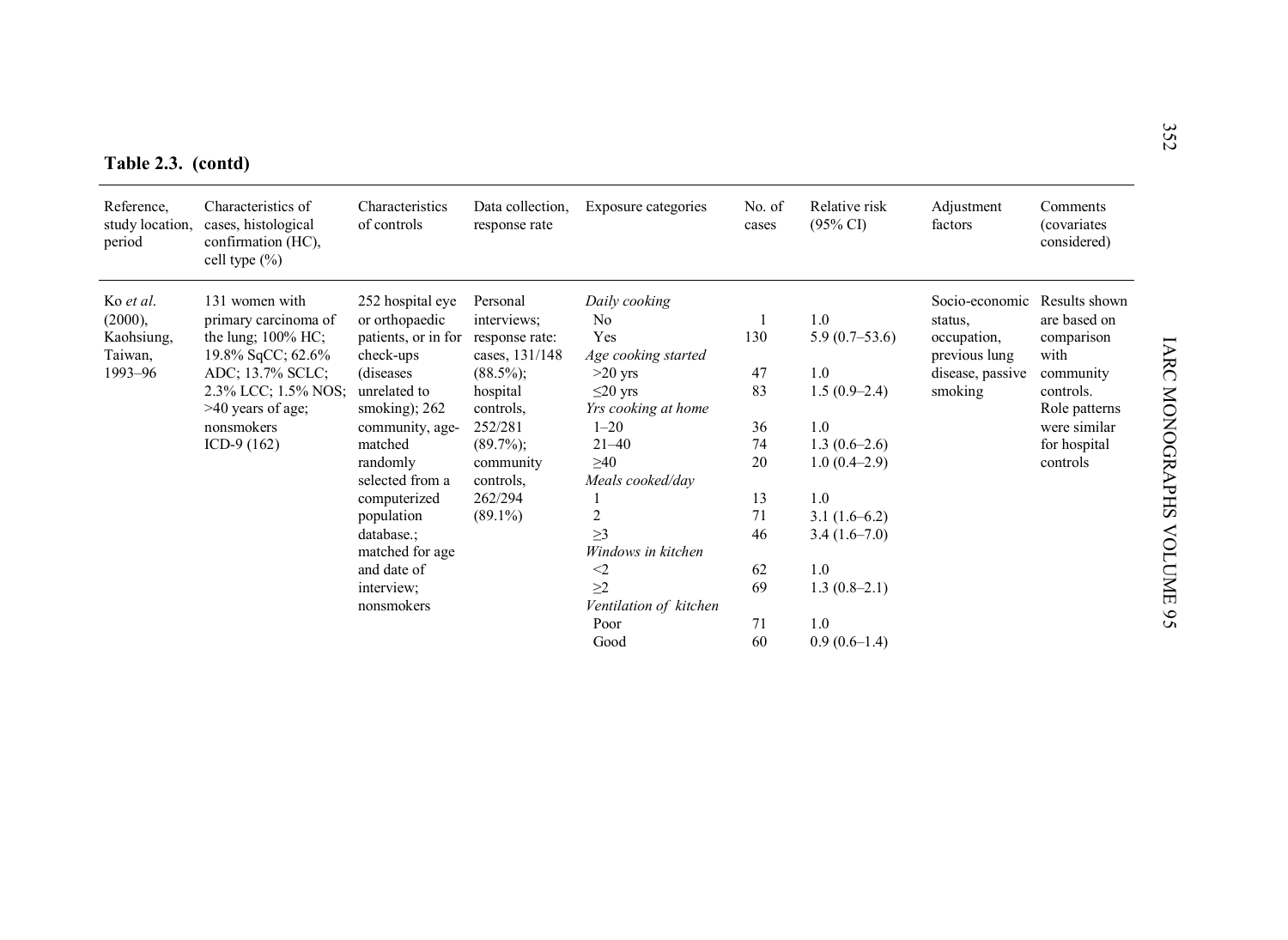**Table 2.3. (contd)**

| Reference, study location, period | Characteristics of cases, histological confirmation (HC), cell type (%) | Characteristics of controls | Data collection, response rate | Exposure categories | No. of cases | Relative risk (95% CI) | Adjustment factors | Comments (covariates considered) |
|---|---|---|---|---|---|---|---|---|
| Ko *et al.* (2000), Kaohsiung, Taiwan, 1993–96 | 131 women with primary carcinoma of the lung; 100% HC; 19.8% SqCC; 62.6% ADC; 13.7% SCLC; 2.3% LCC; 1.5% NOS; >40 years of age; nonsmokers ICD-9 (162) | 252 hospital eye or orthopaedic patients, or in for check-ups (diseases unrelated to smoking); 262 community, age-matched randomly selected from a computerized population database.; matched for age and date of interview; nonsmokers | Personal interviews; response rate: cases, 131/148 (88.5%); hospital controls, 252/281 (89.7%); community controls, 262/294 (89.1%) | *Daily cooking* | | | Socio-economic status, occupation, previous lung disease, passive smoking | Results shown are based on comparison with community controls. Role patterns were similar for hospital controls |
| | | | | No | 1 | 1.0 | | |
| | | | | Yes | 130 | 5.9 (0.7–53.6) | | |
| | | | | *Age cooking started* | | | | |
| | | | | >20 yrs | 47 | 1.0 | | |
| | | | | ≤20 yrs | 83 | 1.5 (0.9–2.4) | | |
| | | | | *Yrs cooking at home* | | | | |
| | | | | 1–20 | 36 | 1.0 | | |
| | | | | 21–40 | 74 | 1.3 (0.6–2.6) | | |
| | | | | ≥40 | 20 | 1.0 (0.4–2.9) | | |
| | | | | *Meals cooked/day* | | | | |
| | | | | 1 | 13 | 1.0 | | |
| | | | | 2 | 71 | 3.1 (1.6–6.2) | | |
| | | | | ≥3 | 46 | 3.4 (1.6–7.0) | | |
| | | | | *Windows in kitchen* | | | | |
| | | | | <2 | 62 | 1.0 | | |
| | | | | ≥2 | 69 | 1.3 (0.8–2.1) | | |
| | | | | *Ventilation of kitchen* | | | | |
| | | | | Poor | 71 | 1.0 | | |
| | | | | Good | 60 | 0.9 (0.6–1.4) | | |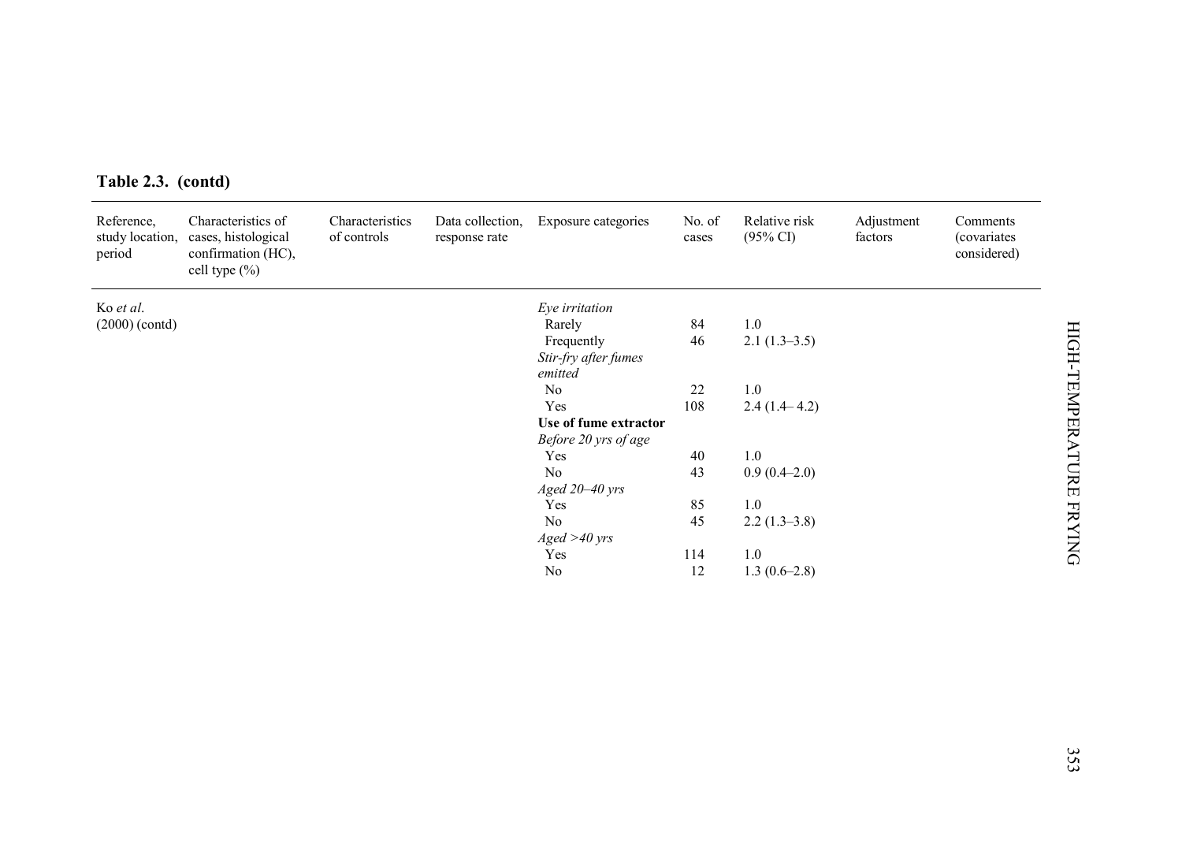**Table 2.3. (contd)**

| Reference, study location, period | Characteristics of cases, histological confirmation (HC), cell type (%) | Characteristics of controls | Data collection, response rate | Exposure categories | No. of cases | Relative risk (95% CI) | Adjustment factors | Comments (covariates considered) |
|---|---|---|---|---|---|---|---|---|
| Ko *et al.* (2000) (contd) | | | | *Eye irritation* | | | | |
| | | | | Rarely | 84 | 1.0 | | |
| | | | | Frequently | 46 | 2.1 (1.3–3.5) | | |
| | | | | *Stir-fry after fumes emitted* | | | | |
| | | | | No | 22 | 1.0 | | |
| | | | | Yes | 108 | 2.4 (1.4– 4.2) | | |
| | | | | **Use of fume extractor** | | | | |
| | | | | *Before 20 yrs of age* | | | | |
| | | | | Yes | 40 | 1.0 | | |
| | | | | No | 43 | 0.9 (0.4–2.0) | | |
| | | | | *Aged 20–40 yrs* | | | | |
| | | | | Yes | 85 | 1.0 | | |
| | | | | No | 45 | 2.2 (1.3–3.8) | | |
| | | | | *Aged >40 yrs* | | | | |
| | | | | Yes | 114 | 1.0 | | |
| | | | | No | 12 | 1.3 (0.6–2.8) | | |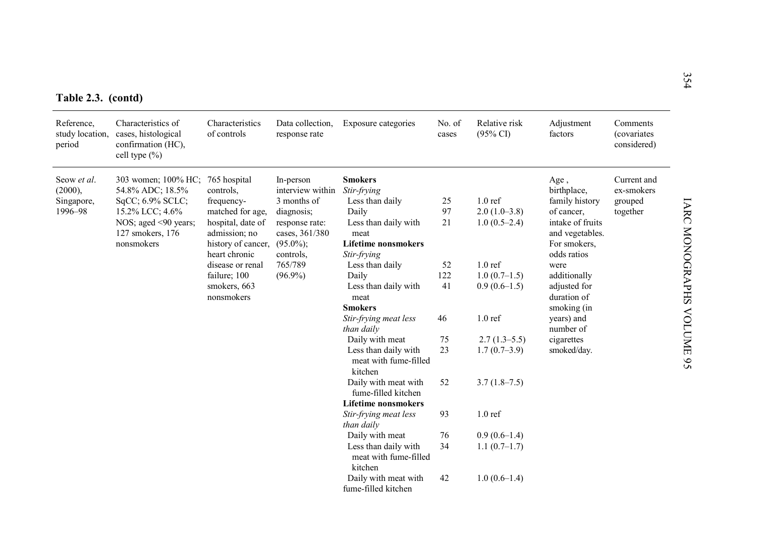**Table 2.3. (contd)**

| Reference, study location, period | Characteristics of cases, histological confirmation (HC), cell type (%) | Characteristics of controls | Data collection, response rate | Exposure categories | No. of cases | Relative risk (95% CI) | Adjustment factors | Comments (covariates considered) |
|---|---|---|---|---|---|---|---|---|
| Seow *et al.* (2000), Singapore, 1996–98 | 303 women; 100% HC; 54.8% ADC; 18.5% SqCC; 6.9% SCLC; 15.2% LCC; 4.6% NOS; aged <90 years; 127 smokers, 176 nonsmokers | 765 hospital controls, frequency-matched for age, hospital, date of admission; no history of cancer, heart chronic disease or renal failure; 100 smokers, 663 nonsmokers | In-person interview within 3 months of diagnosis; response rate: cases, 361/380 (95.0%); controls, 765/789 (96.9%) | **Smokers** | | | Age , birthplace, family history of cancer, intake of fruits and vegetables. For smokers, odds ratios were additionally adjusted for duration of smoking (in years) and number of cigarettes smoked/day. | Current and ex-smokers grouped together |
| | | | | *Stir-frying* | | | | |
| | | | | Less than daily | 25 | 1.0 ref | | |
| | | | | Daily | 97 | 2.0 (1.0–3.8) | | |
| | | | | Less than daily with meat | 21 | 1.0 (0.5–2.4) | | |
| | | | | **Lifetime nonsmokers** | | | | |
| | | | | *Stir-frying* | | | | |
| | | | | Less than daily | 52 | 1.0 ref | | |
| | | | | Daily | 122 | 1.0 (0.7–1.5) | | |
| | | | | Less than daily with meat | 41 | 0.9 (0.6–1.5) | | |
| | | | | **Smokers** | | | | |
| | | | | *Stir-frying meat less than daily* | 46 | 1.0 ref | | |
| | | | | Daily with meat | 75 | 2.7 (1.3–5.5) | | |
| | | | | Less than daily with meat with fume-filled kitchen | 23 | 1.7 (0.7–3.9) | | |
| | | | | Daily with meat with fume-filled kitchen | 52 | 3.7 (1.8–7.5) | | |
| | | | | **Lifetime nonsmokers** | | | | |
| | | | | *Stir-frying meat less than daily* | 93 | 1.0 ref | | |
| | | | | Daily with meat | 76 | 0.9 (0.6–1.4) | | |
| | | | | Less than daily with meat with fume-filled kitchen | 34 | 1.1 (0.7–1.7) | | |
| | | | | Daily with meat with fume-filled kitchen | 42 | 1.0 (0.6–1.4) | | |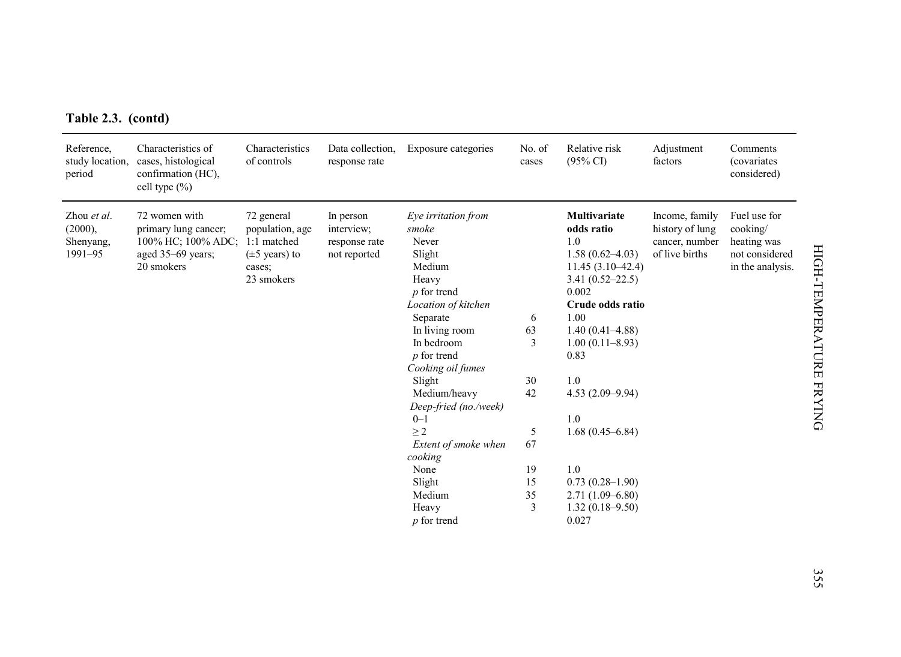**Table 2.3. (contd)**

| Reference, study location, period | Characteristics of cases, histological confirmation (HC), cell type (%) | Characteristics of controls | Data collection, response rate | Exposure categories | No. of cases | Relative risk (95% CI) | Adjustment factors | Comments (covariates considered) |
|---|---|---|---|---|---|---|---|---|
| Zhou *et al*. (2000), Shenyang, 1991–95 | 72 women with primary lung cancer; 100% HC; 100% ADC; aged 35–69 years; 20 smokers | 72 general population, age 1:1 matched (±5 years) to cases; 23 smokers | In person interview; response rate not reported | *Eye irritation from smoke* | | **Multivariate odds ratio** | Income, family history of lung cancer, number of live births | Fuel use for cooking/ heating was not considered in the analysis. |
| | | | | Never | | 1.0 | | |
| | | | | Slight | | 1.58 (0.62–4.03) | | |
| | | | | Medium | | 11.45 (3.10–42.4) | | |
| | | | | Heavy | | 3.41 (0.52–22.5) | | |
| | | | | *p* for trend | | 0.002 | | |
| | | | | *Location of kitchen* | | **Crude odds ratio** | | |
| | | | | Separate | 6 | 1.00 | | |
| | | | | In living room | 63 | 1.40 (0.41–4.88) | | |
| | | | | In bedroom | 3 | 1.00 (0.11–8.93) | | |
| | | | | *p* for trend | | 0.83 | | |
| | | | | *Cooking oil fumes* | | | | |
| | | | | Slight | 30 | 1.0 | | |
| | | | | Medium/heavy | 42 | 4.53 (2.09–9.94) | | |
| | | | | *Deep-fried (no./week)* | | | | |
| | | | | 0–1 | | 1.0 | | |
| | | | | ≥ 2 | 5 | 1.68 (0.45–6.84) | | |
| | | | | *Extent of smoke when cooking* | 67 | | | |
| | | | | None | 19 | 1.0 | | |
| | | | | Slight | 15 | 0.73 (0.28–1.90) | | |
| | | | | Medium | 35 | 2.71 (1.09–6.80) | | |
| | | | | Heavy | 3 | 1.32 (0.18–9.50) | | |
| | | | | *p* for trend | | 0.027 | | |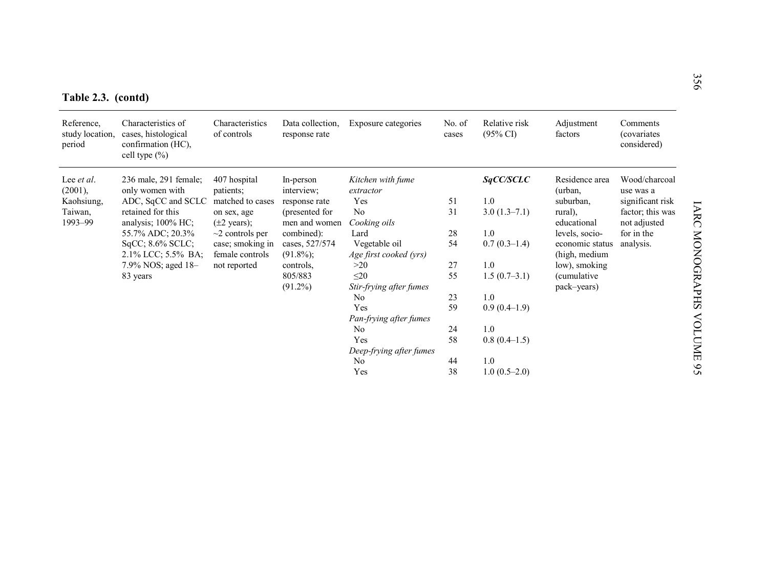**Table 2.3. (contd)**

| Reference, study location, period | Characteristics of cases, histological confirmation (HC), cell type (%) | Characteristics of controls | Data collection, response rate | Exposure categories | No. of cases | Relative risk (95% CI) | Adjustment factors | Comments (covariates considered) |
|---|---|---|---|---|---|---|---|---|
| Lee *et al*. (2001), Kaohsiung, Taiwan, 1993–99 | 236 male, 291 female; only women with ADC, SqCC and SCLC retained for this analysis; 100% HC; 55.7% ADC; 20.3% SqCC; 8.6% SCLC; 2.1% LCC; 5.5% BA; 7.9% NOS; aged 18–83 years | 407 hospital patients; matched to cases on sex, age (±2 years); ~2 controls per case; smoking in female controls not reported | In-person interview; response rate (presented for men and women combined): cases, 527/574 (91.8%); controls, 805/883 (91.2%) | *Kitchen with fume extractor* | | ***SqCC/SCLC*** | Residence area (urban, suburban, rural), educational levels, socio-economic status (high, medium low), smoking (cumulative pack–years) | Wood/charcoal use was a significant risk factor; this was not adjusted for in the analysis. |
| | | | | Yes | 51 | 1.0 | | |
| | | | | No | 31 | 3.0 (1.3–7.1) | | |
| | | | | *Cooking oils* | | | | |
| | | | | Lard | 28 | 1.0 | | |
| | | | | Vegetable oil | 54 | 0.7 (0.3–1.4) | | |
| | | | | *Age first cooked (yrs)* | | | | |
| | | | | >20 | 27 | 1.0 | | |
| | | | | ≤20 | 55 | 1.5 (0.7–3.1) | | |
| | | | | *Stir-frying after fumes* | | | | |
| | | | | No | 23 | 1.0 | | |
| | | | | Yes | 59 | 0.9 (0.4–1.9) | | |
| | | | | *Pan-frying after fumes* | | | | |
| | | | | No | 24 | 1.0 | | |
| | | | | Yes | 58 | 0.8 (0.4–1.5) | | |
| | | | | *Deep-frying after fumes* | | | | |
| | | | | No | 44 | 1.0 | | |
| | | | | Yes | 38 | 1.0 (0.5–2.0) | | |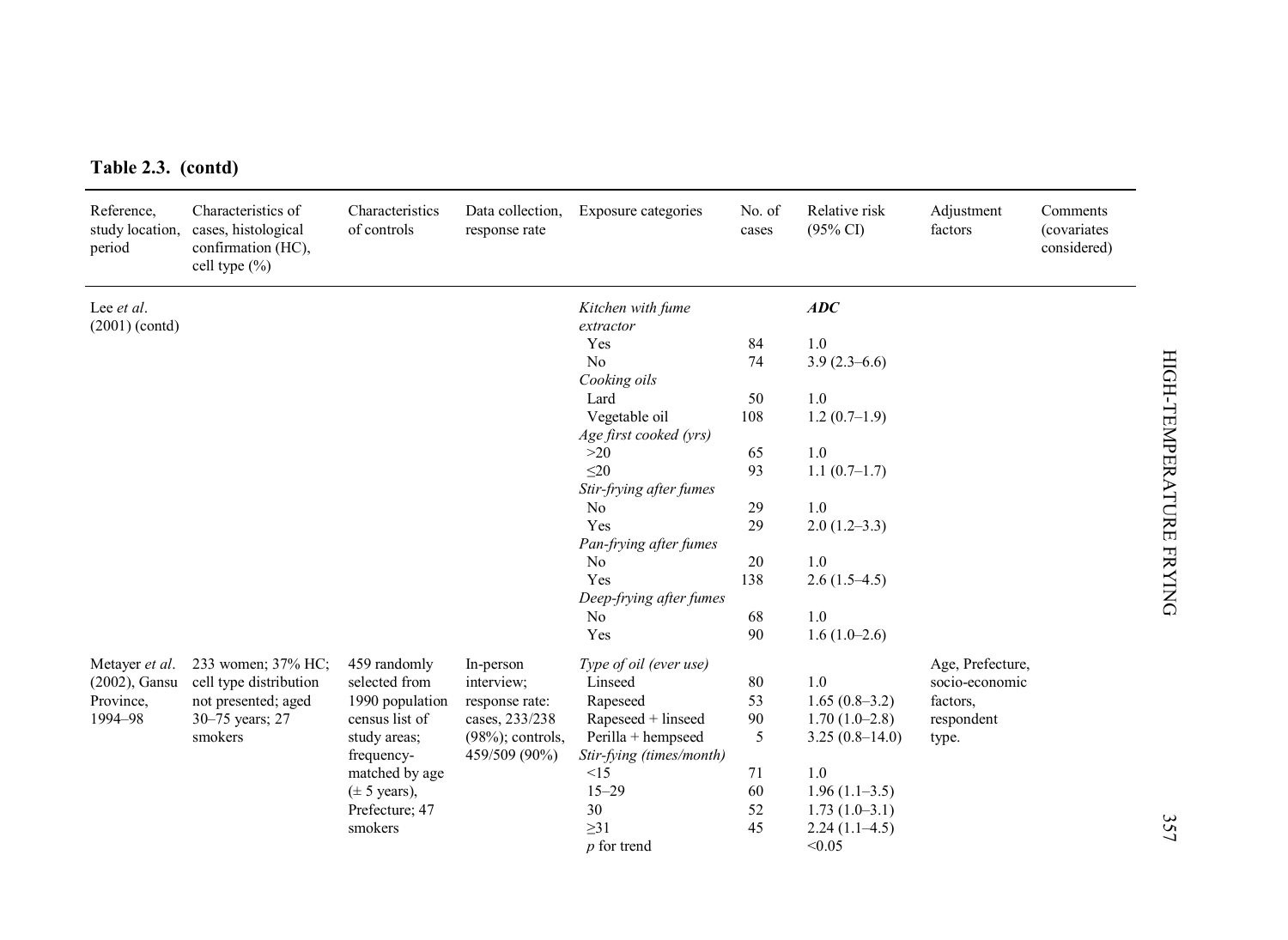**Table 2.3. (contd)**

| Reference, study location, period | Characteristics of cases, histological confirmation (HC), cell type (%) | Characteristics of controls | Data collection, response rate | Exposure categories | No. of cases | Relative risk (95% CI) | Adjustment factors | Comments (covariates considered) |
|---|---|---|---|---|---|---|---|---|
| Lee *et al*. (2001) (contd) | | | | *Kitchen with fume extractor* | | ***ADC*** | | |
| | | | | Yes | 84 | 1.0 | | |
| | | | | No | 74 | 3.9 (2.3–6.6) | | |
| | | | | *Cooking oils* | | | | |
| | | | | Lard | 50 | 1.0 | | |
| | | | | Vegetable oil | 108 | 1.2 (0.7–1.9) | | |
| | | | | *Age first cooked (yrs)* | | | | |
| | | | | >20 | 65 | 1.0 | | |
| | | | | ≤20 | 93 | 1.1 (0.7–1.7) | | |
| | | | | *Stir-frying after fumes* | | | | |
| | | | | No | 29 | 1.0 | | |
| | | | | Yes | 29 | 2.0 (1.2–3.3) | | |
| | | | | *Pan-frying after fumes* | | | | |
| | | | | No | 20 | 1.0 | | |
| | | | | Yes | 138 | 2.6 (1.5–4.5) | | |
| | | | | *Deep-frying after fumes* | | | | |
| | | | | No | 68 | 1.0 | | |
| | | | | Yes | 90 | 1.6 (1.0–2.6) | | |
| Metayer *et al*. (2002), Gansu Province, 1994–98 | 233 women; 37% HC; cell type distribution not presented; aged 30–75 years; 27 smokers | 459 randomly selected from 1990 population census list of study areas; frequency-matched by age (± 5 years), Prefecture; 47 smokers | In-person interview; response rate: cases, 233/238 (98%); controls, 459/509 (90%) | *Type of oil (ever use)* | | | Age, Prefecture, socio-economic factors, respondent type. | |
| | | | | Linseed | 80 | 1.0 | | |
| | | | | Rapeseed | 53 | 1.65 (0.8–3.2) | | |
| | | | | Rapeseed + linseed | 90 | 1.70 (1.0–2.8) | | |
| | | | | Perilla + hempseed | 5 | 3.25 (0.8–14.0) | | |
| | | | | *Stir-fying (times/month)* | | | | |
| | | | | <15 | 71 | 1.0 | | |
| | | | | 15–29 | 60 | 1.96 (1.1–3.5) | | |
| | | | | 30 | 52 | 1.73 (1.0–3.1) | | |
| | | | | ≥31 | 45 | 2.24 (1.1–4.5) | | |
| | | | | *p* for trend | | <0.05 | | |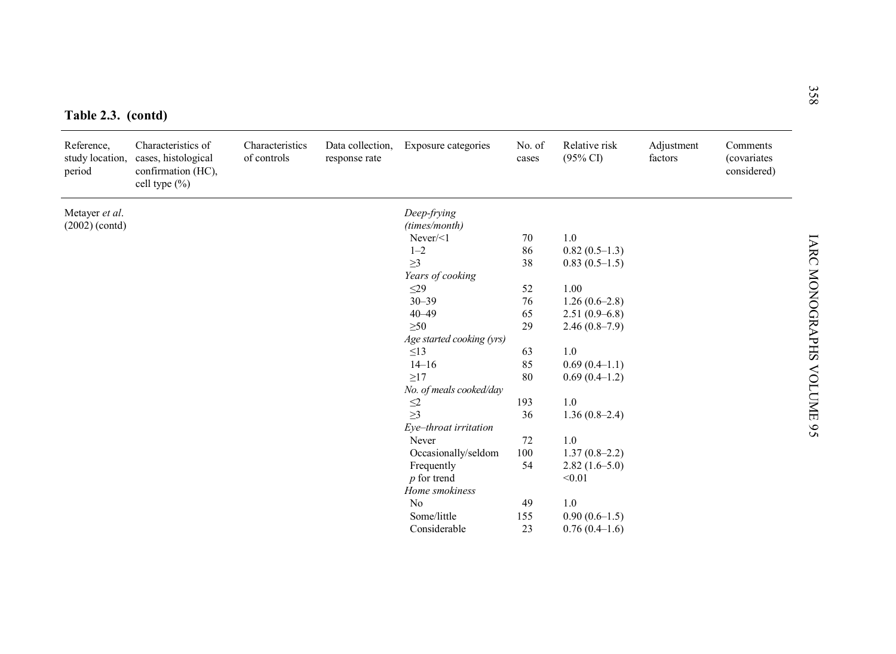**Table 2.3. (contd)**

| Reference, study location, period | Characteristics of cases, histological confirmation (HC), cell type (%) | Characteristics of controls | Data collection, response rate | Exposure categories | No. of cases | Relative risk (95% CI) | Adjustment factors | Comments (covariates considered) |
|---|---|---|---|---|---|---|---|---|
| Metayer *et al*. (2002) (contd) | | | | *Deep-frying (times/month)* | | | | |
| | | | | Never/<1 | 70 | 1.0 | | |
| | | | | 1–2 | 86 | 0.82 (0.5–1.3) | | |
| | | | | ≥3 | 38 | 0.83 (0.5–1.5) | | |
| | | | | *Years of cooking* | | | | |
| | | | | ≤29 | 52 | 1.00 | | |
| | | | | 30–39 | 76 | 1.26 (0.6–2.8) | | |
| | | | | 40–49 | 65 | 2.51 (0.9–6.8) | | |
| | | | | ≥50 | 29 | 2.46 (0.8–7.9) | | |
| | | | | *Age started cooking (yrs)* | | | | |
| | | | | ≤13 | 63 | 1.0 | | |
| | | | | 14–16 | 85 | 0.69 (0.4–1.1) | | |
| | | | | ≥17 | 80 | 0.69 (0.4–1.2) | | |
| | | | | *No. of meals cooked/day* | | | | |
| | | | | ≤2 | 193 | 1.0 | | |
| | | | | ≥3 | 36 | 1.36 (0.8–2.4) | | |
| | | | | *Eye–throat irritation* | | | | |
| | | | | Never | 72 | 1.0 | | |
| | | | | Occasionally/seldom | 100 | 1.37 (0.8–2.2) | | |
| | | | | Frequently | 54 | 2.82 (1.6–5.0) | | |
| | | | | *p* for trend | | <0.01 | | |
| | | | | *Home smokiness* | | | | |
| | | | | No | 49 | 1.0 | | |
| | | | | Some/little | 155 | 0.90 (0.6–1.5) | | |
| | | | | Considerable | 23 | 0.76 (0.4–1.6) | | |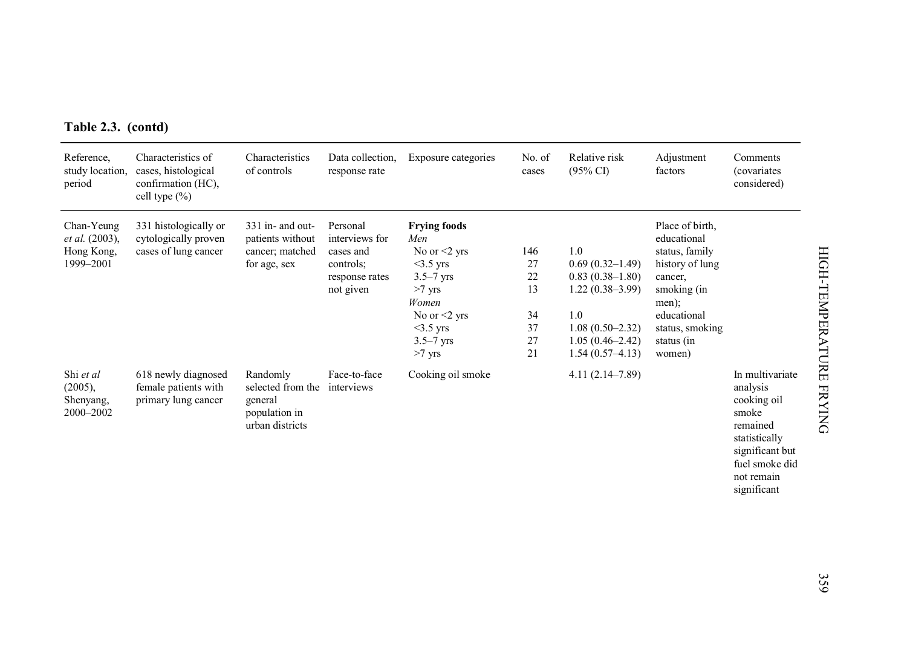**Table 2.3. (contd)**

| Reference, study location, period | Characteristics of cases, histological confirmation (HC), cell type (%) | Characteristics of controls | Data collection, response rate | Exposure categories | No. of cases | Relative risk (95% CI) | Adjustment factors | Comments (covariates considered) |
|---|---|---|---|---|---|---|---|---|
| Chan-Yeung *et al.* (2003), Hong Kong, 1999–2001 | 331 histologically or cytologically proven cases of lung cancer | 331 in- and out-patients without cancer; matched for age, sex | Personal interviews for cases and controls; response rates not given | **Frying foods** | | | Place of birth, educational status, family history of lung cancer, smoking (in men); educational status, smoking status (in women) | |
| | | | | *Men* | | | | |
| | | | | No or <2 yrs | 146 | 1.0 | | |
| | | | | <3.5 yrs | 27 | 0.69 (0.32–1.49) | | |
| | | | | 3.5–7 yrs | 22 | 0.83 (0.38–1.80) | | |
| | | | | >7 yrs | 13 | 1.22 (0.38–3.99) | | |
| | | | | *Women* | | | | |
| | | | | No or <2 yrs | 34 | 1.0 | | |
| | | | | <3.5 yrs | 37 | 1.08 (0.50–2.32) | | |
| | | | | 3.5–7 yrs | 27 | 1.05 (0.46–2.42) | | |
| | | | | >7 yrs | 21 | 1.54 (0.57–4.13) | | |
| Shi *et al* (2005), Shenyang, 2000–2002 | 618 newly diagnosed female patients with primary lung cancer | Randomly selected from the general population in urban districts | Face-to-face interviews | Cooking oil smoke | | 4.11 (2.14–7.89) | | In multivariate analysis cooking oil smoke remained statistically significant but fuel smoke did not remain significant |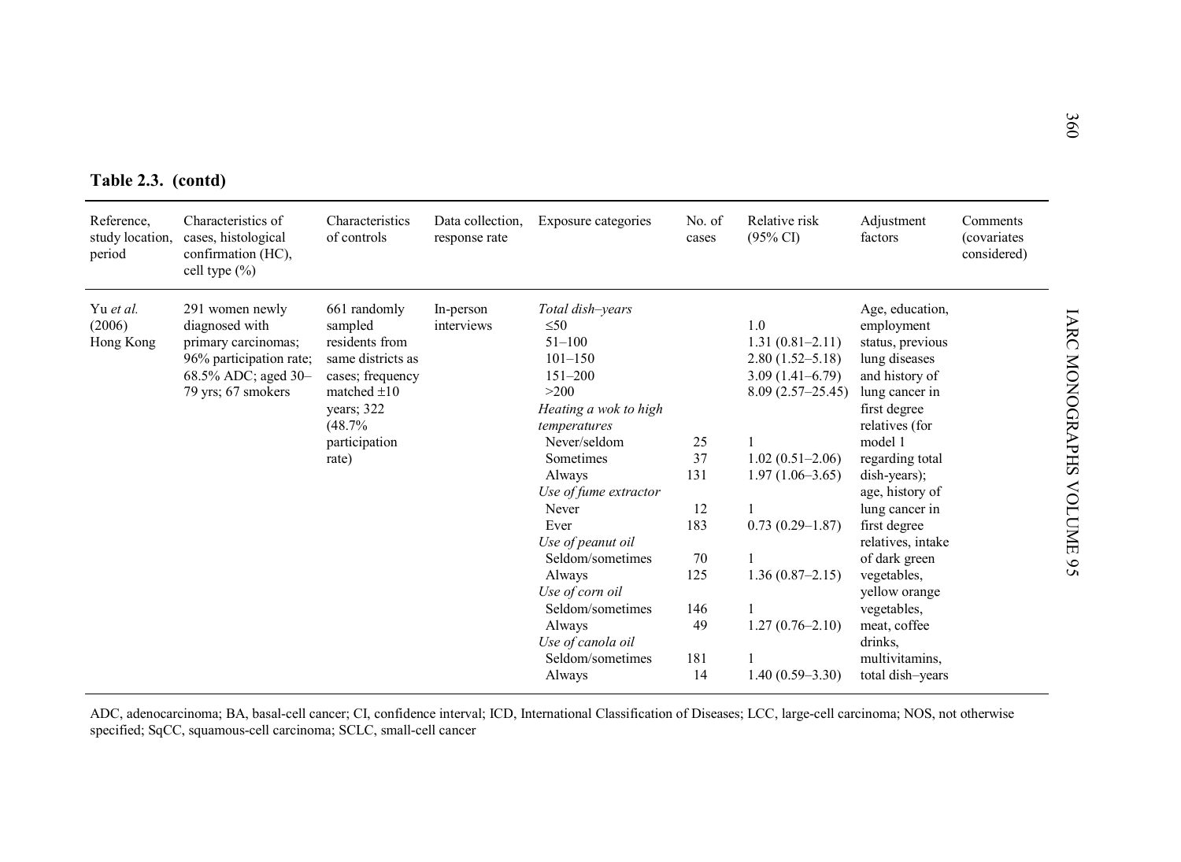**Table 2.3. (contd)**

| Reference, study location, period | Characteristics of cases, histological confirmation (HC), cell type (%) | Characteristics of controls | Data collection, response rate | Exposure categories | No. of cases | Relative risk (95% CI) | Adjustment factors | Comments (covariates considered) |
|---|---|---|---|---|---|---|---|---|
| Yu *et al.* (2006) Hong Kong | 291 women newly diagnosed with primary carcinomas; 96% participation rate; 68.5% ADC; aged 30–79 yrs; 67 smokers | 661 randomly sampled residents from same districts as cases; frequency matched ±10 years; 322 (48.7% participation rate) | In-person interviews | *Total dish–years* | | | Age, education, employment status, previous lung diseases and history of lung cancer in first degree relatives (for model 1 regarding total dish-years); age, history of lung cancer in first degree relatives, intake of dark green vegetables, yellow orange vegetables, meat, coffee drinks, multivitamins, total dish–years | |
| | | | | ≤50 | | 1.0 | | |
| | | | | 51–100 | | 1.31 (0.81–2.11) | | |
| | | | | 101–150 | | 2.80 (1.52–5.18) | | |
| | | | | 151–200 | | 3.09 (1.41–6.79) | | |
| | | | | >200 | | 8.09 (2.57–25.45) | | |
| | | | | *Heating a wok to high temperatures* | | | | |
| | | | | Never/seldom | 25 | 1 | | |
| | | | | Sometimes | 37 | 1.02 (0.51–2.06) | | |
| | | | | Always | 131 | 1.97 (1.06–3.65) | | |
| | | | | *Use of fume extractor* | | | | |
| | | | | Never | 12 | 1 | | |
| | | | | Ever | 183 | 0.73 (0.29–1.87) | | |
| | | | | *Use of peanut oil* | | | | |
| | | | | Seldom/sometimes | 70 | 1 | | |
| | | | | Always | 125 | 1.36 (0.87–2.15) | | |
| | | | | *Use of corn oil* | | | | |
| | | | | Seldom/sometimes | 146 | 1 | | |
| | | | | Always | 49 | 1.27 (0.76–2.10) | | |
| | | | | *Use of canola oil* | | | | |
| | | | | Seldom/sometimes | 181 | 1 | | |
| | | | | Always | 14 | 1.40 (0.59–3.30) | | |

ADC, adenocarcinoma; BA, basal-cell cancer; CI, confidence interval; ICD, International Classification of Diseases; LCC, large-cell carcinoma; NOS, not otherwise specified; SqCC, squamous-cell carcinoma; SCLC, small-cell cancer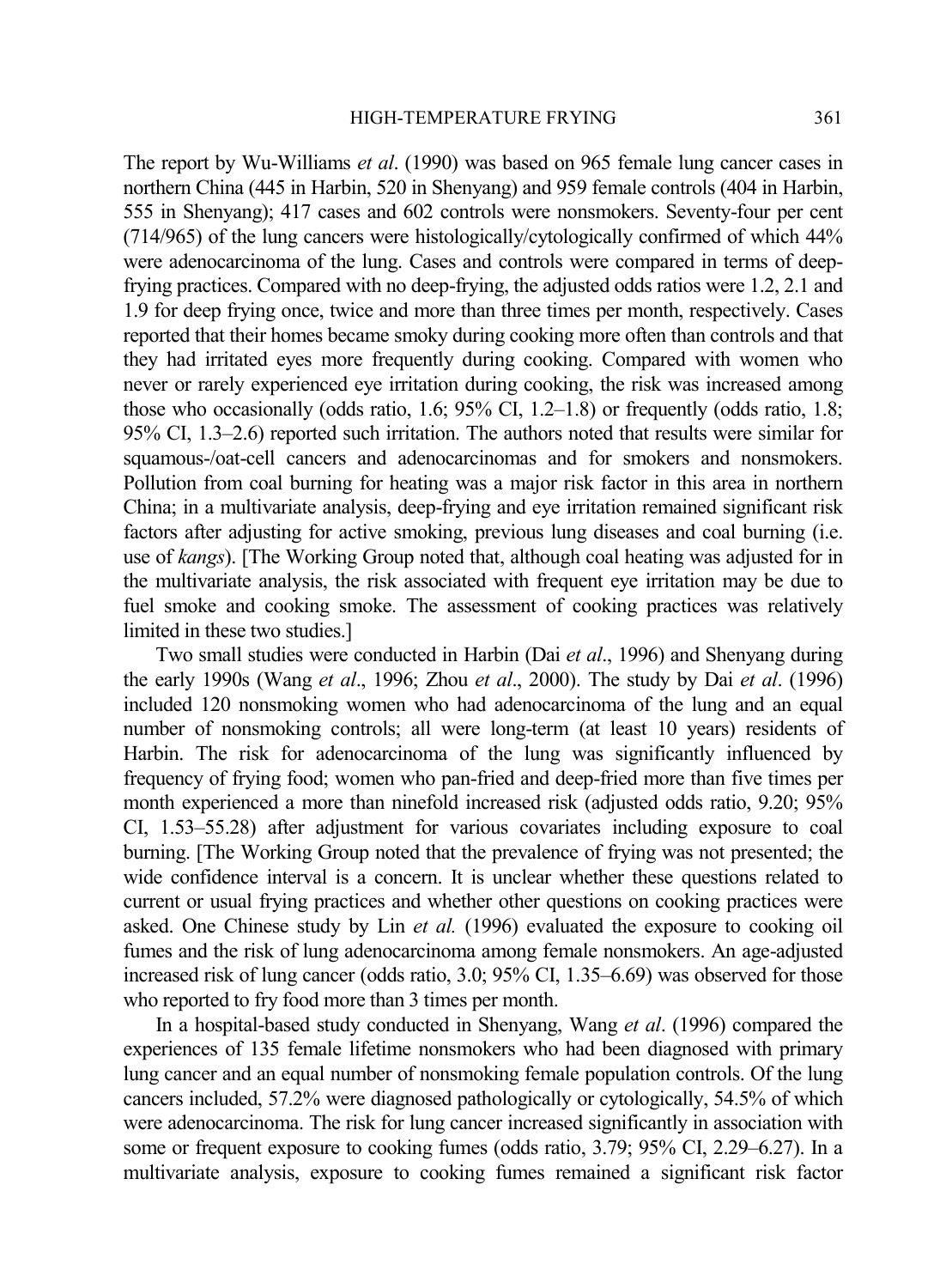The report by Wu-Williams *et al*. (1990) was based on 965 female lung cancer cases in northern China (445 in Harbin, 520 in Shenyang) and 959 female controls (404 in Harbin, 555 in Shenyang); 417 cases and 602 controls were nonsmokers. Seventy-four per cent (714/965) of the lung cancers were histologically/cytologically confirmed of which 44% were adenocarcinoma of the lung. Cases and controls were compared in terms of deep-frying practices. Compared with no deep-frying, the adjusted odds ratios were 1.2, 2.1 and 1.9 for deep frying once, twice and more than three times per month, respectively. Cases reported that their homes became smoky during cooking more often than controls and that they had irritated eyes more frequently during cooking. Compared with women who never or rarely experienced eye irritation during cooking, the risk was increased among those who occasionally (odds ratio, 1.6; 95% CI, 1.2–1.8) or frequently (odds ratio, 1.8; 95% CI, 1.3–2.6) reported such irritation. The authors noted that results were similar for squamous-/oat-cell cancers and adenocarcinomas and for smokers and nonsmokers. Pollution from coal burning for heating was a major risk factor in this area in northern China; in a multivariate analysis, deep-frying and eye irritation remained significant risk factors after adjusting for active smoking, previous lung diseases and coal burning (i.e. use of *kangs*). [The Working Group noted that, although coal heating was adjusted for in the multivariate analysis, the risk associated with frequent eye irritation may be due to fuel smoke and cooking smoke. The assessment of cooking practices was relatively limited in these two studies.]

Two small studies were conducted in Harbin (Dai *et al*., 1996) and Shenyang during the early 1990s (Wang *et al*., 1996; Zhou *et al*., 2000). The study by Dai *et al*. (1996) included 120 nonsmoking women who had adenocarcinoma of the lung and an equal number of nonsmoking controls; all were long-term (at least 10 years) residents of Harbin. The risk for adenocarcinoma of the lung was significantly influenced by frequency of frying food; women who pan-fried and deep-fried more than five times per month experienced a more than ninefold increased risk (adjusted odds ratio, 9.20; 95% CI, 1.53–55.28) after adjustment for various covariates including exposure to coal burning. [The Working Group noted that the prevalence of frying was not presented; the wide confidence interval is a concern. It is unclear whether these questions related to current or usual frying practices and whether other questions on cooking practices were asked. One Chinese study by Lin *et al.* (1996) evaluated the exposure to cooking oil fumes and the risk of lung adenocarcinoma among female nonsmokers. An age-adjusted increased risk of lung cancer (odds ratio, 3.0; 95% CI, 1.35–6.69) was observed for those who reported to fry food more than 3 times per month.

In a hospital-based study conducted in Shenyang, Wang *et al*. (1996) compared the experiences of 135 female lifetime nonsmokers who had been diagnosed with primary lung cancer and an equal number of nonsmoking female population controls. Of the lung cancers included, 57.2% were diagnosed pathologically or cytologically, 54.5% of which were adenocarcinoma. The risk for lung cancer increased significantly in association with some or frequent exposure to cooking fumes (odds ratio, 3.79; 95% CI, 2.29–6.27). In a multivariate analysis, exposure to cooking fumes remained a significant risk factor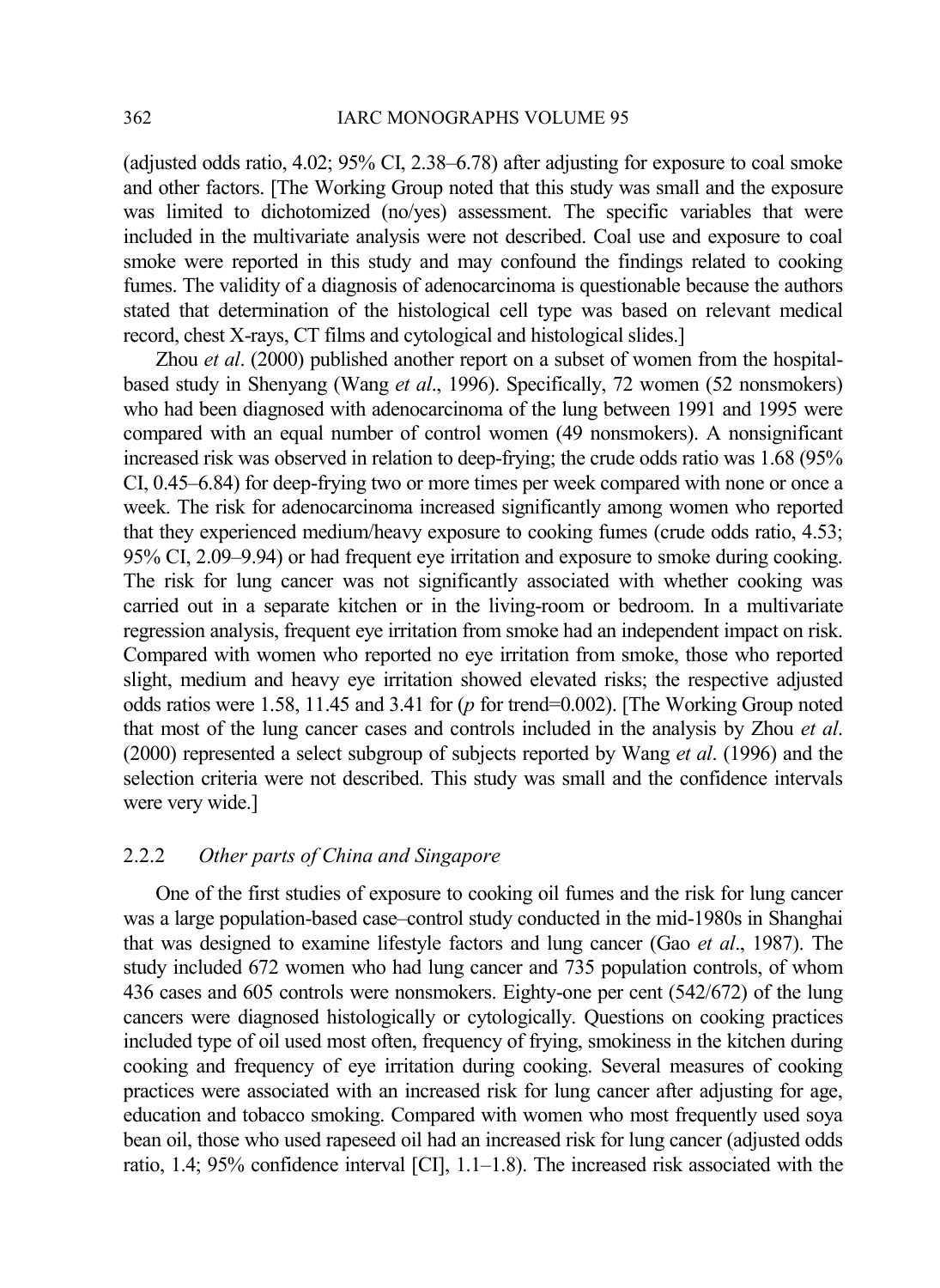(adjusted odds ratio, 4.02; 95% CI, 2.38–6.78) after adjusting for exposure to coal smoke and other factors. [The Working Group noted that this study was small and the exposure was limited to dichotomized (no/yes) assessment. The specific variables that were included in the multivariate analysis were not described. Coal use and exposure to coal smoke were reported in this study and may confound the findings related to cooking fumes. The validity of a diagnosis of adenocarcinoma is questionable because the authors stated that determination of the histological cell type was based on relevant medical record, chest X-rays, CT films and cytological and histological slides.]

Zhou *et al*. (2000) published another report on a subset of women from the hospital-based study in Shenyang (Wang *et al*., 1996). Specifically, 72 women (52 nonsmokers) who had been diagnosed with adenocarcinoma of the lung between 1991 and 1995 were compared with an equal number of control women (49 nonsmokers). A nonsignificant increased risk was observed in relation to deep-frying; the crude odds ratio was 1.68 (95% CI, 0.45–6.84) for deep-frying two or more times per week compared with none or once a week. The risk for adenocarcinoma increased significantly among women who reported that they experienced medium/heavy exposure to cooking fumes (crude odds ratio, 4.53; 95% CI, 2.09–9.94) or had frequent eye irritation and exposure to smoke during cooking. The risk for lung cancer was not significantly associated with whether cooking was carried out in a separate kitchen or in the living-room or bedroom. In a multivariate regression analysis, frequent eye irritation from smoke had an independent impact on risk. Compared with women who reported no eye irritation from smoke, those who reported slight, medium and heavy eye irritation showed elevated risks; the respective adjusted odds ratios were 1.58, 11.45 and 3.41 for ($p$ for trend=0.002). [The Working Group noted that most of the lung cancer cases and controls included in the analysis by Zhou *et al*. (2000) represented a select subgroup of subjects reported by Wang *et al*. (1996) and the selection criteria were not described. This study was small and the confidence intervals were very wide.]

### 2.2.2 *Other parts of China and Singapore*

One of the first studies of exposure to cooking oil fumes and the risk for lung cancer was a large population-based case–control study conducted in the mid-1980s in Shanghai that was designed to examine lifestyle factors and lung cancer (Gao *et al*., 1987). The study included 672 women who had lung cancer and 735 population controls, of whom 436 cases and 605 controls were nonsmokers. Eighty-one per cent (542/672) of the lung cancers were diagnosed histologically or cytologically. Questions on cooking practices included type of oil used most often, frequency of frying, smokiness in the kitchen during cooking and frequency of eye irritation during cooking. Several measures of cooking practices were associated with an increased risk for lung cancer after adjusting for age, education and tobacco smoking. Compared with women who most frequently used soya bean oil, those who used rapeseed oil had an increased risk for lung cancer (adjusted odds ratio, 1.4; 95% confidence interval [CI], 1.1–1.8). The increased risk associated with the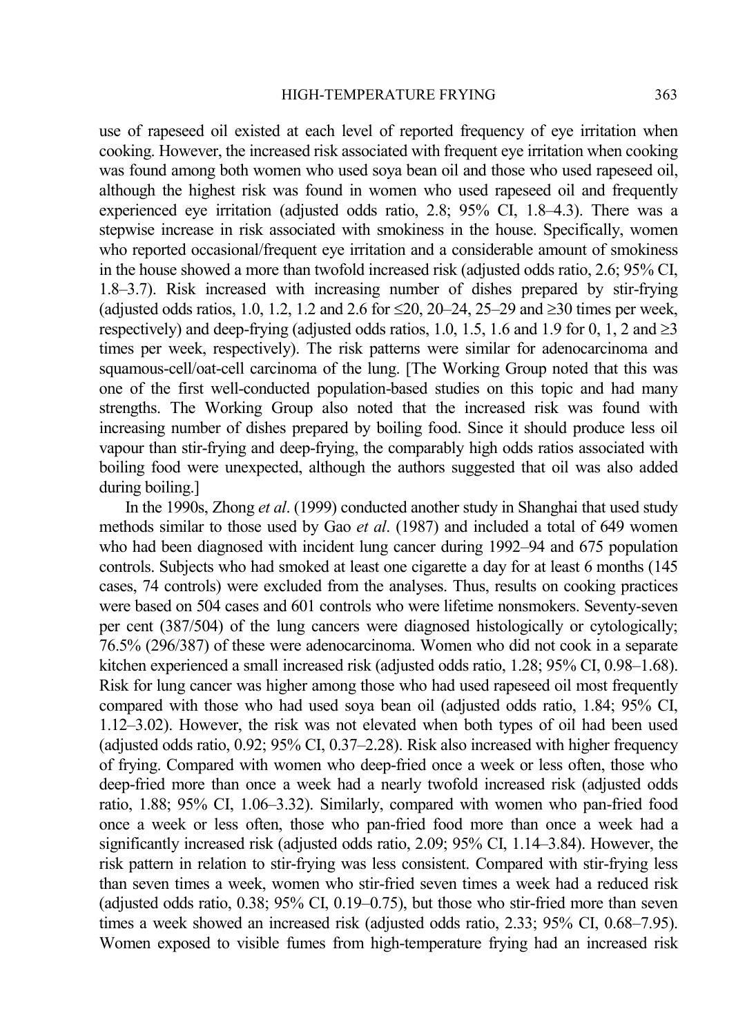use of rapeseed oil existed at each level of reported frequency of eye irritation when cooking. However, the increased risk associated with frequent eye irritation when cooking was found among both women who used soya bean oil and those who used rapeseed oil, although the highest risk was found in women who used rapeseed oil and frequently experienced eye irritation (adjusted odds ratio, 2.8; 95% CI, 1.8–4.3). There was a stepwise increase in risk associated with smokiness in the house. Specifically, women who reported occasional/frequent eye irritation and a considerable amount of smokiness in the house showed a more than twofold increased risk (adjusted odds ratio, 2.6; 95% CI, 1.8–3.7). Risk increased with increasing number of dishes prepared by stir-frying (adjusted odds ratios, 1.0, 1.2, 1.2 and 2.6 for ≤20, 20–24, 25–29 and ≥30 times per week, respectively) and deep-frying (adjusted odds ratios, 1.0, 1.5, 1.6 and 1.9 for 0, 1, 2 and ≥3 times per week, respectively). The risk patterns were similar for adenocarcinoma and squamous-cell/oat-cell carcinoma of the lung. [The Working Group noted that this was one of the first well-conducted population-based studies on this topic and had many strengths. The Working Group also noted that the increased risk was found with increasing number of dishes prepared by boiling food. Since it should produce less oil vapour than stir-frying and deep-frying, the comparably high odds ratios associated with boiling food were unexpected, although the authors suggested that oil was also added during boiling.]

In the 1990s, Zhong *et al*. (1999) conducted another study in Shanghai that used study methods similar to those used by Gao *et al*. (1987) and included a total of 649 women who had been diagnosed with incident lung cancer during 1992–94 and 675 population controls. Subjects who had smoked at least one cigarette a day for at least 6 months (145 cases, 74 controls) were excluded from the analyses. Thus, results on cooking practices were based on 504 cases and 601 controls who were lifetime nonsmokers. Seventy-seven per cent (387/504) of the lung cancers were diagnosed histologically or cytologically; 76.5% (296/387) of these were adenocarcinoma. Women who did not cook in a separate kitchen experienced a small increased risk (adjusted odds ratio, 1.28; 95% CI, 0.98–1.68). Risk for lung cancer was higher among those who had used rapeseed oil most frequently compared with those who had used soya bean oil (adjusted odds ratio, 1.84; 95% CI, 1.12–3.02). However, the risk was not elevated when both types of oil had been used (adjusted odds ratio, 0.92; 95% CI, 0.37–2.28). Risk also increased with higher frequency of frying. Compared with women who deep-fried once a week or less often, those who deep-fried more than once a week had a nearly twofold increased risk (adjusted odds ratio, 1.88; 95% CI, 1.06–3.32). Similarly, compared with women who pan-fried food once a week or less often, those who pan-fried food more than once a week had a significantly increased risk (adjusted odds ratio, 2.09; 95% CI, 1.14–3.84). However, the risk pattern in relation to stir-frying was less consistent. Compared with stir-frying less than seven times a week, women who stir-fried seven times a week had a reduced risk (adjusted odds ratio, 0.38; 95% CI, 0.19–0.75), but those who stir-fried more than seven times a week showed an increased risk (adjusted odds ratio, 2.33; 95% CI, 0.68–7.95). Women exposed to visible fumes from high-temperature frying had an increased risk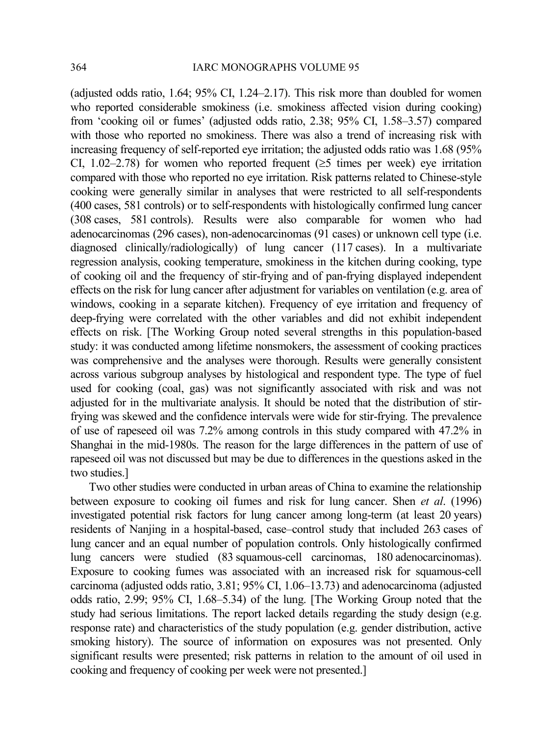(adjusted odds ratio, 1.64; 95% CI, 1.24–2.17). This risk more than doubled for women who reported considerable smokiness (i.e. smokiness affected vision during cooking) from 'cooking oil or fumes' (adjusted odds ratio, 2.38; 95% CI, 1.58–3.57) compared with those who reported no smokiness. There was also a trend of increasing risk with increasing frequency of self-reported eye irritation; the adjusted odds ratio was 1.68 (95% CI, 1.02–2.78) for women who reported frequent (≥5 times per week) eye irritation compared with those who reported no eye irritation. Risk patterns related to Chinese-style cooking were generally similar in analyses that were restricted to all self-respondents (400 cases, 581 controls) or to self-respondents with histologically confirmed lung cancer (308 cases, 581 controls). Results were also comparable for women who had adenocarcinomas (296 cases), non-adenocarcinomas (91 cases) or unknown cell type (i.e. diagnosed clinically/radiologically) of lung cancer (117 cases). In a multivariate regression analysis, cooking temperature, smokiness in the kitchen during cooking, type of cooking oil and the frequency of stir-frying and of pan-frying displayed independent effects on the risk for lung cancer after adjustment for variables on ventilation (e.g. area of windows, cooking in a separate kitchen). Frequency of eye irritation and frequency of deep-frying were correlated with the other variables and did not exhibit independent effects on risk. [The Working Group noted several strengths in this population-based study: it was conducted among lifetime nonsmokers, the assessment of cooking practices was comprehensive and the analyses were thorough. Results were generally consistent across various subgroup analyses by histological and respondent type. The type of fuel used for cooking (coal, gas) was not significantly associated with risk and was not adjusted for in the multivariate analysis. It should be noted that the distribution of stir-frying was skewed and the confidence intervals were wide for stir-frying. The prevalence of use of rapeseed oil was 7.2% among controls in this study compared with 47.2% in Shanghai in the mid-1980s. The reason for the large differences in the pattern of use of rapeseed oil was not discussed but may be due to differences in the questions asked in the two studies.]

Two other studies were conducted in urban areas of China to examine the relationship between exposure to cooking oil fumes and risk for lung cancer. Shen *et al*. (1996) investigated potential risk factors for lung cancer among long-term (at least 20 years) residents of Nanjing in a hospital-based, case–control study that included 263 cases of lung cancer and an equal number of population controls. Only histologically confirmed lung cancers were studied (83 squamous-cell carcinomas, 180 adenocarcinomas). Exposure to cooking fumes was associated with an increased risk for squamous-cell carcinoma (adjusted odds ratio, 3.81; 95% CI, 1.06–13.73) and adenocarcinoma (adjusted odds ratio, 2.99; 95% CI, 1.68–5.34) of the lung. [The Working Group noted that the study had serious limitations. The report lacked details regarding the study design (e.g. response rate) and characteristics of the study population (e.g. gender distribution, active smoking history). The source of information on exposures was not presented. Only significant results were presented; risk patterns in relation to the amount of oil used in cooking and frequency of cooking per week were not presented.]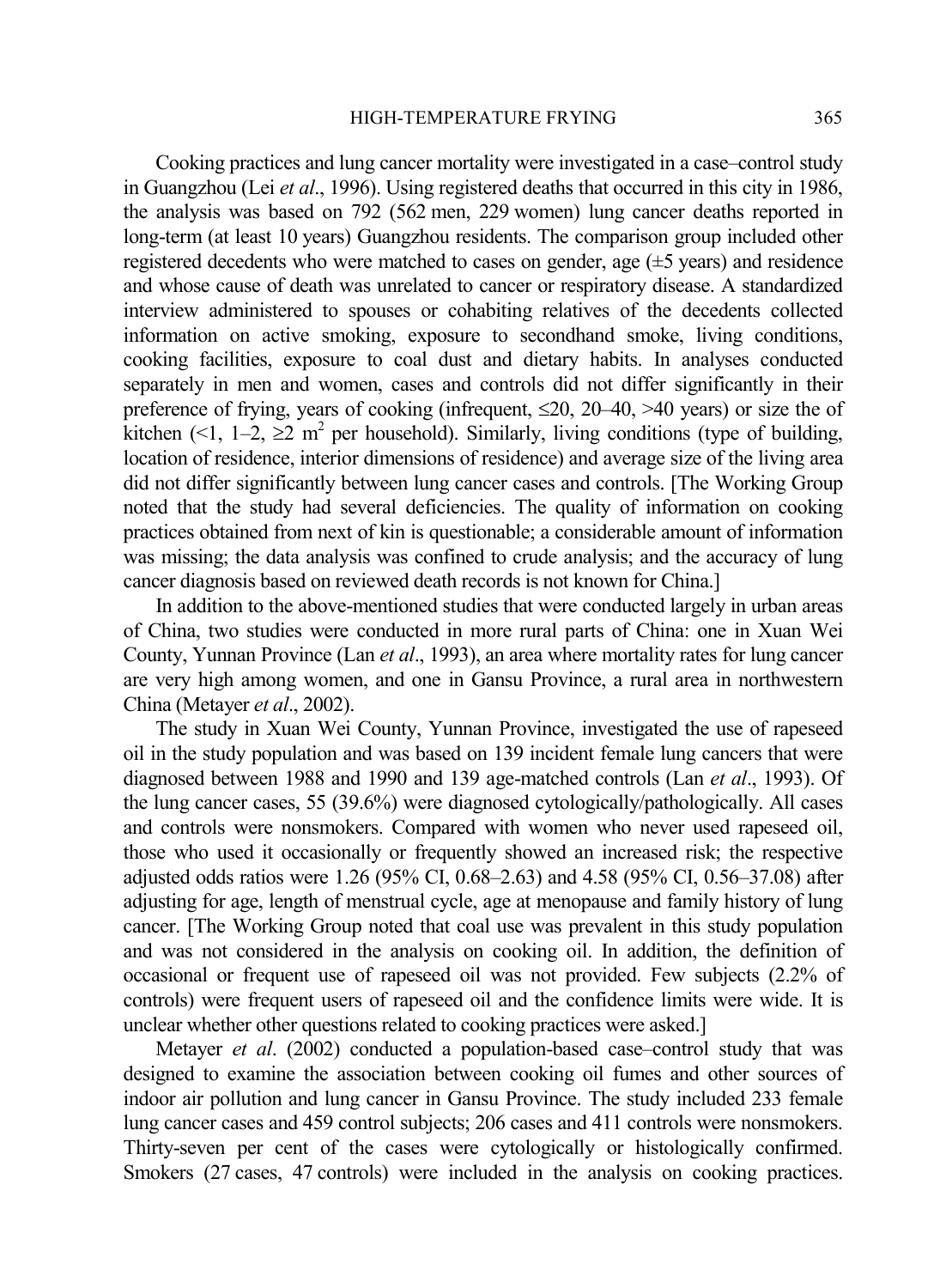Cooking practices and lung cancer mortality were investigated in a case–control study in Guangzhou (Lei *et al*., 1996). Using registered deaths that occurred in this city in 1986, the analysis was based on 792 (562 men, 229 women) lung cancer deaths reported in long-term (at least 10 years) Guangzhou residents. The comparison group included other registered decedents who were matched to cases on gender, age (±5 years) and residence and whose cause of death was unrelated to cancer or respiratory disease. A standardized interview administered to spouses or cohabiting relatives of the decedents collected information on active smoking, exposure to secondhand smoke, living conditions, cooking facilities, exposure to coal dust and dietary habits. In analyses conducted separately in men and women, cases and controls did not differ significantly in their preference of frying, years of cooking (infrequent, ≤20, 20–40, >40 years) or size the of kitchen (<1, 1–2, ≥2 $m^2$ per household). Similarly, living conditions (type of building, location of residence, interior dimensions of residence) and average size of the living area did not differ significantly between lung cancer cases and controls. [The Working Group noted that the study had several deficiencies. The quality of information on cooking practices obtained from next of kin is questionable; a considerable amount of information was missing; the data analysis was confined to crude analysis; and the accuracy of lung cancer diagnosis based on reviewed death records is not known for China.]

In addition to the above-mentioned studies that were conducted largely in urban areas of China, two studies were conducted in more rural parts of China: one in Xuan Wei County, Yunnan Province (Lan *et al*., 1993), an area where mortality rates for lung cancer are very high among women, and one in Gansu Province, a rural area in northwestern China (Metayer *et al*., 2002).

The study in Xuan Wei County, Yunnan Province, investigated the use of rapeseed oil in the study population and was based on 139 incident female lung cancers that were diagnosed between 1988 and 1990 and 139 age-matched controls (Lan *et al*., 1993). Of the lung cancer cases, 55 (39.6%) were diagnosed cytologically/pathologically. All cases and controls were nonsmokers. Compared with women who never used rapeseed oil, those who used it occasionally or frequently showed an increased risk; the respective adjusted odds ratios were 1.26 (95% CI, 0.68–2.63) and 4.58 (95% CI, 0.56–37.08) after adjusting for age, length of menstrual cycle, age at menopause and family history of lung cancer. [The Working Group noted that coal use was prevalent in this study population and was not considered in the analysis on cooking oil. In addition, the definition of occasional or frequent use of rapeseed oil was not provided. Few subjects (2.2% of controls) were frequent users of rapeseed oil and the confidence limits were wide. It is unclear whether other questions related to cooking practices were asked.]

Metayer *et al*. (2002) conducted a population-based case–control study that was designed to examine the association between cooking oil fumes and other sources of indoor air pollution and lung cancer in Gansu Province. The study included 233 female lung cancer cases and 459 control subjects; 206 cases and 411 controls were nonsmokers. Thirty-seven per cent of the cases were cytologically or histologically confirmed. Smokers (27 cases, 47 controls) were included in the analysis on cooking practices.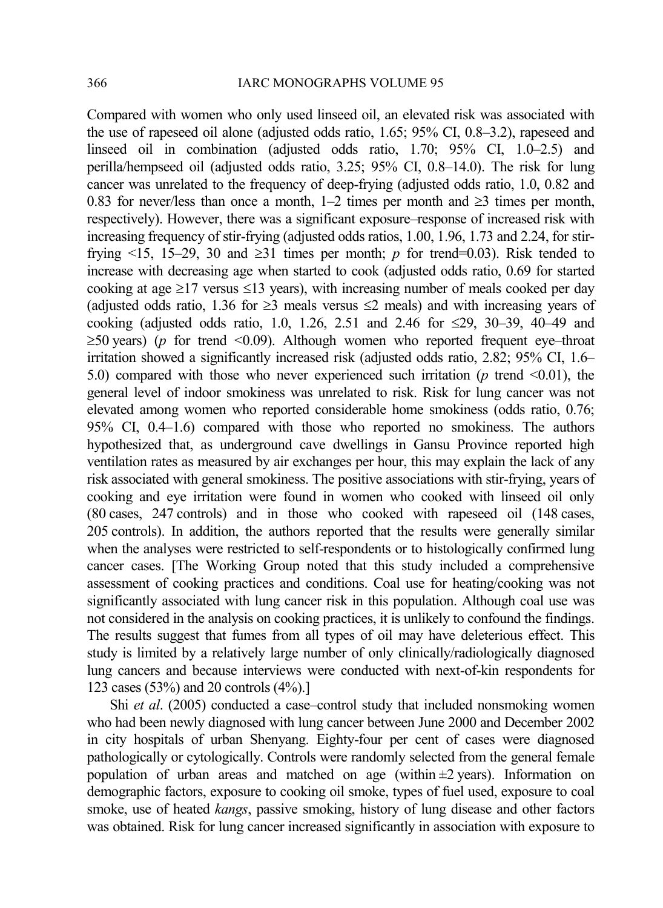Compared with women who only used linseed oil, an elevated risk was associated with the use of rapeseed oil alone (adjusted odds ratio, 1.65; 95% CI, 0.8–3.2), rapeseed and linseed oil in combination (adjusted odds ratio, 1.70; 95% CI, 1.0–2.5) and perilla/hempseed oil (adjusted odds ratio, 3.25; 95% CI, 0.8–14.0). The risk for lung cancer was unrelated to the frequency of deep-frying (adjusted odds ratio, 1.0, 0.82 and 0.83 for never/less than once a month, 1–2 times per month and ≥3 times per month, respectively). However, there was a significant exposure–response of increased risk with increasing frequency of stir-frying (adjusted odds ratios, 1.00, 1.96, 1.73 and 2.24, for stir-frying <15, 15–29, 30 and ≥31 times per month; *p* for trend=0.03). Risk tended to increase with decreasing age when started to cook (adjusted odds ratio, 0.69 for started cooking at age ≥17 versus ≤13 years), with increasing number of meals cooked per day (adjusted odds ratio, 1.36 for ≥3 meals versus ≤2 meals) and with increasing years of cooking (adjusted odds ratio, 1.0, 1.26, 2.51 and 2.46 for ≤29, 30–39, 40–49 and ≥50 years) (*p* for trend <0.09). Although women who reported frequent eye–throat irritation showed a significantly increased risk (adjusted odds ratio, 2.82; 95% CI, 1.6–5.0) compared with those who never experienced such irritation (*p* trend <0.01), the general level of indoor smokiness was unrelated to risk. Risk for lung cancer was not elevated among women who reported considerable home smokiness (odds ratio, 0.76; 95% CI, 0.4–1.6) compared with those who reported no smokiness. The authors hypothesized that, as underground cave dwellings in Gansu Province reported high ventilation rates as measured by air exchanges per hour, this may explain the lack of any risk associated with general smokiness. The positive associations with stir-frying, years of cooking and eye irritation were found in women who cooked with linseed oil only (80 cases, 247 controls) and in those who cooked with rapeseed oil (148 cases, 205 controls). In addition, the authors reported that the results were generally similar when the analyses were restricted to self-respondents or to histologically confirmed lung cancer cases. [The Working Group noted that this study included a comprehensive assessment of cooking practices and conditions. Coal use for heating/cooking was not significantly associated with lung cancer risk in this population. Although coal use was not considered in the analysis on cooking practices, it is unlikely to confound the findings. The results suggest that fumes from all types of oil may have deleterious effect. This study is limited by a relatively large number of only clinically/radiologically diagnosed lung cancers and because interviews were conducted with next-of-kin respondents for 123 cases (53%) and 20 controls (4%).]

Shi *et al*. (2005) conducted a case–control study that included nonsmoking women who had been newly diagnosed with lung cancer between June 2000 and December 2002 in city hospitals of urban Shenyang. Eighty-four per cent of cases were diagnosed pathologically or cytologically. Controls were randomly selected from the general female population of urban areas and matched on age (within ±2 years). Information on demographic factors, exposure to cooking oil smoke, types of fuel used, exposure to coal smoke, use of heated *kangs*, passive smoking, history of lung disease and other factors was obtained. Risk for lung cancer increased significantly in association with exposure to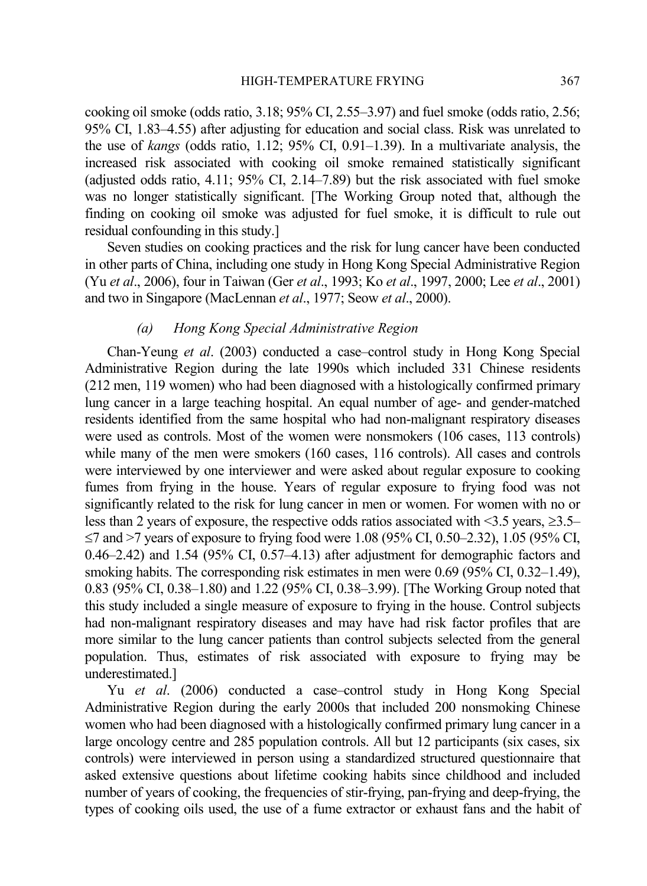cooking oil smoke (odds ratio, 3.18; 95% CI, 2.55–3.97) and fuel smoke (odds ratio, 2.56; 95% CI, 1.83–4.55) after adjusting for education and social class. Risk was unrelated to the use of *kangs* (odds ratio, 1.12; 95% CI, 0.91–1.39). In a multivariate analysis, the increased risk associated with cooking oil smoke remained statistically significant (adjusted odds ratio, 4.11; 95% CI, 2.14–7.89) but the risk associated with fuel smoke was no longer statistically significant. [The Working Group noted that, although the finding on cooking oil smoke was adjusted for fuel smoke, it is difficult to rule out residual confounding in this study.]

Seven studies on cooking practices and the risk for lung cancer have been conducted in other parts of China, including one study in Hong Kong Special Administrative Region (Yu *et al*., 2006), four in Taiwan (Ger *et al*., 1993; Ko *et al*., 1997, 2000; Lee *et al*., 2001) and two in Singapore (MacLennan *et al*., 1977; Seow *et al*., 2000).

#### *(a) Hong Kong Special Administrative Region*

Chan-Yeung *et al*. (2003) conducted a case–control study in Hong Kong Special Administrative Region during the late 1990s which included 331 Chinese residents (212 men, 119 women) who had been diagnosed with a histologically confirmed primary lung cancer in a large teaching hospital. An equal number of age- and gender-matched residents identified from the same hospital who had non-malignant respiratory diseases were used as controls. Most of the women were nonsmokers (106 cases, 113 controls) while many of the men were smokers (160 cases, 116 controls). All cases and controls were interviewed by one interviewer and were asked about regular exposure to cooking fumes from frying in the house. Years of regular exposure to frying food was not significantly related to the risk for lung cancer in men or women. For women with no or less than 2 years of exposure, the respective odds ratios associated with <3.5 years, ≥3.5–≤7 and >7 years of exposure to frying food were 1.08 (95% CI, 0.50–2.32), 1.05 (95% CI, 0.46–2.42) and 1.54 (95% CI, 0.57–4.13) after adjustment for demographic factors and smoking habits. The corresponding risk estimates in men were 0.69 (95% CI, 0.32–1.49), 0.83 (95% CI, 0.38–1.80) and 1.22 (95% CI, 0.38–3.99). [The Working Group noted that this study included a single measure of exposure to frying in the house. Control subjects had non-malignant respiratory diseases and may have had risk factor profiles that are more similar to the lung cancer patients than control subjects selected from the general population. Thus, estimates of risk associated with exposure to frying may be underestimated.]

Yu *et al*. (2006) conducted a case–control study in Hong Kong Special Administrative Region during the early 2000s that included 200 nonsmoking Chinese women who had been diagnosed with a histologically confirmed primary lung cancer in a large oncology centre and 285 population controls. All but 12 participants (six cases, six controls) were interviewed in person using a standardized structured questionnaire that asked extensive questions about lifetime cooking habits since childhood and included number of years of cooking, the frequencies of stir-frying, pan-frying and deep-frying, the types of cooking oils used, the use of a fume extractor or exhaust fans and the habit of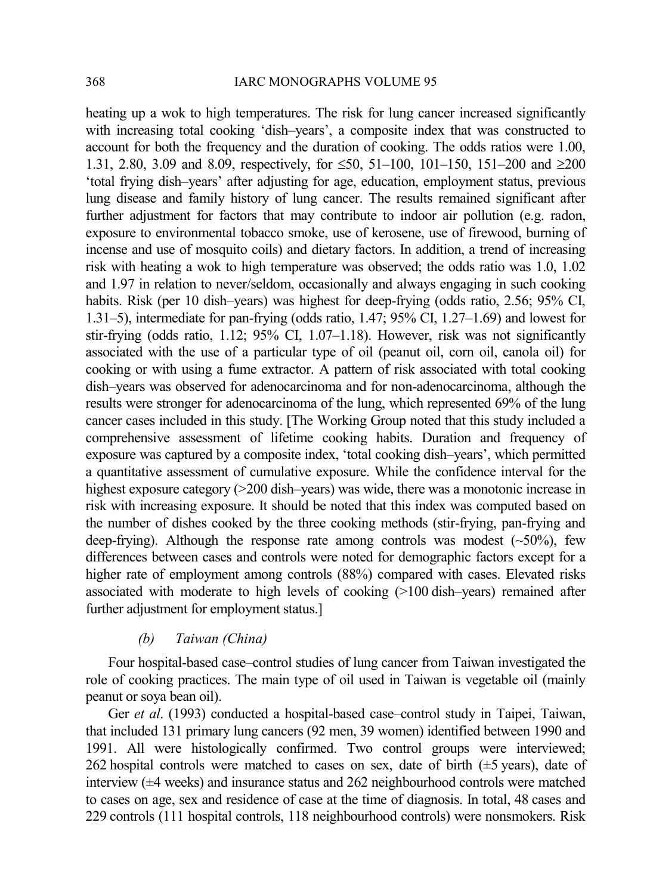heating up a wok to high temperatures. The risk for lung cancer increased significantly with increasing total cooking 'dish–years', a composite index that was constructed to account for both the frequency and the duration of cooking. The odds ratios were 1.00, 1.31, 2.80, 3.09 and 8.09, respectively, for ≤50, 51–100, 101–150, 151–200 and ≥200 'total frying dish–years' after adjusting for age, education, employment status, previous lung disease and family history of lung cancer. The results remained significant after further adjustment for factors that may contribute to indoor air pollution (e.g. radon, exposure to environmental tobacco smoke, use of kerosene, use of firewood, burning of incense and use of mosquito coils) and dietary factors. In addition, a trend of increasing risk with heating a wok to high temperature was observed; the odds ratio was 1.0, 1.02 and 1.97 in relation to never/seldom, occasionally and always engaging in such cooking habits. Risk (per 10 dish–years) was highest for deep-frying (odds ratio, 2.56; 95% CI, 1.31–5), intermediate for pan-frying (odds ratio, 1.47; 95% CI, 1.27–1.69) and lowest for stir-frying (odds ratio, 1.12; 95% CI, 1.07–1.18). However, risk was not significantly associated with the use of a particular type of oil (peanut oil, corn oil, canola oil) for cooking or with using a fume extractor. A pattern of risk associated with total cooking dish–years was observed for adenocarcinoma and for non-adenocarcinoma, although the results were stronger for adenocarcinoma of the lung, which represented 69% of the lung cancer cases included in this study. [The Working Group noted that this study included a comprehensive assessment of lifetime cooking habits. Duration and frequency of exposure was captured by a composite index, 'total cooking dish–years', which permitted a quantitative assessment of cumulative exposure. While the confidence interval for the highest exposure category (>200 dish–years) was wide, there was a monotonic increase in risk with increasing exposure. It should be noted that this index was computed based on the number of dishes cooked by the three cooking methods (stir-frying, pan-frying and deep-frying). Although the response rate among controls was modest (~50%), few differences between cases and controls were noted for demographic factors except for a higher rate of employment among controls (88%) compared with cases. Elevated risks associated with moderate to high levels of cooking (>100 dish–years) remained after further adjustment for employment status.]

#### *(b) Taiwan (China)*

Four hospital-based case–control studies of lung cancer from Taiwan investigated the role of cooking practices. The main type of oil used in Taiwan is vegetable oil (mainly peanut or soya bean oil).

Ger *et al*. (1993) conducted a hospital-based case–control study in Taipei, Taiwan, that included 131 primary lung cancers (92 men, 39 women) identified between 1990 and 1991. All were histologically confirmed. Two control groups were interviewed; 262 hospital controls were matched to cases on sex, date of birth (±5 years), date of interview (±4 weeks) and insurance status and 262 neighbourhood controls were matched to cases on age, sex and residence of case at the time of diagnosis. In total, 48 cases and 229 controls (111 hospital controls, 118 neighbourhood controls) were nonsmokers. Risk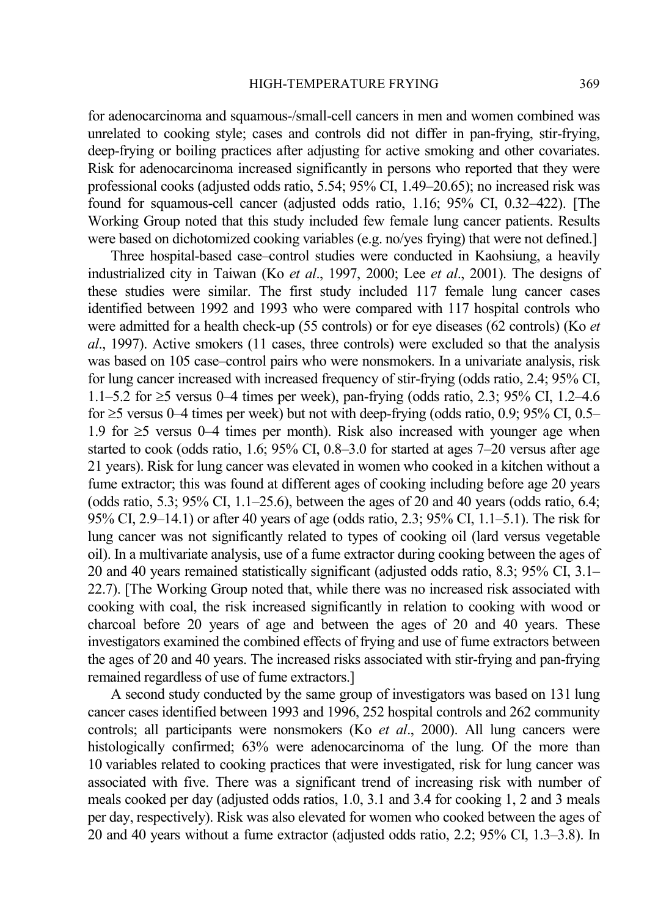for adenocarcinoma and squamous-/small-cell cancers in men and women combined was unrelated to cooking style; cases and controls did not differ in pan-frying, stir-frying, deep-frying or boiling practices after adjusting for active smoking and other covariates. Risk for adenocarcinoma increased significantly in persons who reported that they were professional cooks (adjusted odds ratio, 5.54; 95% CI, 1.49–20.65); no increased risk was found for squamous-cell cancer (adjusted odds ratio, 1.16; 95% CI, 0.32–422). [The Working Group noted that this study included few female lung cancer patients. Results were based on dichotomized cooking variables (e.g. no/yes frying) that were not defined.]

Three hospital-based case–control studies were conducted in Kaohsiung, a heavily industrialized city in Taiwan (Ko *et al*., 1997, 2000; Lee *et al*., 2001). The designs of these studies were similar. The first study included 117 female lung cancer cases identified between 1992 and 1993 who were compared with 117 hospital controls who were admitted for a health check-up (55 controls) or for eye diseases (62 controls) (Ko *et al*., 1997). Active smokers (11 cases, three controls) were excluded so that the analysis was based on 105 case–control pairs who were nonsmokers. In a univariate analysis, risk for lung cancer increased with increased frequency of stir-frying (odds ratio, 2.4; 95% CI, 1.1–5.2 for ≥5 versus 0–4 times per week), pan-frying (odds ratio, 2.3; 95% CI, 1.2–4.6 for ≥5 versus 0–4 times per week) but not with deep-frying (odds ratio, 0.9; 95% CI, 0.5–1.9 for ≥5 versus 0–4 times per month). Risk also increased with younger age when started to cook (odds ratio, 1.6; 95% CI, 0.8–3.0 for started at ages 7–20 versus after age 21 years). Risk for lung cancer was elevated in women who cooked in a kitchen without a fume extractor; this was found at different ages of cooking including before age 20 years (odds ratio, 5.3; 95% CI, 1.1–25.6), between the ages of 20 and 40 years (odds ratio, 6.4; 95% CI, 2.9–14.1) or after 40 years of age (odds ratio, 2.3; 95% CI, 1.1–5.1). The risk for lung cancer was not significantly related to types of cooking oil (lard versus vegetable oil). In a multivariate analysis, use of a fume extractor during cooking between the ages of 20 and 40 years remained statistically significant (adjusted odds ratio, 8.3; 95% CI, 3.1–22.7). [The Working Group noted that, while there was no increased risk associated with cooking with coal, the risk increased significantly in relation to cooking with wood or charcoal before 20 years of age and between the ages of 20 and 40 years. These investigators examined the combined effects of frying and use of fume extractors between the ages of 20 and 40 years. The increased risks associated with stir-frying and pan-frying remained regardless of use of fume extractors.]

A second study conducted by the same group of investigators was based on 131 lung cancer cases identified between 1993 and 1996, 252 hospital controls and 262 community controls; all participants were nonsmokers (Ko *et al*., 2000). All lung cancers were histologically confirmed; 63% were adenocarcinoma of the lung. Of the more than 10 variables related to cooking practices that were investigated, risk for lung cancer was associated with five. There was a significant trend of increasing risk with number of meals cooked per day (adjusted odds ratios, 1.0, 3.1 and 3.4 for cooking 1, 2 and 3 meals per day, respectively). Risk was also elevated for women who cooked between the ages of 20 and 40 years without a fume extractor (adjusted odds ratio, 2.2; 95% CI, 1.3–3.8). In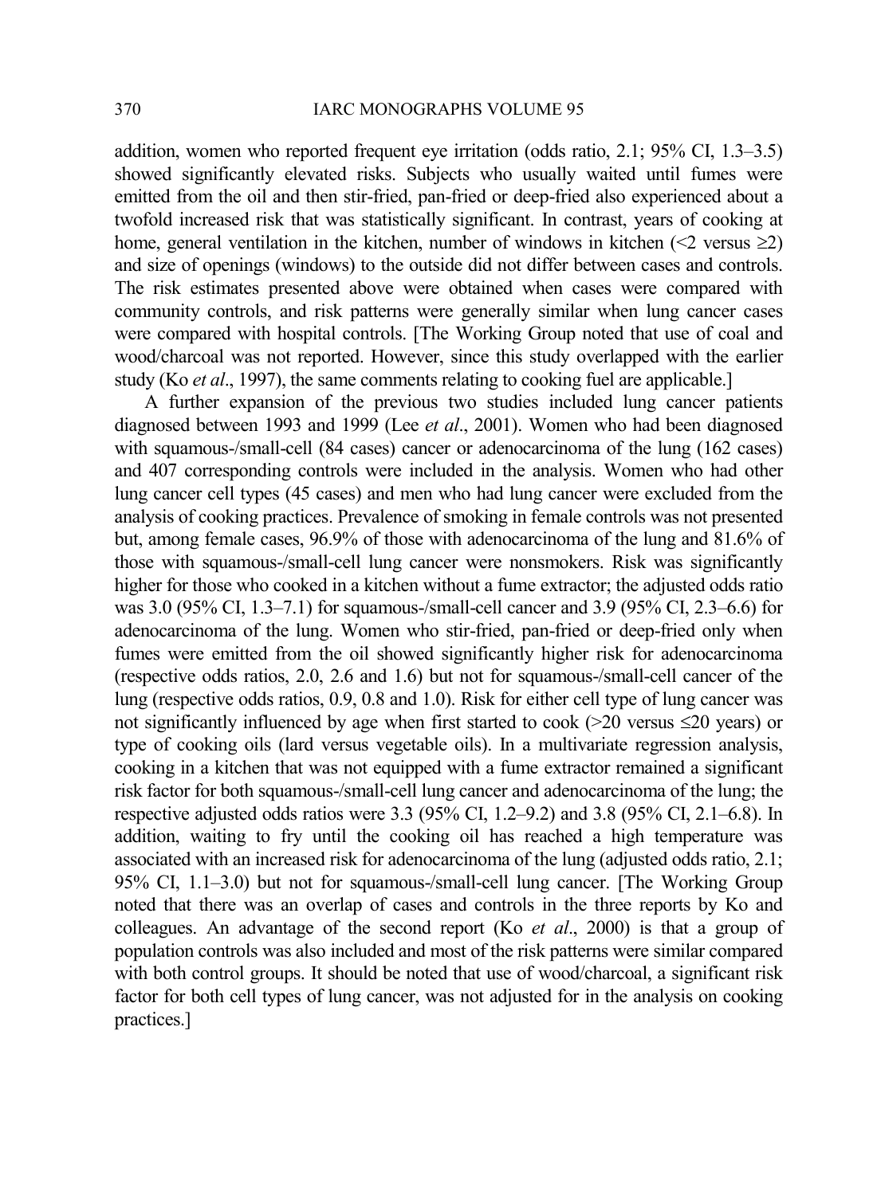addition, women who reported frequent eye irritation (odds ratio, 2.1; 95% CI, 1.3–3.5) showed significantly elevated risks. Subjects who usually waited until fumes were emitted from the oil and then stir-fried, pan-fried or deep-fried also experienced about a twofold increased risk that was statistically significant. In contrast, years of cooking at home, general ventilation in the kitchen, number of windows in kitchen (<2 versus ≥2) and size of openings (windows) to the outside did not differ between cases and controls. The risk estimates presented above were obtained when cases were compared with community controls, and risk patterns were generally similar when lung cancer cases were compared with hospital controls. [The Working Group noted that use of coal and wood/charcoal was not reported. However, since this study overlapped with the earlier study (Ko *et al*., 1997), the same comments relating to cooking fuel are applicable.]

A further expansion of the previous two studies included lung cancer patients diagnosed between 1993 and 1999 (Lee *et al*., 2001). Women who had been diagnosed with squamous-/small-cell (84 cases) cancer or adenocarcinoma of the lung (162 cases) and 407 corresponding controls were included in the analysis. Women who had other lung cancer cell types (45 cases) and men who had lung cancer were excluded from the analysis of cooking practices. Prevalence of smoking in female controls was not presented but, among female cases, 96.9% of those with adenocarcinoma of the lung and 81.6% of those with squamous-/small-cell lung cancer were nonsmokers. Risk was significantly higher for those who cooked in a kitchen without a fume extractor; the adjusted odds ratio was 3.0 (95% CI, 1.3–7.1) for squamous-/small-cell cancer and 3.9 (95% CI, 2.3–6.6) for adenocarcinoma of the lung. Women who stir-fried, pan-fried or deep-fried only when fumes were emitted from the oil showed significantly higher risk for adenocarcinoma (respective odds ratios, 2.0, 2.6 and 1.6) but not for squamous-/small-cell cancer of the lung (respective odds ratios, 0.9, 0.8 and 1.0). Risk for either cell type of lung cancer was not significantly influenced by age when first started to cook (>20 versus ≤20 years) or type of cooking oils (lard versus vegetable oils). In a multivariate regression analysis, cooking in a kitchen that was not equipped with a fume extractor remained a significant risk factor for both squamous-/small-cell lung cancer and adenocarcinoma of the lung; the respective adjusted odds ratios were 3.3 (95% CI, 1.2–9.2) and 3.8 (95% CI, 2.1–6.8). In addition, waiting to fry until the cooking oil has reached a high temperature was associated with an increased risk for adenocarcinoma of the lung (adjusted odds ratio, 2.1; 95% CI, 1.1–3.0) but not for squamous-/small-cell lung cancer. [The Working Group noted that there was an overlap of cases and controls in the three reports by Ko and colleagues. An advantage of the second report (Ko *et al*., 2000) is that a group of population controls was also included and most of the risk patterns were similar compared with both control groups. It should be noted that use of wood/charcoal, a significant risk factor for both cell types of lung cancer, was not adjusted for in the analysis on cooking practices.]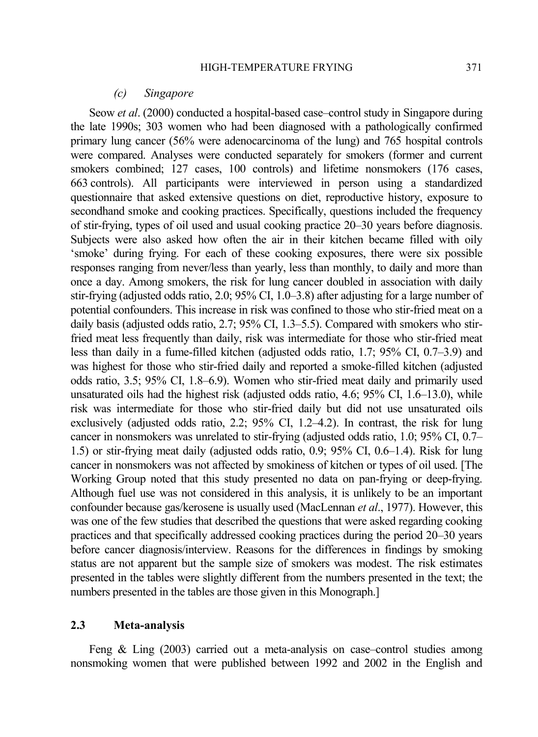#### *(c) Singapore*

Seow *et al*. (2000) conducted a hospital-based case–control study in Singapore during the late 1990s; 303 women who had been diagnosed with a pathologically confirmed primary lung cancer (56% were adenocarcinoma of the lung) and 765 hospital controls were compared. Analyses were conducted separately for smokers (former and current smokers combined; 127 cases, 100 controls) and lifetime nonsmokers (176 cases, 663 controls). All participants were interviewed in person using a standardized questionnaire that asked extensive questions on diet, reproductive history, exposure to secondhand smoke and cooking practices. Specifically, questions included the frequency of stir-frying, types of oil used and usual cooking practice 20–30 years before diagnosis. Subjects were also asked how often the air in their kitchen became filled with oily 'smoke' during frying. For each of these cooking exposures, there were six possible responses ranging from never/less than yearly, less than monthly, to daily and more than once a day. Among smokers, the risk for lung cancer doubled in association with daily stir-frying (adjusted odds ratio, 2.0; 95% CI, 1.0–3.8) after adjusting for a large number of potential confounders. This increase in risk was confined to those who stir-fried meat on a daily basis (adjusted odds ratio, 2.7; 95% CI, 1.3–5.5). Compared with smokers who stir-fried meat less frequently than daily, risk was intermediate for those who stir-fried meat less than daily in a fume-filled kitchen (adjusted odds ratio, 1.7; 95% CI, 0.7–3.9) and was highest for those who stir-fried daily and reported a smoke-filled kitchen (adjusted odds ratio, 3.5; 95% CI, 1.8–6.9). Women who stir-fried meat daily and primarily used unsaturated oils had the highest risk (adjusted odds ratio, 4.6; 95% CI, 1.6–13.0), while risk was intermediate for those who stir-fried daily but did not use unsaturated oils exclusively (adjusted odds ratio, 2.2; 95% CI, 1.2–4.2). In contrast, the risk for lung cancer in nonsmokers was unrelated to stir-frying (adjusted odds ratio, 1.0; 95% CI, 0.7–1.5) or stir-frying meat daily (adjusted odds ratio, 0.9; 95% CI, 0.6–1.4). Risk for lung cancer in nonsmokers was not affected by smokiness of kitchen or types of oil used. [The Working Group noted that this study presented no data on pan-frying or deep-frying. Although fuel use was not considered in this analysis, it is unlikely to be an important confounder because gas/kerosene is usually used (MacLennan *et al*., 1977). However, this was one of the few studies that described the questions that were asked regarding cooking practices and that specifically addressed cooking practices during the period 20–30 years before cancer diagnosis/interview. Reasons for the differences in findings by smoking status are not apparent but the sample size of smokers was modest. The risk estimates presented in the tables were slightly different from the numbers presented in the text; the numbers presented in the tables are those given in this Monograph.]

## 2.3 Meta-analysis

Feng & Ling (2003) carried out a meta-analysis on case–control studies among nonsmoking women that were published between 1992 and 2002 in the English and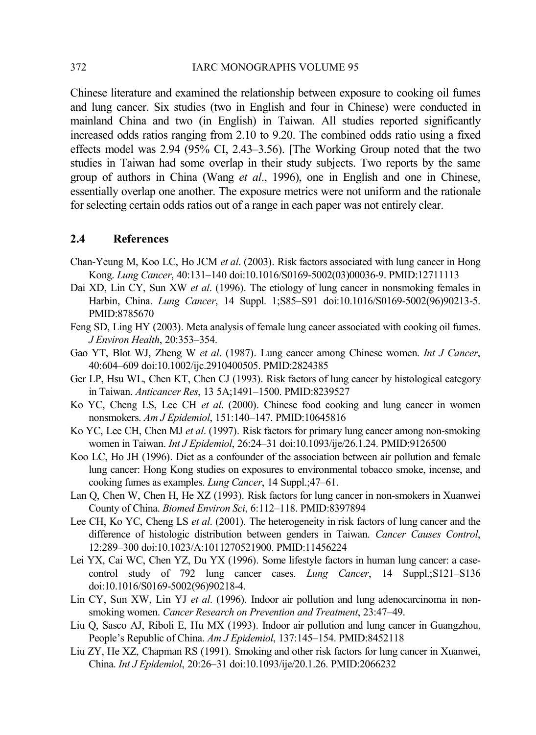Chinese literature and examined the relationship between exposure to cooking oil fumes and lung cancer. Six studies (two in English and four in Chinese) were conducted in mainland China and two (in English) in Taiwan. All studies reported significantly increased odds ratios ranging from 2.10 to 9.20. The combined odds ratio using a fixed effects model was 2.94 (95% CI, 2.43–3.56). [The Working Group noted that the two studies in Taiwan had some overlap in their study subjects. Two reports by the same group of authors in China (Wang *et al*., 1996), one in English and one in Chinese, essentially overlap one another. The exposure metrics were not uniform and the rationale for selecting certain odds ratios out of a range in each paper was not entirely clear.

## 2.4 References

Chan-Yeung M, Koo LC, Ho JCM *et al*. (2003). Risk factors associated with lung cancer in Hong Kong. *Lung Cancer*, 40:131–140 doi:10.1016/S0169-5002(03)00036-9. PMID:12711113

Dai XD, Lin CY, Sun XW *et al*. (1996). The etiology of lung cancer in nonsmoking females in Harbin, China. *Lung Cancer*, 14 Suppl. 1;S85–S91 doi:10.1016/S0169-5002(96)90213-5. PMID:8785670

Feng SD, Ling HY (2003). Meta analysis of female lung cancer associated with cooking oil fumes. *J Environ Health*, 20:353–354.

Gao YT, Blot WJ, Zheng W *et al*. (1987). Lung cancer among Chinese women. *Int J Cancer*, 40:604–609 doi:10.1002/ijc.2910400505. PMID:2824385

Ger LP, Hsu WL, Chen KT, Chen CJ (1993). Risk factors of lung cancer by histological category in Taiwan. *Anticancer Res*, 13 5A;1491–1500. PMID:8239527

Ko YC, Cheng LS, Lee CH *et al*. (2000). Chinese food cooking and lung cancer in women nonsmokers. *Am J Epidemiol*, 151:140–147. PMID:10645816

Ko YC, Lee CH, Chen MJ *et al*. (1997). Risk factors for primary lung cancer among non-smoking women in Taiwan. *Int J Epidemiol*, 26:24–31 doi:10.1093/ije/26.1.24. PMID:9126500

Koo LC, Ho JH (1996). Diet as a confounder of the association between air pollution and female lung cancer: Hong Kong studies on exposures to environmental tobacco smoke, incense, and cooking fumes as examples. *Lung Cancer*, 14 Suppl.;47–61.

Lan Q, Chen W, Chen H, He XZ (1993). Risk factors for lung cancer in non-smokers in Xuanwei County of China. *Biomed Environ Sci*, 6:112–118. PMID:8397894

Lee CH, Ko YC, Cheng LS *et al*. (2001). The heterogeneity in risk factors of lung cancer and the difference of histologic distribution between genders in Taiwan. *Cancer Causes Control*, 12:289–300 doi:10.1023/A:1011270521900. PMID:11456224

Lei YX, Cai WC, Chen YZ, Du YX (1996). Some lifestyle factors in human lung cancer: a case-control study of 792 lung cancer cases. *Lung Cancer*, 14 Suppl.;S121–S136 doi:10.1016/S0169-5002(96)90218-4.

Lin CY, Sun XW, Lin YJ *et al*. (1996). Indoor air pollution and lung adenocarcinoma in non-smoking women. *Cancer Research on Prevention and Treatment*, 23:47–49.

Liu Q, Sasco AJ, Riboli E, Hu MX (1993). Indoor air pollution and lung cancer in Guangzhou, People's Republic of China. *Am J Epidemiol*, 137:145–154. PMID:8452118

Liu ZY, He XZ, Chapman RS (1991). Smoking and other risk factors for lung cancer in Xuanwei, China. *Int J Epidemiol*, 20:26–31 doi:10.1093/ije/20.1.26. PMID:2066232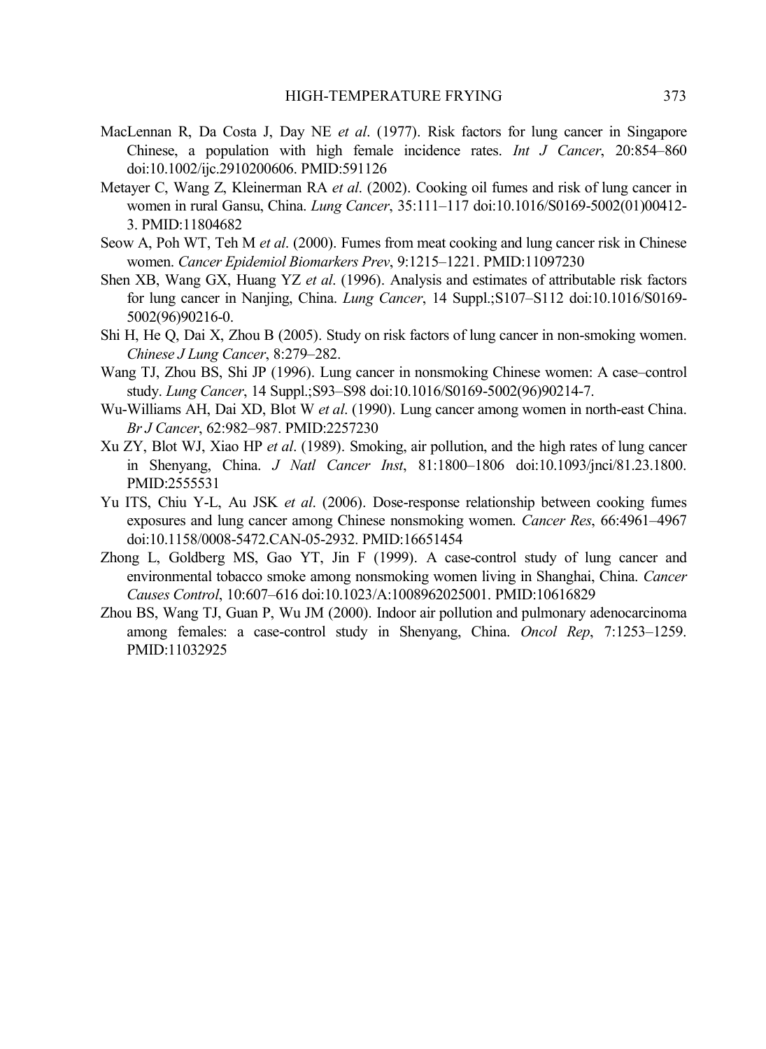MacLennan R, Da Costa J, Day NE *et al*. (1977). Risk factors for lung cancer in Singapore Chinese, a population with high female incidence rates. *Int J Cancer*, 20:854–860 doi:10.1002/ijc.2910200606. PMID:591126

Metayer C, Wang Z, Kleinerman RA *et al*. (2002). Cooking oil fumes and risk of lung cancer in women in rural Gansu, China. *Lung Cancer*, 35:111–117 doi:10.1016/S0169-5002(01)00412-3. PMID:11804682

Seow A, Poh WT, Teh M *et al*. (2000). Fumes from meat cooking and lung cancer risk in Chinese women. *Cancer Epidemiol Biomarkers Prev*, 9:1215–1221. PMID:11097230

Shen XB, Wang GX, Huang YZ *et al*. (1996). Analysis and estimates of attributable risk factors for lung cancer in Nanjing, China. *Lung Cancer*, 14 Suppl.;S107–S112 doi:10.1016/S0169-5002(96)90216-0.

Shi H, He Q, Dai X, Zhou B (2005). Study on risk factors of lung cancer in non-smoking women. *Chinese J Lung Cancer*, 8:279–282.

Wang TJ, Zhou BS, Shi JP (1996). Lung cancer in nonsmoking Chinese women: A case–control study. *Lung Cancer*, 14 Suppl.;S93–S98 doi:10.1016/S0169-5002(96)90214-7.

Wu-Williams AH, Dai XD, Blot W *et al*. (1990). Lung cancer among women in north-east China. *Br J Cancer*, 62:982–987. PMID:2257230

Xu ZY, Blot WJ, Xiao HP *et al*. (1989). Smoking, air pollution, and the high rates of lung cancer in Shenyang, China. *J Natl Cancer Inst*, 81:1800–1806 doi:10.1093/jnci/81.23.1800. PMID:2555531

Yu ITS, Chiu Y-L, Au JSK *et al*. (2006). Dose-response relationship between cooking fumes exposures and lung cancer among Chinese nonsmoking women. *Cancer Res*, 66:4961–4967 doi:10.1158/0008-5472.CAN-05-2932. PMID:16651454

Zhong L, Goldberg MS, Gao YT, Jin F (1999). A case-control study of lung cancer and environmental tobacco smoke among nonsmoking women living in Shanghai, China. *Cancer Causes Control*, 10:607–616 doi:10.1023/A:1008962025001. PMID:10616829

Zhou BS, Wang TJ, Guan P, Wu JM (2000). Indoor air pollution and pulmonary adenocarcinoma among females: a case-control study in Shenyang, China. *Oncol Rep*, 7:1253–1259. PMID:11032925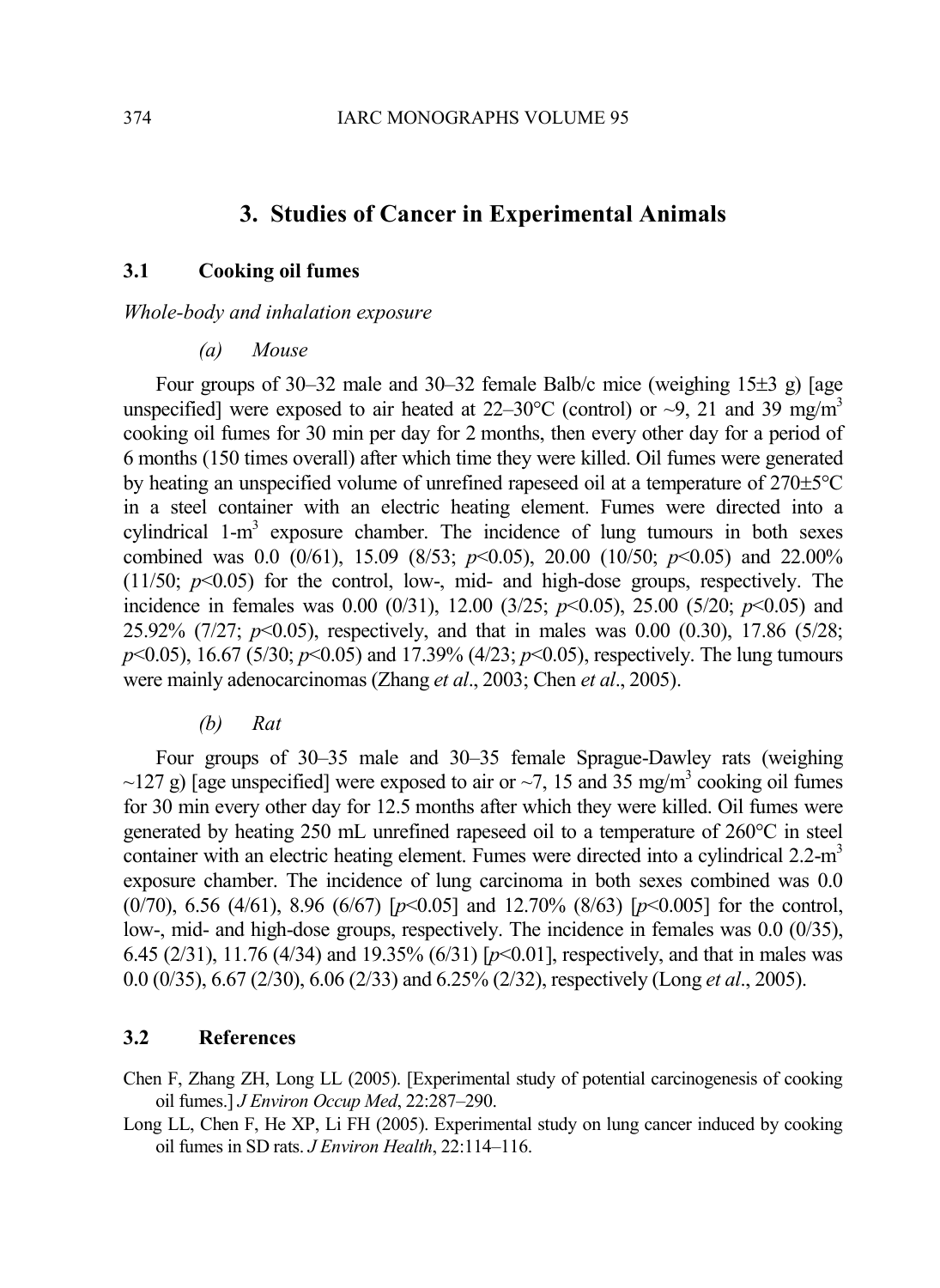## 3. Studies of Cancer in Experimental Animals

### 3.1 Cooking oil fumes

*Whole-body and inhalation exposure*

*(a) Mouse*

Four groups of 30–32 male and 30–32 female Balb/c mice (weighing 15±3 g) [age unspecified] were exposed to air heated at 22–30°C (control) or ~9, 21 and 39 mg/m$^3$ cooking oil fumes for 30 min per day for 2 months, then every other day for a period of 6 months (150 times overall) after which time they were killed. Oil fumes were generated by heating an unspecified volume of unrefined rapeseed oil at a temperature of 270±5°C in a steel container with an electric heating element. Fumes were directed into a cylindrical 1-m$^3$ exposure chamber. The incidence of lung tumours in both sexes combined was 0.0 (0/61), 15.09 (8/53; $p<0.05$), 20.00 (10/50; $p<0.05$) and 22.00% (11/50; $p<0.05$) for the control, low-, mid- and high-dose groups, respectively. The incidence in females was 0.00 (0/31), 12.00 (3/25; $p<0.05$), 25.00 (5/20; $p<0.05$) and 25.92% (7/27; $p<0.05$), respectively, and that in males was 0.00 (0.30), 17.86 (5/28; $p<0.05$), 16.67 (5/30; $p<0.05$) and 17.39% (4/23; $p<0.05$), respectively. The lung tumours were mainly adenocarcinomas (Zhang *et al*., 2003; Chen *et al*., 2005).

*(b) Rat*

Four groups of 30–35 male and 30–35 female Sprague-Dawley rats (weighing ~127 g) [age unspecified] were exposed to air or ~7, 15 and 35 mg/m$^3$ cooking oil fumes for 30 min every other day for 12.5 months after which they were killed. Oil fumes were generated by heating 250 mL unrefined rapeseed oil to a temperature of 260°C in steel container with an electric heating element. Fumes were directed into a cylindrical 2.2-m$^3$ exposure chamber. The incidence of lung carcinoma in both sexes combined was 0.0 (0/70), 6.56 (4/61), 8.96 (6/67) [$p<0.05$] and 12.70% (8/63) [$p<0.005$] for the control, low-, mid- and high-dose groups, respectively. The incidence in females was 0.0 (0/35), 6.45 (2/31), 11.76 (4/34) and 19.35% (6/31) [$p<0.01$], respectively, and that in males was 0.0 (0/35), 6.67 (2/30), 6.06 (2/33) and 6.25% (2/32), respectively (Long *et al*., 2005).

### 3.2 References

Chen F, Zhang ZH, Long LL (2005). [Experimental study of potential carcinogenesis of cooking oil fumes.] *J Environ Occup Med*, 22:287–290.

Long LL, Chen F, He XP, Li FH (2005). Experimental study on lung cancer induced by cooking oil fumes in SD rats. *J Environ Health*, 22:114–116.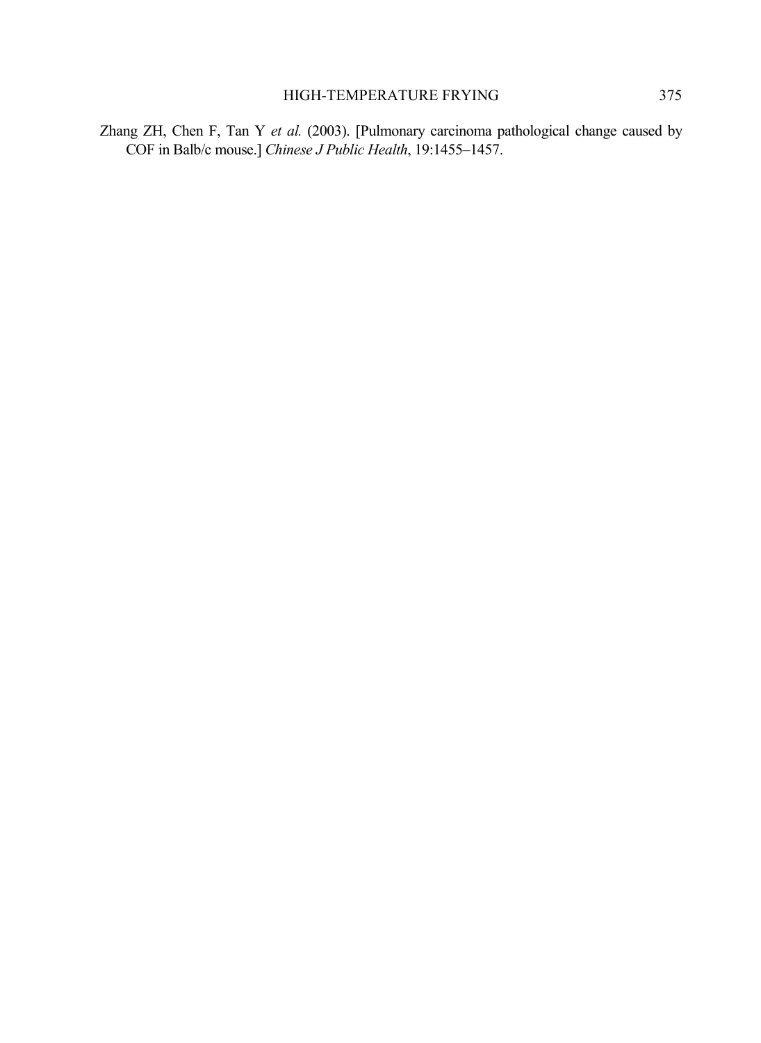Zhang ZH, Chen F, Tan Y *et al.* (2003). [Pulmonary carcinoma pathological change caused by COF in Balb/c mouse.] *Chinese J Public Health*, 19:1455–1457.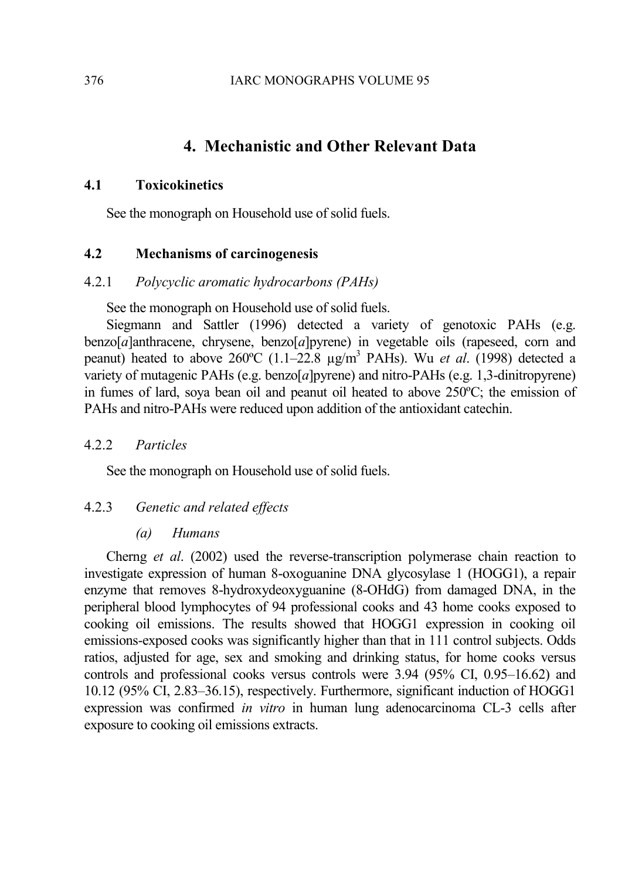# 4. Mechanistic and Other Relevant Data

## 4.1 Toxicokinetics

See the monograph on Household use of solid fuels.

## 4.2 Mechanisms of carcinogenesis

### 4.2.1 *Polycyclic aromatic hydrocarbons (PAHs)*

See the monograph on Household use of solid fuels.

Siegmann and Sattler (1996) detected a variety of genotoxic PAHs (e.g. benzo[*a*]anthracene, chrysene, benzo[*a*]pyrene) in vegetable oils (rapeseed, corn and peanut) heated to above 260ºC (1.1–22.8 μg/m$^3$ PAHs). Wu *et al*. (1998) detected a variety of mutagenic PAHs (e.g. benzo[*a*]pyrene) and nitro-PAHs (e.g. 1,3-dinitropyrene) in fumes of lard, soya bean oil and peanut oil heated to above 250ºC; the emission of PAHs and nitro-PAHs were reduced upon addition of the antioxidant catechin.

### 4.2.2 *Particles*

See the monograph on Household use of solid fuels.

### 4.2.3 *Genetic and related effects*

#### *(a) Humans*

Cherng *et al*. (2002) used the reverse-transcription polymerase chain reaction to investigate expression of human 8-oxoguanine DNA glycosylase 1 (HOGG1), a repair enzyme that removes 8-hydroxydeoxyguanine (8-OHdG) from damaged DNA, in the peripheral blood lymphocytes of 94 professional cooks and 43 home cooks exposed to cooking oil emissions. The results showed that HOGG1 expression in cooking oil emissions-exposed cooks was significantly higher than that in 111 control subjects. Odds ratios, adjusted for age, sex and smoking and drinking status, for home cooks versus controls and professional cooks versus controls were 3.94 (95% CI, 0.95–16.62) and 10.12 (95% CI, 2.83–36.15), respectively. Furthermore, significant induction of HOGG1 expression was confirmed *in vitro* in human lung adenocarcinoma CL-3 cells after exposure to cooking oil emissions extracts.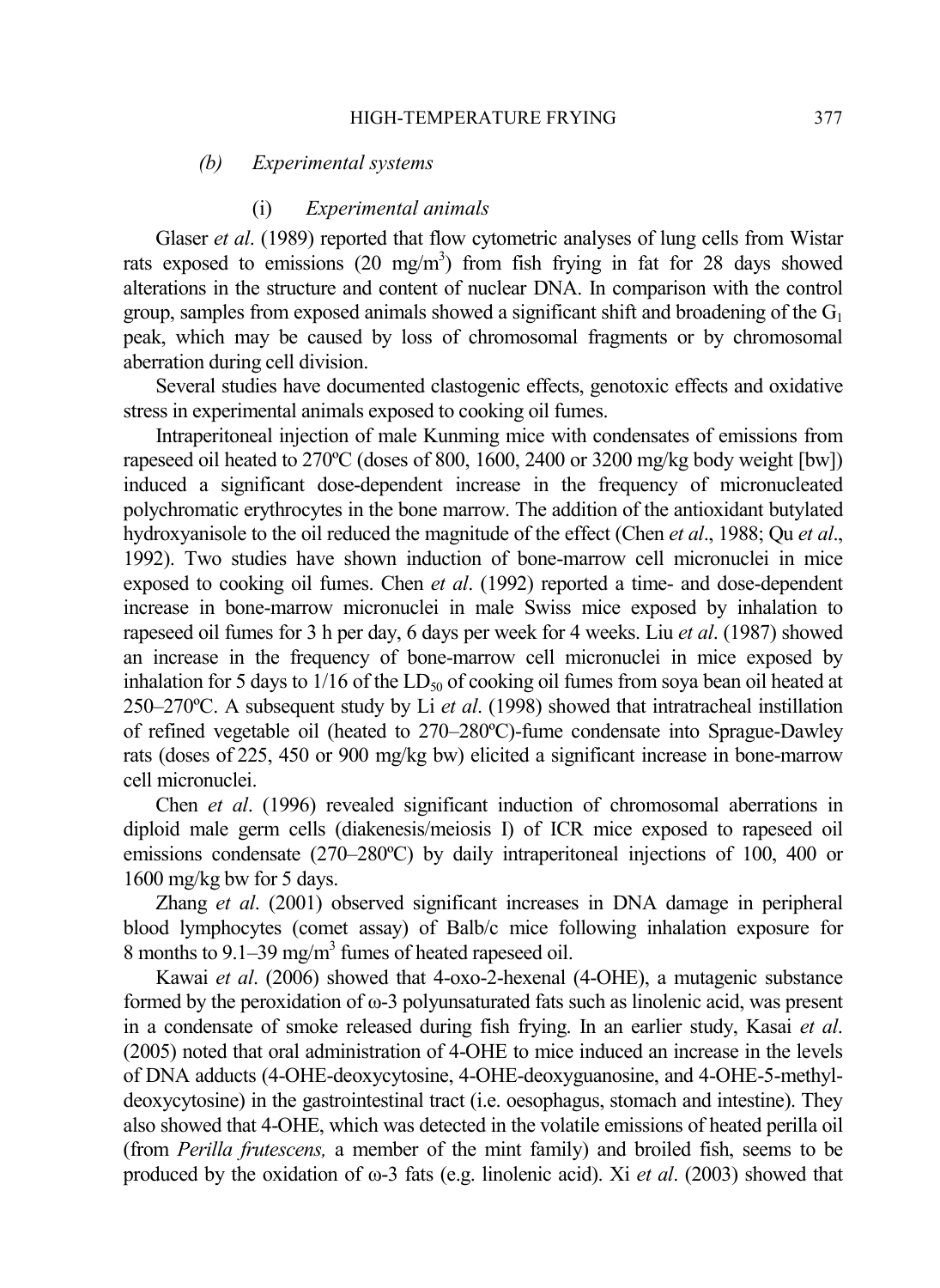### (b) Experimental systems

#### (i) Experimental animals

Glaser *et al*. (1989) reported that flow cytometric analyses of lung cells from Wistar rats exposed to emissions (20 mg/m$^3$) from fish frying in fat for 28 days showed alterations in the structure and content of nuclear DNA. In comparison with the control group, samples from exposed animals showed a significant shift and broadening of the $G_1$ peak, which may be caused by loss of chromosomal fragments or by chromosomal aberration during cell division.

Several studies have documented clastogenic effects, genotoxic effects and oxidative stress in experimental animals exposed to cooking oil fumes.

Intraperitoneal injection of male Kunming mice with condensates of emissions from rapeseed oil heated to 270ºC (doses of 800, 1600, 2400 or 3200 mg/kg body weight [bw]) induced a significant dose-dependent increase in the frequency of micronucleated polychromatic erythrocytes in the bone marrow. The addition of the antioxidant butylated hydroxyanisole to the oil reduced the magnitude of the effect (Chen *et al*., 1988; Qu *et al*., 1992). Two studies have shown induction of bone-marrow cell micronuclei in mice exposed to cooking oil fumes. Chen *et al*. (1992) reported a time- and dose-dependent increase in bone-marrow micronuclei in male Swiss mice exposed by inhalation to rapeseed oil fumes for 3 h per day, 6 days per week for 4 weeks. Liu *et al*. (1987) showed an increase in the frequency of bone-marrow cell micronuclei in mice exposed by inhalation for 5 days to 1/16 of the $LD_{50}$ of cooking oil fumes from soya bean oil heated at 250–270ºC. A subsequent study by Li *et al*. (1998) showed that intratracheal instillation of refined vegetable oil (heated to 270–280ºC)-fume condensate into Sprague-Dawley rats (doses of 225, 450 or 900 mg/kg bw) elicited a significant increase in bone-marrow cell micronuclei.

Chen *et al*. (1996) revealed significant induction of chromosomal aberrations in diploid male germ cells (diakenesis/meiosis I) of ICR mice exposed to rapeseed oil emissions condensate (270–280ºC) by daily intraperitoneal injections of 100, 400 or 1600 mg/kg bw for 5 days.

Zhang *et al*. (2001) observed significant increases in DNA damage in peripheral blood lymphocytes (comet assay) of Balb/c mice following inhalation exposure for 8 months to 9.1–39 mg/m$^3$ fumes of heated rapeseed oil.

Kawai *et al*. (2006) showed that 4-oxo-2-hexenal (4-OHE), a mutagenic substance formed by the peroxidation of ω-3 polyunsaturated fats such as linolenic acid, was present in a condensate of smoke released during fish frying. In an earlier study, Kasai *et al*. (2005) noted that oral administration of 4-OHE to mice induced an increase in the levels of DNA adducts (4-OHE-deoxycytosine, 4-OHE-deoxyguanosine, and 4-OHE-5-methyl-deoxycytosine) in the gastrointestinal tract (i.e. oesophagus, stomach and intestine). They also showed that 4-OHE, which was detected in the volatile emissions of heated perilla oil (from *Perilla frutescens,* a member of the mint family) and broiled fish, seems to be produced by the oxidation of ω-3 fats (e.g. linolenic acid). Xi *et al*. (2003) showed that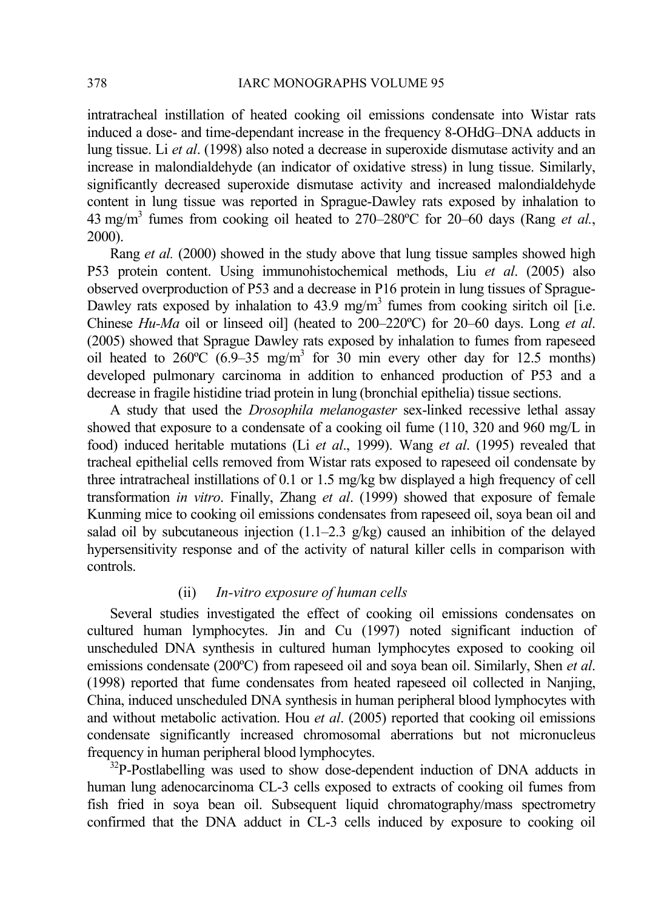intratracheal instillation of heated cooking oil emissions condensate into Wistar rats induced a dose- and time-dependant increase in the frequency 8-OHdG–DNA adducts in lung tissue. Li *et al*. (1998) also noted a decrease in superoxide dismutase activity and an increase in malondialdehyde (an indicator of oxidative stress) in lung tissue. Similarly, significantly decreased superoxide dismutase activity and increased malondialdehyde content in lung tissue was reported in Sprague-Dawley rats exposed by inhalation to 43 mg/m$^3$ fumes from cooking oil heated to 270–280ºC for 20–60 days (Rang *et al.*, 2000).

Rang *et al.* (2000) showed in the study above that lung tissue samples showed high P53 protein content. Using immunohistochemical methods, Liu *et al*. (2005) also observed overproduction of P53 and a decrease in P16 protein in lung tissues of Sprague-Dawley rats exposed by inhalation to 43.9 mg/m$^3$ fumes from cooking siritch oil [i.e. Chinese *Hu-Ma* oil or linseed oil] (heated to 200–220ºC) for 20–60 days. Long *et al*. (2005) showed that Sprague Dawley rats exposed by inhalation to fumes from rapeseed oil heated to 260ºC (6.9–35 mg/m$^3$ for 30 min every other day for 12.5 months) developed pulmonary carcinoma in addition to enhanced production of P53 and a decrease in fragile histidine triad protein in lung (bronchial epithelia) tissue sections.

A study that used the *Drosophila melanogaster* sex-linked recessive lethal assay showed that exposure to a condensate of a cooking oil fume (110, 320 and 960 mg/L in food) induced heritable mutations (Li *et al*., 1999). Wang *et al*. (1995) revealed that tracheal epithelial cells removed from Wistar rats exposed to rapeseed oil condensate by three intratracheal instillations of 0.1 or 1.5 mg/kg bw displayed a high frequency of cell transformation *in vitro*. Finally, Zhang *et al*. (1999) showed that exposure of female Kunming mice to cooking oil emissions condensates from rapeseed oil, soya bean oil and salad oil by subcutaneous injection (1.1–2.3 g/kg) caused an inhibition of the delayed hypersensitivity response and of the activity of natural killer cells in comparison with controls.

#### (ii) *In-vitro exposure of human cells*

Several studies investigated the effect of cooking oil emissions condensates on cultured human lymphocytes. Jin and Cu (1997) noted significant induction of unscheduled DNA synthesis in cultured human lymphocytes exposed to cooking oil emissions condensate (200ºC) from rapeseed oil and soya bean oil. Similarly, Shen *et al*. (1998) reported that fume condensates from heated rapeseed oil collected in Nanjing, China, induced unscheduled DNA synthesis in human peripheral blood lymphocytes with and without metabolic activation. Hou *et al*. (2005) reported that cooking oil emissions condensate significantly increased chromosomal aberrations but not micronucleus frequency in human peripheral blood lymphocytes.

$^{32}$P-Postlabelling was used to show dose-dependent induction of DNA adducts in human lung adenocarcinoma CL-3 cells exposed to extracts of cooking oil fumes from fish fried in soya bean oil. Subsequent liquid chromatography/mass spectrometry confirmed that the DNA adduct in CL-3 cells induced by exposure to cooking oil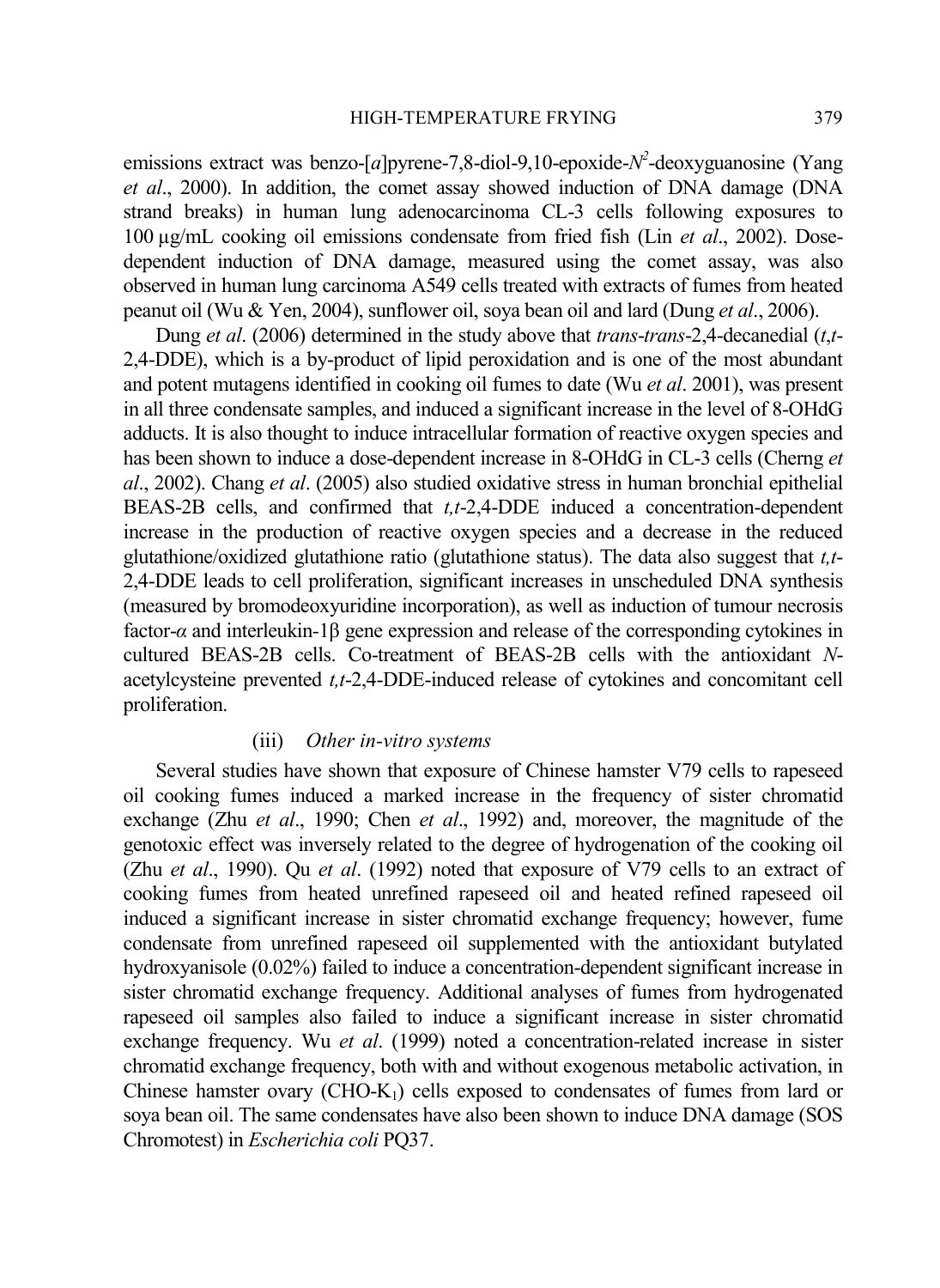emissions extract was benzo-[*a*]pyrene-7,8-diol-9,10-epoxide-$N^2$-deoxyguanosine (Yang *et al*., 2000). In addition, the comet assay showed induction of DNA damage (DNA strand breaks) in human lung adenocarcinoma CL-3 cells following exposures to 100 μg/mL cooking oil emissions condensate from fried fish (Lin *et al*., 2002). Dose-dependent induction of DNA damage, measured using the comet assay, was also observed in human lung carcinoma A549 cells treated with extracts of fumes from heated peanut oil (Wu & Yen, 2004), sunflower oil, soya bean oil and lard (Dung *et al*., 2006).

Dung *et al*. (2006) determined in the study above that *trans*-*trans*-2,4-decanedial (*t*,*t*-2,4-DDE), which is a by-product of lipid peroxidation and is one of the most abundant and potent mutagens identified in cooking oil fumes to date (Wu *et al*. 2001), was present in all three condensate samples, and induced a significant increase in the level of 8-OHdG adducts. It is also thought to induce intracellular formation of reactive oxygen species and has been shown to induce a dose-dependent increase in 8-OHdG in CL-3 cells (Cherng *et al*., 2002). Chang *et al*. (2005) also studied oxidative stress in human bronchial epithelial BEAS-2B cells, and confirmed that *t,t*-2,4-DDE induced a concentration-dependent increase in the production of reactive oxygen species and a decrease in the reduced glutathione/oxidized glutathione ratio (glutathione status). The data also suggest that *t,t*-2,4-DDE leads to cell proliferation, significant increases in unscheduled DNA synthesis (measured by bromodeoxyuridine incorporation), as well as induction of tumour necrosis factor-*α* and interleukin-1β gene expression and release of the corresponding cytokines in cultured BEAS-2B cells. Co-treatment of BEAS-2B cells with the antioxidant *N*-acetylcysteine prevented *t,t*-2,4-DDE-induced release of cytokines and concomitant cell proliferation.

#### (iii) *Other in-vitro systems*

Several studies have shown that exposure of Chinese hamster V79 cells to rapeseed oil cooking fumes induced a marked increase in the frequency of sister chromatid exchange (Zhu *et al*., 1990; Chen *et al*., 1992) and, moreover, the magnitude of the genotoxic effect was inversely related to the degree of hydrogenation of the cooking oil (Zhu *et al*., 1990). Qu *et al*. (1992) noted that exposure of V79 cells to an extract of cooking fumes from heated unrefined rapeseed oil and heated refined rapeseed oil induced a significant increase in sister chromatid exchange frequency; however, fume condensate from unrefined rapeseed oil supplemented with the antioxidant butylated hydroxyanisole (0.02%) failed to induce a concentration-dependent significant increase in sister chromatid exchange frequency. Additional analyses of fumes from hydrogenated rapeseed oil samples also failed to induce a significant increase in sister chromatid exchange frequency. Wu *et al*. (1999) noted a concentration-related increase in sister chromatid exchange frequency, both with and without exogenous metabolic activation, in Chinese hamster ovary (CHO-$K_1$) cells exposed to condensates of fumes from lard or soya bean oil. The same condensates have also been shown to induce DNA damage (SOS Chromotest) in *Escherichia coli* PQ37.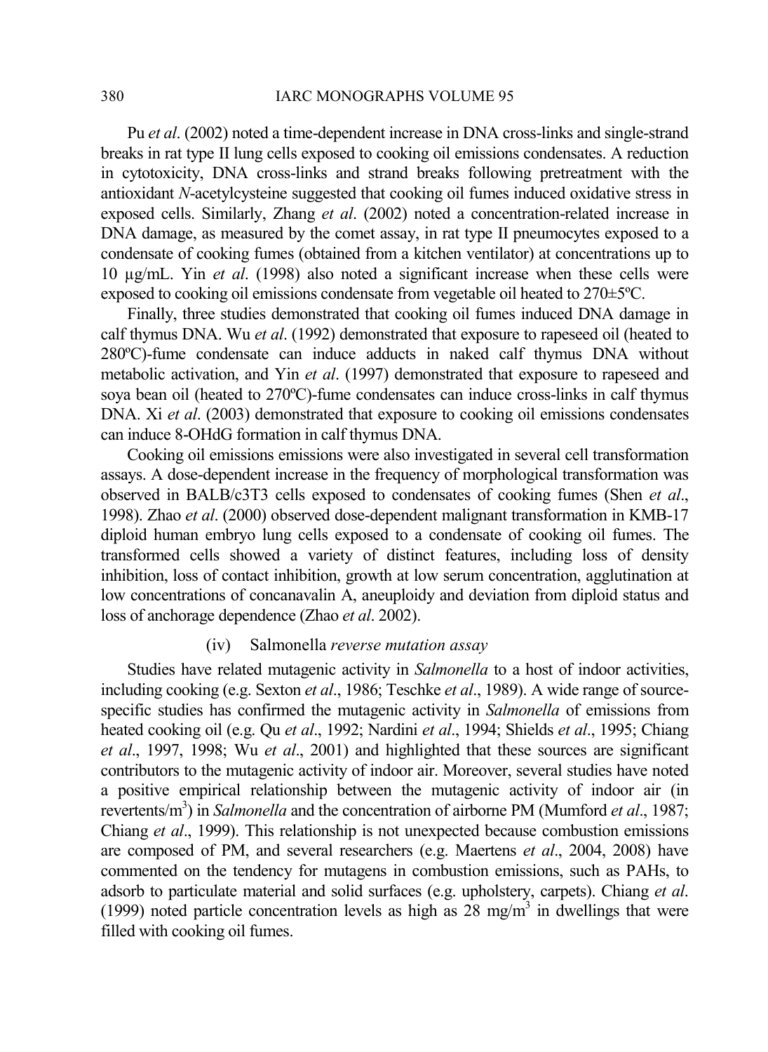Pu *et al*. (2002) noted a time-dependent increase in DNA cross-links and single-strand breaks in rat type II lung cells exposed to cooking oil emissions condensates. A reduction in cytotoxicity, DNA cross-links and strand breaks following pretreatment with the antioxidant *N*-acetylcysteine suggested that cooking oil fumes induced oxidative stress in exposed cells. Similarly, Zhang *et al*. (2002) noted a concentration-related increase in DNA damage, as measured by the comet assay, in rat type II pneumocytes exposed to a condensate of cooking fumes (obtained from a kitchen ventilator) at concentrations up to 10 µg/mL. Yin *et al*. (1998) also noted a significant increase when these cells were exposed to cooking oil emissions condensate from vegetable oil heated to 270±5ºC.

Finally, three studies demonstrated that cooking oil fumes induced DNA damage in calf thymus DNA. Wu *et al*. (1992) demonstrated that exposure to rapeseed oil (heated to 280ºC)-fume condensate can induce adducts in naked calf thymus DNA without metabolic activation, and Yin *et al*. (1997) demonstrated that exposure to rapeseed and soya bean oil (heated to 270ºC)-fume condensates can induce cross-links in calf thymus DNA. Xi *et al*. (2003) demonstrated that exposure to cooking oil emissions condensates can induce 8-OHdG formation in calf thymus DNA.

Cooking oil emissions emissions were also investigated in several cell transformation assays. A dose-dependent increase in the frequency of morphological transformation was observed in BALB/c3T3 cells exposed to condensates of cooking fumes (Shen *et al*., 1998). Zhao *et al*. (2000) observed dose-dependent malignant transformation in KMB-17 diploid human embryo lung cells exposed to a condensate of cooking oil fumes. The transformed cells showed a variety of distinct features, including loss of density inhibition, loss of contact inhibition, growth at low serum concentration, agglutination at low concentrations of concanavalin A, aneuploidy and deviation from diploid status and loss of anchorage dependence (Zhao *et al*. 2002).

(iv) Salmonella *reverse mutation assay*

Studies have related mutagenic activity in *Salmonella* to a host of indoor activities, including cooking (e.g. Sexton *et al*., 1986; Teschke *et al*., 1989). A wide range of source-specific studies has confirmed the mutagenic activity in *Salmonella* of emissions from heated cooking oil (e.g. Qu *et al*., 1992; Nardini *et al*., 1994; Shields *et al*., 1995; Chiang *et al*., 1997, 1998; Wu *et al*., 2001) and highlighted that these sources are significant contributors to the mutagenic activity of indoor air. Moreover, several studies have noted a positive empirical relationship between the mutagenic activity of indoor air (in revertents/m$^3$) in *Salmonella* and the concentration of airborne PM (Mumford *et al*., 1987; Chiang *et al*., 1999). This relationship is not unexpected because combustion emissions are composed of PM, and several researchers (e.g. Maertens *et al*., 2004, 2008) have commented on the tendency for mutagens in combustion emissions, such as PAHs, to adsorb to particulate material and solid surfaces (e.g. upholstery, carpets). Chiang *et al*. (1999) noted particle concentration levels as high as 28 mg/m$^3$ in dwellings that were filled with cooking oil fumes.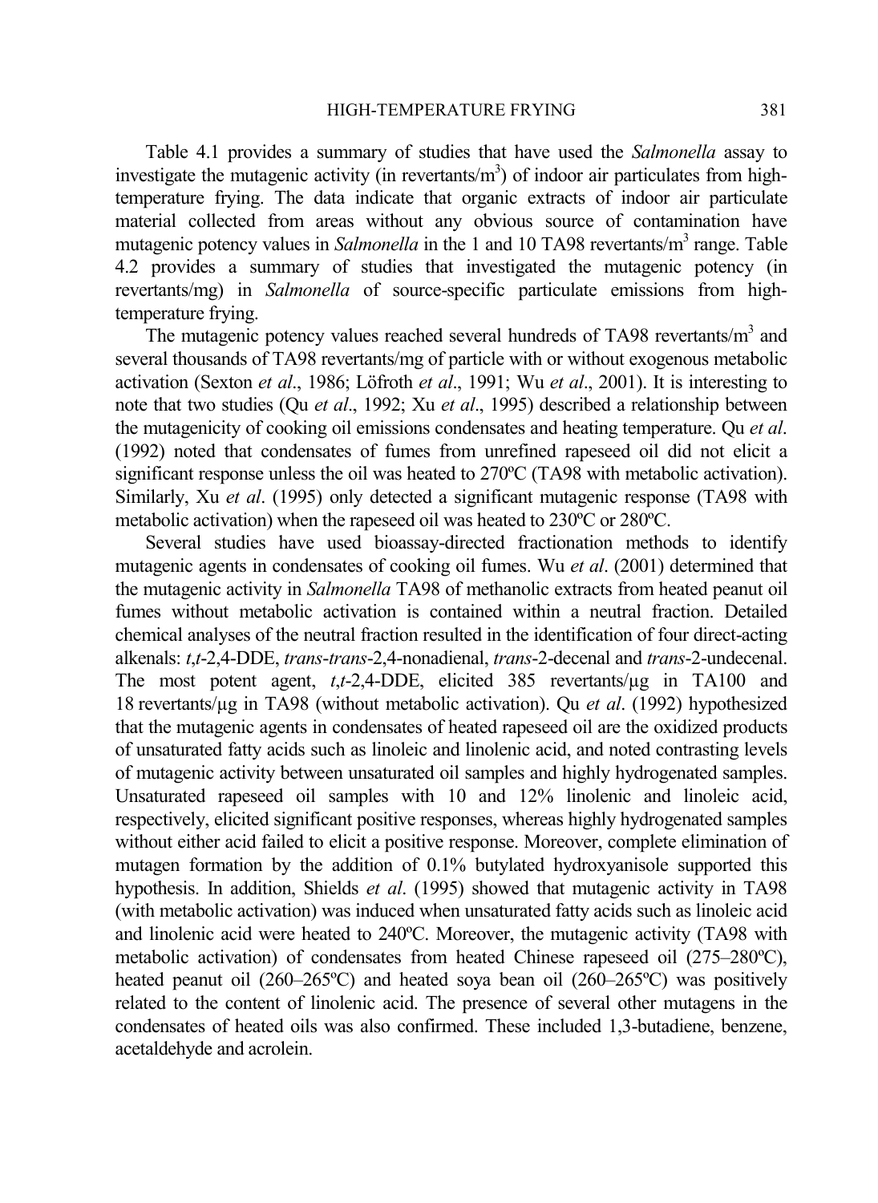Table 4.1 provides a summary of studies that have used the *Salmonella* assay to investigate the mutagenic activity (in revertants/$m^3$) of indoor air particulates from high-temperature frying. The data indicate that organic extracts of indoor air particulate material collected from areas without any obvious source of contamination have mutagenic potency values in *Salmonella* in the 1 and 10 TA98 revertants/$m^3$ range. Table 4.2 provides a summary of studies that investigated the mutagenic potency (in revertants/mg) in *Salmonella* of source-specific particulate emissions from high-temperature frying.

The mutagenic potency values reached several hundreds of TA98 revertants/$m^3$ and several thousands of TA98 revertants/mg of particle with or without exogenous metabolic activation (Sexton *et al*., 1986; Löfroth *et al*., 1991; Wu *et al*., 2001). It is interesting to note that two studies (Qu *et al*., 1992; Xu *et al*., 1995) described a relationship between the mutagenicity of cooking oil emissions condensates and heating temperature. Qu *et al*. (1992) noted that condensates of fumes from unrefined rapeseed oil did not elicit a significant response unless the oil was heated to 270ºC (TA98 with metabolic activation). Similarly, Xu *et al*. (1995) only detected a significant mutagenic response (TA98 with metabolic activation) when the rapeseed oil was heated to 230ºC or 280ºC.

Several studies have used bioassay-directed fractionation methods to identify mutagenic agents in condensates of cooking oil fumes. Wu *et al*. (2001) determined that the mutagenic activity in *Salmonella* TA98 of methanolic extracts from heated peanut oil fumes without metabolic activation is contained within a neutral fraction. Detailed chemical analyses of the neutral fraction resulted in the identification of four direct-acting alkenals: *t*,*t*-2,4-DDE, *trans*-*trans*-2,4-nonadienal, *trans*-2-decenal and *trans*-2-undecenal. The most potent agent, *t*,*t*-2,4-DDE, elicited 385 revertants/μg in TA100 and 18 revertants/μg in TA98 (without metabolic activation). Qu *et al*. (1992) hypothesized that the mutagenic agents in condensates of heated rapeseed oil are the oxidized products of unsaturated fatty acids such as linoleic and linolenic acid, and noted contrasting levels of mutagenic activity between unsaturated oil samples and highly hydrogenated samples. Unsaturated rapeseed oil samples with 10 and 12% linolenic and linoleic acid, respectively, elicited significant positive responses, whereas highly hydrogenated samples without either acid failed to elicit a positive response. Moreover, complete elimination of mutagen formation by the addition of 0.1% butylated hydroxyanisole supported this hypothesis. In addition, Shields *et al*. (1995) showed that mutagenic activity in TA98 (with metabolic activation) was induced when unsaturated fatty acids such as linoleic acid and linolenic acid were heated to 240ºC. Moreover, the mutagenic activity (TA98 with metabolic activation) of condensates from heated Chinese rapeseed oil (275–280ºC), heated peanut oil (260–265ºC) and heated soya bean oil (260–265ºC) was positively related to the content of linolenic acid. The presence of several other mutagens in the condensates of heated oils was also confirmed. These included 1,3-butadiene, benzene, acetaldehyde and acrolein.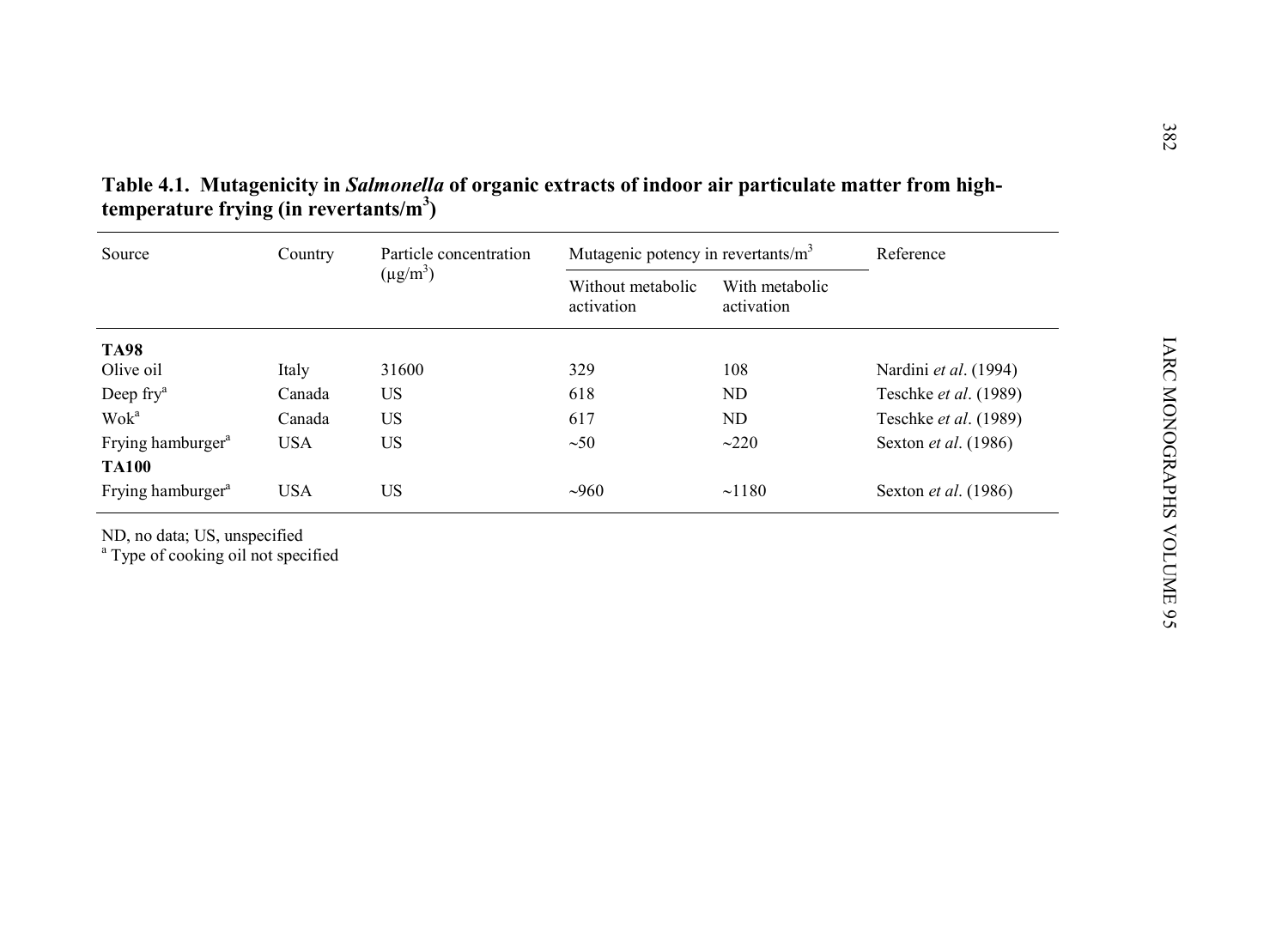**Table 4.1. Mutagenicity in *Salmonella* of organic extracts of indoor air particulate matter from high-temperature frying (in revertants/m$^3$)**

| Source | Country | Particle concentration (μg/m$^3$) | Mutagenic potency in revertants/m$^3$ | | Reference |
|---|---|---|---|---|---|
| | | | Without metabolic activation | With metabolic activation | |
| **TA98** | | | | | |
| Olive oil | Italy | 31600 | 329 | 108 | Nardini *et al*. (1994) |
| Deep fry[a] | Canada | US | 618 | ND | Teschke *et al*. (1989) |
| Wok[a] | Canada | US | 617 | ND | Teschke *et al*. (1989) |
| Frying hamburger[a] | USA | US | ~50 | ~220 | Sexton *et al*. (1986) |
| **TA100** | | | | | |
| Frying hamburger[a] | USA | US | ~960 | ~1180 | Sexton *et al*. (1986) |

ND, no data; US, unspecified
[a] Type of cooking oil not specified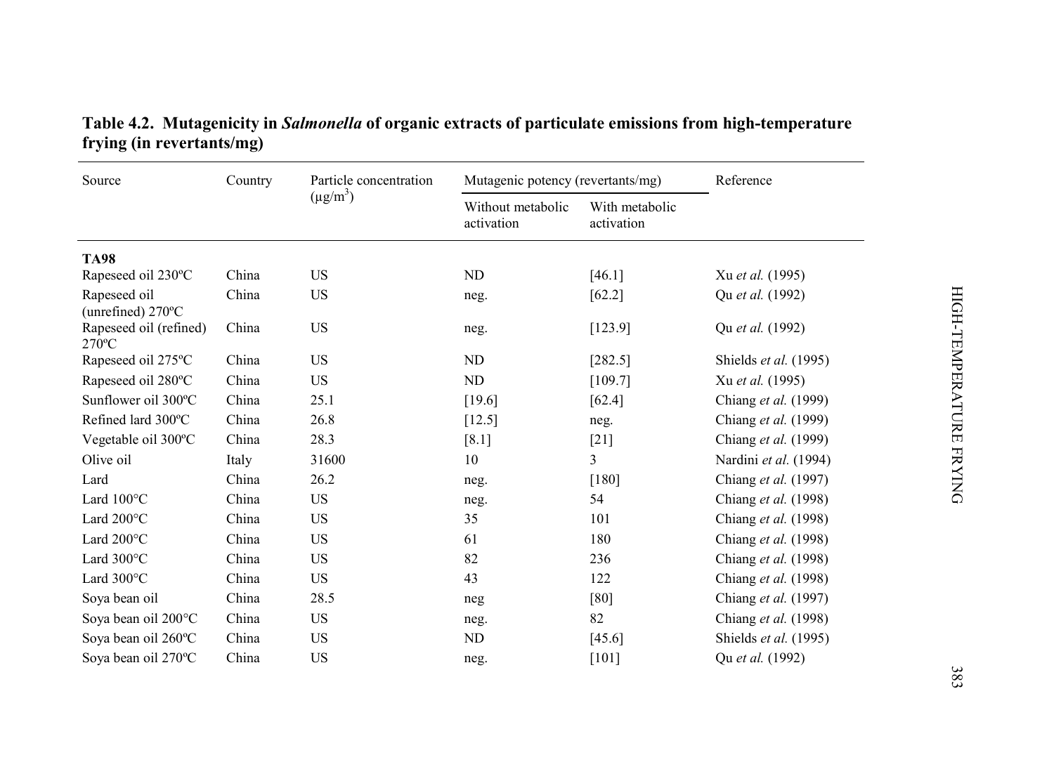**Table 4.2. Mutagenicity in *Salmonella* of organic extracts of particulate emissions from high-temperature frying (in revertants/mg)**

| Source | Country | Particle concentration ($\mu g/m^3$) | Mutagenic potency (revertants/mg) | | Reference |
|---|---|---|---|---|---|
| | | | Without metabolic activation | With metabolic activation | |
| **TA98** | | | | | |
| Rapeseed oil 230ºC | China | US | ND | [46.1] | Xu *et al.* (1995) |
| Rapeseed oil (unrefined) 270ºC | China | US | neg. | [62.2] | Qu *et al.* (1992) |
| Rapeseed oil (refined) 270ºC | China | US | neg. | [123.9] | Qu *et al.* (1992) |
| Rapeseed oil 275ºC | China | US | ND | [282.5] | Shields *et al.* (1995) |
| Rapeseed oil 280ºC | China | US | ND | [109.7] | Xu *et al.* (1995) |
| Sunflower oil 300ºC | China | 25.1 | [19.6] | [62.4] | Chiang *et al.* (1999) |
| Refined lard 300ºC | China | 26.8 | [12.5] | neg. | Chiang *et al.* (1999) |
| Vegetable oil 300ºC | China | 28.3 | [8.1] | [21] | Chiang *et al.* (1999) |
| Olive oil | Italy | 31600 | 10 | 3 | Nardini *et al.* (1994) |
| Lard | China | 26.2 | neg. | [180] | Chiang *et al.* (1997) |
| Lard 100°C | China | US | neg. | 54 | Chiang *et al.* (1998) |
| Lard 200°C | China | US | 35 | 101 | Chiang *et al.* (1998) |
| Lard 200°C | China | US | 61 | 180 | Chiang *et al.* (1998) |
| Lard 300°C | China | US | 82 | 236 | Chiang *et al.* (1998) |
| Lard 300°C | China | US | 43 | 122 | Chiang *et al.* (1998) |
| Soya bean oil | China | 28.5 | neg | [80] | Chiang *et al.* (1997) |
| Soya bean oil 200°C | China | US | neg. | 82 | Chiang *et al.* (1998) |
| Soya bean oil 260ºC | China | US | ND | [45.6] | Shields *et al.* (1995) |
| Soya bean oil 270ºC | China | US | neg. | [101] | Qu *et al.* (1992) |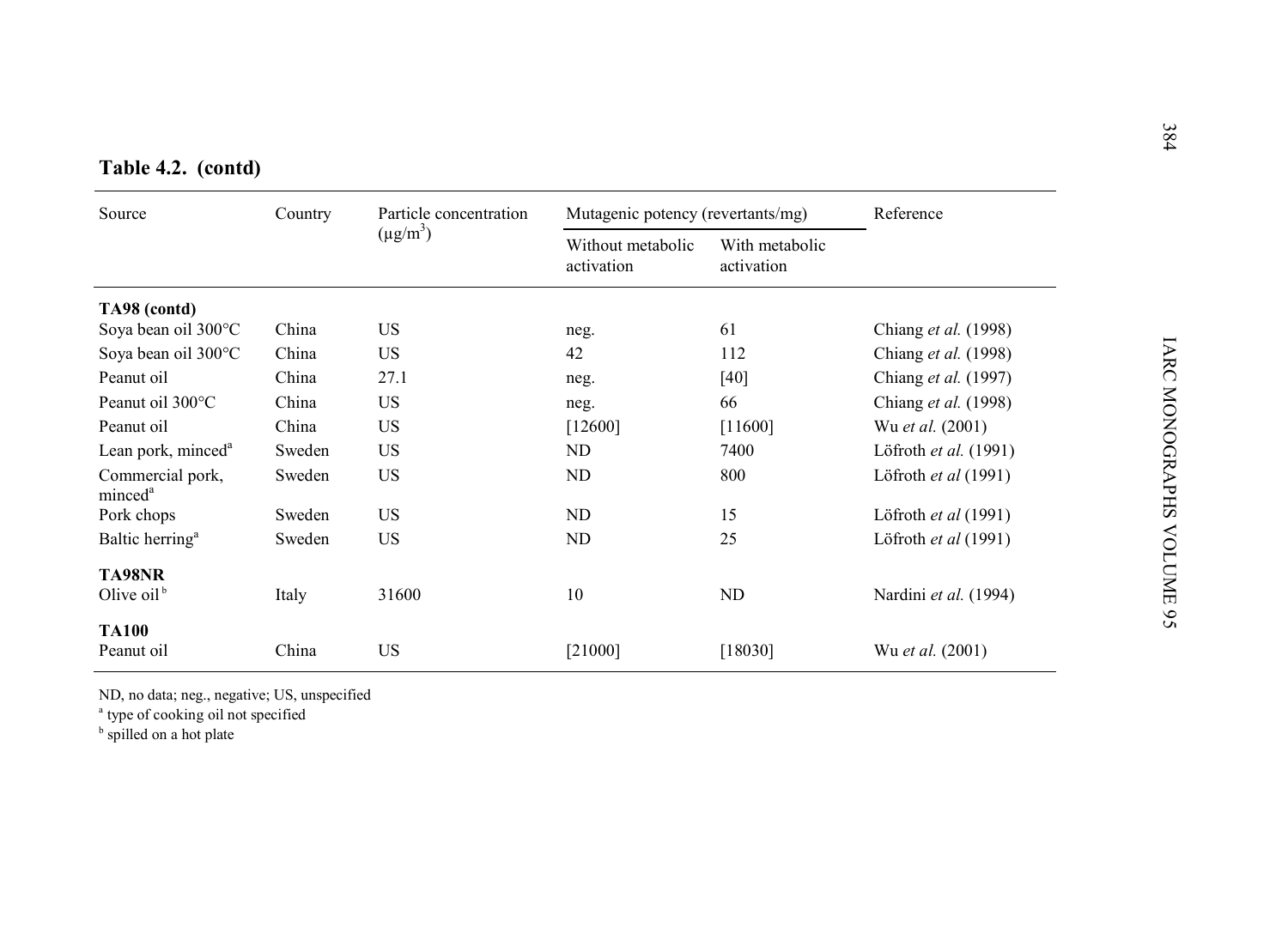**Table 4.2. (contd)**

| Source | Country | Particle concentration (μg/m$^3$) | Mutagenic potency (revertants/mg) | | Reference |
|---|---|---|---|---|---|
| | | | Without metabolic activation | With metabolic activation | |
| **TA98 (contd)** | | | | | |
| Soya bean oil 300°C | China | US | neg. | 61 | Chiang *et al.* (1998) |
| Soya bean oil 300°C | China | US | 42 | 112 | Chiang *et al.* (1998) |
| Peanut oil | China | 27.1 | neg. | [40] | Chiang *et al.* (1997) |
| Peanut oil 300°C | China | US | neg. | 66 | Chiang *et al.* (1998) |
| Peanut oil | China | US | [12600] | [11600] | Wu *et al.* (2001) |
| Lean pork, minced[a] | Sweden | US | ND | 7400 | Löfroth *et al.* (1991) |
| Commercial pork, minced[a] | Sweden | US | ND | 800 | Löfroth *et al* (1991) |
| Pork chops | Sweden | US | ND | 15 | Löfroth *et al* (1991) |
| Baltic herring[a] | Sweden | US | ND | 25 | Löfroth *et al* (1991) |
| **TA98NR** | | | | | |
| Olive oil[b] | Italy | 31600 | 10 | ND | Nardini *et al.* (1994) |
| **TA100** | | | | | |
| Peanut oil | China | US | [21000] | [18030] | Wu *et al.* (2001) |

ND, no data; neg., negative; US, unspecified
[a] type of cooking oil not specified
[b] spilled on a hot plate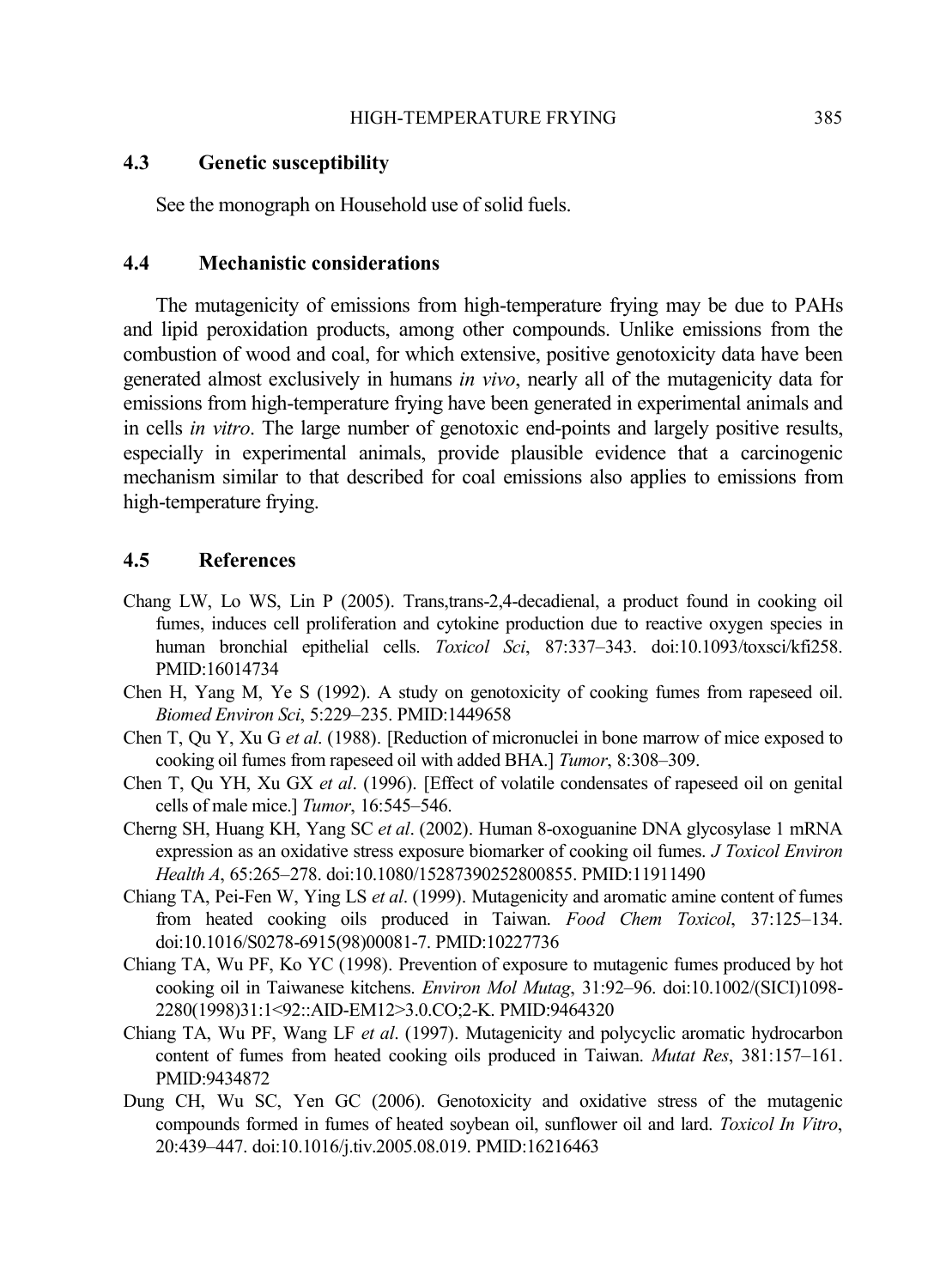### 4.3 Genetic susceptibility

See the monograph on Household use of solid fuels.

### 4.4 Mechanistic considerations

The mutagenicity of emissions from high-temperature frying may be due to PAHs and lipid peroxidation products, among other compounds. Unlike emissions from the combustion of wood and coal, for which extensive, positive genotoxicity data have been generated almost exclusively in humans *in vivo*, nearly all of the mutagenicity data for emissions from high-temperature frying have been generated in experimental animals and in cells *in vitro*. The large number of genotoxic end-points and largely positive results, especially in experimental animals, provide plausible evidence that a carcinogenic mechanism similar to that described for coal emissions also applies to emissions from high-temperature frying.

### 4.5 References

Chang LW, Lo WS, Lin P (2005). Trans,trans-2,4-decadienal, a product found in cooking oil fumes, induces cell proliferation and cytokine production due to reactive oxygen species in human bronchial epithelial cells. *Toxicol Sci*, 87:337–343. doi:10.1093/toxsci/kfi258. PMID:16014734

Chen H, Yang M, Ye S (1992). A study on genotoxicity of cooking fumes from rapeseed oil. *Biomed Environ Sci*, 5:229–235. PMID:1449658

Chen T, Qu Y, Xu G *et al*. (1988). [Reduction of micronuclei in bone marrow of mice exposed to cooking oil fumes from rapeseed oil with added BHA.] *Tumor*, 8:308–309.

Chen T, Qu YH, Xu GX *et al*. (1996). [Effect of volatile condensates of rapeseed oil on genital cells of male mice.] *Tumor*, 16:545–546.

Cherng SH, Huang KH, Yang SC *et al*. (2002). Human 8-oxoguanine DNA glycosylase 1 mRNA expression as an oxidative stress exposure biomarker of cooking oil fumes. *J Toxicol Environ Health A*, 65:265–278. doi:10.1080/15287390252800855. PMID:11911490

Chiang TA, Pei-Fen W, Ying LS *et al*. (1999). Mutagenicity and aromatic amine content of fumes from heated cooking oils produced in Taiwan. *Food Chem Toxicol*, 37:125–134. doi:10.1016/S0278-6915(98)00081-7. PMID:10227736

Chiang TA, Wu PF, Ko YC (1998). Prevention of exposure to mutagenic fumes produced by hot cooking oil in Taiwanese kitchens. *Environ Mol Mutag*, 31:92–96. doi:10.1002/(SICI)1098-2280(1998)31:1<92::AID-EM12>3.0.CO;2-K. PMID:9464320

Chiang TA, Wu PF, Wang LF *et al*. (1997). Mutagenicity and polycyclic aromatic hydrocarbon content of fumes from heated cooking oils produced in Taiwan. *Mutat Res*, 381:157–161. PMID:9434872

Dung CH, Wu SC, Yen GC (2006). Genotoxicity and oxidative stress of the mutagenic compounds formed in fumes of heated soybean oil, sunflower oil and lard. *Toxicol In Vitro*, 20:439–447. doi:10.1016/j.tiv.2005.08.019. PMID:16216463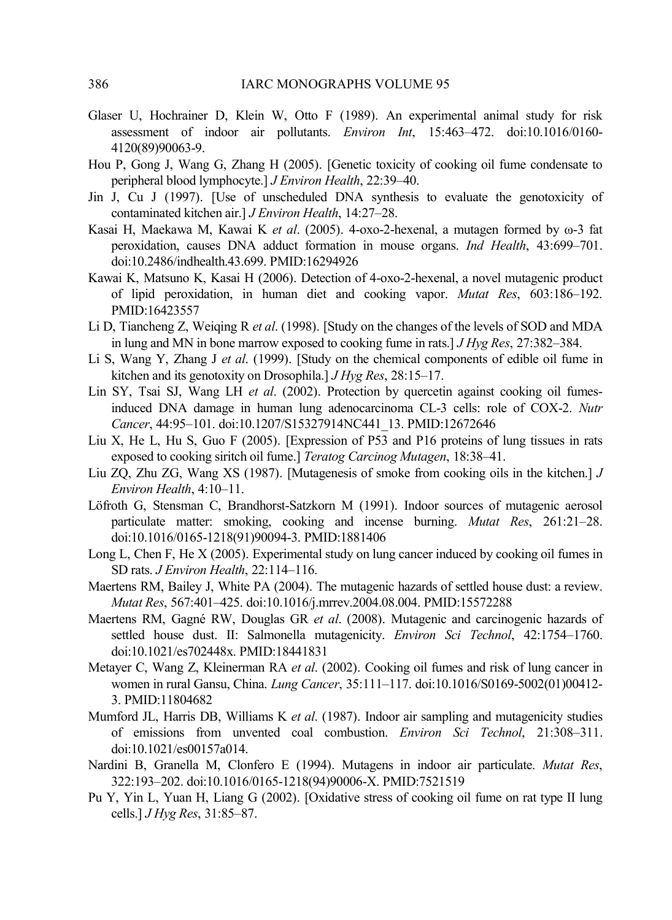Glaser U, Hochrainer D, Klein W, Otto F (1989). An experimental animal study for risk assessment of indoor air pollutants. *Environ Int*, 15:463–472. doi:10.1016/0160-4120(89)90063-9.

Hou P, Gong J, Wang G, Zhang H (2005). [Genetic toxicity of cooking oil fume condensate to peripheral blood lymphocyte.] *J Environ Health*, 22:39–40.

Jin J, Cu J (1997). [Use of unscheduled DNA synthesis to evaluate the genotoxicity of contaminated kitchen air.] *J Environ Health*, 14:27–28.

Kasai H, Maekawa M, Kawai K *et al*. (2005). 4-oxo-2-hexenal, a mutagen formed by ω-3 fat peroxidation, causes DNA adduct formation in mouse organs. *Ind Health*, 43:699–701. doi:10.2486/indhealth.43.699. PMID:16294926

Kawai K, Matsuno K, Kasai H (2006). Detection of 4-oxo-2-hexenal, a novel mutagenic product of lipid peroxidation, in human diet and cooking vapor. *Mutat Res*, 603:186–192. PMID:16423557

Li D, Tiancheng Z, Weiqing R *et al*. (1998). [Study on the changes of the levels of SOD and MDA in lung and MN in bone marrow exposed to cooking fume in rats.] *J Hyg Res*, 27:382–384.

Li S, Wang Y, Zhang J *et al*. (1999). [Study on the chemical components of edible oil fume in kitchen and its genotoxity on Drosophila.] *J Hyg Res*, 28:15–17.

Lin SY, Tsai SJ, Wang LH *et al*. (2002). Protection by quercetin against cooking oil fumes-induced DNA damage in human lung adenocarcinoma CL-3 cells: role of COX-2. *Nutr Cancer*, 44:95–101. doi:10.1207/S15327914NC441_13. PMID:12672646

Liu X, He L, Hu S, Guo F (2005). [Expression of P53 and P16 proteins of lung tissues in rats exposed to cooking siritch oil fume.] *Teratog Carcinog Mutagen*, 18:38–41.

Liu ZQ, Zhu ZG, Wang XS (1987). [Mutagenesis of smoke from cooking oils in the kitchen.] *J Environ Health*, 4:10–11.

Löfroth G, Stensman C, Brandhorst-Satzkorn M (1991). Indoor sources of mutagenic aerosol particulate matter: smoking, cooking and incense burning. *Mutat Res*, 261:21–28. doi:10.1016/0165-1218(91)90094-3. PMID:1881406

Long L, Chen F, He X (2005). Experimental study on lung cancer induced by cooking oil fumes in SD rats. *J Environ Health*, 22:114–116.

Maertens RM, Bailey J, White PA (2004). The mutagenic hazards of settled house dust: a review. *Mutat Res*, 567:401–425. doi:10.1016/j.mrrev.2004.08.004. PMID:15572288

Maertens RM, Gagné RW, Douglas GR *et al*. (2008). Mutagenic and carcinogenic hazards of settled house dust. II: Salmonella mutagenicity. *Environ Sci Technol*, 42:1754–1760. doi:10.1021/es702448x. PMID:18441831

Metayer C, Wang Z, Kleinerman RA *et al*. (2002). Cooking oil fumes and risk of lung cancer in women in rural Gansu, China. *Lung Cancer*, 35:111–117. doi:10.1016/S0169-5002(01)00412-3. PMID:11804682

Mumford JL, Harris DB, Williams K *et al*. (1987). Indoor air sampling and mutagenicity studies of emissions from unvented coal combustion. *Environ Sci Technol*, 21:308–311. doi:10.1021/es00157a014.

Nardini B, Granella M, Clonfero E (1994). Mutagens in indoor air particulate. *Mutat Res*, 322:193–202. doi:10.1016/0165-1218(94)90006-X. PMID:7521519

Pu Y, Yin L, Yuan H, Liang G (2002). [Oxidative stress of cooking oil fume on rat type II lung cells.] *J Hyg Res*, 31:85–87.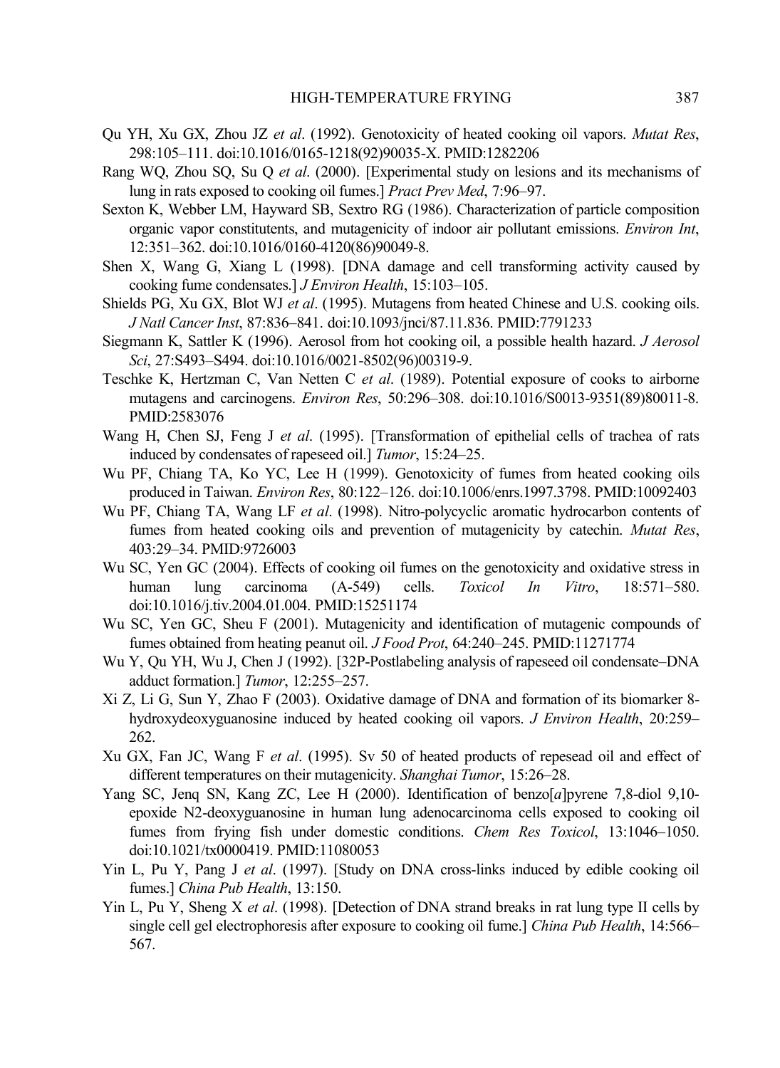Qu YH, Xu GX, Zhou JZ *et al*. (1992). Genotoxicity of heated cooking oil vapors. *Mutat Res*, 298:105–111. doi:10.1016/0165-1218(92)90035-X. PMID:1282206

Rang WQ, Zhou SQ, Su Q *et al*. (2000). [Experimental study on lesions and its mechanisms of lung in rats exposed to cooking oil fumes.] *Pract Prev Med*, 7:96–97.

Sexton K, Webber LM, Hayward SB, Sextro RG (1986). Characterization of particle composition organic vapor constitutents, and mutagenicity of indoor air pollutant emissions. *Environ Int*, 12:351–362. doi:10.1016/0160-4120(86)90049-8.

Shen X, Wang G, Xiang L (1998). [DNA damage and cell transforming activity caused by cooking fume condensates.] *J Environ Health*, 15:103–105.

Shields PG, Xu GX, Blot WJ *et al*. (1995). Mutagens from heated Chinese and U.S. cooking oils. *J Natl Cancer Inst*, 87:836–841. doi:10.1093/jnci/87.11.836. PMID:7791233

Siegmann K, Sattler K (1996). Aerosol from hot cooking oil, a possible health hazard. *J Aerosol Sci*, 27:S493–S494. doi:10.1016/0021-8502(96)00319-9.

Teschke K, Hertzman C, Van Netten C *et al*. (1989). Potential exposure of cooks to airborne mutagens and carcinogens. *Environ Res*, 50:296–308. doi:10.1016/S0013-9351(89)80011-8. PMID:2583076

Wang H, Chen SJ, Feng J *et al*. (1995). [Transformation of epithelial cells of trachea of rats induced by condensates of rapeseed oil.] *Tumor*, 15:24–25.

Wu PF, Chiang TA, Ko YC, Lee H (1999). Genotoxicity of fumes from heated cooking oils produced in Taiwan. *Environ Res*, 80:122–126. doi:10.1006/enrs.1997.3798. PMID:10092403

Wu PF, Chiang TA, Wang LF *et al*. (1998). Nitro-polycyclic aromatic hydrocarbon contents of fumes from heated cooking oils and prevention of mutagenicity by catechin. *Mutat Res*, 403:29–34. PMID:9726003

Wu SC, Yen GC (2004). Effects of cooking oil fumes on the genotoxicity and oxidative stress in human lung carcinoma (A-549) cells. *Toxicol In Vitro*, 18:571–580. doi:10.1016/j.tiv.2004.01.004. PMID:15251174

Wu SC, Yen GC, Sheu F (2001). Mutagenicity and identification of mutagenic compounds of fumes obtained from heating peanut oil. *J Food Prot*, 64:240–245. PMID:11271774

Wu Y, Qu YH, Wu J, Chen J (1992). [32P-Postlabeling analysis of rapeseed oil condensate–DNA adduct formation.] *Tumor*, 12:255–257.

Xi Z, Li G, Sun Y, Zhao F (2003). Oxidative damage of DNA and formation of its biomarker 8-hydroxydeoxyguanosine induced by heated cooking oil vapors. *J Environ Health*, 20:259–262.

Xu GX, Fan JC, Wang F *et al*. (1995). Sv 50 of heated products of repesead oil and effect of different temperatures on their mutagenicity. *Shanghai Tumor*, 15:26–28.

Yang SC, Jenq SN, Kang ZC, Lee H (2000). Identification of benzo[*a*]pyrene 7,8-diol 9,10-epoxide N2-deoxyguanosine in human lung adenocarcinoma cells exposed to cooking oil fumes from frying fish under domestic conditions. *Chem Res Toxicol*, 13:1046–1050. doi:10.1021/tx0000419. PMID:11080053

Yin L, Pu Y, Pang J *et al*. (1997). [Study on DNA cross-links induced by edible cooking oil fumes.] *China Pub Health*, 13:150.

Yin L, Pu Y, Sheng X *et al*. (1998). [Detection of DNA strand breaks in rat lung type II cells by single cell gel electrophoresis after exposure to cooking oil fume.] *China Pub Health*, 14:566–567.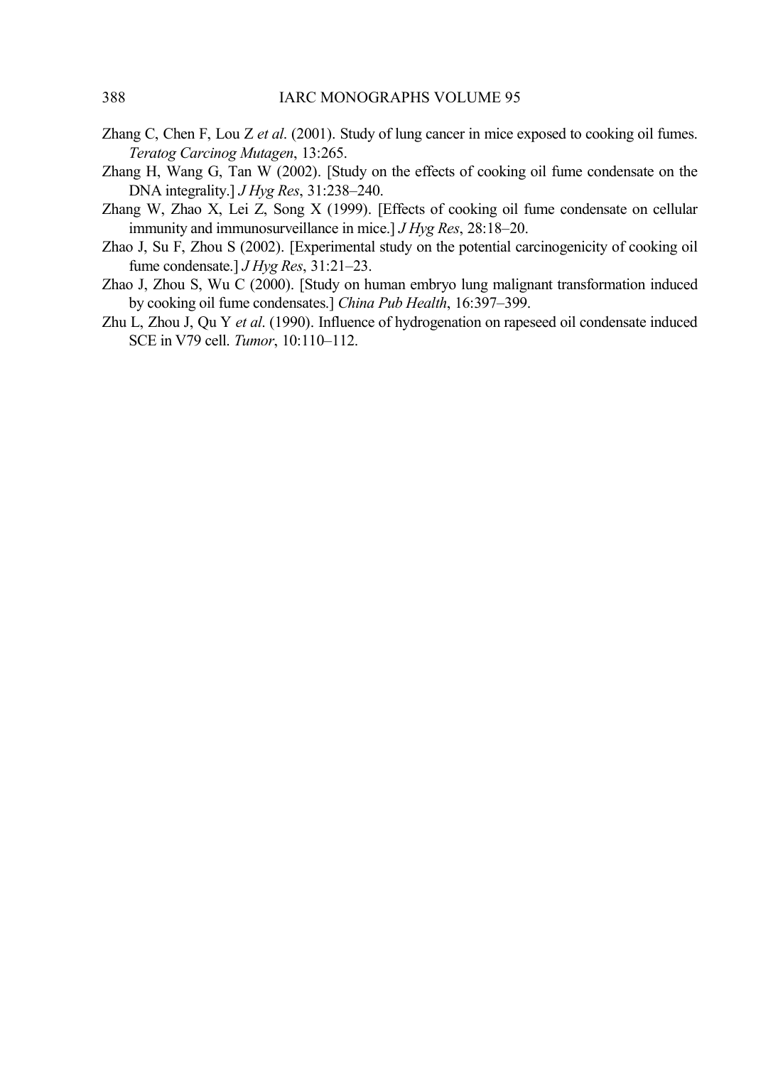Zhang C, Chen F, Lou Z *et al*. (2001). Study of lung cancer in mice exposed to cooking oil fumes. *Teratog Carcinog Mutagen*, 13:265.

Zhang H, Wang G, Tan W (2002). [Study on the effects of cooking oil fume condensate on the DNA integrality.] *J Hyg Res*, 31:238–240.

Zhang W, Zhao X, Lei Z, Song X (1999). [Effects of cooking oil fume condensate on cellular immunity and immunosurveillance in mice.] *J Hyg Res*, 28:18–20.

Zhao J, Su F, Zhou S (2002). [Experimental study on the potential carcinogenicity of cooking oil fume condensate.] *J Hyg Res*, 31:21–23.

Zhao J, Zhou S, Wu C (2000). [Study on human embryo lung malignant transformation induced by cooking oil fume condensates.] *China Pub Health*, 16:397–399.

Zhu L, Zhou J, Qu Y *et al*. (1990). Influence of hydrogenation on rapeseed oil condensate induced SCE in V79 cell. *Tumor*, 10:110–112.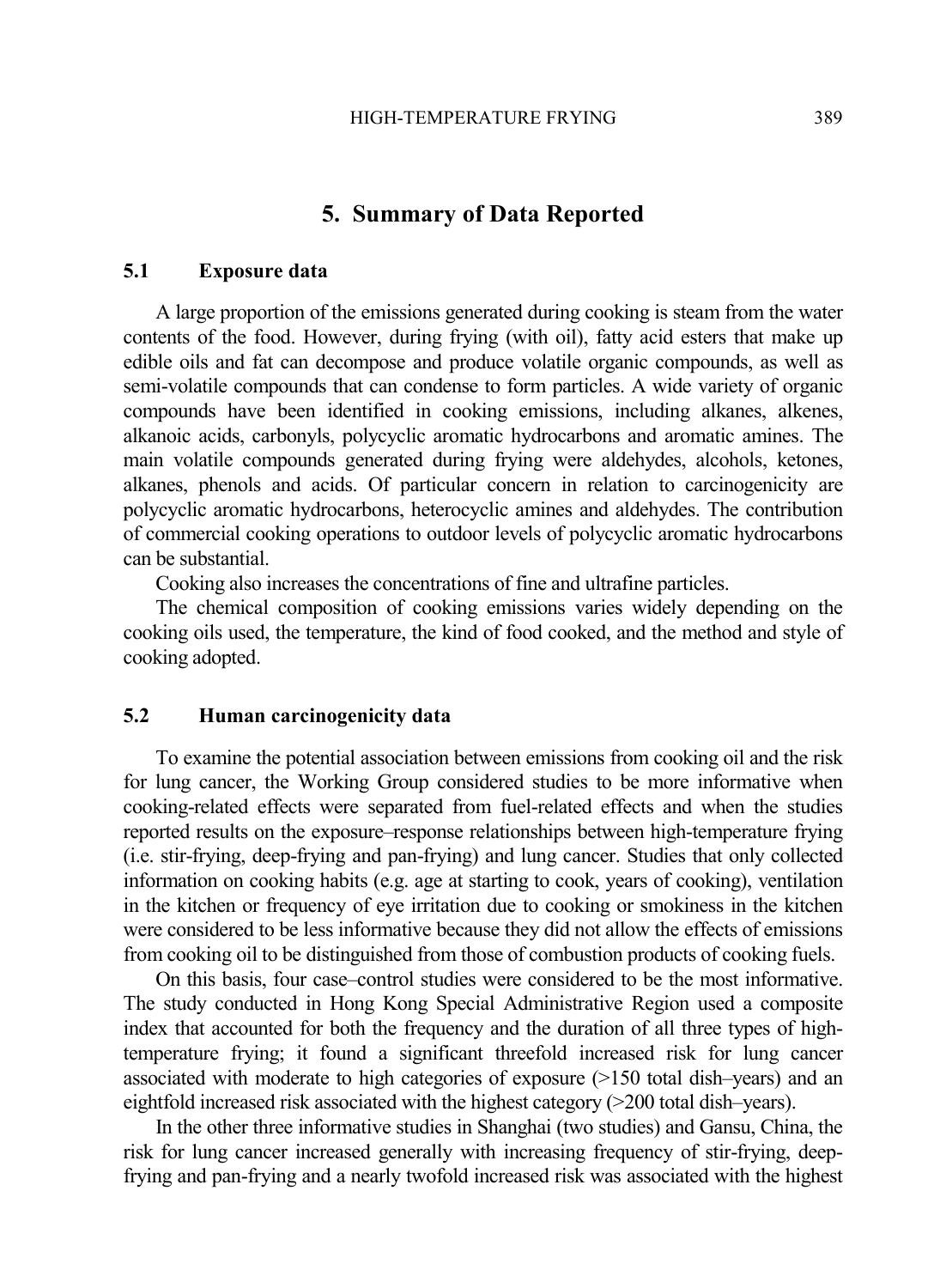# 5. Summary of Data Reported

## 5.1 Exposure data

A large proportion of the emissions generated during cooking is steam from the water contents of the food. However, during frying (with oil), fatty acid esters that make up edible oils and fat can decompose and produce volatile organic compounds, as well as semi-volatile compounds that can condense to form particles. A wide variety of organic compounds have been identified in cooking emissions, including alkanes, alkenes, alkanoic acids, carbonyls, polycyclic aromatic hydrocarbons and aromatic amines. The main volatile compounds generated during frying were aldehydes, alcohols, ketones, alkanes, phenols and acids. Of particular concern in relation to carcinogenicity are polycyclic aromatic hydrocarbons, heterocyclic amines and aldehydes. The contribution of commercial cooking operations to outdoor levels of polycyclic aromatic hydrocarbons can be substantial.

Cooking also increases the concentrations of fine and ultrafine particles.

The chemical composition of cooking emissions varies widely depending on the cooking oils used, the temperature, the kind of food cooked, and the method and style of cooking adopted.

## 5.2 Human carcinogenicity data

To examine the potential association between emissions from cooking oil and the risk for lung cancer, the Working Group considered studies to be more informative when cooking-related effects were separated from fuel-related effects and when the studies reported results on the exposure–response relationships between high-temperature frying (i.e. stir-frying, deep-frying and pan-frying) and lung cancer. Studies that only collected information on cooking habits (e.g. age at starting to cook, years of cooking), ventilation in the kitchen or frequency of eye irritation due to cooking or smokiness in the kitchen were considered to be less informative because they did not allow the effects of emissions from cooking oil to be distinguished from those of combustion products of cooking fuels.

On this basis, four case–control studies were considered to be the most informative. The study conducted in Hong Kong Special Administrative Region used a composite index that accounted for both the frequency and the duration of all three types of high-temperature frying; it found a significant threefold increased risk for lung cancer associated with moderate to high categories of exposure (>150 total dish–years) and an eightfold increased risk associated with the highest category (>200 total dish–years).

In the other three informative studies in Shanghai (two studies) and Gansu, China, the risk for lung cancer increased generally with increasing frequency of stir-frying, deep-frying and pan-frying and a nearly twofold increased risk was associated with the highest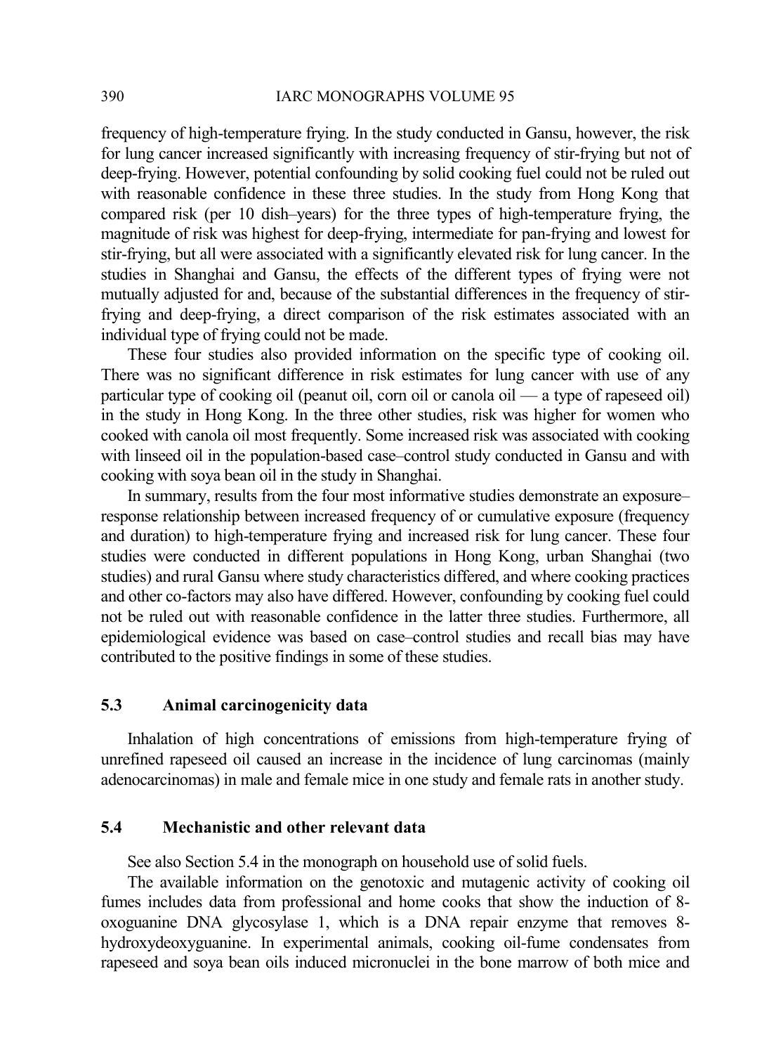frequency of high-temperature frying. In the study conducted in Gansu, however, the risk for lung cancer increased significantly with increasing frequency of stir-frying but not of deep-frying. However, potential confounding by solid cooking fuel could not be ruled out with reasonable confidence in these three studies. In the study from Hong Kong that compared risk (per 10 dish–years) for the three types of high-temperature frying, the magnitude of risk was highest for deep-frying, intermediate for pan-frying and lowest for stir-frying, but all were associated with a significantly elevated risk for lung cancer. In the studies in Shanghai and Gansu, the effects of the different types of frying were not mutually adjusted for and, because of the substantial differences in the frequency of stir-frying and deep-frying, a direct comparison of the risk estimates associated with an individual type of frying could not be made.

These four studies also provided information on the specific type of cooking oil. There was no significant difference in risk estimates for lung cancer with use of any particular type of cooking oil (peanut oil, corn oil or canola oil — a type of rapeseed oil) in the study in Hong Kong. In the three other studies, risk was higher for women who cooked with canola oil most frequently. Some increased risk was associated with cooking with linseed oil in the population-based case–control study conducted in Gansu and with cooking with soya bean oil in the study in Shanghai.

In summary, results from the four most informative studies demonstrate an exposure–response relationship between increased frequency of or cumulative exposure (frequency and duration) to high-temperature frying and increased risk for lung cancer. These four studies were conducted in different populations in Hong Kong, urban Shanghai (two studies) and rural Gansu where study characteristics differed, and where cooking practices and other co-factors may also have differed. However, confounding by cooking fuel could not be ruled out with reasonable confidence in the latter three studies. Furthermore, all epidemiological evidence was based on case–control studies and recall bias may have contributed to the positive findings in some of these studies.

### 5.3 Animal carcinogenicity data

Inhalation of high concentrations of emissions from high-temperature frying of unrefined rapeseed oil caused an increase in the incidence of lung carcinomas (mainly adenocarcinomas) in male and female mice in one study and female rats in another study.

### 5.4 Mechanistic and other relevant data

See also Section 5.4 in the monograph on household use of solid fuels.

The available information on the genotoxic and mutagenic activity of cooking oil fumes includes data from professional and home cooks that show the induction of 8-oxoguanine DNA glycosylase 1, which is a DNA repair enzyme that removes 8-hydroxydeoxyguanine. In experimental animals, cooking oil-fume condensates from rapeseed and soya bean oils induced micronuclei in the bone marrow of both mice and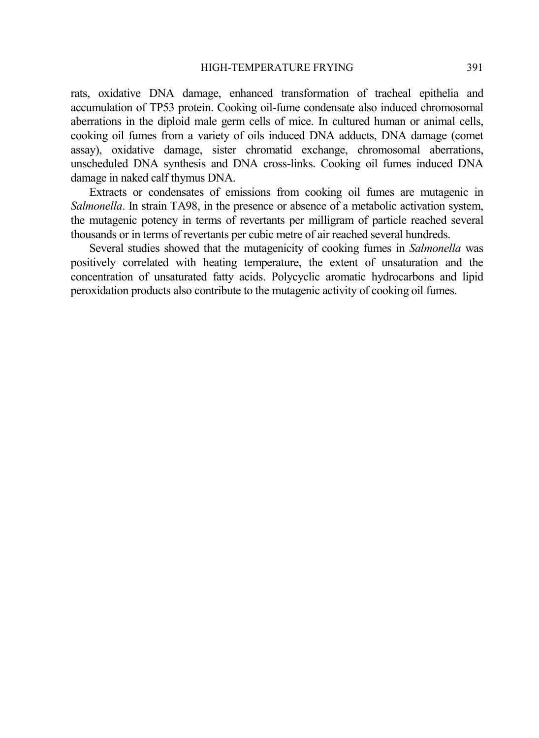rats, oxidative DNA damage, enhanced transformation of tracheal epithelia and accumulation of TP53 protein. Cooking oil-fume condensate also induced chromosomal aberrations in the diploid male germ cells of mice. In cultured human or animal cells, cooking oil fumes from a variety of oils induced DNA adducts, DNA damage (comet assay), oxidative damage, sister chromatid exchange, chromosomal aberrations, unscheduled DNA synthesis and DNA cross-links. Cooking oil fumes induced DNA damage in naked calf thymus DNA.

Extracts or condensates of emissions from cooking oil fumes are mutagenic in *Salmonella*. In strain TA98, in the presence or absence of a metabolic activation system, the mutagenic potency in terms of revertants per milligram of particle reached several thousands or in terms of revertants per cubic metre of air reached several hundreds.

Several studies showed that the mutagenicity of cooking fumes in *Salmonella* was positively correlated with heating temperature, the extent of unsaturation and the concentration of unsaturated fatty acids. Polycyclic aromatic hydrocarbons and lipid peroxidation products also contribute to the mutagenic activity of cooking oil fumes.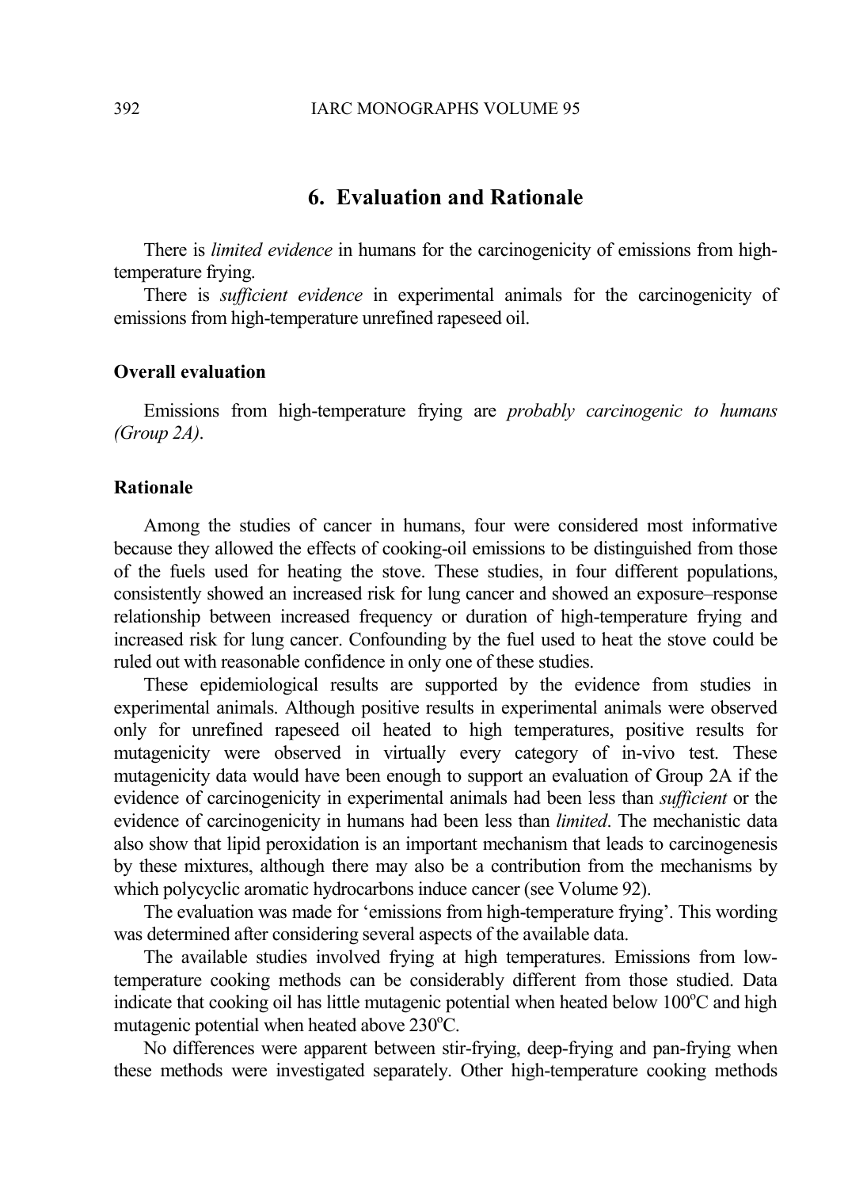## 6. Evaluation and Rationale

There is *limited evidence* in humans for the carcinogenicity of emissions from high-temperature frying.

There is *sufficient evidence* in experimental animals for the carcinogenicity of emissions from high-temperature unrefined rapeseed oil.

### Overall evaluation

Emissions from high-temperature frying are *probably carcinogenic to humans (Group 2A)*.

### Rationale

Among the studies of cancer in humans, four were considered most informative because they allowed the effects of cooking-oil emissions to be distinguished from those of the fuels used for heating the stove. These studies, in four different populations, consistently showed an increased risk for lung cancer and showed an exposure–response relationship between increased frequency or duration of high-temperature frying and increased risk for lung cancer. Confounding by the fuel used to heat the stove could be ruled out with reasonable confidence in only one of these studies.

These epidemiological results are supported by the evidence from studies in experimental animals. Although positive results in experimental animals were observed only for unrefined rapeseed oil heated to high temperatures, positive results for mutagenicity were observed in virtually every category of in-vivo test. These mutagenicity data would have been enough to support an evaluation of Group 2A if the evidence of carcinogenicity in experimental animals had been less than *sufficient* or the evidence of carcinogenicity in humans had been less than *limited*. The mechanistic data also show that lipid peroxidation is an important mechanism that leads to carcinogenesis by these mixtures, although there may also be a contribution from the mechanisms by which polycyclic aromatic hydrocarbons induce cancer (see Volume 92).

The evaluation was made for 'emissions from high-temperature frying'. This wording was determined after considering several aspects of the available data.

The available studies involved frying at high temperatures. Emissions from low-temperature cooking methods can be considerably different from those studied. Data indicate that cooking oil has little mutagenic potential when heated below 100 °C and high mutagenic potential when heated above 230 °C.

No differences were apparent between stir-frying, deep-frying and pan-frying when these methods were investigated separately. Other high-temperature cooking methods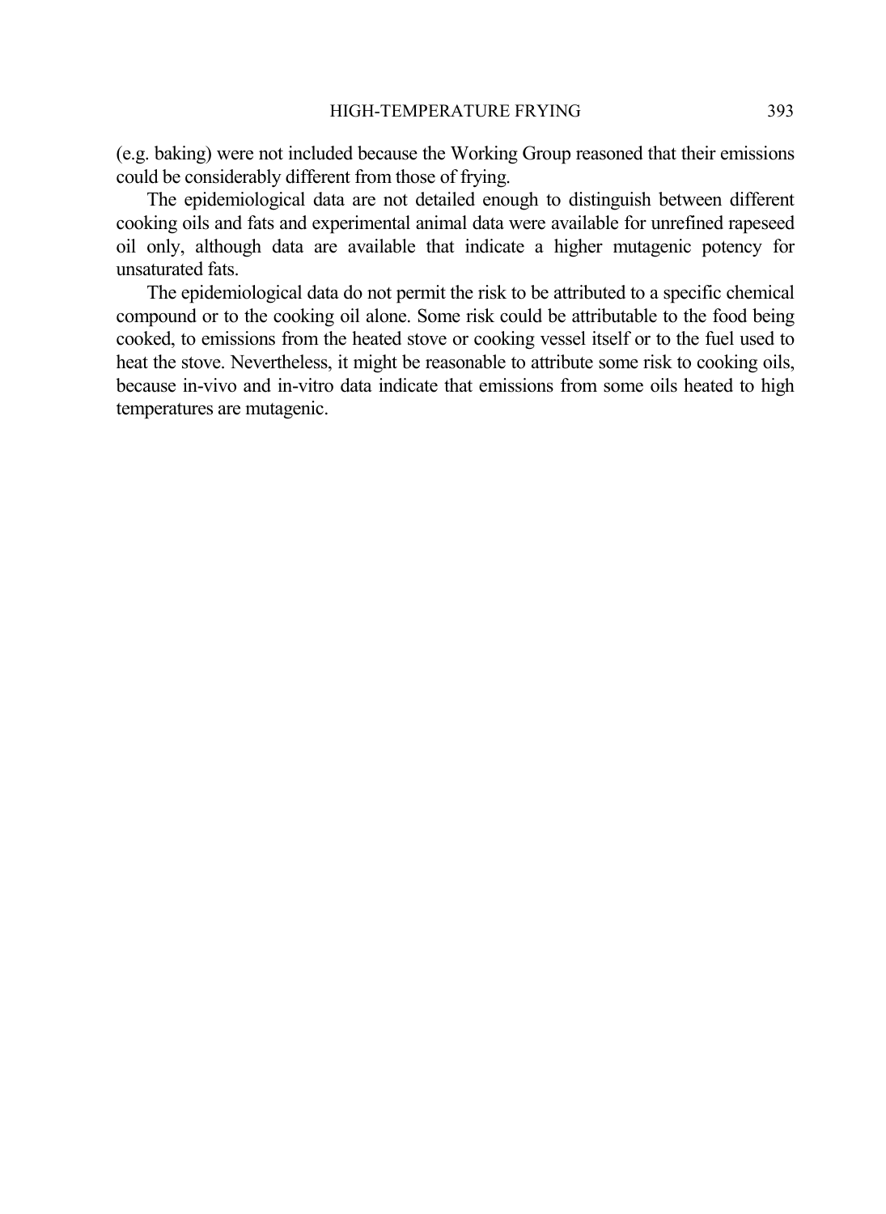(e.g. baking) were not included because the Working Group reasoned that their emissions could be considerably different from those of frying.

The epidemiological data are not detailed enough to distinguish between different cooking oils and fats and experimental animal data were available for unrefined rapeseed oil only, although data are available that indicate a higher mutagenic potency for unsaturated fats.

The epidemiological data do not permit the risk to be attributed to a specific chemical compound or to the cooking oil alone. Some risk could be attributable to the food being cooked, to emissions from the heated stove or cooking vessel itself or to the fuel used to heat the stove. Nevertheless, it might be reasonable to attribute some risk to cooking oils, because in-vivo and in-vitro data indicate that emissions from some oils heated to high temperatures are mutagenic.